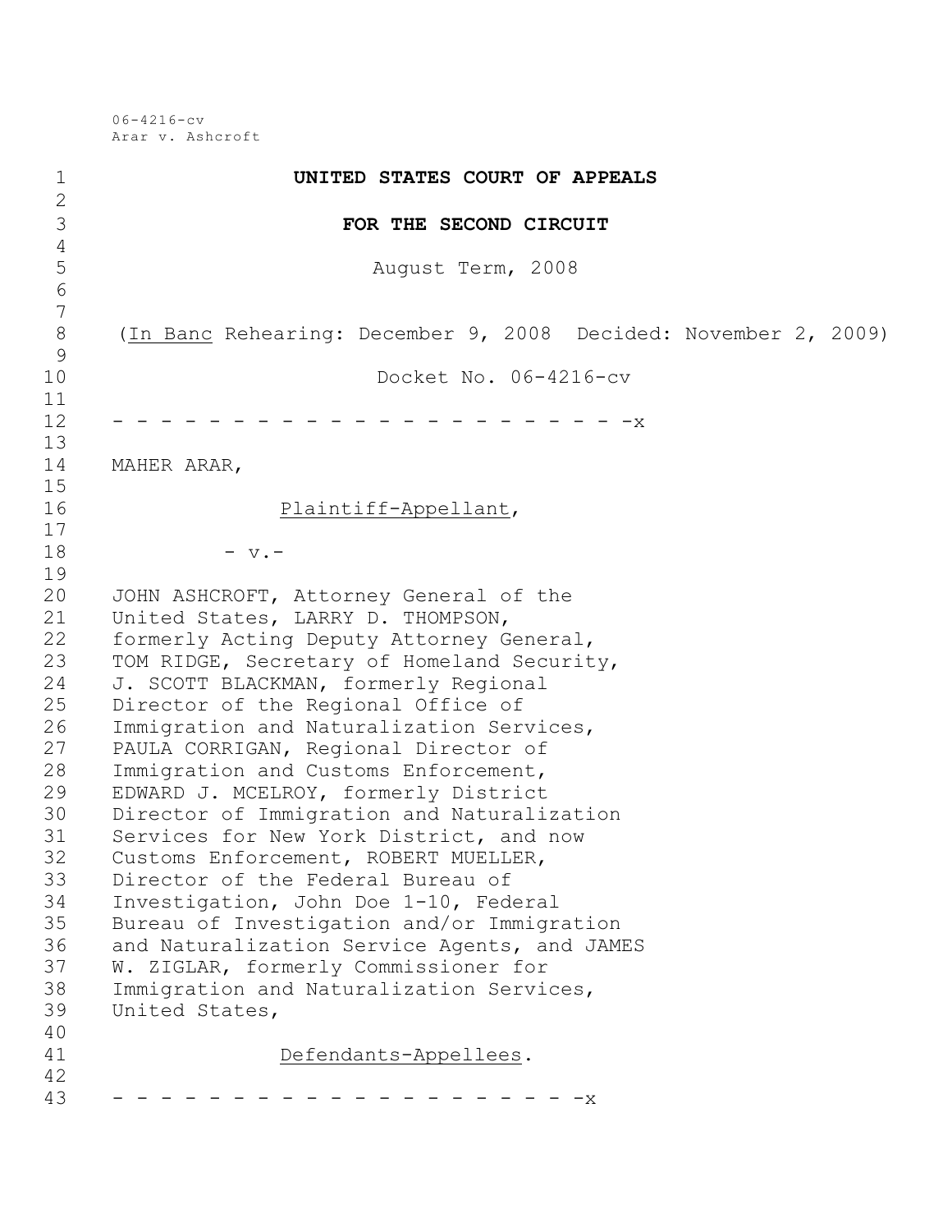06-4216-cv
Arar v. Ashcroft

**UNITED STATES COURT OF APPEALS**

**FOR THE SECOND CIRCUIT**

August Term, 2008

(*In Banc* Rehearing: December 9, 2008 Decided: November 2, 2009)

Docket No. 06-4216-cv

- - - - - - - - - - - - - - - - - - - - - - - -x

MAHER ARAR,

*Plaintiff-Appellant*,

- v.-

JOHN ASHCROFT, Attorney General of the United States, LARRY D. THOMPSON, formerly Acting Deputy Attorney General, TOM RIDGE, Secretary of Homeland Security, J. SCOTT BLACKMAN, formerly Regional Director of the Regional Office of Immigration and Naturalization Services, PAULA CORRIGAN, Regional Director of Immigration and Customs Enforcement, EDWARD J. MCELROY, formerly District Director of Immigration and Naturalization Services for New York District, and now Customs Enforcement, ROBERT MUELLER, Director of the Federal Bureau of Investigation, John Doe 1-10, Federal Bureau of Investigation and/or Immigration and Naturalization Service Agents, and JAMES W. ZIGLAR, formerly Commissioner for Immigration and Naturalization Services, United States,

*Defendants-Appellees*.

- - - - - - - - - - - - - - - - - - - - - - -x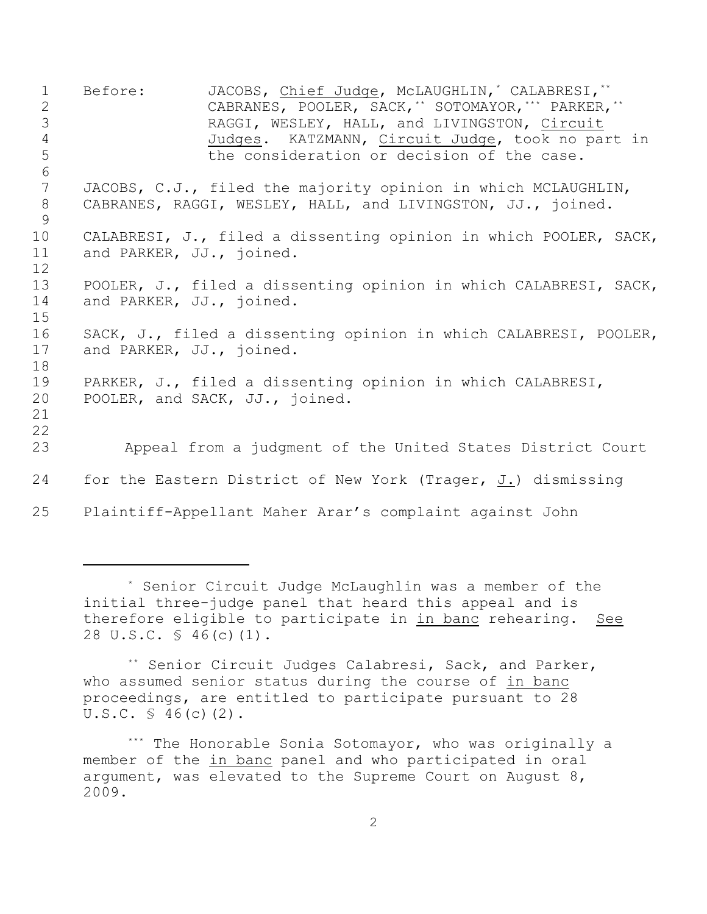Before: JACOBS, Chief Judge, McLAUGHLIN,[*] CALABRESI,[**] CABRANES, POOLER, SACK,[**] SOTOMAYOR,[***] PARKER,[**] RAGGI, WESLEY, HALL, and LIVINGSTON, Circuit Judges. KATZMANN, Circuit Judge, took no part in the consideration or decision of the case.

JACOBS, C.J., filed the majority opinion in which MCLAUGHLIN, CABRANES, RAGGI, WESLEY, HALL, and LIVINGSTON, JJ., joined.

CALABRESI, J., filed a dissenting opinion in which POOLER, SACK, and PARKER, JJ., joined.

POOLER, J., filed a dissenting opinion in which CALABRESI, SACK, and PARKER, JJ., joined.

SACK, J., filed a dissenting opinion in which CALABRESI, POOLER, and PARKER, JJ., joined.

PARKER, J., filed a dissenting opinion in which CALABRESI, POOLER, and SACK, JJ., joined.

Appeal from a judgment of the United States District Court for the Eastern District of New York (Trager, J.) dismissing Plaintiff-Appellant Maher Arar's complaint against John

---

[*] Senior Circuit Judge McLaughlin was a member of the initial three-judge panel that heard this appeal and is therefore eligible to participate in in banc rehearing. See 28 U.S.C. § 46(c)(1).

[**] Senior Circuit Judges Calabresi, Sack, and Parker, who assumed senior status during the course of in banc proceedings, are entitled to participate pursuant to 28 U.S.C. § 46(c)(2).

[***] The Honorable Sonia Sotomayor, who was originally a member of the in banc panel and who participated in oral argument, was elevated to the Supreme Court on August 8, 2009.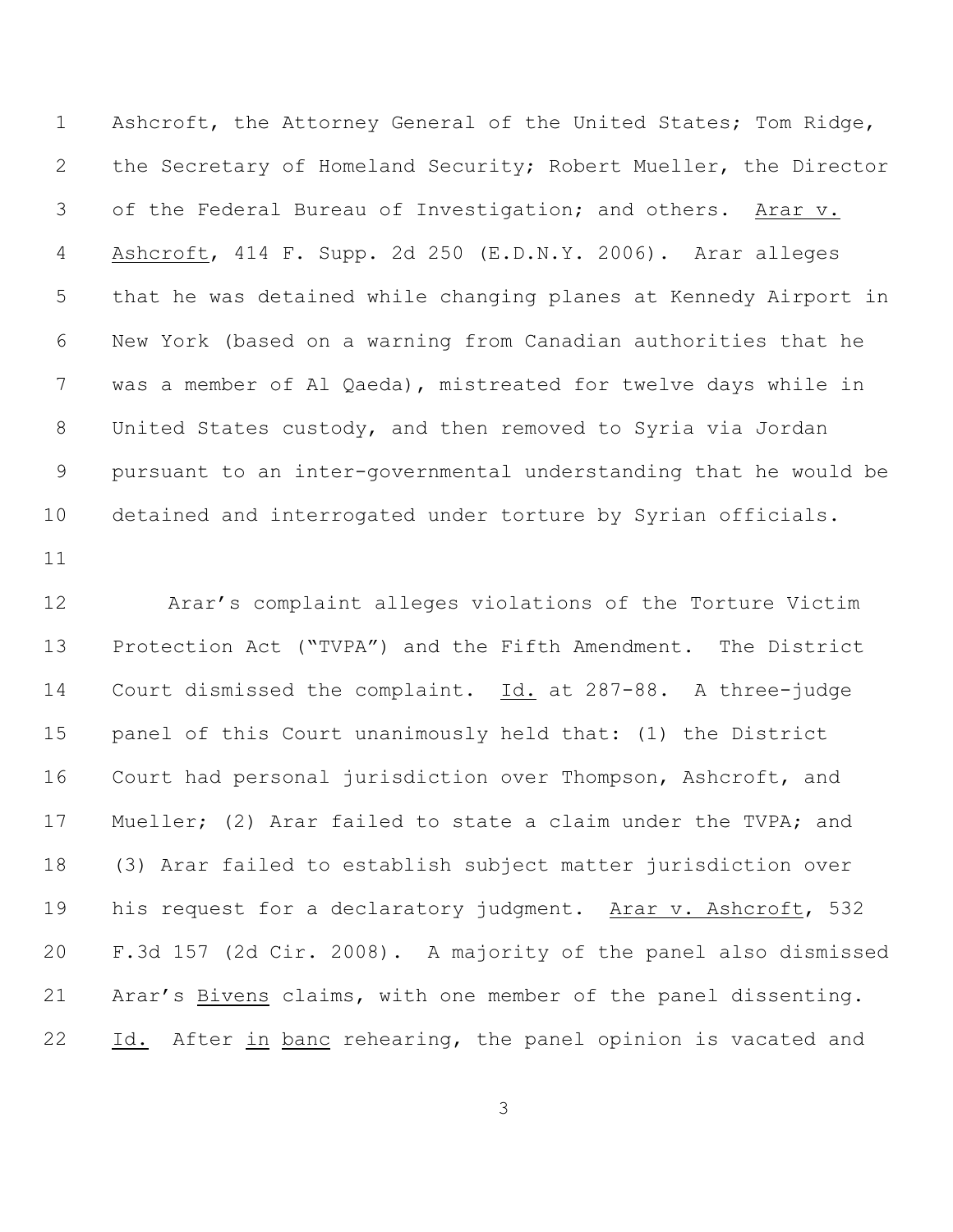Ashcroft, the Attorney General of the United States; Tom Ridge, the Secretary of Homeland Security; Robert Mueller, the Director of the Federal Bureau of Investigation; and others. Arar v. Ashcroft, 414 F. Supp. 2d 250 (E.D.N.Y. 2006). Arar alleges that he was detained while changing planes at Kennedy Airport in New York (based on a warning from Canadian authorities that he was a member of Al Qaeda), mistreated for twelve days while in United States custody, and then removed to Syria via Jordan pursuant to an inter-governmental understanding that he would be detained and interrogated under torture by Syrian officials.

Arar's complaint alleges violations of the Torture Victim Protection Act ("TVPA") and the Fifth Amendment. The District Court dismissed the complaint. Id. at 287-88. A three-judge panel of this Court unanimously held that: (1) the District Court had personal jurisdiction over Thompson, Ashcroft, and Mueller; (2) Arar failed to state a claim under the TVPA; and (3) Arar failed to establish subject matter jurisdiction over his request for a declaratory judgment. Arar v. Ashcroft, 532 F.3d 157 (2d Cir. 2008). A majority of the panel also dismissed Arar's Bivens claims, with one member of the panel dissenting. Id. After in banc rehearing, the panel opinion is vacated and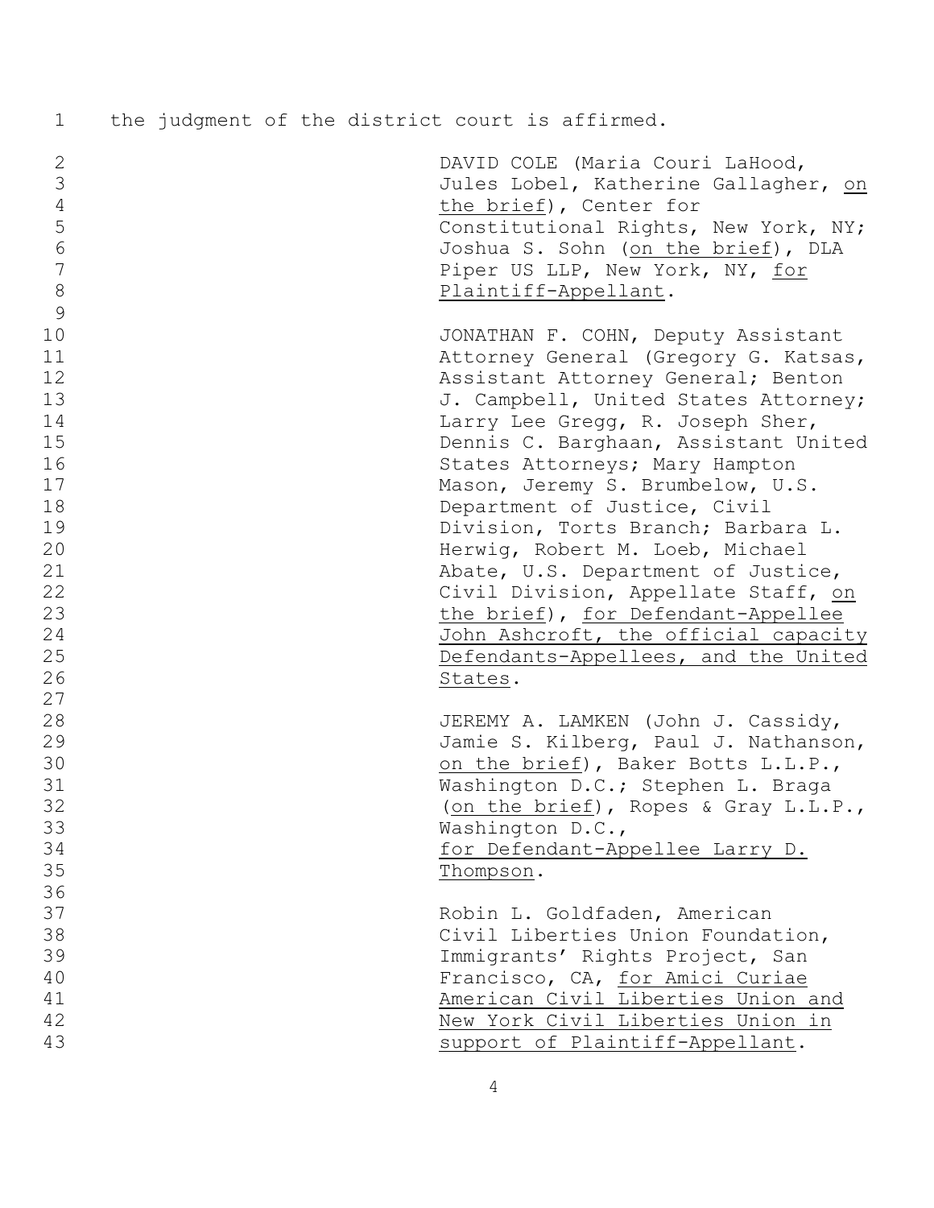the judgment of the district court is affirmed.

DAVID COLE (Maria Couri LaHood, Jules Lobel, Katherine Gallagher, <u>on the brief</u>), Center for Constitutional Rights, New York, NY; Joshua S. Sohn (<u>on the brief</u>), DLA Piper US LLP, New York, NY, <u>for Plaintiff-Appellant</u>.

JONATHAN F. COHN, Deputy Assistant Attorney General (Gregory G. Katsas, Assistant Attorney General; Benton J. Campbell, United States Attorney; Larry Lee Gregg, R. Joseph Sher, Dennis C. Barghaan, Assistant United States Attorneys; Mary Hampton Mason, Jeremy S. Brumbelow, U.S. Department of Justice, Civil Division, Torts Branch; Barbara L. Herwig, Robert M. Loeb, Michael Abate, U.S. Department of Justice, Civil Division, Appellate Staff, <u>on the brief</u>), <u>for Defendant-Appellee John Ashcroft, the official capacity Defendants-Appellees, and the United States</u>.

JEREMY A. LAMKEN (John J. Cassidy, Jamie S. Kilberg, Paul J. Nathanson, <u>on the brief</u>), Baker Botts L.L.P., Washington D.C.; Stephen L. Braga (<u>on the brief</u>), Ropes & Gray L.L.P., Washington D.C., <u>for Defendant-Appellee Larry D. Thompson</u>.

Robin L. Goldfaden, American Civil Liberties Union Foundation, Immigrants' Rights Project, San Francisco, CA, <u>for Amici Curiae American Civil Liberties Union and New York Civil Liberties Union in support of Plaintiff-Appellant</u>.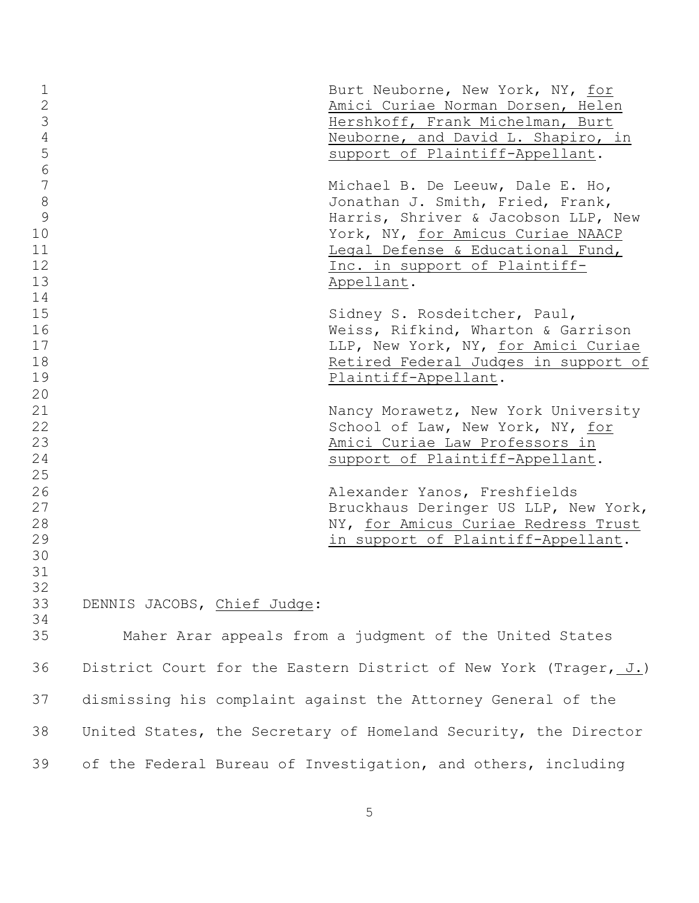Burt Neuborne, New York, NY, _for Amici Curiae Norman Dorsen, Helen Hershkoff, Frank Michelman, Burt Neuborne, and David L. Shapiro, in support of Plaintiff-Appellant_.

Michael B. De Leeuw, Dale E. Ho, Jonathan J. Smith, Fried, Frank, Harris, Shriver & Jacobson LLP, New York, NY, _for Amicus Curiae NAACP Legal Defense & Educational Fund, Inc. in support of Plaintiff-Appellant_.

Sidney S. Rosdeitcher, Paul, Weiss, Rifkind, Wharton & Garrison LLP, New York, NY, _for Amici Curiae Retired Federal Judges in support of Plaintiff-Appellant_.

Nancy Morawetz, New York University School of Law, New York, NY, _for Amici Curiae Law Professors in support of Plaintiff-Appellant_.

Alexander Yanos, Freshfields Bruckhaus Deringer US LLP, New York, NY, _for Amicus Curiae Redress Trust in support of Plaintiff-Appellant_.

DENNIS JACOBS, _Chief Judge_:

Maher Arar appeals from a judgment of the United States District Court for the Eastern District of New York (Trager, _J._) dismissing his complaint against the Attorney General of the United States, the Secretary of Homeland Security, the Director of the Federal Bureau of Investigation, and others, including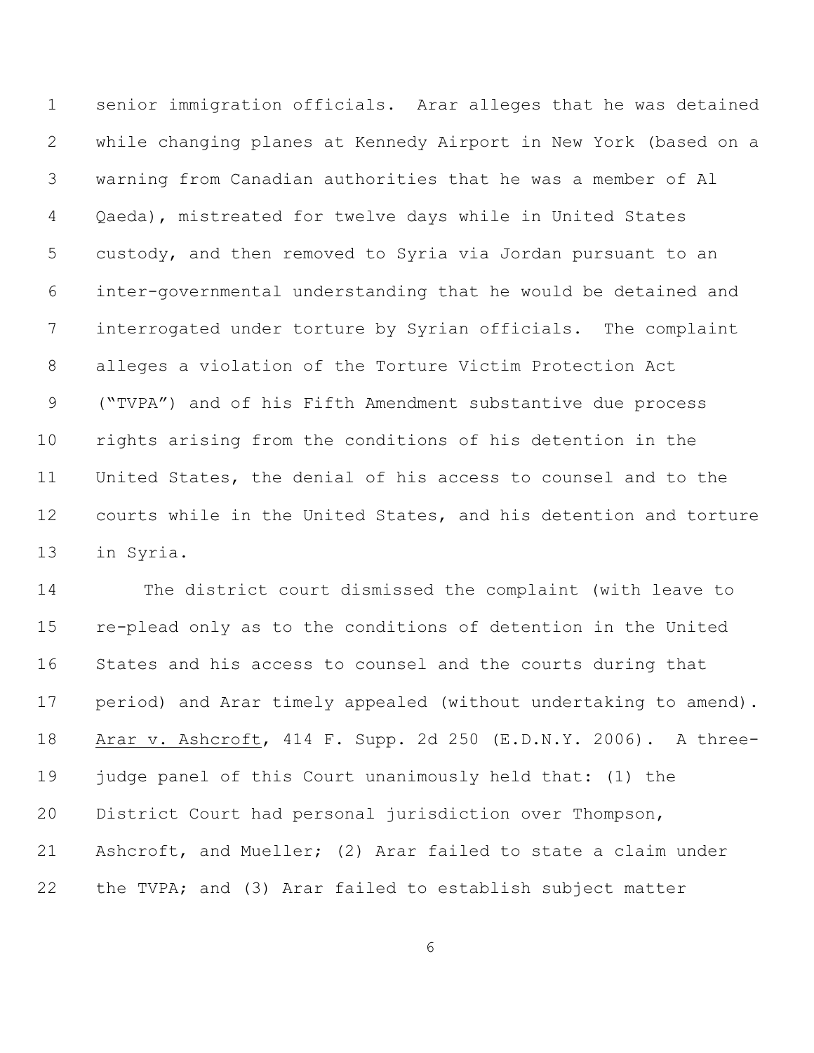senior immigration officials. Arar alleges that he was detained while changing planes at Kennedy Airport in New York (based on a warning from Canadian authorities that he was a member of Al Qaeda), mistreated for twelve days while in United States custody, and then removed to Syria via Jordan pursuant to an inter-governmental understanding that he would be detained and interrogated under torture by Syrian officials. The complaint alleges a violation of the Torture Victim Protection Act ("TVPA") and of his Fifth Amendment substantive due process rights arising from the conditions of his detention in the United States, the denial of his access to counsel and to the courts while in the United States, and his detention and torture in Syria.

The district court dismissed the complaint (with leave to re-plead only as to the conditions of detention in the United States and his access to counsel and the courts during that period) and Arar timely appealed (without undertaking to amend). Arar v. Ashcroft, 414 F. Supp. 2d 250 (E.D.N.Y. 2006). A three-judge panel of this Court unanimously held that: (1) the District Court had personal jurisdiction over Thompson, Ashcroft, and Mueller; (2) Arar failed to state a claim under the TVPA; and (3) Arar failed to establish subject matter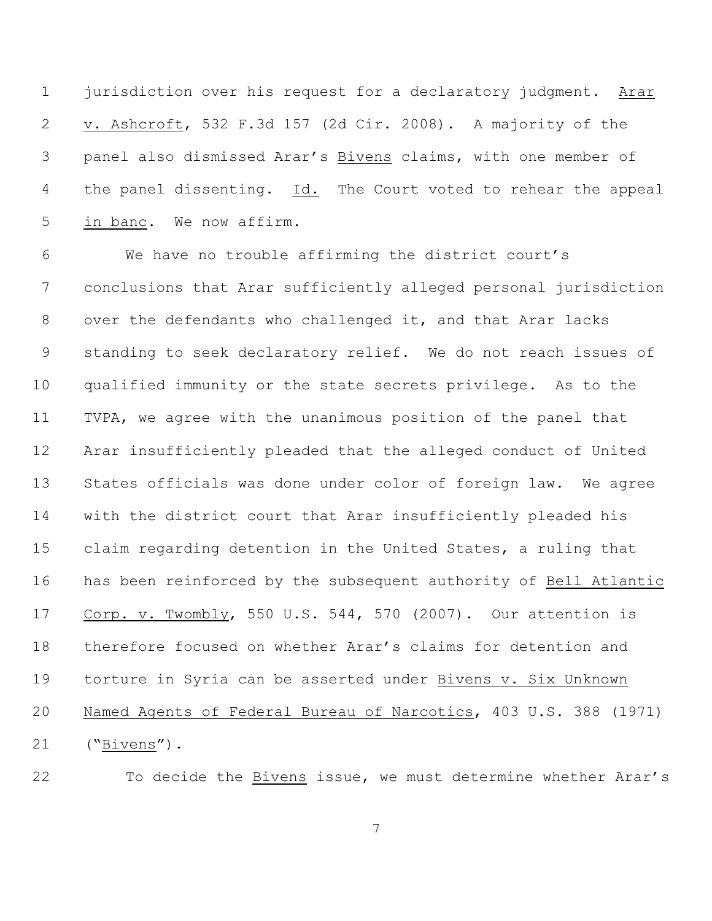jurisdiction over his request for a declaratory judgment. Arar v. Ashcroft, 532 F.3d 157 (2d Cir. 2008). A majority of the panel also dismissed Arar's *Bivens* claims, with one member of the panel dissenting. *Id.* The Court voted to rehear the appeal *in banc*. We now affirm.

We have no trouble affirming the district court's conclusions that Arar sufficiently alleged personal jurisdiction over the defendants who challenged it, and that Arar lacks standing to seek declaratory relief. We do not reach issues of qualified immunity or the state secrets privilege. As to the TVPA, we agree with the unanimous position of the panel that Arar insufficiently pleaded that the alleged conduct of United States officials was done under color of foreign law. We agree with the district court that Arar insufficiently pleaded his claim regarding detention in the United States, a ruling that has been reinforced by the subsequent authority of *Bell Atlantic Corp. v. Twombly*, 550 U.S. 544, 570 (2007). Our attention is therefore focused on whether Arar's claims for detention and torture in Syria can be asserted under *Bivens v. Six Unknown Named Agents of Federal Bureau of Narcotics*, 403 U.S. 388 (1971) ("*Bivens*").

To decide the *Bivens* issue, we must determine whether Arar's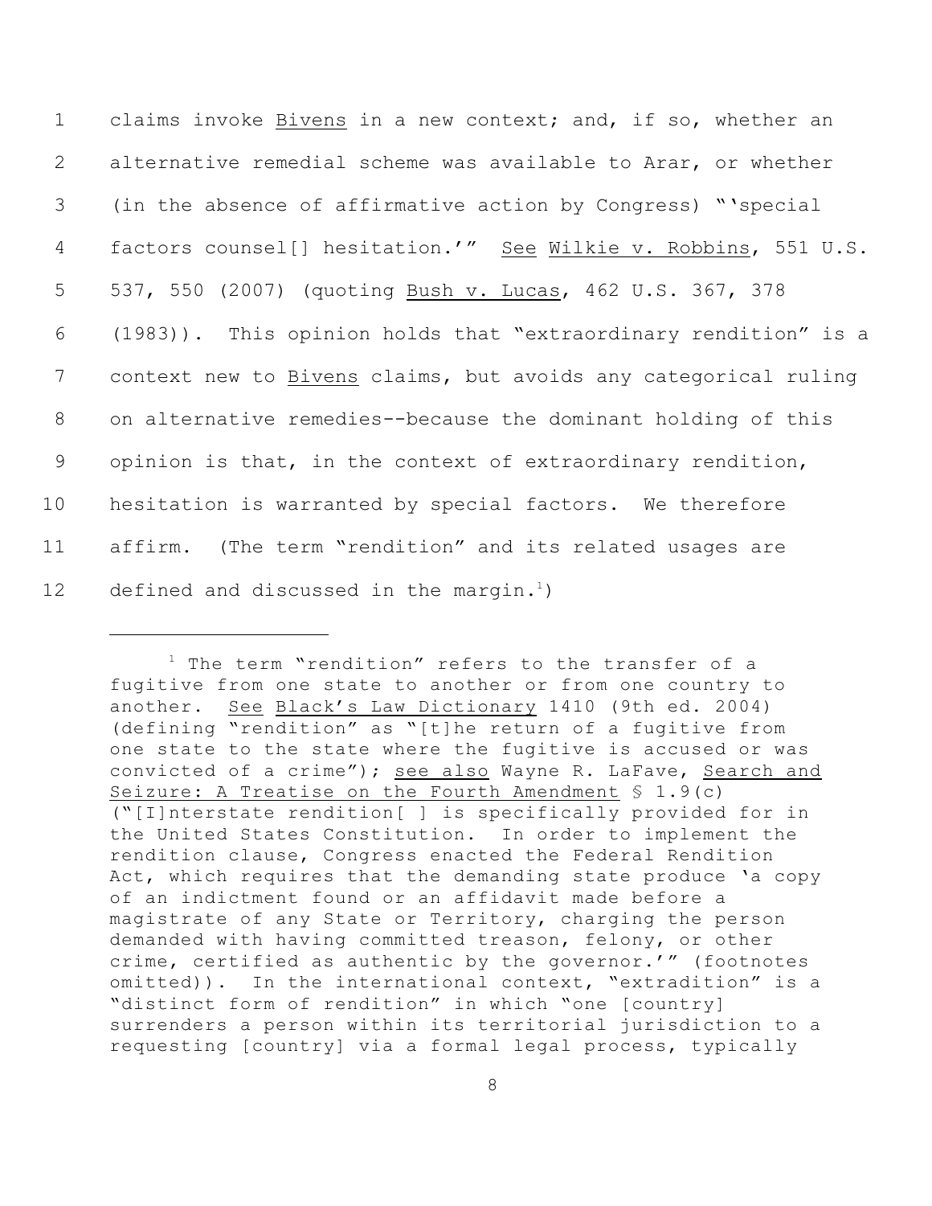claims invoke *Bivens* in a new context; and, if so, whether an alternative remedial scheme was available to Arar, or whether (in the absence of affirmative action by Congress) "'special factors counsel[] hesitation.'" *See* *Wilkie v. Robbins*, 551 U.S. 537, 550 (2007) (quoting *Bush v. Lucas*, 462 U.S. 367, 378 (1983)). This opinion holds that "extraordinary rendition" is a context new to *Bivens* claims, but avoids any categorical ruling on alternative remedies--because the dominant holding of this opinion is that, in the context of extraordinary rendition, hesitation is warranted by special factors. We therefore affirm. (The term "rendition" and its related usages are defined and discussed in the margin.[1])

---

[1] The term "rendition" refers to the transfer of a fugitive from one state to another or from one country to another. *See* *Black's Law Dictionary* 1410 (9th ed. 2004) (defining "rendition" as "[t]he return of a fugitive from one state to the state where the fugitive is accused or was convicted of a crime"); *see also* Wayne R. LaFave, *Search and Seizure: A Treatise on the Fourth Amendment* § 1.9(c) ("[I]nterstate rendition[ ] is specifically provided for in the United States Constitution. In order to implement the rendition clause, Congress enacted the Federal Rendition Act, which requires that the demanding state produce 'a copy of an indictment found or an affidavit made before a magistrate of any State or Territory, charging the person demanded with having committed treason, felony, or other crime, certified as authentic by the governor.'" (footnotes omitted)). In the international context, "extradition" is a "distinct form of rendition" in which "one [country] surrenders a person within its territorial jurisdiction to a requesting [country] via a formal legal process, typically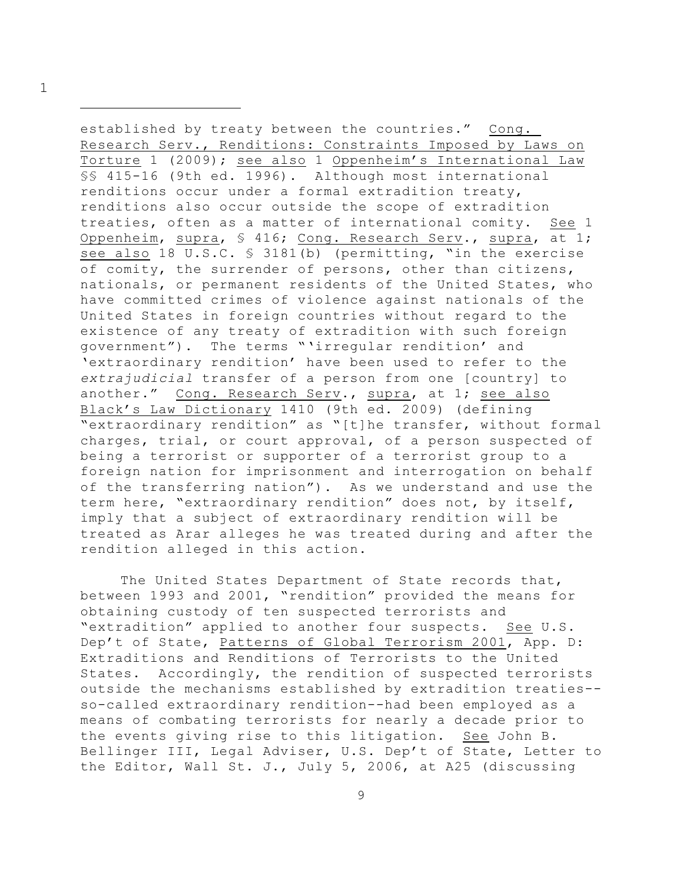established by treaty between the countries." Cong. Research Serv., Renditions: Constraints Imposed by Laws on Torture 1 (2009); see also 1 Oppenheim's International Law §§ 415-16 (9th ed. 1996). Although most international renditions occur under a formal extradition treaty, renditions also occur outside the scope of extradition treaties, often as a matter of international comity. See 1 Oppenheim, supra, § 416; Cong. Research Serv., supra, at 1; see also 18 U.S.C. § 3181(b) (permitting, "in the exercise of comity, the surrender of persons, other than citizens, nationals, or permanent residents of the United States, who have committed crimes of violence against nationals of the United States in foreign countries without regard to the existence of any treaty of extradition with such foreign government"). The terms "'irregular rendition' and 'extraordinary rendition' have been used to refer to the *extrajudicial* transfer of a person from one [country] to another." Cong. Research Serv., supra, at 1; see also Black's Law Dictionary 1410 (9th ed. 2009) (defining "extraordinary rendition" as "[t]he transfer, without formal charges, trial, or court approval, of a person suspected of being a terrorist or supporter of a terrorist group to a foreign nation for imprisonment and interrogation on behalf of the transferring nation"). As we understand and use the term here, "extraordinary rendition" does not, by itself, imply that a subject of extraordinary rendition will be treated as Arar alleges he was treated during and after the rendition alleged in this action.

The United States Department of State records that, between 1993 and 2001, "rendition" provided the means for obtaining custody of ten suspected terrorists and "extradition" applied to another four suspects. See U.S. Dep't of State, Patterns of Global Terrorism 2001, App. D: Extraditions and Renditions of Terrorists to the United States. Accordingly, the rendition of suspected terrorists outside the mechanisms established by extradition treaties--so-called extraordinary rendition--had been employed as a means of combating terrorists for nearly a decade prior to the events giving rise to this litigation. See John B. Bellinger III, Legal Adviser, U.S. Dep't of State, Letter to the Editor, Wall St. J., July 5, 2006, at A25 (discussing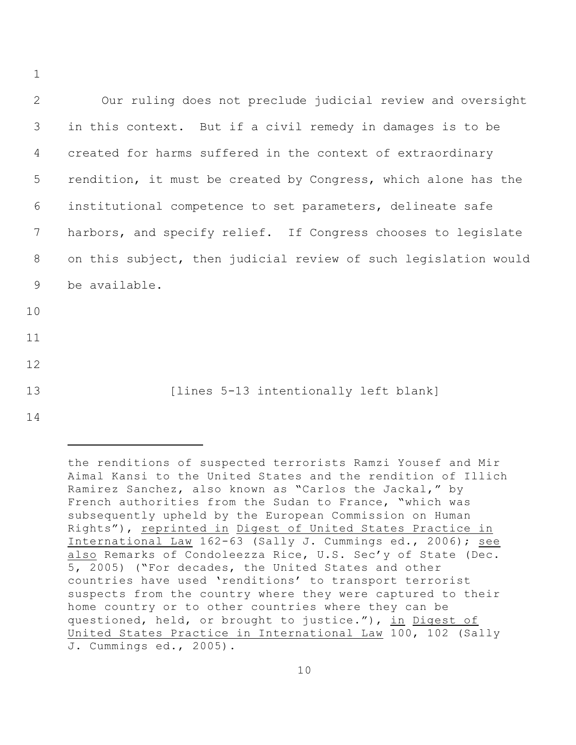Our ruling does not preclude judicial review and oversight in this context. But if a civil remedy in damages is to be created for harms suffered in the context of extraordinary rendition, it must be created by Congress, which alone has the institutional competence to set parameters, delineate safe harbors, and specify relief. If Congress chooses to legislate on this subject, then judicial review of such legislation would be available.

[lines 5-13 intentionally left blank]

---

the renditions of suspected terrorists Ramzi Yousef and Mir Aimal Kansi to the United States and the rendition of Illich Ramirez Sanchez, also known as "Carlos the Jackal," by French authorities from the Sudan to France, "which was subsequently upheld by the European Commission on Human Rights"), reprinted in Digest of United States Practice in International Law 162-63 (Sally J. Cummings ed., 2006); see also Remarks of Condoleezza Rice, U.S. Sec'y of State (Dec. 5, 2005) ("For decades, the United States and other countries have used 'renditions' to transport terrorist suspects from the country where they were captured to their home country or to other countries where they can be questioned, held, or brought to justice."), in Digest of United States Practice in International Law 100, 102 (Sally J. Cummings ed., 2005).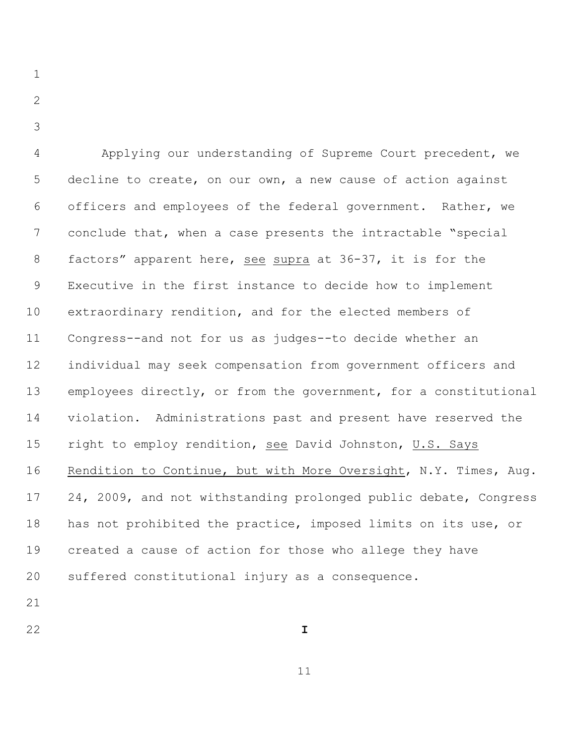Applying our understanding of Supreme Court precedent, we decline to create, on our own, a new cause of action against officers and employees of the federal government. Rather, we conclude that, when a case presents the intractable "special factors" apparent here, see supra at 36-37, it is for the Executive in the first instance to decide how to implement extraordinary rendition, and for the elected members of Congress--and not for us as judges--to decide whether an individual may seek compensation from government officers and employees directly, or from the government, for a constitutional violation. Administrations past and present have reserved the right to employ rendition, see David Johnston, U.S. Says Rendition to Continue, but with More Oversight, N.Y. Times, Aug. 24, 2009, and not withstanding prolonged public debate, Congress has not prohibited the practice, imposed limits on its use, or created a cause of action for those who allege they have suffered constitutional injury as a consequence.

## I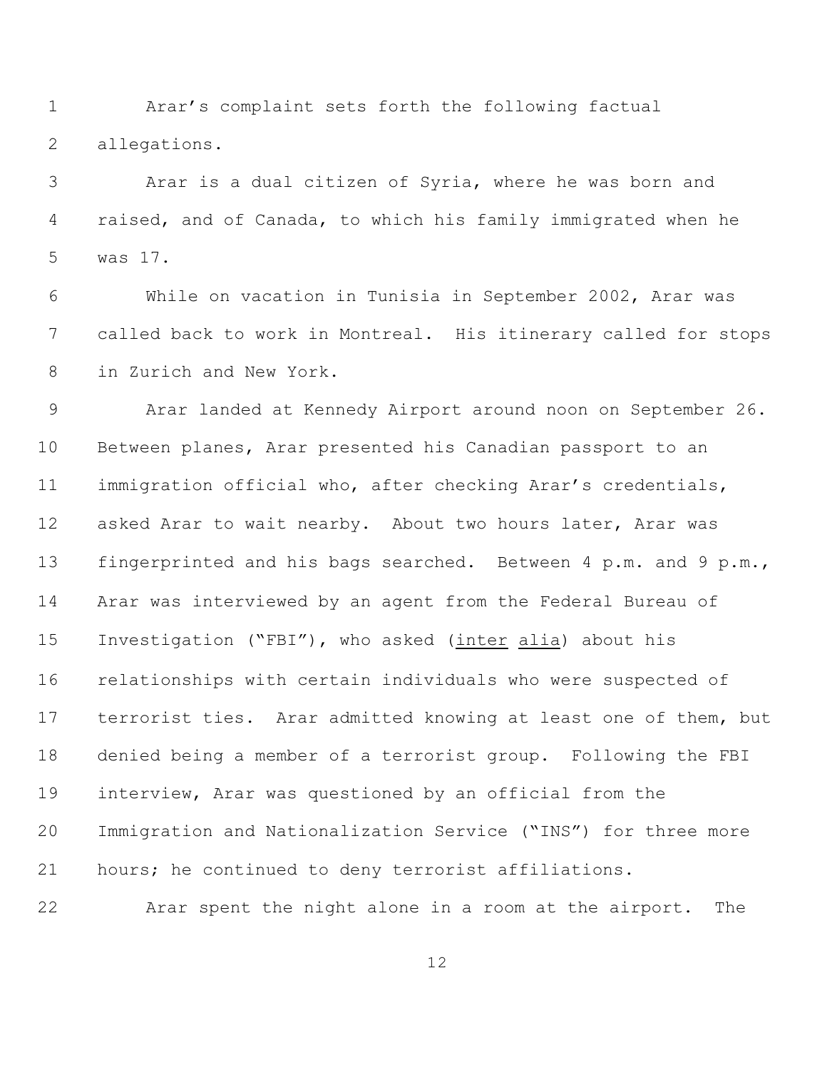Arar's complaint sets forth the following factual allegations.

Arar is a dual citizen of Syria, where he was born and raised, and of Canada, to which his family immigrated when he was 17.

While on vacation in Tunisia in September 2002, Arar was called back to work in Montreal. His itinerary called for stops in Zurich and New York.

Arar landed at Kennedy Airport around noon on September 26. Between planes, Arar presented his Canadian passport to an immigration official who, after checking Arar's credentials, asked Arar to wait nearby. About two hours later, Arar was fingerprinted and his bags searched. Between 4 p.m. and 9 p.m., Arar was interviewed by an agent from the Federal Bureau of Investigation ("FBI"), who asked (inter alia) about his relationships with certain individuals who were suspected of terrorist ties. Arar admitted knowing at least one of them, but denied being a member of a terrorist group. Following the FBI interview, Arar was questioned by an official from the Immigration and Nationalization Service ("INS") for three more hours; he continued to deny terrorist affiliations.

Arar spent the night alone in a room at the airport. The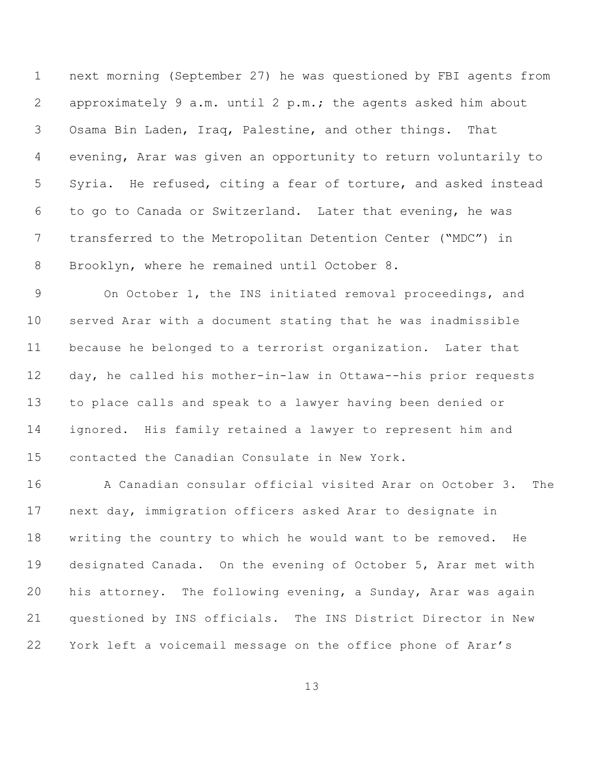next morning (September 27) he was questioned by FBI agents from approximately 9 a.m. until 2 p.m.; the agents asked him about Osama Bin Laden, Iraq, Palestine, and other things. That evening, Arar was given an opportunity to return voluntarily to Syria. He refused, citing a fear of torture, and asked instead to go to Canada or Switzerland. Later that evening, he was transferred to the Metropolitan Detention Center ("MDC") in Brooklyn, where he remained until October 8.

On October 1, the INS initiated removal proceedings, and served Arar with a document stating that he was inadmissible because he belonged to a terrorist organization. Later that day, he called his mother-in-law in Ottawa--his prior requests to place calls and speak to a lawyer having been denied or ignored. His family retained a lawyer to represent him and contacted the Canadian Consulate in New York.

A Canadian consular official visited Arar on October 3. The next day, immigration officers asked Arar to designate in writing the country to which he would want to be removed. He designated Canada. On the evening of October 5, Arar met with his attorney. The following evening, a Sunday, Arar was again questioned by INS officials. The INS District Director in New York left a voicemail message on the office phone of Arar's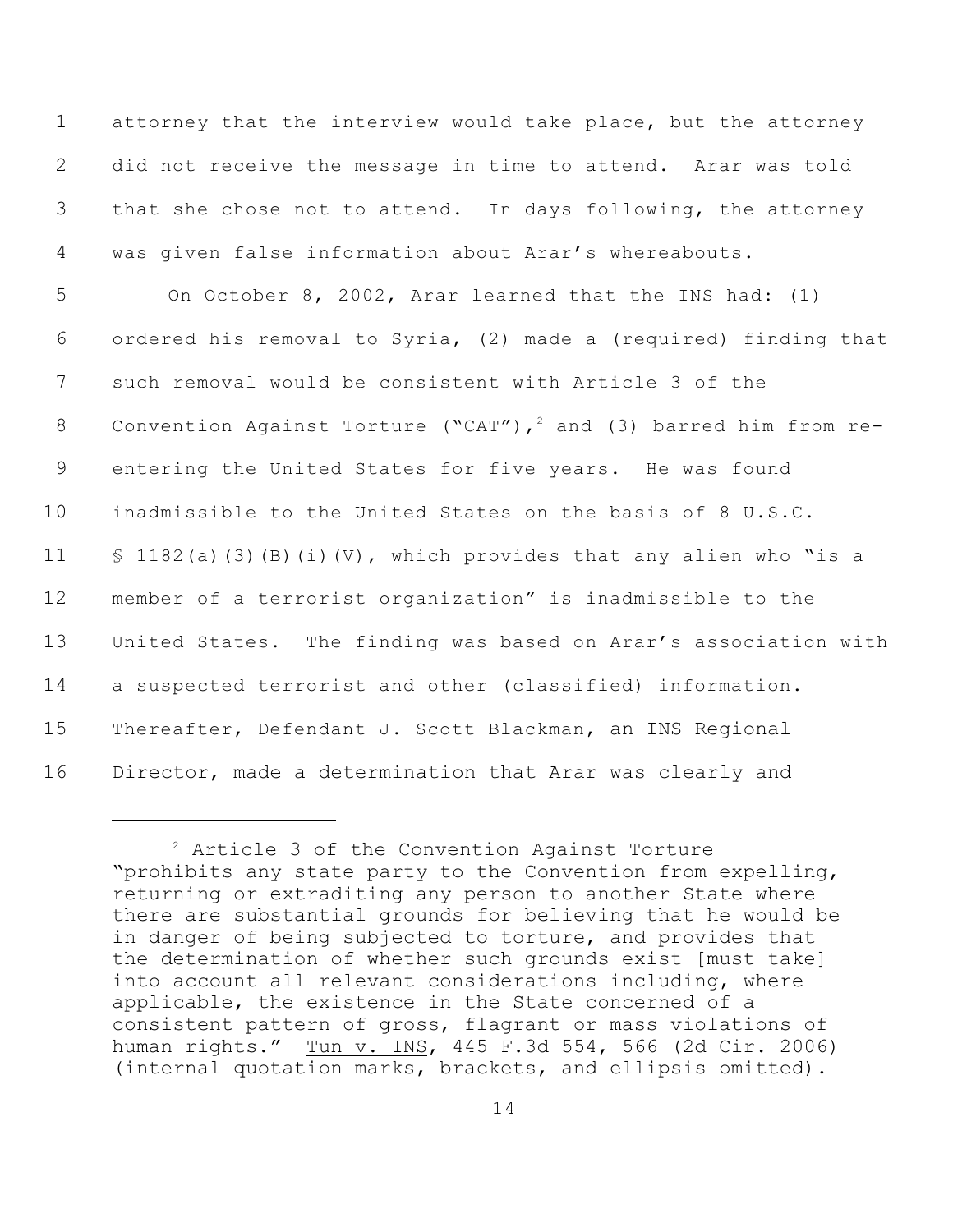attorney that the interview would take place, but the attorney did not receive the message in time to attend. Arar was told that she chose not to attend. In days following, the attorney was given false information about Arar's whereabouts.

On October 8, 2002, Arar learned that the INS had: (1) ordered his removal to Syria, (2) made a (required) finding that such removal would be consistent with Article 3 of the Convention Against Torture ("CAT"),[2] and (3) barred him from re-entering the United States for five years. He was found inadmissible to the United States on the basis of 8 U.S.C. § 1182(a)(3)(B)(i)(V), which provides that any alien who "is a member of a terrorist organization" is inadmissible to the United States. The finding was based on Arar's association with a suspected terrorist and other (classified) information. Thereafter, Defendant J. Scott Blackman, an INS Regional Director, made a determination that Arar was clearly and

---

[2] Article 3 of the Convention Against Torture "prohibits any state party to the Convention from expelling, returning or extraditing any person to another State where there are substantial grounds for believing that he would be in danger of being subjected to torture, and provides that the determination of whether such grounds exist [must take] into account all relevant considerations including, where applicable, the existence in the State concerned of a consistent pattern of gross, flagrant or mass violations of human rights." Tun v. INS, 445 F.3d 554, 566 (2d Cir. 2006) (internal quotation marks, brackets, and ellipsis omitted).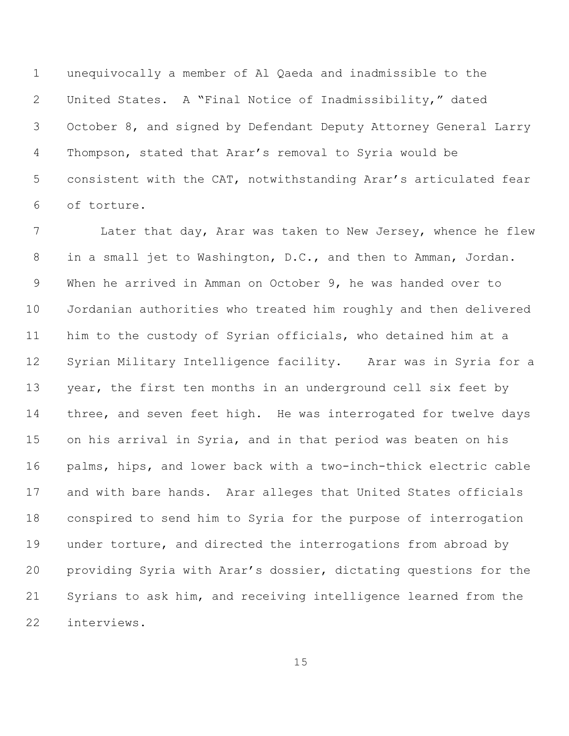unequivocally a member of Al Qaeda and inadmissible to the United States. A "Final Notice of Inadmissibility," dated October 8, and signed by Defendant Deputy Attorney General Larry Thompson, stated that Arar's removal to Syria would be consistent with the CAT, notwithstanding Arar's articulated fear of torture.

Later that day, Arar was taken to New Jersey, whence he flew in a small jet to Washington, D.C., and then to Amman, Jordan. When he arrived in Amman on October 9, he was handed over to Jordanian authorities who treated him roughly and then delivered him to the custody of Syrian officials, who detained him at a Syrian Military Intelligence facility. Arar was in Syria for a year, the first ten months in an underground cell six feet by three, and seven feet high. He was interrogated for twelve days on his arrival in Syria, and in that period was beaten on his palms, hips, and lower back with a two-inch-thick electric cable and with bare hands. Arar alleges that United States officials conspired to send him to Syria for the purpose of interrogation under torture, and directed the interrogations from abroad by providing Syria with Arar's dossier, dictating questions for the Syrians to ask him, and receiving intelligence learned from the interviews.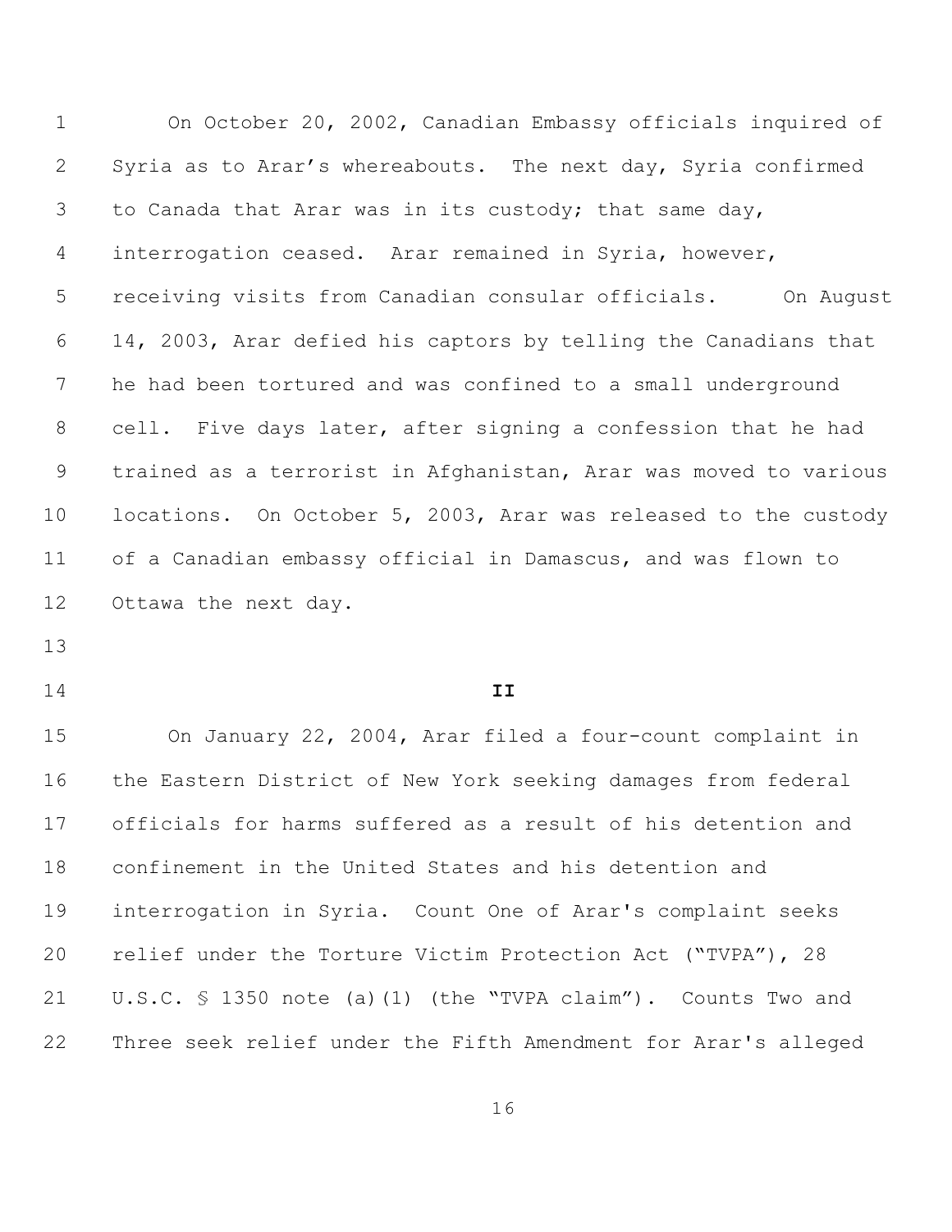On October 20, 2002, Canadian Embassy officials inquired of Syria as to Arar's whereabouts. The next day, Syria confirmed to Canada that Arar was in its custody; that same day, interrogation ceased. Arar remained in Syria, however, receiving visits from Canadian consular officials. On August 14, 2003, Arar defied his captors by telling the Canadians that he had been tortured and was confined to a small underground cell. Five days later, after signing a confession that he had trained as a terrorist in Afghanistan, Arar was moved to various locations. On October 5, 2003, Arar was released to the custody of a Canadian embassy official in Damascus, and was flown to Ottawa the next day.

## II

On January 22, 2004, Arar filed a four-count complaint in the Eastern District of New York seeking damages from federal officials for harms suffered as a result of his detention and confinement in the United States and his detention and interrogation in Syria. Count One of Arar's complaint seeks relief under the Torture Victim Protection Act ("TVPA"), 28 U.S.C. § 1350 note (a)(1) (the "TVPA claim"). Counts Two and Three seek relief under the Fifth Amendment for Arar's alleged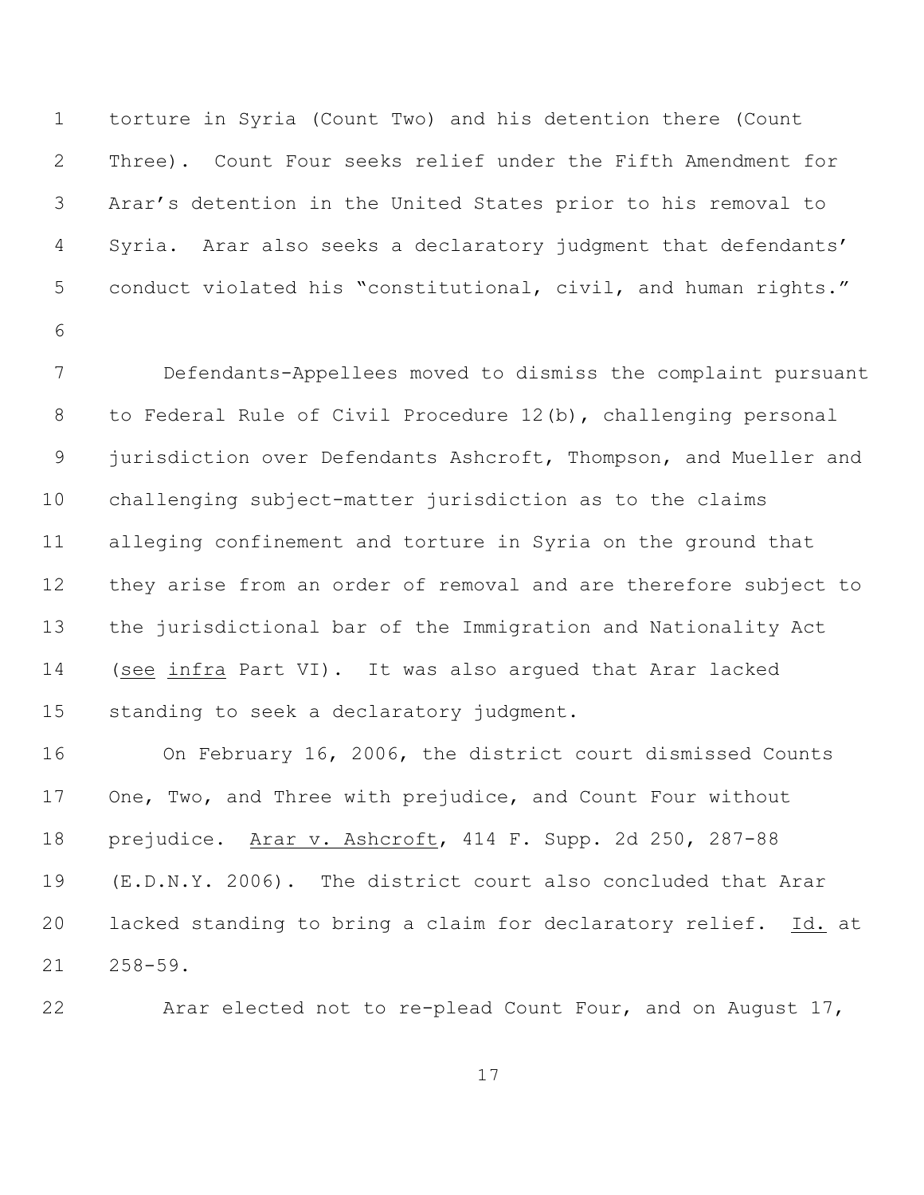torture in Syria (Count Two) and his detention there (Count Three). Count Four seeks relief under the Fifth Amendment for Arar's detention in the United States prior to his removal to Syria. Arar also seeks a declaratory judgment that defendants' conduct violated his "constitutional, civil, and human rights."

Defendants-Appellees moved to dismiss the complaint pursuant to Federal Rule of Civil Procedure 12(b), challenging personal jurisdiction over Defendants Ashcroft, Thompson, and Mueller and challenging subject-matter jurisdiction as to the claims alleging confinement and torture in Syria on the ground that they arise from an order of removal and are therefore subject to the jurisdictional bar of the Immigration and Nationality Act (see infra Part VI). It was also argued that Arar lacked standing to seek a declaratory judgment.

On February 16, 2006, the district court dismissed Counts One, Two, and Three with prejudice, and Count Four without prejudice. Arar v. Ashcroft, 414 F. Supp. 2d 250, 287-88 (E.D.N.Y. 2006). The district court also concluded that Arar lacked standing to bring a claim for declaratory relief. Id. at 258-59.

Arar elected not to re-plead Count Four, and on August 17,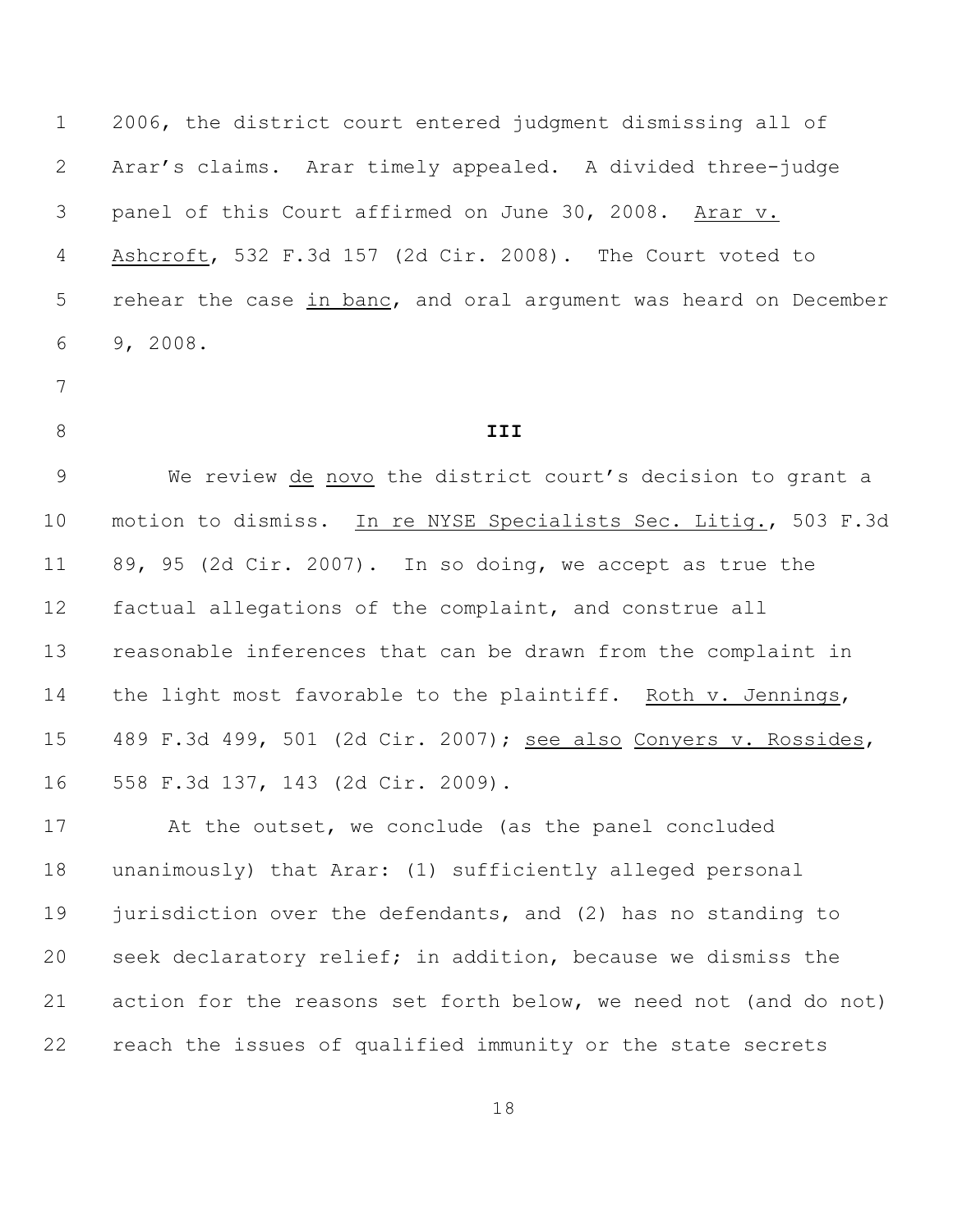2006, the district court entered judgment dismissing all of Arar's claims. Arar timely appealed. A divided three-judge panel of this Court affirmed on June 30, 2008. Arar v. Ashcroft, 532 F.3d 157 (2d Cir. 2008). The Court voted to rehear the case in banc, and oral argument was heard on December 9, 2008.

## III

We review de novo the district court's decision to grant a motion to dismiss. In re NYSE Specialists Sec. Litig., 503 F.3d 89, 95 (2d Cir. 2007). In so doing, we accept as true the factual allegations of the complaint, and construe all reasonable inferences that can be drawn from the complaint in the light most favorable to the plaintiff. Roth v. Jennings, 489 F.3d 499, 501 (2d Cir. 2007); see also Conyers v. Rossides, 558 F.3d 137, 143 (2d Cir. 2009).

At the outset, we conclude (as the panel concluded unanimously) that Arar: (1) sufficiently alleged personal jurisdiction over the defendants, and (2) has no standing to seek declaratory relief; in addition, because we dismiss the action for the reasons set forth below, we need not (and do not) reach the issues of qualified immunity or the state secrets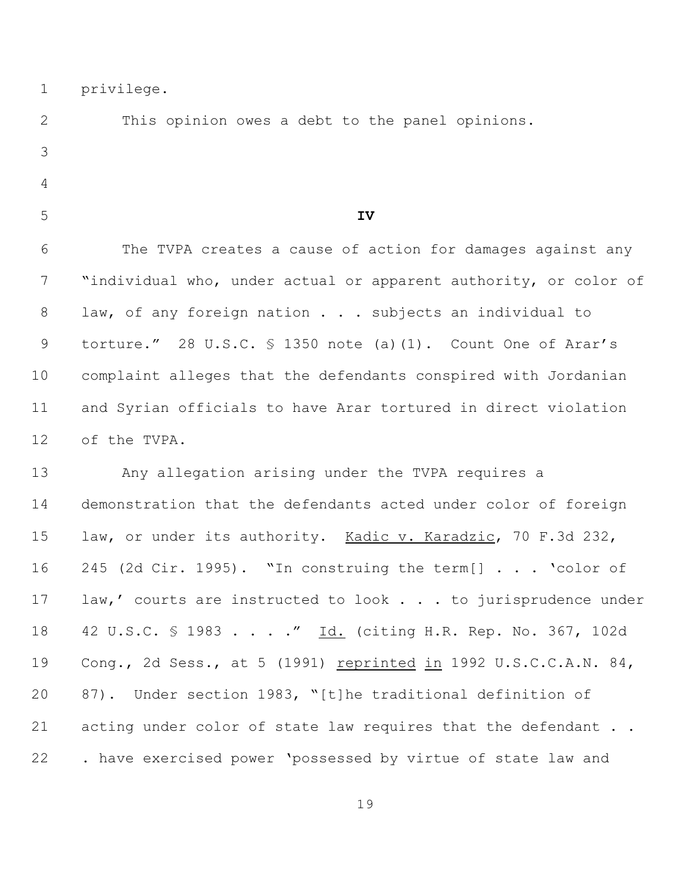privilege.

This opinion owes a debt to the panel opinions.

## IV

The TVPA creates a cause of action for damages against any "individual who, under actual or apparent authority, or color of law, of any foreign nation . . . subjects an individual to torture." 28 U.S.C. § 1350 note (a)(1). Count One of Arar's complaint alleges that the defendants conspired with Jordanian and Syrian officials to have Arar tortured in direct violation of the TVPA.

Any allegation arising under the TVPA requires a demonstration that the defendants acted under color of foreign law, or under its authority. Kadic v. Karadzic, 70 F.3d 232, 245 (2d Cir. 1995). "In construing the term[] . . . 'color of law,' courts are instructed to look . . . to jurisprudence under 42 U.S.C. § 1983 . . . ." Id. (citing H.R. Rep. No. 367, 102d Cong., 2d Sess., at 5 (1991) reprinted in 1992 U.S.C.C.A.N. 84, 87). Under section 1983, "[t]he traditional definition of acting under color of state law requires that the defendant . . . have exercised power 'possessed by virtue of state law and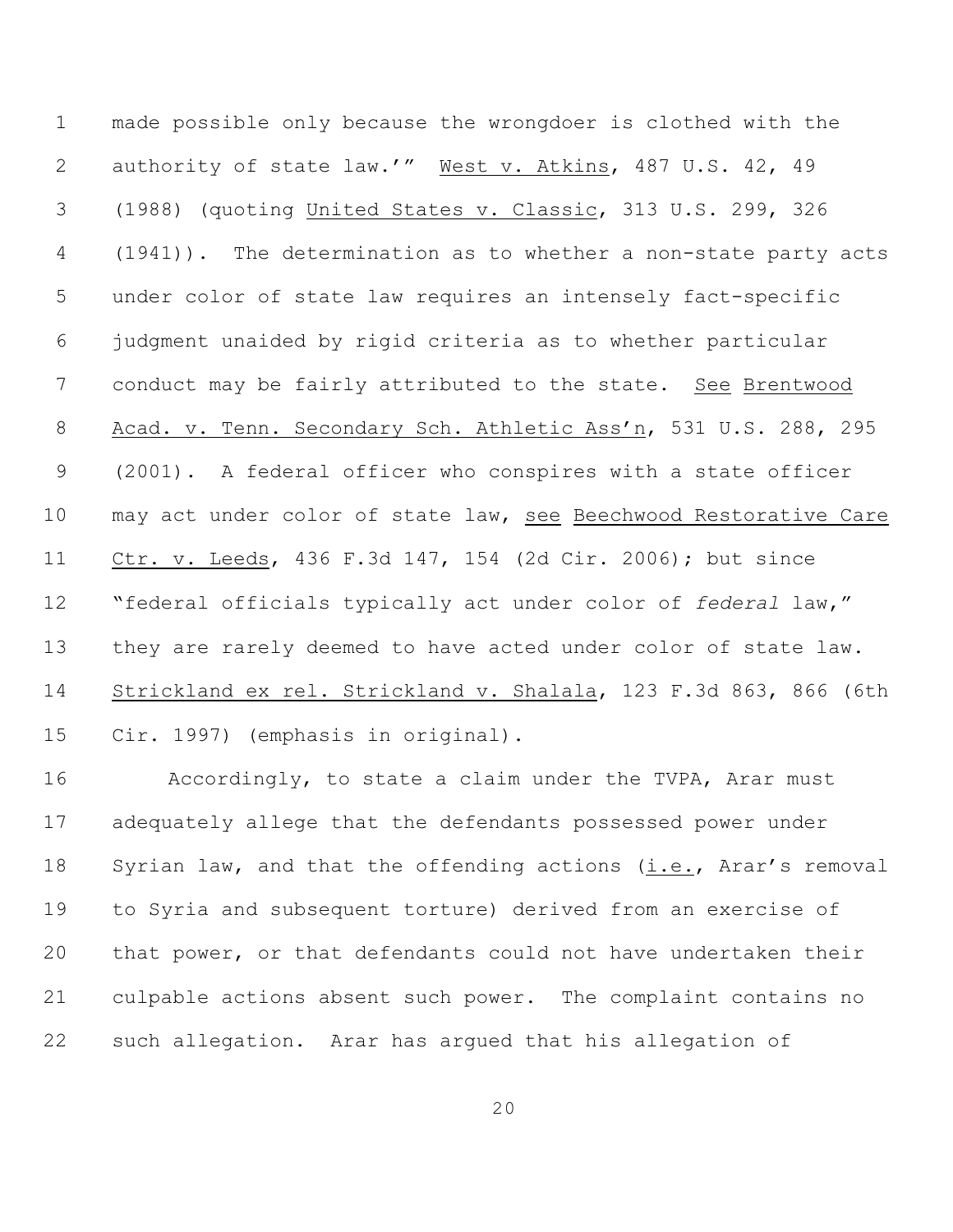made possible only because the wrongdoer is clothed with the authority of state law.'" West v. Atkins, 487 U.S. 42, 49 (1988) (quoting United States v. Classic, 313 U.S. 299, 326 (1941)). The determination as to whether a non-state party acts under color of state law requires an intensely fact-specific judgment unaided by rigid criteria as to whether particular conduct may be fairly attributed to the state. See Brentwood Acad. v. Tenn. Secondary Sch. Athletic Ass'n, 531 U.S. 288, 295 (2001). A federal officer who conspires with a state officer may act under color of state law, see Beechwood Restorative Care Ctr. v. Leeds, 436 F.3d 147, 154 (2d Cir. 2006); but since "federal officials typically act under color of *federal* law," they are rarely deemed to have acted under color of state law. Strickland ex rel. Strickland v. Shalala, 123 F.3d 863, 866 (6th Cir. 1997) (emphasis in original).

Accordingly, to state a claim under the TVPA, Arar must adequately allege that the defendants possessed power under Syrian law, and that the offending actions (i.e., Arar's removal to Syria and subsequent torture) derived from an exercise of that power, or that defendants could not have undertaken their culpable actions absent such power. The complaint contains no such allegation. Arar has argued that his allegation of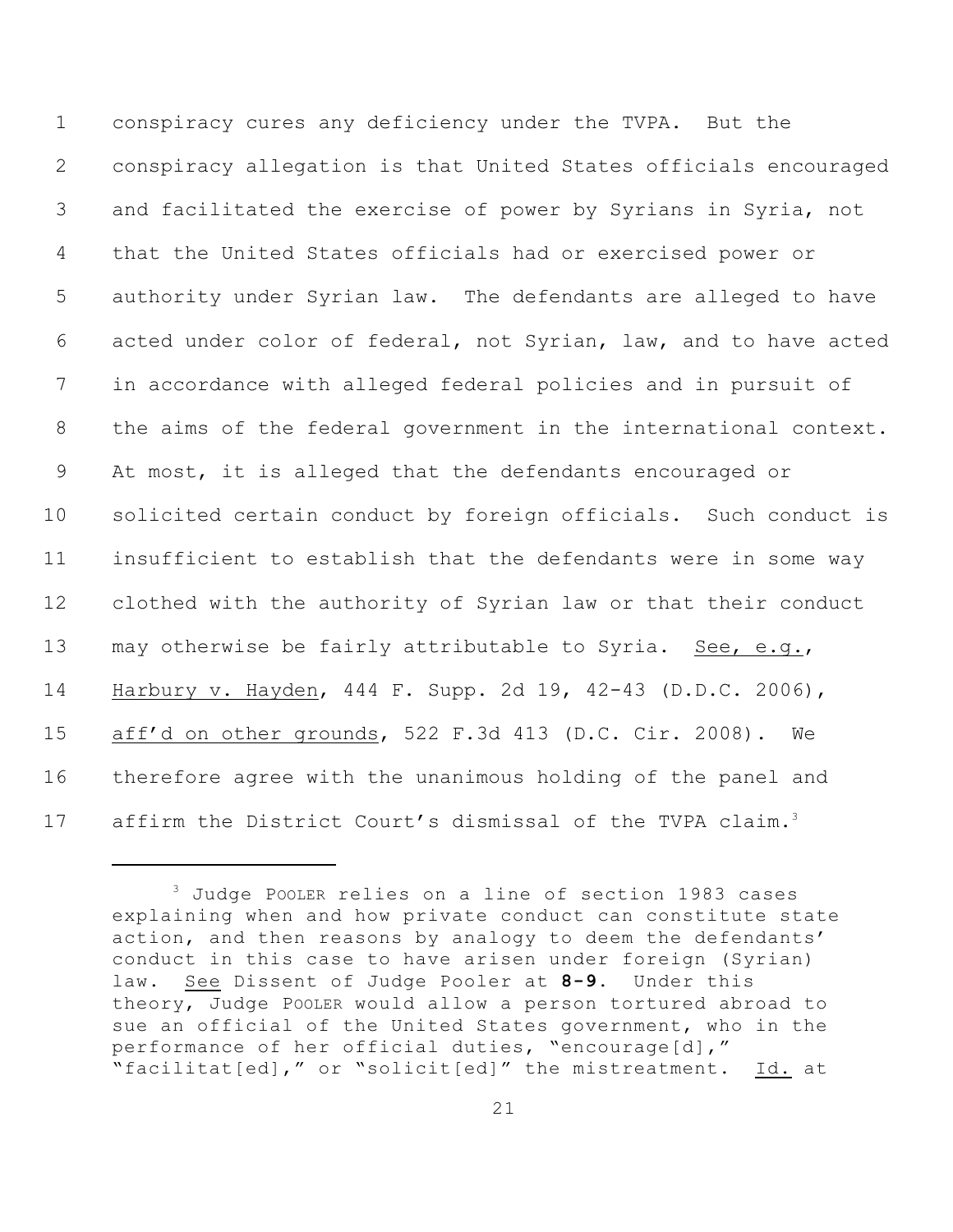conspiracy cures any deficiency under the TVPA. But the conspiracy allegation is that United States officials encouraged and facilitated the exercise of power by Syrians in Syria, not that the United States officials had or exercised power or authority under Syrian law. The defendants are alleged to have acted under color of federal, not Syrian, law, and to have acted in accordance with alleged federal policies and in pursuit of the aims of the federal government in the international context. At most, it is alleged that the defendants encouraged or solicited certain conduct by foreign officials. Such conduct is insufficient to establish that the defendants were in some way clothed with the authority of Syrian law or that their conduct may otherwise be fairly attributable to Syria. See, e.g., Harbury v. Hayden, 444 F. Supp. 2d 19, 42-43 (D.D.C. 2006), aff'd on other grounds, 522 F.3d 413 (D.C. Cir. 2008). We therefore agree with the unanimous holding of the panel and affirm the District Court's dismissal of the TVPA claim.[3]

---

[3] Judge POOLER relies on a line of section 1983 cases explaining when and how private conduct can constitute state action, and then reasons by analogy to deem the defendants' conduct in this case to have arisen under foreign (Syrian) law. See Dissent of Judge Pooler at **8-9**. Under this theory, Judge POOLER would allow a person tortured abroad to sue an official of the United States government, who in the performance of her official duties, "encourage[d]," "facilitat[ed]," or "solicit[ed]" the mistreatment. Id. at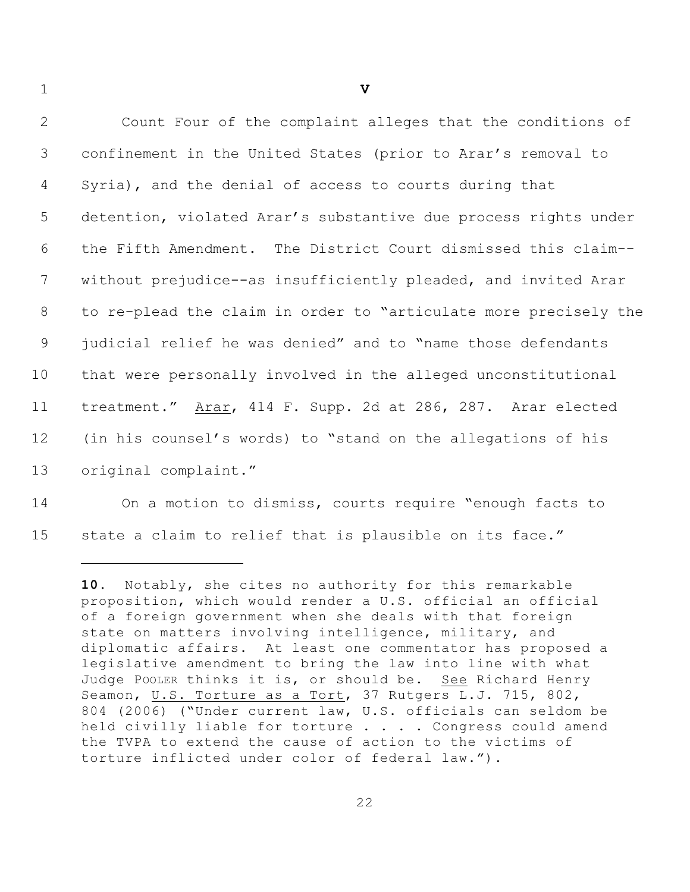## V

Count Four of the complaint alleges that the conditions of confinement in the United States (prior to Arar's removal to Syria), and the denial of access to courts during that detention, violated Arar's substantive due process rights under the Fifth Amendment. The District Court dismissed this claim--without prejudice--as insufficiently pleaded, and invited Arar to re-plead the claim in order to "articulate more precisely the judicial relief he was denied" and to "name those defendants that were personally involved in the alleged unconstitutional treatment." Arar, 414 F. Supp. 2d at 286, 287. Arar elected (in his counsel's words) to "stand on the allegations of his original complaint."

On a motion to dismiss, courts require "enough facts to state a claim to relief that is plausible on its face."

---

**10.** Notably, she cites no authority for this remarkable proposition, which would render a U.S. official an official of a foreign government when she deals with that foreign state on matters involving intelligence, military, and diplomatic affairs. At least one commentator has proposed a legislative amendment to bring the law into line with what Judge POOLER thinks it is, or should be. See Richard Henry Seamon, U.S. Torture as a Tort, 37 Rutgers L.J. 715, 802, 804 (2006) ("Under current law, U.S. officials can seldom be held civilly liable for torture . . . . Congress could amend the TVPA to extend the cause of action to the victims of torture inflicted under color of federal law.").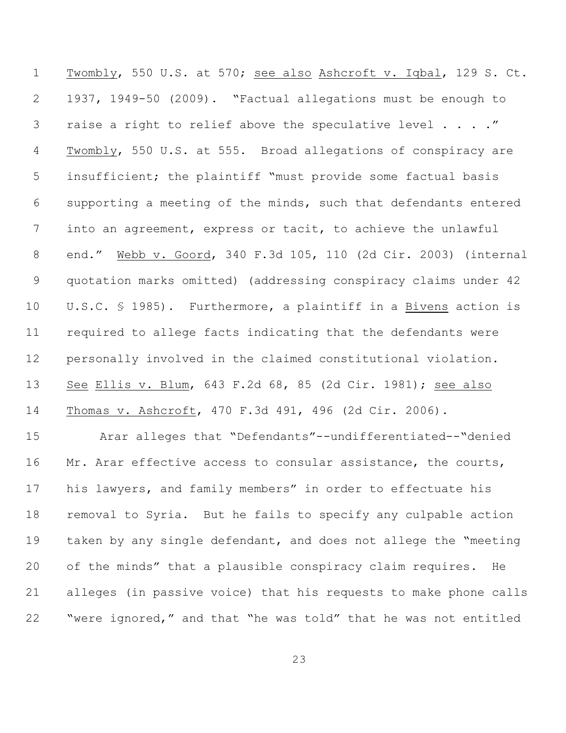Twombly, 550 U.S. at 570; see also Ashcroft v. Iqbal, 129 S. Ct. 1937, 1949-50 (2009). "Factual allegations must be enough to raise a right to relief above the speculative level . . . ." Twombly, 550 U.S. at 555. Broad allegations of conspiracy are insufficient; the plaintiff "must provide some factual basis supporting a meeting of the minds, such that defendants entered into an agreement, express or tacit, to achieve the unlawful end." Webb v. Goord, 340 F.3d 105, 110 (2d Cir. 2003) (internal quotation marks omitted) (addressing conspiracy claims under 42 U.S.C. § 1985). Furthermore, a plaintiff in a Bivens action is required to allege facts indicating that the defendants were personally involved in the claimed constitutional violation. See Ellis v. Blum, 643 F.2d 68, 85 (2d Cir. 1981); see also Thomas v. Ashcroft, 470 F.3d 491, 496 (2d Cir. 2006).

Arar alleges that "Defendants"--undifferentiated--"denied Mr. Arar effective access to consular assistance, the courts, his lawyers, and family members" in order to effectuate his removal to Syria. But he fails to specify any culpable action taken by any single defendant, and does not allege the "meeting of the minds" that a plausible conspiracy claim requires. He alleges (in passive voice) that his requests to make phone calls "were ignored," and that "he was told" that he was not entitled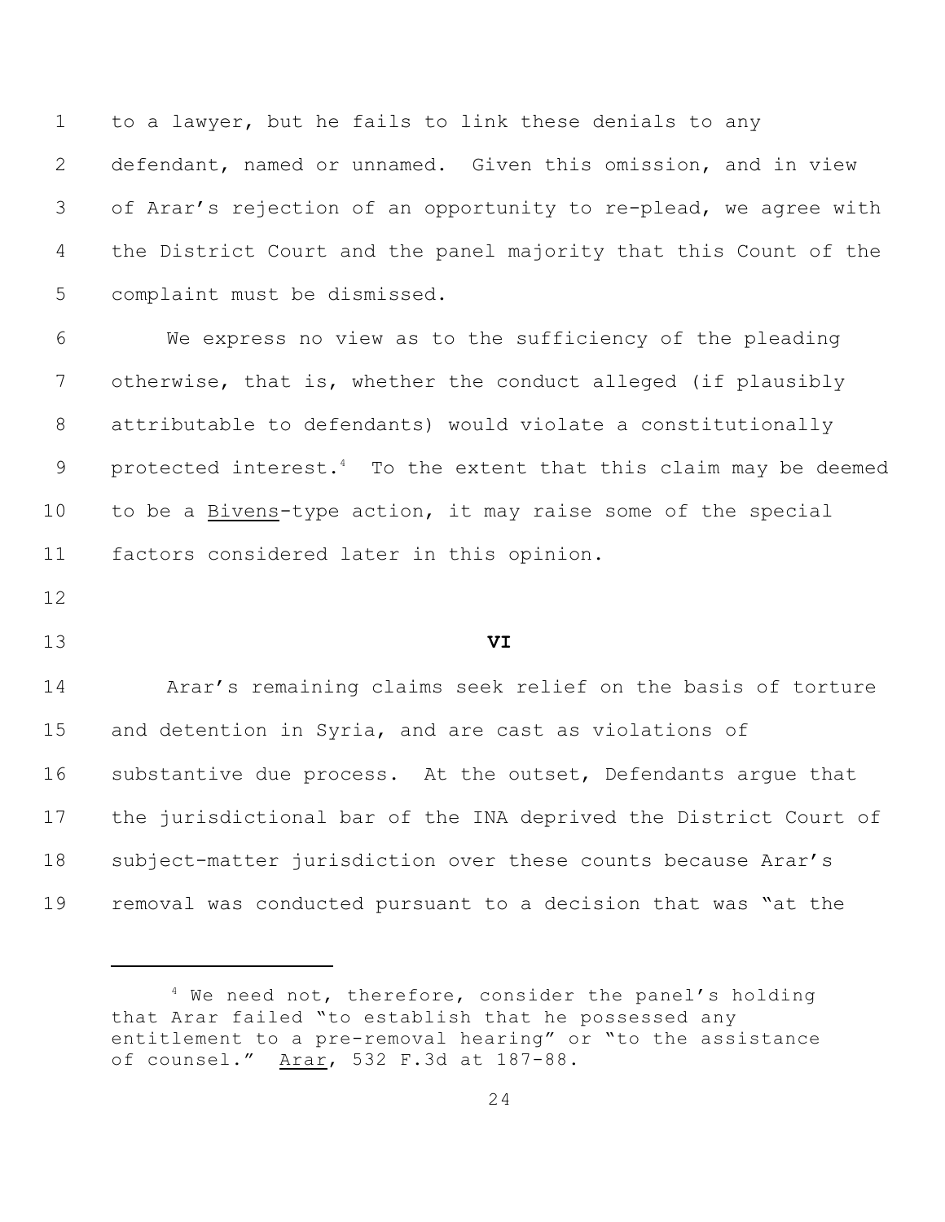to a lawyer, but he fails to link these denials to any defendant, named or unnamed. Given this omission, and in view of Arar's rejection of an opportunity to re-plead, we agree with the District Court and the panel majority that this Count of the complaint must be dismissed.

We express no view as to the sufficiency of the pleading otherwise, that is, whether the conduct alleged (if plausibly attributable to defendants) would violate a constitutionally protected interest.[4] To the extent that this claim may be deemed to be a Bivens-type action, it may raise some of the special factors considered later in this opinion.

## VI

Arar's remaining claims seek relief on the basis of torture and detention in Syria, and are cast as violations of substantive due process. At the outset, Defendants argue that the jurisdictional bar of the INA deprived the District Court of subject-matter jurisdiction over these counts because Arar's removal was conducted pursuant to a decision that was "at the

---

[4] We need not, therefore, consider the panel's holding that Arar failed "to establish that he possessed any entitlement to a pre-removal hearing" or "to the assistance of counsel." Arar, 532 F.3d at 187-88.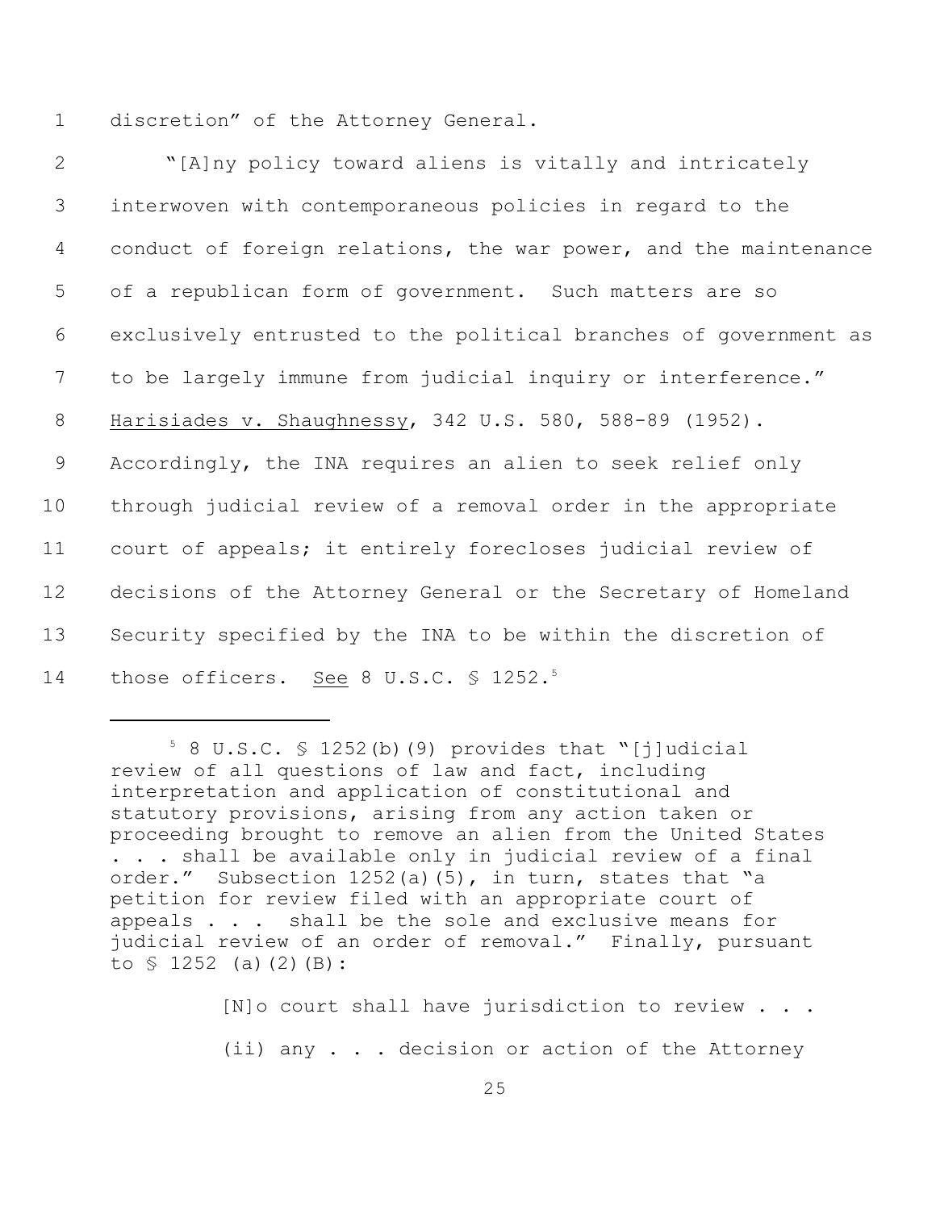discretion" of the Attorney General.

"[A]ny policy toward aliens is vitally and intricately interwoven with contemporaneous policies in regard to the conduct of foreign relations, the war power, and the maintenance of a republican form of government. Such matters are so exclusively entrusted to the political branches of government as to be largely immune from judicial inquiry or interference." Harisiades v. Shaughnessy, 342 U.S. 580, 588-89 (1952). Accordingly, the INA requires an alien to seek relief only through judicial review of a removal order in the appropriate court of appeals; it entirely forecloses judicial review of decisions of the Attorney General or the Secretary of Homeland Security specified by the INA to be within the discretion of those officers. See 8 U.S.C. § 1252.[5]

---

[5] 8 U.S.C. § 1252(b)(9) provides that "[j]udicial review of all questions of law and fact, including interpretation and application of constitutional and statutory provisions, arising from any action taken or proceeding brought to remove an alien from the United States . . . shall be available only in judicial review of a final order." Subsection 1252(a)(5), in turn, states that "a petition for review filed with an appropriate court of appeals . . . shall be the sole and exclusive means for judicial review of an order of removal." Finally, pursuant to § 1252 (a)(2)(B):

> [N]o court shall have jurisdiction to review . . .
>
> (ii) any . . . decision or action of the Attorney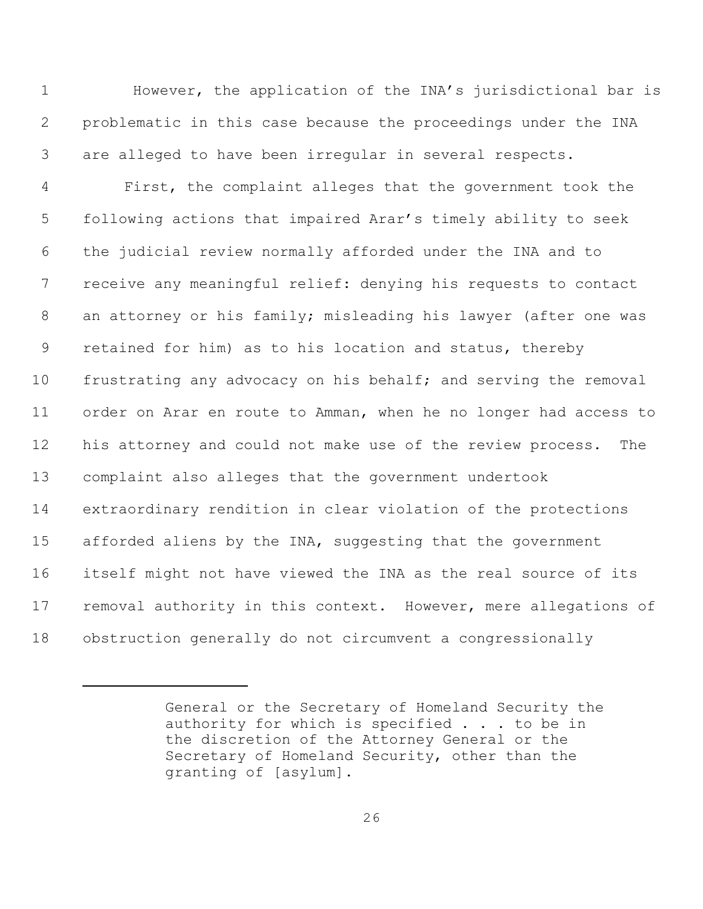However, the application of the INA's jurisdictional bar is problematic in this case because the proceedings under the INA are alleged to have been irregular in several respects.

First, the complaint alleges that the government took the following actions that impaired Arar's timely ability to seek the judicial review normally afforded under the INA and to receive any meaningful relief: denying his requests to contact an attorney or his family; misleading his lawyer (after one was retained for him) as to his location and status, thereby frustrating any advocacy on his behalf; and serving the removal order on Arar en route to Amman, when he no longer had access to his attorney and could not make use of the review process. The complaint also alleges that the government undertook extraordinary rendition in clear violation of the protections afforded aliens by the INA, suggesting that the government itself might not have viewed the INA as the real source of its removal authority in this context. However, mere allegations of obstruction generally do not circumvent a congressionally

---

> General or the Secretary of Homeland Security the authority for which is specified . . . to be in the discretion of the Attorney General or the Secretary of Homeland Security, other than the granting of [asylum].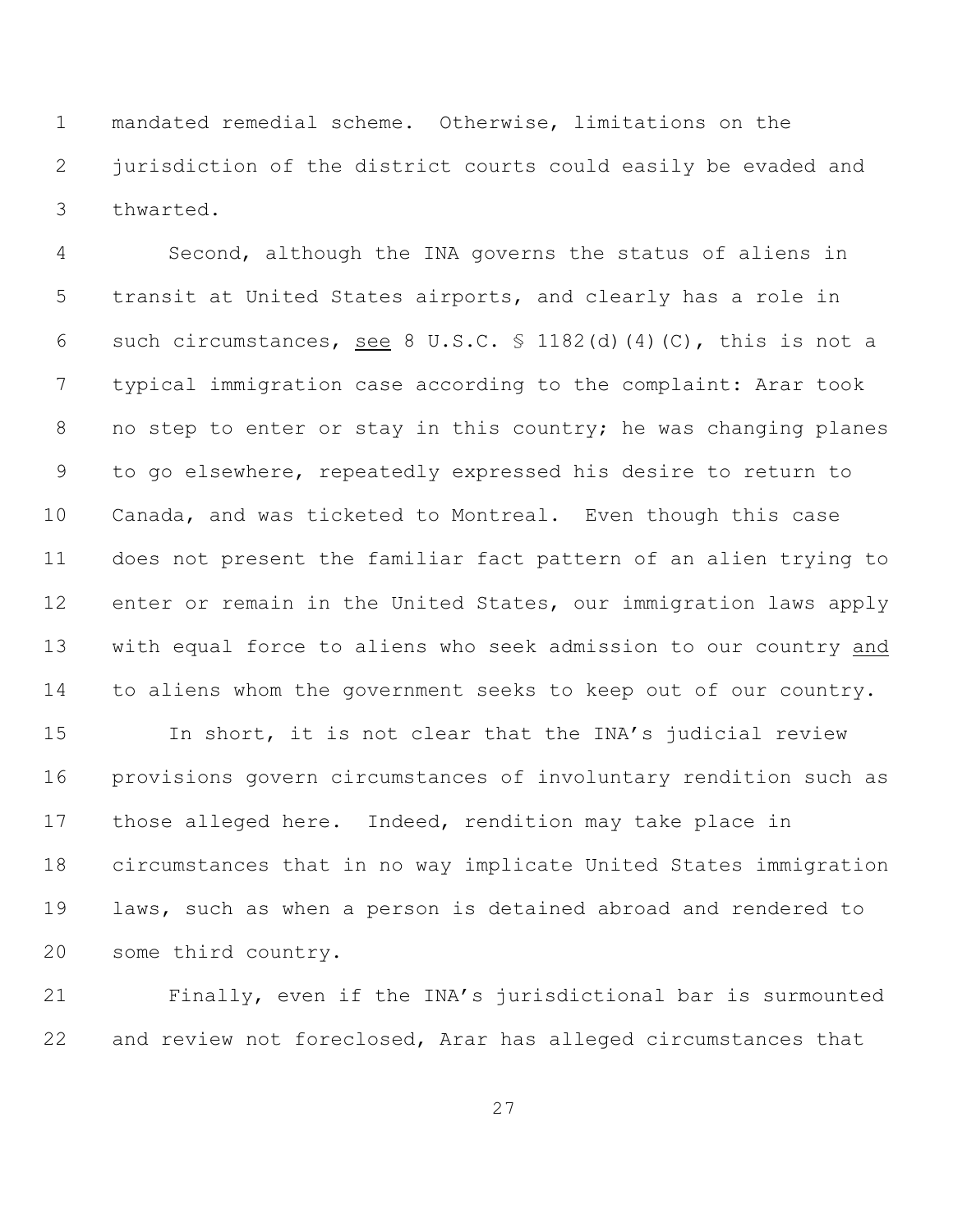mandated remedial scheme. Otherwise, limitations on the jurisdiction of the district courts could easily be evaded and thwarted.

Second, although the INA governs the status of aliens in transit at United States airports, and clearly has a role in such circumstances, see 8 U.S.C. § 1182(d)(4)(C), this is not a typical immigration case according to the complaint: Arar took no step to enter or stay in this country; he was changing planes to go elsewhere, repeatedly expressed his desire to return to Canada, and was ticketed to Montreal. Even though this case does not present the familiar fact pattern of an alien trying to enter or remain in the United States, our immigration laws apply with equal force to aliens who seek admission to our country and to aliens whom the government seeks to keep out of our country.

In short, it is not clear that the INA's judicial review provisions govern circumstances of involuntary rendition such as those alleged here. Indeed, rendition may take place in circumstances that in no way implicate United States immigration laws, such as when a person is detained abroad and rendered to some third country.

Finally, even if the INA's jurisdictional bar is surmounted and review not foreclosed, Arar has alleged circumstances that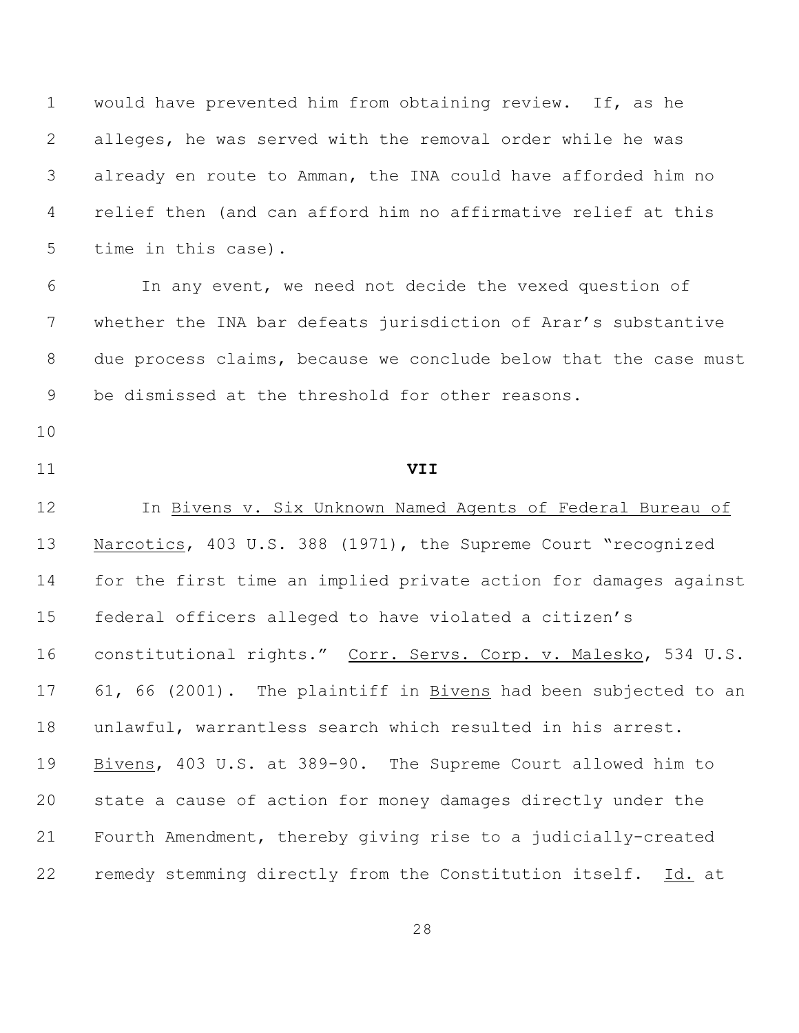would have prevented him from obtaining review. If, as he alleges, he was served with the removal order while he was already en route to Amman, the INA could have afforded him no relief then (and can afford him no affirmative relief at this time in this case).

In any event, we need not decide the vexed question of whether the INA bar defeats jurisdiction of Arar's substantive due process claims, because we conclude below that the case must be dismissed at the threshold for other reasons.

## VII

In Bivens v. Six Unknown Named Agents of Federal Bureau of Narcotics, 403 U.S. 388 (1971), the Supreme Court "recognized for the first time an implied private action for damages against federal officers alleged to have violated a citizen's constitutional rights." Corr. Servs. Corp. v. Malesko, 534 U.S. 61, 66 (2001). The plaintiff in Bivens had been subjected to an unlawful, warrantless search which resulted in his arrest. Bivens, 403 U.S. at 389-90. The Supreme Court allowed him to state a cause of action for money damages directly under the Fourth Amendment, thereby giving rise to a judicially-created remedy stemming directly from the Constitution itself. Id. at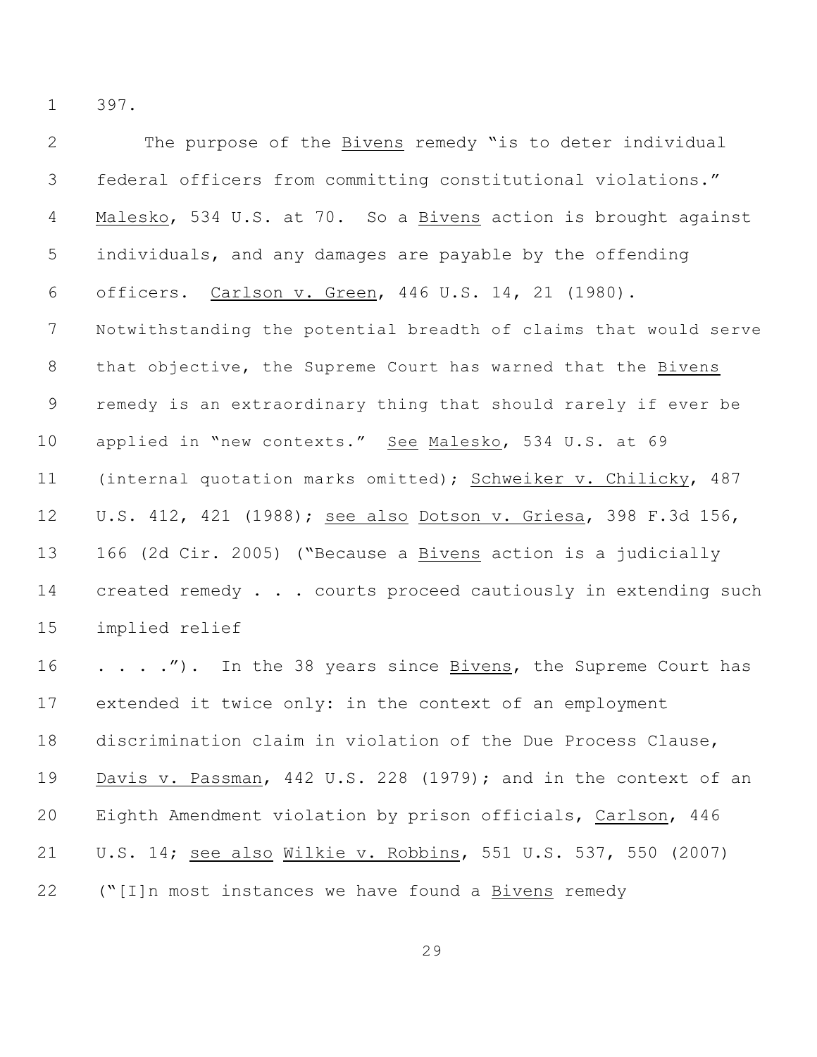397.

The purpose of the Bivens remedy "is to deter individual federal officers from committing constitutional violations." Malesko, 534 U.S. at 70. So a Bivens action is brought against individuals, and any damages are payable by the offending officers. Carlson v. Green, 446 U.S. 14, 21 (1980). Notwithstanding the potential breadth of claims that would serve that objective, the Supreme Court has warned that the Bivens remedy is an extraordinary thing that should rarely if ever be applied in "new contexts." See Malesko, 534 U.S. at 69 (internal quotation marks omitted); Schweiker v. Chilicky, 487 U.S. 412, 421 (1988); see also Dotson v. Griesa, 398 F.3d 156, 166 (2d Cir. 2005) ("Because a Bivens action is a judicially created remedy . . . courts proceed cautiously in extending such implied relief . . . ."). In the 38 years since Bivens, the Supreme Court has extended it twice only: in the context of an employment discrimination claim in violation of the Due Process Clause, Davis v. Passman, 442 U.S. 228 (1979); and in the context of an Eighth Amendment violation by prison officials, Carlson, 446 U.S. 14; see also Wilkie v. Robbins, 551 U.S. 537, 550 (2007) ("[I]n most instances we have found a Bivens remedy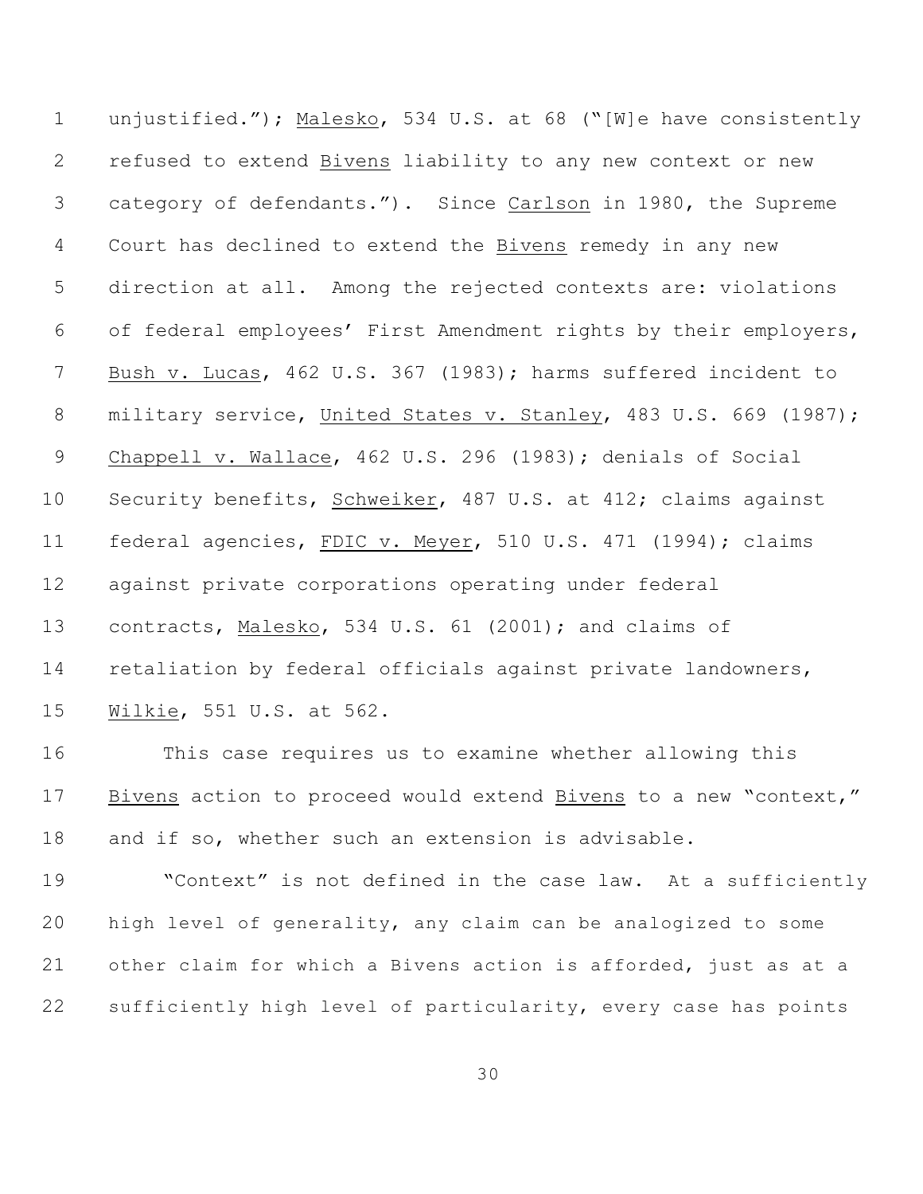unjustified."); Malesko, 534 U.S. at 68 ("[W]e have consistently refused to extend Bivens liability to any new context or new category of defendants."). Since Carlson in 1980, the Supreme Court has declined to extend the Bivens remedy in any new direction at all. Among the rejected contexts are: violations of federal employees' First Amendment rights by their employers, Bush v. Lucas, 462 U.S. 367 (1983); harms suffered incident to military service, United States v. Stanley, 483 U.S. 669 (1987); Chappell v. Wallace, 462 U.S. 296 (1983); denials of Social Security benefits, Schweiker, 487 U.S. at 412; claims against federal agencies, FDIC v. Meyer, 510 U.S. 471 (1994); claims against private corporations operating under federal contracts, Malesko, 534 U.S. 61 (2001); and claims of retaliation by federal officials against private landowners, Wilkie, 551 U.S. at 562.

This case requires us to examine whether allowing this Bivens action to proceed would extend Bivens to a new "context," and if so, whether such an extension is advisable.

"Context" is not defined in the case law. At a sufficiently high level of generality, any claim can be analogized to some other claim for which a Bivens action is afforded, just as at a sufficiently high level of particularity, every case has points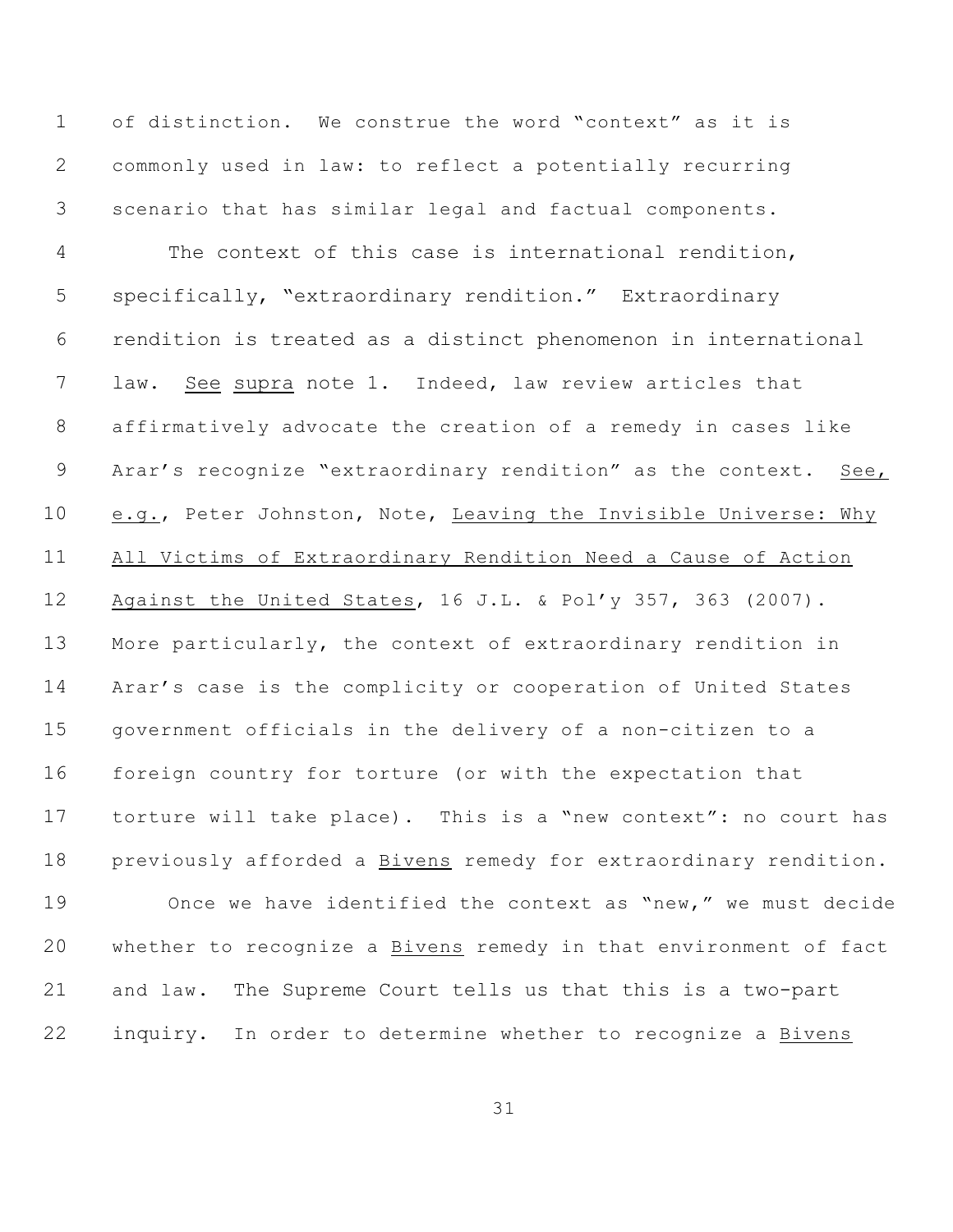of distinction. We construe the word "context" as it is commonly used in law: to reflect a potentially recurring scenario that has similar legal and factual components.

The context of this case is international rendition, specifically, "extraordinary rendition." Extraordinary rendition is treated as a distinct phenomenon in international law. See supra note 1. Indeed, law review articles that affirmatively advocate the creation of a remedy in cases like Arar's recognize "extraordinary rendition" as the context. See, e.g., Peter Johnston, Note, Leaving the Invisible Universe: Why All Victims of Extraordinary Rendition Need a Cause of Action Against the United States, 16 J.L. & Pol'y 357, 363 (2007). More particularly, the context of extraordinary rendition in Arar's case is the complicity or cooperation of United States government officials in the delivery of a non-citizen to a foreign country for torture (or with the expectation that torture will take place). This is a "new context": no court has previously afforded a Bivens remedy for extraordinary rendition.

Once we have identified the context as "new," we must decide whether to recognize a Bivens remedy in that environment of fact and law. The Supreme Court tells us that this is a two-part inquiry. In order to determine whether to recognize a Bivens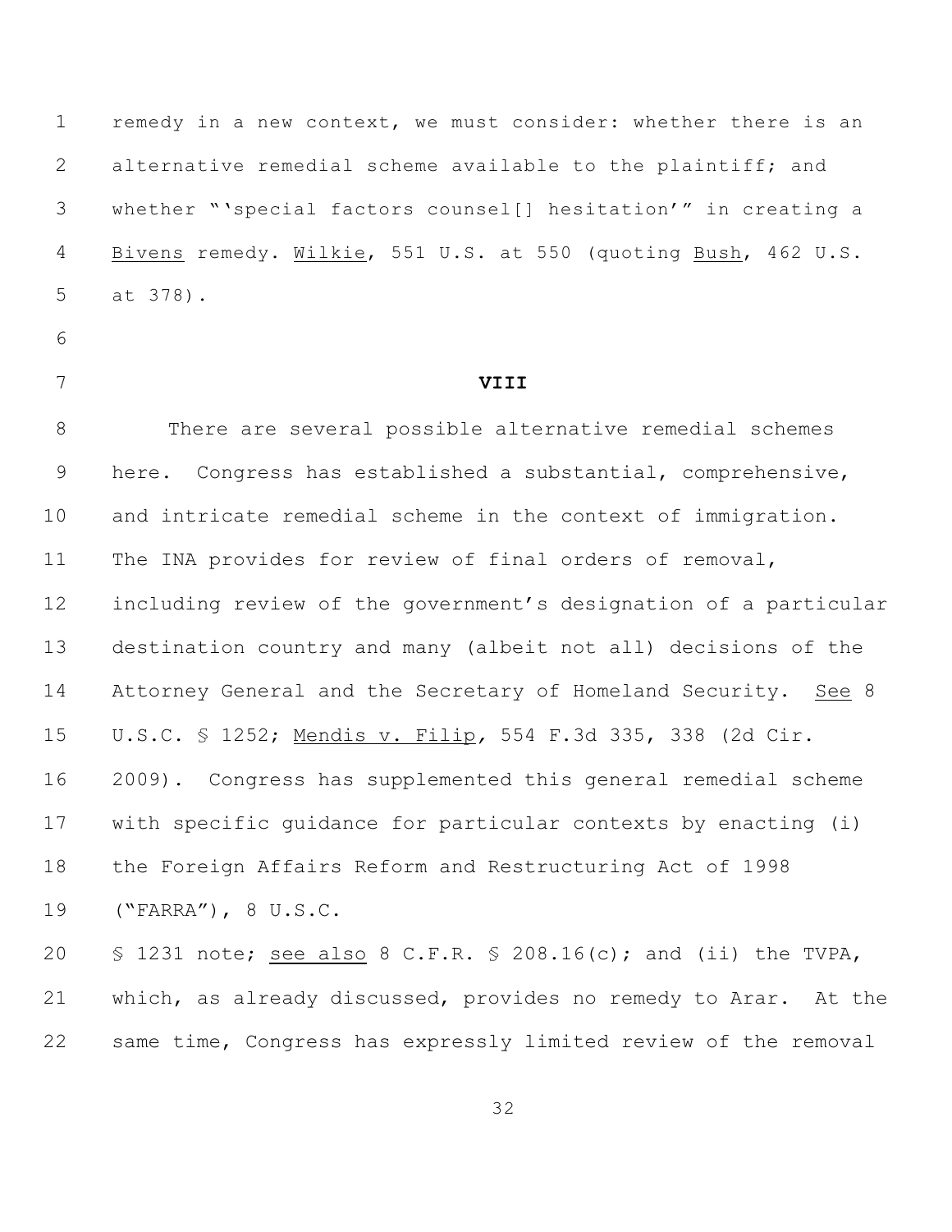remedy in a new context, we must consider: whether there is an alternative remedial scheme available to the plaintiff; and whether "'special factors counsel[] hesitation'" in creating a Bivens remedy. Wilkie, 551 U.S. at 550 (quoting Bush, 462 U.S. at 378).

## VIII

There are several possible alternative remedial schemes here. Congress has established a substantial, comprehensive, and intricate remedial scheme in the context of immigration. The INA provides for review of final orders of removal, including review of the government's designation of a particular destination country and many (albeit not all) decisions of the Attorney General and the Secretary of Homeland Security. See 8 U.S.C. § 1252; Mendis v. Filip, 554 F.3d 335, 338 (2d Cir. 2009). Congress has supplemented this general remedial scheme with specific guidance for particular contexts by enacting (i) the Foreign Affairs Reform and Restructuring Act of 1998 ("FARRA"), 8 U.S.C. § 1231 note; see also 8 C.F.R. § 208.16(c); and (ii) the TVPA, which, as already discussed, provides no remedy to Arar. At the same time, Congress has expressly limited review of the removal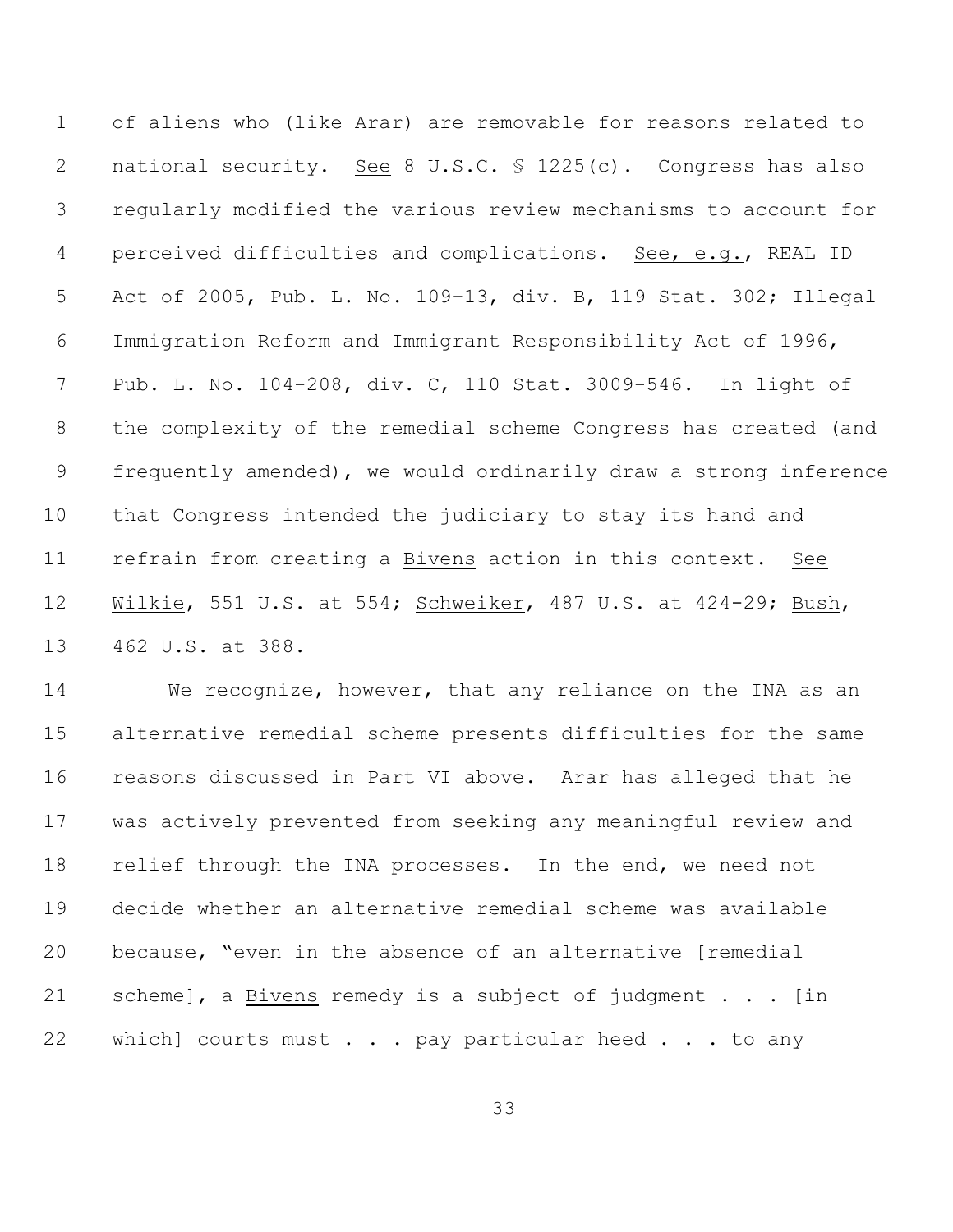of aliens who (like Arar) are removable for reasons related to national security. _See_ 8 U.S.C. § 1225(c). Congress has also regularly modified the various review mechanisms to account for perceived difficulties and complications. _See, e.g._, REAL ID Act of 2005, Pub. L. No. 109-13, div. B, 119 Stat. 302; Illegal Immigration Reform and Immigrant Responsibility Act of 1996, Pub. L. No. 104-208, div. C, 110 Stat. 3009-546. In light of the complexity of the remedial scheme Congress has created (and frequently amended), we would ordinarily draw a strong inference that Congress intended the judiciary to stay its hand and refrain from creating a _Bivens_ action in this context. _See_ _Wilkie_, 551 U.S. at 554; _Schweiker_, 487 U.S. at 424-29; _Bush_, 462 U.S. at 388.

We recognize, however, that any reliance on the INA as an alternative remedial scheme presents difficulties for the same reasons discussed in Part VI above. Arar has alleged that he was actively prevented from seeking any meaningful review and relief through the INA processes. In the end, we need not decide whether an alternative remedial scheme was available because, "even in the absence of an alternative [remedial scheme], a _Bivens_ remedy is a subject of judgment . . . [in which] courts must . . . pay particular heed . . . to any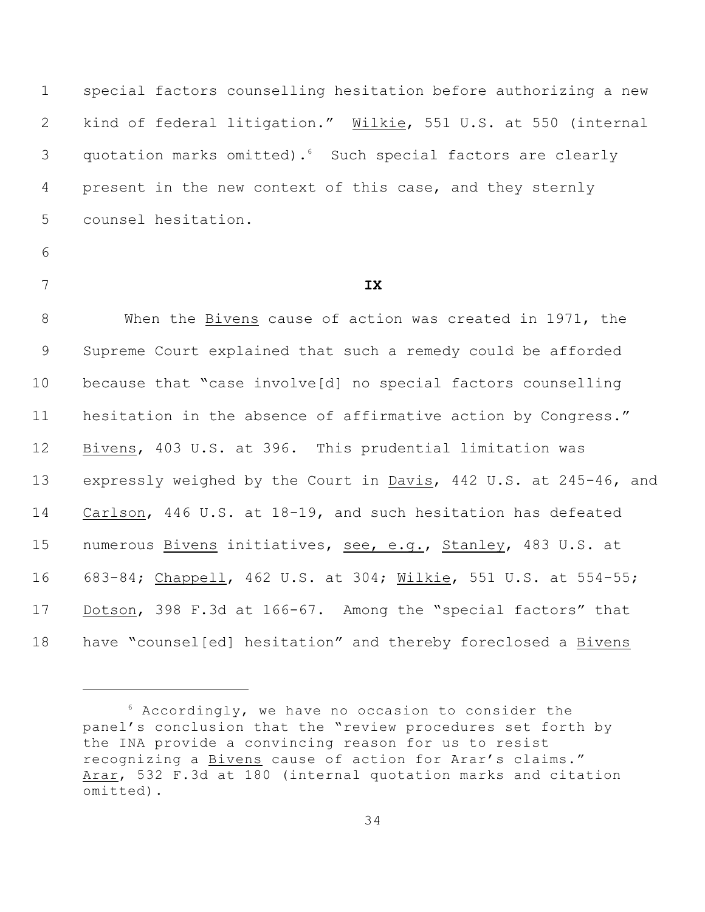special factors counselling hesitation before authorizing a new kind of federal litigation." Wilkie, 551 U.S. at 550 (internal quotation marks omitted).[6] Such special factors are clearly present in the new context of this case, and they sternly counsel hesitation.

## IX

When the Bivens cause of action was created in 1971, the Supreme Court explained that such a remedy could be afforded because that "case involve[d] no special factors counselling hesitation in the absence of affirmative action by Congress." Bivens, 403 U.S. at 396. This prudential limitation was expressly weighed by the Court in Davis, 442 U.S. at 245-46, and Carlson, 446 U.S. at 18-19, and such hesitation has defeated numerous Bivens initiatives, see, e.g., Stanley, 483 U.S. at 683-84; Chappell, 462 U.S. at 304; Wilkie, 551 U.S. at 554-55; Dotson, 398 F.3d at 166-67. Among the "special factors" that have "counsel[ed] hesitation" and thereby foreclosed a Bivens

---

[6] Accordingly, we have no occasion to consider the panel's conclusion that the "review procedures set forth by the INA provide a convincing reason for us to resist recognizing a Bivens cause of action for Arar's claims." Arar, 532 F.3d at 180 (internal quotation marks and citation omitted).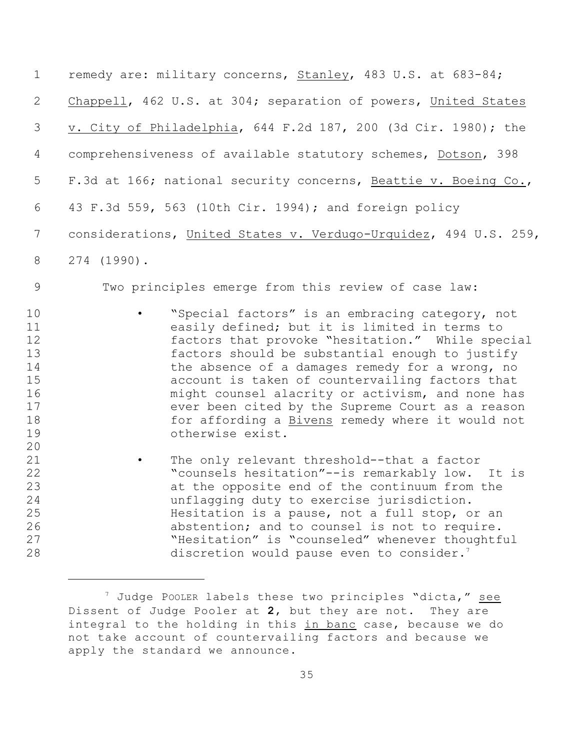remedy are: military concerns, Stanley, 483 U.S. at 683-84; Chappell, 462 U.S. at 304; separation of powers, United States v. City of Philadelphia, 644 F.2d 187, 200 (3d Cir. 1980); the comprehensiveness of available statutory schemes, Dotson, 398 F.3d at 166; national security concerns, Beattie v. Boeing Co., 43 F.3d 559, 563 (10th Cir. 1994); and foreign policy considerations, United States v. Verdugo-Urquidez, 494 U.S. 259, 274 (1990).

Two principles emerge from this review of case law:

- "Special factors" is an embracing category, not easily defined; but it is limited in terms to factors that provoke "hesitation." While special factors should be substantial enough to justify the absence of a damages remedy for a wrong, no account is taken of countervailing factors that might counsel alacrity or activism, and none has ever been cited by the Supreme Court as a reason for affording a Bivens remedy where it would not otherwise exist.

- The only relevant threshold--that a factor "counsels hesitation"--is remarkably low. It is at the opposite end of the continuum from the unflagging duty to exercise jurisdiction. Hesitation is a pause, not a full stop, or an abstention; and to counsel is not to require. "Hesitation" is "counseled" whenever thoughtful discretion would pause even to consider.[7]

---

[7] Judge POOLER labels these two principles "dicta," see Dissent of Judge Pooler at **2**, but they are not. They are integral to the holding in this in banc case, because we do not take account of countervailing factors and because we apply the standard we announce.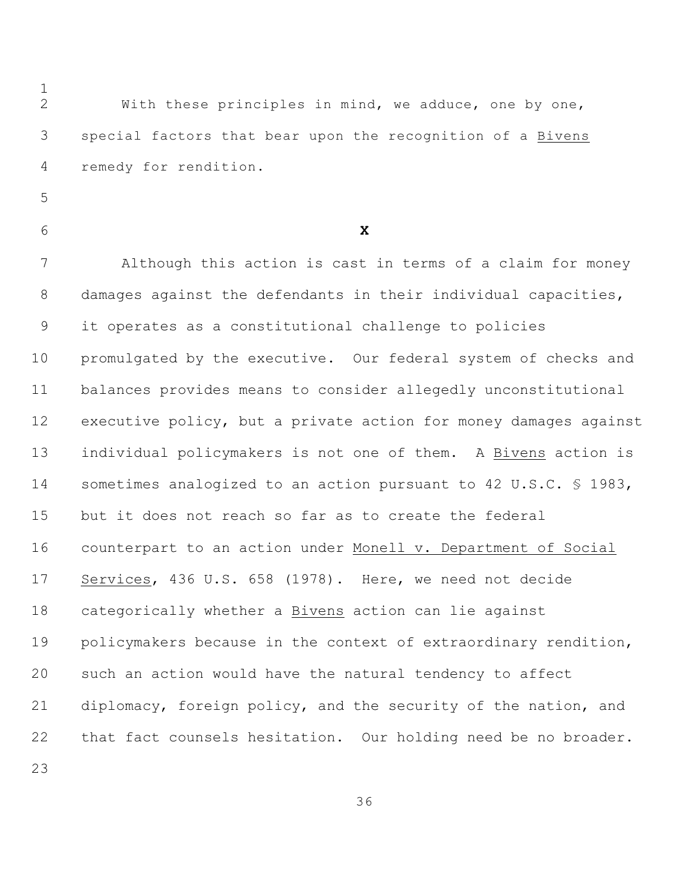With these principles in mind, we adduce, one by one, special factors that bear upon the recognition of a Bivens remedy for rendition.

**X**

Although this action is cast in terms of a claim for money damages against the defendants in their individual capacities, it operates as a constitutional challenge to policies promulgated by the executive. Our federal system of checks and balances provides means to consider allegedly unconstitutional executive policy, but a private action for money damages against individual policymakers is not one of them. A Bivens action is sometimes analogized to an action pursuant to 42 U.S.C. § 1983, but it does not reach so far as to create the federal counterpart to an action under Monell v. Department of Social Services, 436 U.S. 658 (1978). Here, we need not decide categorically whether a Bivens action can lie against policymakers because in the context of extraordinary rendition, such an action would have the natural tendency to affect diplomacy, foreign policy, and the security of the nation, and that fact counsels hesitation. Our holding need be no broader.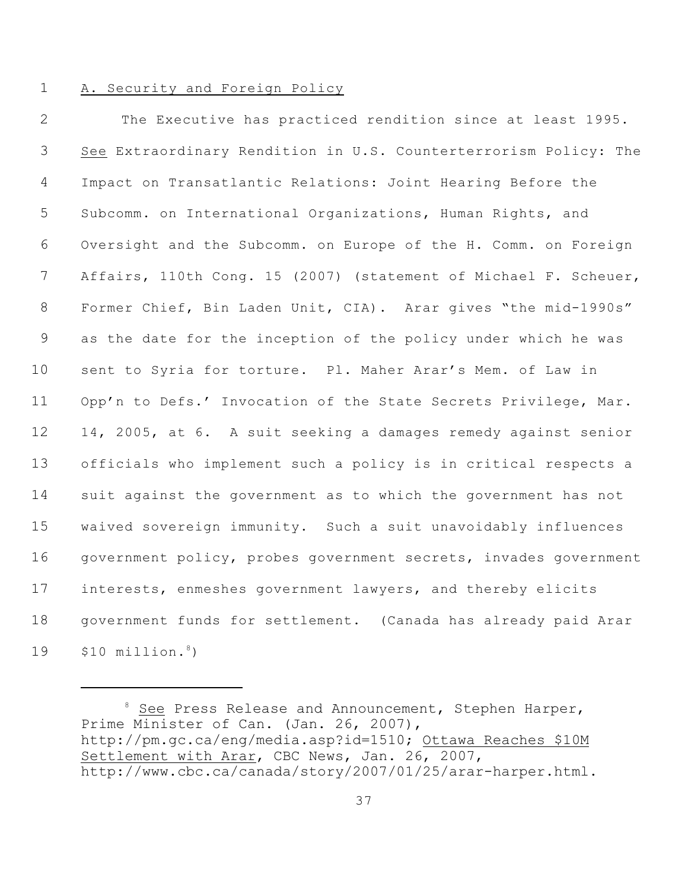A. Security and Foreign Policy

The Executive has practiced rendition since at least 1995. See Extraordinary Rendition in U.S. Counterterrorism Policy: The Impact on Transatlantic Relations: Joint Hearing Before the Subcomm. on International Organizations, Human Rights, and Oversight and the Subcomm. on Europe of the H. Comm. on Foreign Affairs, 110th Cong. 15 (2007) (statement of Michael F. Scheuer, Former Chief, Bin Laden Unit, CIA). Arar gives "the mid-1990s" as the date for the inception of the policy under which he was sent to Syria for torture. Pl. Maher Arar's Mem. of Law in Opp'n to Defs.' Invocation of the State Secrets Privilege, Mar. 14, 2005, at 6. A suit seeking a damages remedy against senior officials who implement such a policy is in critical respects a suit against the government as to which the government has not waived sovereign immunity. Such a suit unavoidably influences government policy, probes government secrets, invades government interests, enmeshes government lawyers, and thereby elicits government funds for settlement. (Canada has already paid Arar $10 million.[8])

[8] See Press Release and Announcement, Stephen Harper, Prime Minister of Can. (Jan. 26, 2007), http://pm.gc.ca/eng/media.asp?id=1510; Ottawa Reaches $10M Settlement with Arar, CBC News, Jan. 26, 2007, http://www.cbc.ca/canada/story/2007/01/25/arar-harper.html.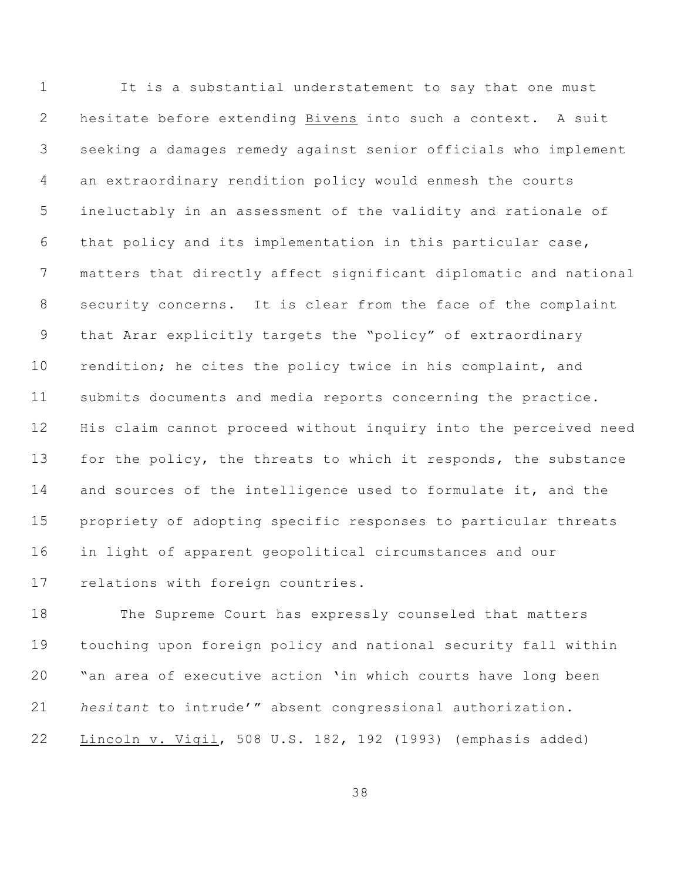It is a substantial understatement to say that one must hesitate before extending Bivens into such a context. A suit seeking a damages remedy against senior officials who implement an extraordinary rendition policy would enmesh the courts ineluctably in an assessment of the validity and rationale of that policy and its implementation in this particular case, matters that directly affect significant diplomatic and national security concerns. It is clear from the face of the complaint that Arar explicitly targets the "policy" of extraordinary rendition; he cites the policy twice in his complaint, and submits documents and media reports concerning the practice. His claim cannot proceed without inquiry into the perceived need for the policy, the threats to which it responds, the substance and sources of the intelligence used to formulate it, and the propriety of adopting specific responses to particular threats in light of apparent geopolitical circumstances and our relations with foreign countries.

The Supreme Court has expressly counseled that matters touching upon foreign policy and national security fall within "an area of executive action 'in which courts have long been *hesitant* to intrude'" absent congressional authorization. Lincoln v. Vigil, 508 U.S. 182, 192 (1993) (emphasis added)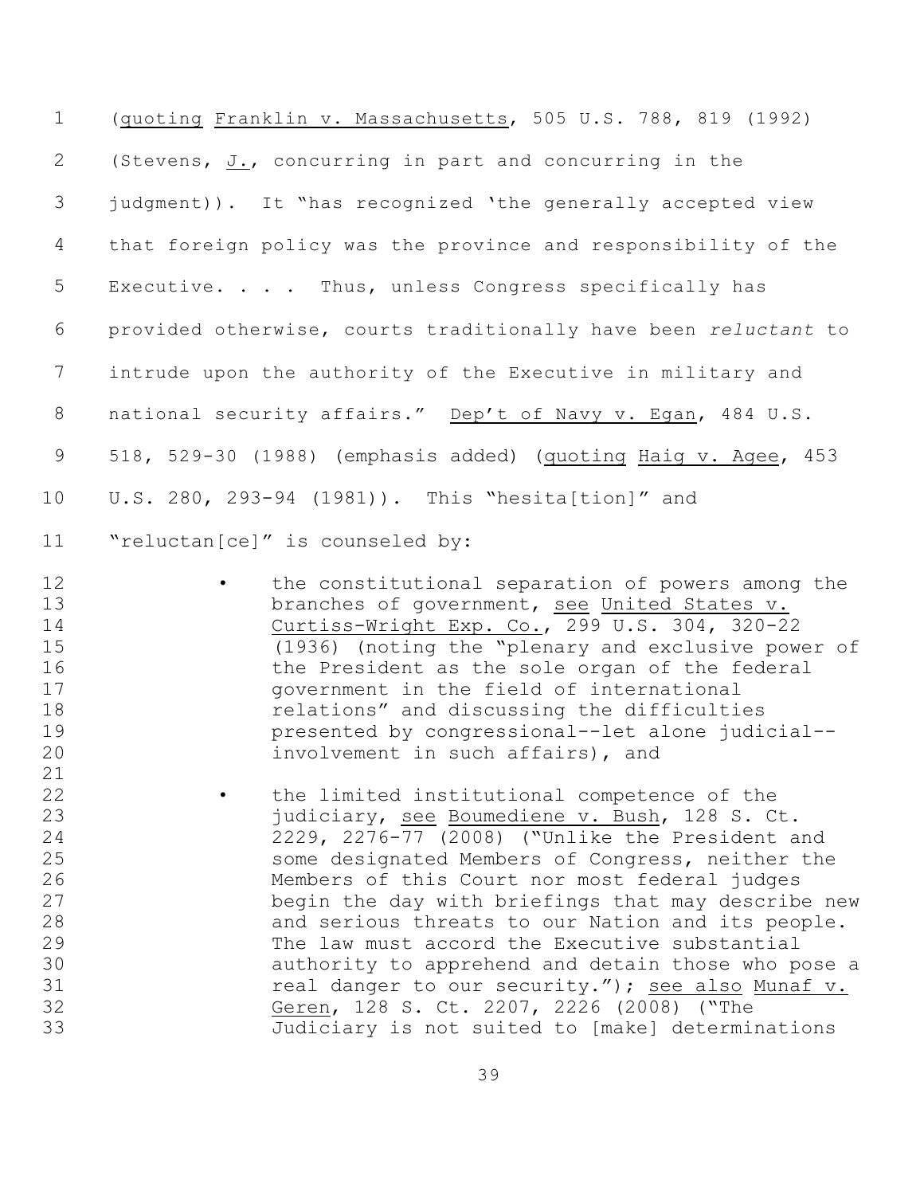(quoting Franklin v. Massachusetts, 505 U.S. 788, 819 (1992) (Stevens, J., concurring in part and concurring in the judgment)). It "has recognized 'the generally accepted view that foreign policy was the province and responsibility of the Executive. . . . Thus, unless Congress specifically has provided otherwise, courts traditionally have been *reluctant* to intrude upon the authority of the Executive in military and national security affairs." Dep't of Navy v. Egan, 484 U.S. 518, 529-30 (1988) (emphasis added) (quoting Haig v. Agee, 453 U.S. 280, 293-94 (1981)). This "hesita[tion]" and "reluctan[ce]" is counseled by:

- the constitutional separation of powers among the branches of government, see United States v. Curtiss-Wright Exp. Co., 299 U.S. 304, 320-22 (1936) (noting the "plenary and exclusive power of the President as the sole organ of the federal government in the field of international relations" and discussing the difficulties presented by congressional--let alone judicial--involvement in such affairs), and

- the limited institutional competence of the judiciary, see Boumediene v. Bush, 128 S. Ct. 2229, 2276-77 (2008) ("Unlike the President and some designated Members of Congress, neither the Members of this Court nor most federal judges begin the day with briefings that may describe new and serious threats to our Nation and its people. The law must accord the Executive substantial authority to apprehend and detain those who pose a real danger to our security."); see also Munaf v. Geren, 128 S. Ct. 2207, 2226 (2008) ("The Judiciary is not suited to [make] determinations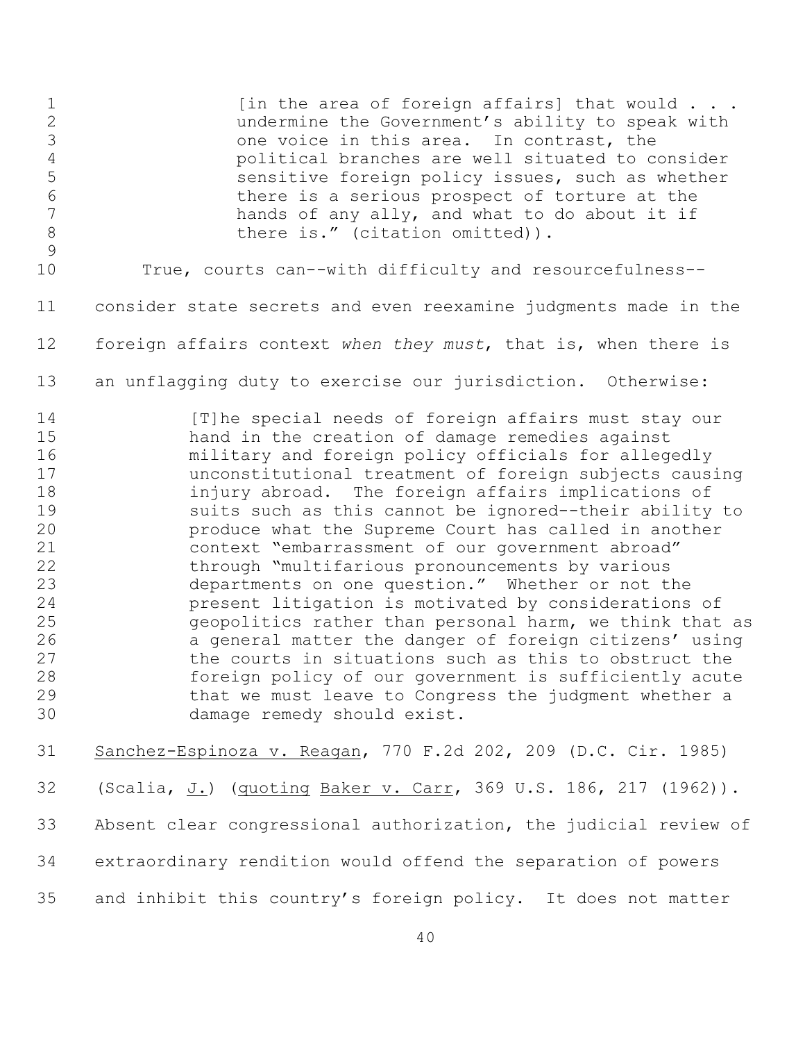> [in the area of foreign affairs] that would . . . undermine the Government's ability to speak with one voice in this area. In contrast, the political branches are well situated to consider sensitive foreign policy issues, such as whether there is a serious prospect of torture at the hands of any ally, and what to do about it if there is." (citation omitted)).

True, courts can--with difficulty and resourcefulness--consider state secrets and even reexamine judgments made in the foreign affairs context *when they must*, that is, when there is an unflagging duty to exercise our jurisdiction. Otherwise:

> [T]he special needs of foreign affairs must stay our hand in the creation of damage remedies against military and foreign policy officials for allegedly unconstitutional treatment of foreign subjects causing injury abroad. The foreign affairs implications of suits such as this cannot be ignored--their ability to produce what the Supreme Court has called in another context "embarrassment of our government abroad" through "multifarious pronouncements by various departments on one question." Whether or not the present litigation is motivated by considerations of geopolitics rather than personal harm, we think that as a general matter the danger of foreign citizens' using the courts in situations such as this to obstruct the foreign policy of our government is sufficiently acute that we must leave to Congress the judgment whether a damage remedy should exist.

Sanchez-Espinoza v. Reagan, 770 F.2d 202, 209 (D.C. Cir. 1985) (Scalia, J.) (quoting Baker v. Carr, 369 U.S. 186, 217 (1962)). Absent clear congressional authorization, the judicial review of extraordinary rendition would offend the separation of powers and inhibit this country's foreign policy. It does not matter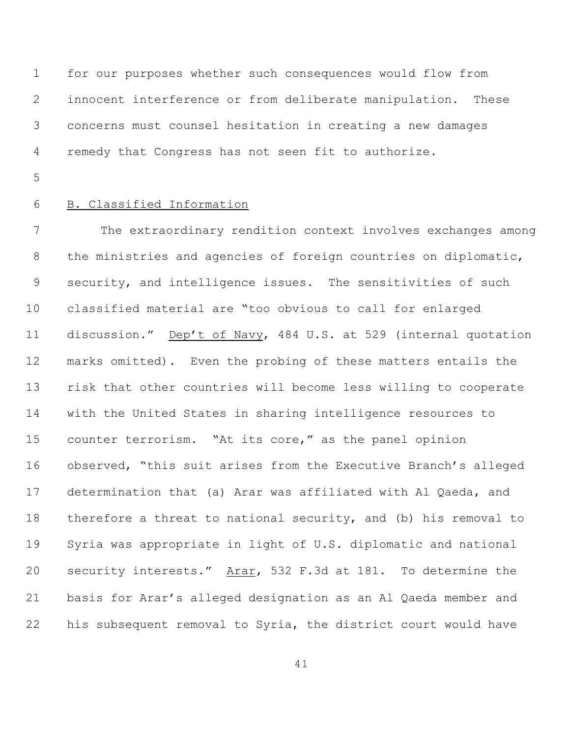for our purposes whether such consequences would flow from innocent interference or from deliberate manipulation. These concerns must counsel hesitation in creating a new damages remedy that Congress has not seen fit to authorize.

B. Classified Information

The extraordinary rendition context involves exchanges among the ministries and agencies of foreign countries on diplomatic, security, and intelligence issues. The sensitivities of such classified material are "too obvious to call for enlarged discussion." Dep't of Navy, 484 U.S. at 529 (internal quotation marks omitted). Even the probing of these matters entails the risk that other countries will become less willing to cooperate with the United States in sharing intelligence resources to counter terrorism. "At its core," as the panel opinion observed, "this suit arises from the Executive Branch's alleged determination that (a) Arar was affiliated with Al Qaeda, and therefore a threat to national security, and (b) his removal to Syria was appropriate in light of U.S. diplomatic and national security interests." Arar, 532 F.3d at 181. To determine the basis for Arar's alleged designation as an Al Qaeda member and his subsequent removal to Syria, the district court would have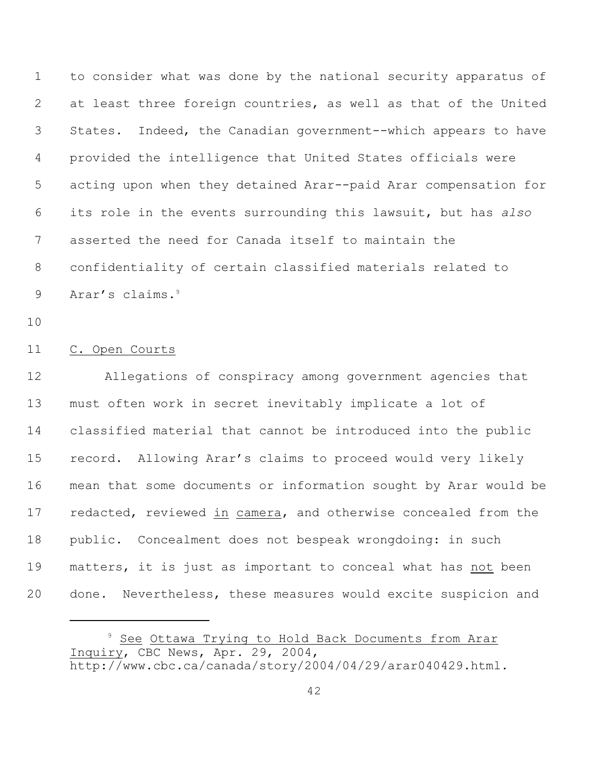to consider what was done by the national security apparatus of at least three foreign countries, as well as that of the United States. Indeed, the Canadian government--which appears to have provided the intelligence that United States officials were acting upon when they detained Arar--paid Arar compensation for its role in the events surrounding this lawsuit, but has *also* asserted the need for Canada itself to maintain the confidentiality of certain classified materials related to Arar's claims.[9]

C. Open Courts

Allegations of conspiracy among government agencies that must often work in secret inevitably implicate a lot of classified material that cannot be introduced into the public record. Allowing Arar's claims to proceed would very likely mean that some documents or information sought by Arar would be redacted, reviewed in camera, and otherwise concealed from the public. Concealment does not bespeak wrongdoing: in such matters, it is just as important to conceal what has not been done. Nevertheless, these measures would excite suspicion and

---

[9] See Ottawa Trying to Hold Back Documents from Arar Inquiry, CBC News, Apr. 29, 2004, http://www.cbc.ca/canada/story/2004/04/29/arar040429.html.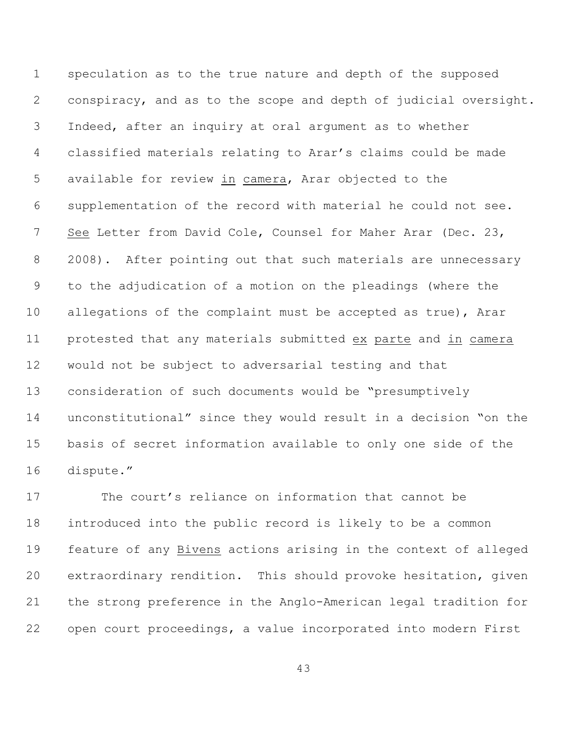speculation as to the true nature and depth of the supposed conspiracy, and as to the scope and depth of judicial oversight. Indeed, after an inquiry at oral argument as to whether classified materials relating to Arar's claims could be made available for review _in camera_, Arar objected to the supplementation of the record with material he could not see. _See_ Letter from David Cole, Counsel for Maher Arar (Dec. 23, 2008). After pointing out that such materials are unnecessary to the adjudication of a motion on the pleadings (where the allegations of the complaint must be accepted as true), Arar protested that any materials submitted _ex parte_ and _in camera_ would not be subject to adversarial testing and that consideration of such documents would be "presumptively unconstitutional" since they would result in a decision "on the basis of secret information available to only one side of the dispute."

The court's reliance on information that cannot be introduced into the public record is likely to be a common feature of any _Bivens_ actions arising in the context of alleged extraordinary rendition. This should provoke hesitation, given the strong preference in the Anglo-American legal tradition for open court proceedings, a value incorporated into modern First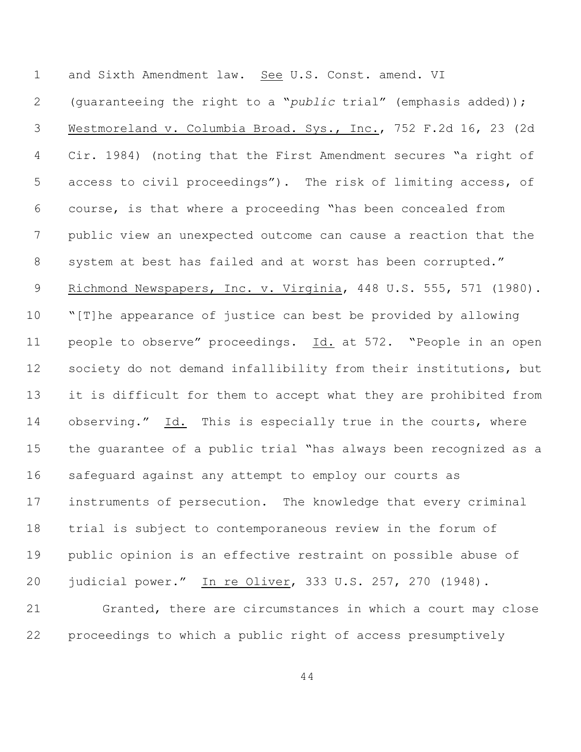and Sixth Amendment law. See U.S. Const. amend. VI (guaranteeing the right to a "*public* trial" (emphasis added)); Westmoreland v. Columbia Broad. Sys., Inc., 752 F.2d 16, 23 (2d Cir. 1984) (noting that the First Amendment secures "a right of access to civil proceedings"). The risk of limiting access, of course, is that where a proceeding "has been concealed from public view an unexpected outcome can cause a reaction that the system at best has failed and at worst has been corrupted." Richmond Newspapers, Inc. v. Virginia, 448 U.S. 555, 571 (1980). "[T]he appearance of justice can best be provided by allowing people to observe" proceedings. Id. at 572. "People in an open society do not demand infallibility from their institutions, but it is difficult for them to accept what they are prohibited from observing." Id. This is especially true in the courts, where the guarantee of a public trial "has always been recognized as a safeguard against any attempt to employ our courts as instruments of persecution. The knowledge that every criminal trial is subject to contemporaneous review in the forum of public opinion is an effective restraint on possible abuse of judicial power." In re Oliver, 333 U.S. 257, 270 (1948).

Granted, there are circumstances in which a court may close proceedings to which a public right of access presumptively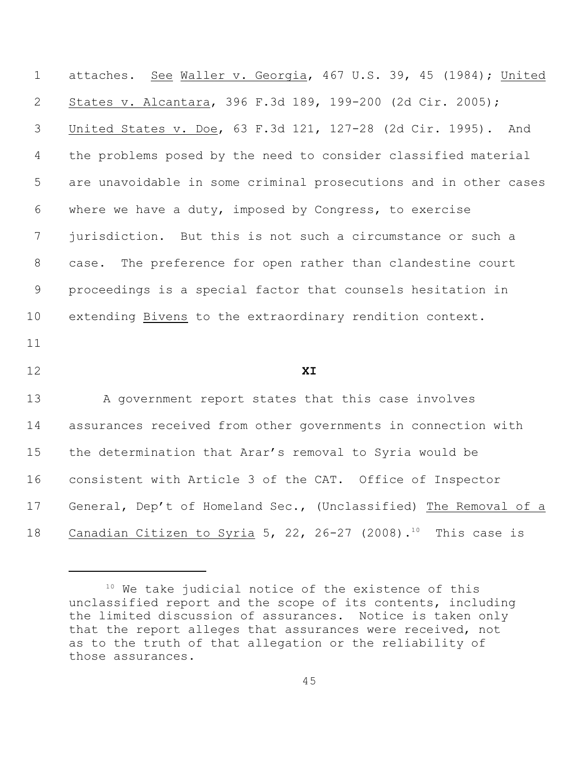attaches. See Waller v. Georgia, 467 U.S. 39, 45 (1984); United States v. Alcantara, 396 F.3d 189, 199-200 (2d Cir. 2005); United States v. Doe, 63 F.3d 121, 127-28 (2d Cir. 1995). And the problems posed by the need to consider classified material are unavoidable in some criminal prosecutions and in other cases where we have a duty, imposed by Congress, to exercise jurisdiction. But this is not such a circumstance or such a case. The preference for open rather than clandestine court proceedings is a special factor that counsels hesitation in extending Bivens to the extraordinary rendition context.

## XI

A government report states that this case involves assurances received from other governments in connection with the determination that Arar's removal to Syria would be consistent with Article 3 of the CAT. Office of Inspector General, Dep't of Homeland Sec., (Unclassified) The Removal of a Canadian Citizen to Syria 5, 22, 26-27 (2008).[10] This case is

[10] We take judicial notice of the existence of this unclassified report and the scope of its contents, including the limited discussion of assurances. Notice is taken only that the report alleges that assurances were received, not as to the truth of that allegation or the reliability of those assurances.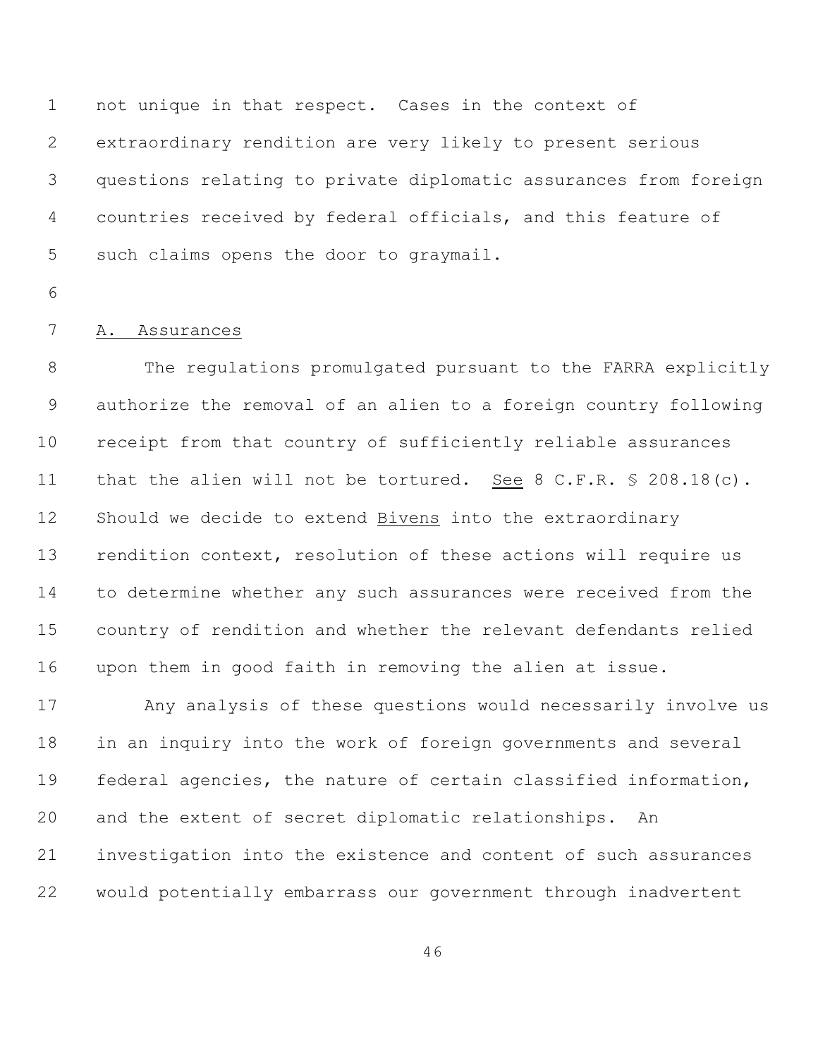not unique in that respect. Cases in the context of extraordinary rendition are very likely to present serious questions relating to private diplomatic assurances from foreign countries received by federal officials, and this feature of such claims opens the door to graymail.

A. Assurances

The regulations promulgated pursuant to the FARRA explicitly authorize the removal of an alien to a foreign country following receipt from that country of sufficiently reliable assurances that the alien will not be tortured. See 8 C.F.R. § 208.18(c). Should we decide to extend Bivens into the extraordinary rendition context, resolution of these actions will require us to determine whether any such assurances were received from the country of rendition and whether the relevant defendants relied upon them in good faith in removing the alien at issue.

Any analysis of these questions would necessarily involve us in an inquiry into the work of foreign governments and several federal agencies, the nature of certain classified information, and the extent of secret diplomatic relationships. An investigation into the existence and content of such assurances would potentially embarrass our government through inadvertent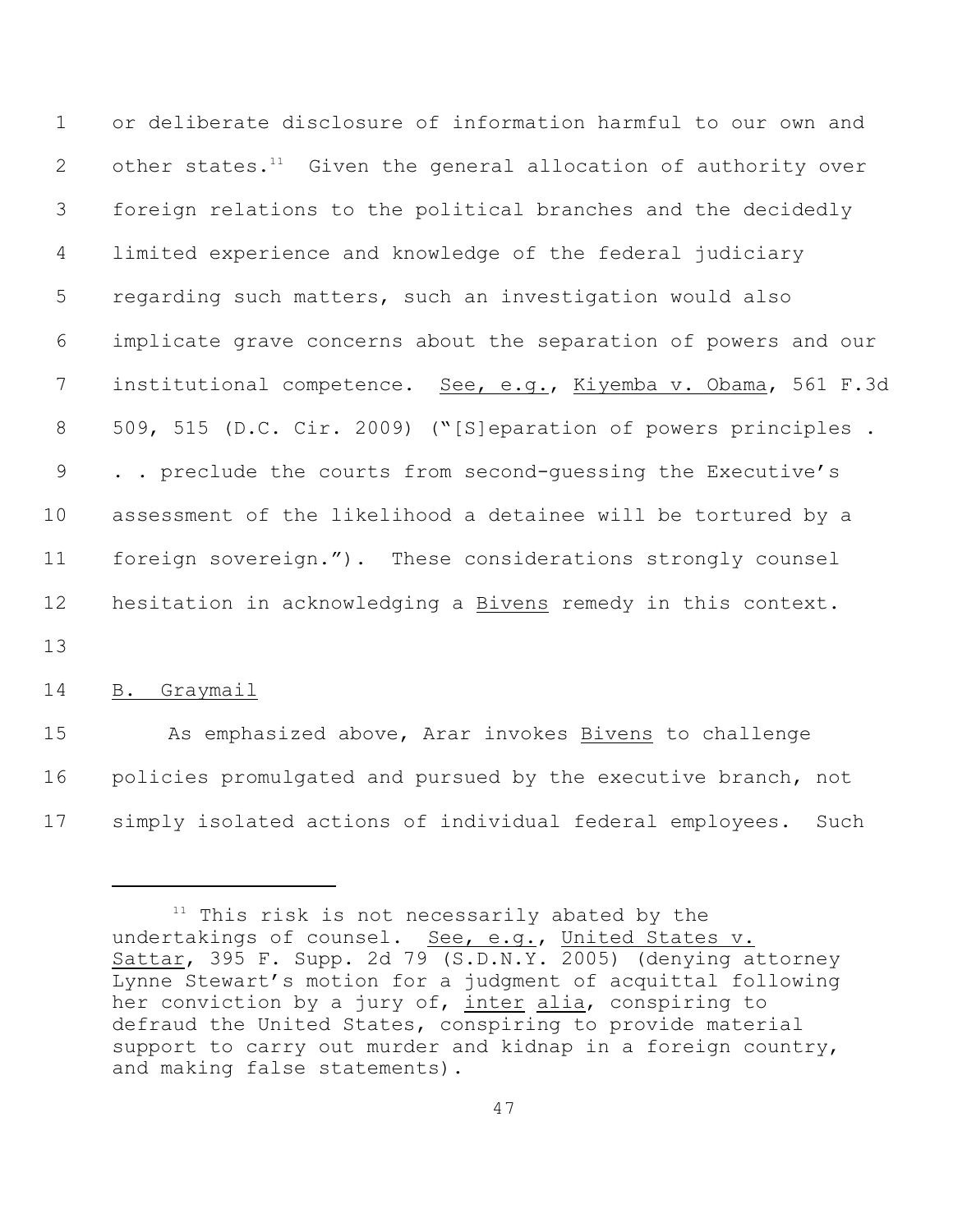or deliberate disclosure of information harmful to our own and other states.[11] Given the general allocation of authority over foreign relations to the political branches and the decidedly limited experience and knowledge of the federal judiciary regarding such matters, such an investigation would also implicate grave concerns about the separation of powers and our institutional competence. See, e.g., Kiyemba v. Obama, 561 F.3d 509, 515 (D.C. Cir. 2009) ("[S]eparation of powers principles . . . preclude the courts from second-guessing the Executive's assessment of the likelihood a detainee will be tortured by a foreign sovereign."). These considerations strongly counsel hesitation in acknowledging a Bivens remedy in this context.

B. Graymail

As emphasized above, Arar invokes Bivens to challenge policies promulgated and pursued by the executive branch, not simply isolated actions of individual federal employees. Such

---

[11] This risk is not necessarily abated by the undertakings of counsel. See, e.g., United States v. Sattar, 395 F. Supp. 2d 79 (S.D.N.Y. 2005) (denying attorney Lynne Stewart's motion for a judgment of acquittal following her conviction by a jury of, inter alia, conspiring to defraud the United States, conspiring to provide material support to carry out murder and kidnap in a foreign country, and making false statements).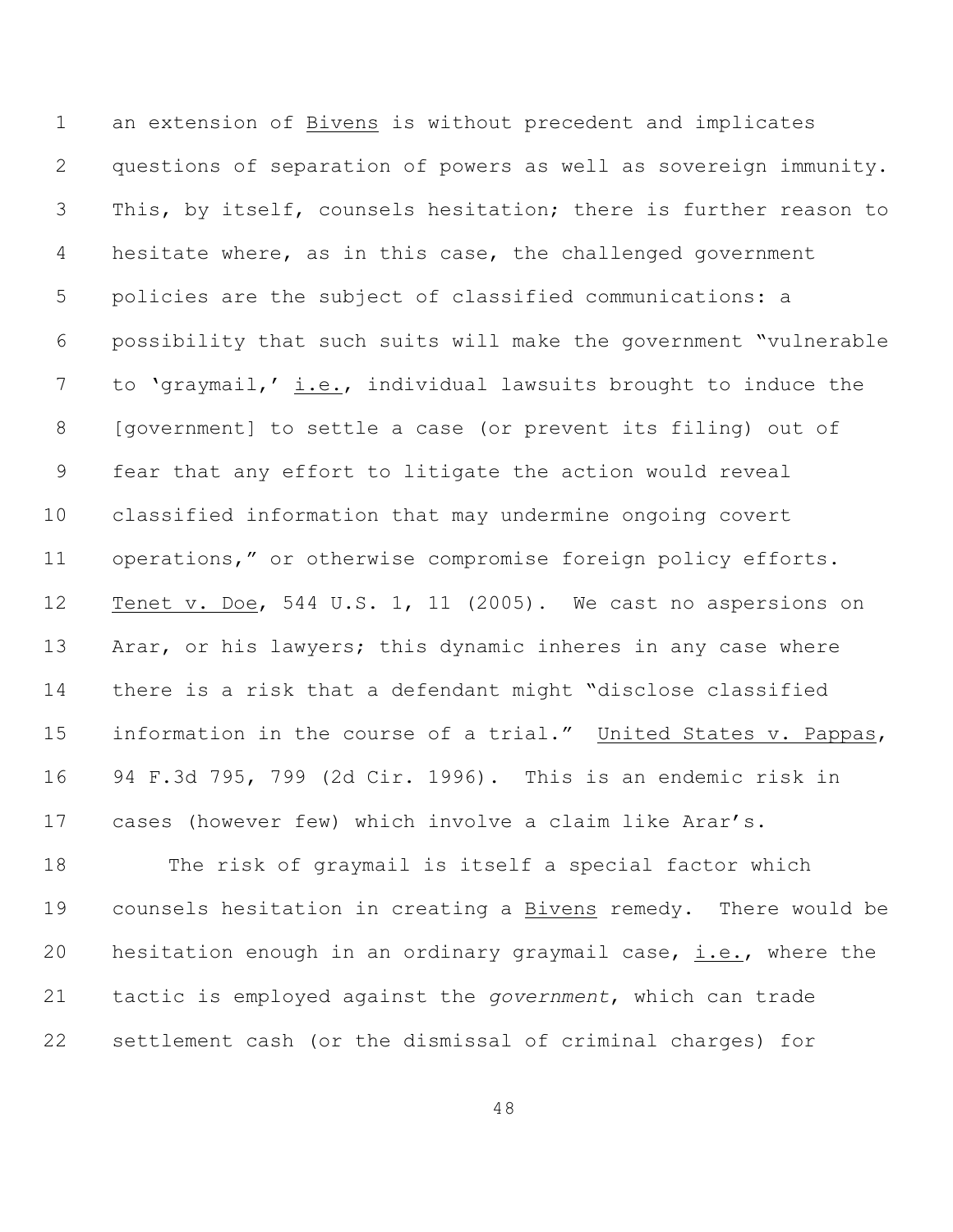an extension of Bivens is without precedent and implicates questions of separation of powers as well as sovereign immunity. This, by itself, counsels hesitation; there is further reason to hesitate where, as in this case, the challenged government policies are the subject of classified communications: a possibility that such suits will make the government "vulnerable to 'graymail,' i.e., individual lawsuits brought to induce the [government] to settle a case (or prevent its filing) out of fear that any effort to litigate the action would reveal classified information that may undermine ongoing covert operations," or otherwise compromise foreign policy efforts. Tenet v. Doe, 544 U.S. 1, 11 (2005). We cast no aspersions on Arar, or his lawyers; this dynamic inheres in any case where there is a risk that a defendant might "disclose classified information in the course of a trial." United States v. Pappas, 94 F.3d 795, 799 (2d Cir. 1996). This is an endemic risk in cases (however few) which involve a claim like Arar's.

The risk of graymail is itself a special factor which counsels hesitation in creating a Bivens remedy. There would be hesitation enough in an ordinary graymail case, i.e., where the tactic is employed against the *government*, which can trade settlement cash (or the dismissal of criminal charges) for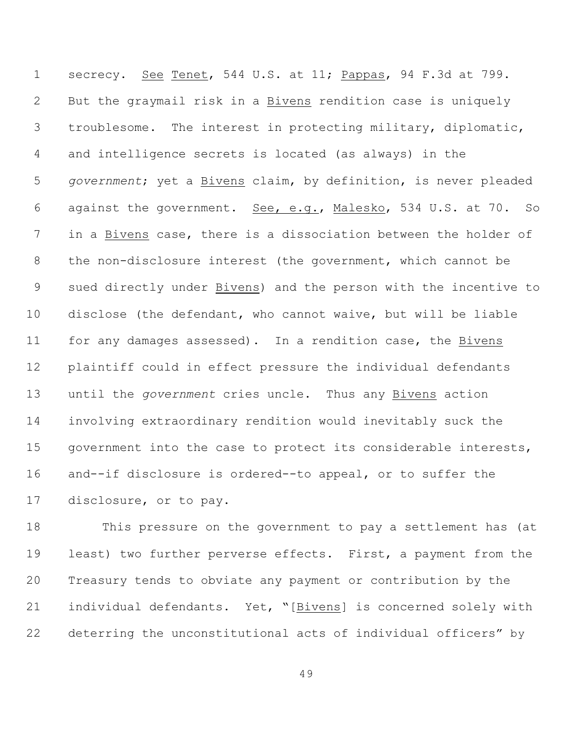secrecy. See Tenet, 544 U.S. at 11; Pappas, 94 F.3d at 799. But the graymail risk in a Bivens rendition case is uniquely troublesome. The interest in protecting military, diplomatic, and intelligence secrets is located (as always) in the *government*; yet a Bivens claim, by definition, is never pleaded against the government. See, e.g., Malesko, 534 U.S. at 70. So in a Bivens case, there is a dissociation between the holder of the non-disclosure interest (the government, which cannot be sued directly under Bivens) and the person with the incentive to disclose (the defendant, who cannot waive, but will be liable for any damages assessed). In a rendition case, the Bivens plaintiff could in effect pressure the individual defendants until the *government* cries uncle. Thus any Bivens action involving extraordinary rendition would inevitably suck the government into the case to protect its considerable interests, and--if disclosure is ordered--to appeal, or to suffer the disclosure, or to pay.

This pressure on the government to pay a settlement has (at least) two further perverse effects. First, a payment from the Treasury tends to obviate any payment or contribution by the individual defendants. Yet, "[Bivens] is concerned solely with deterring the unconstitutional acts of individual officers" by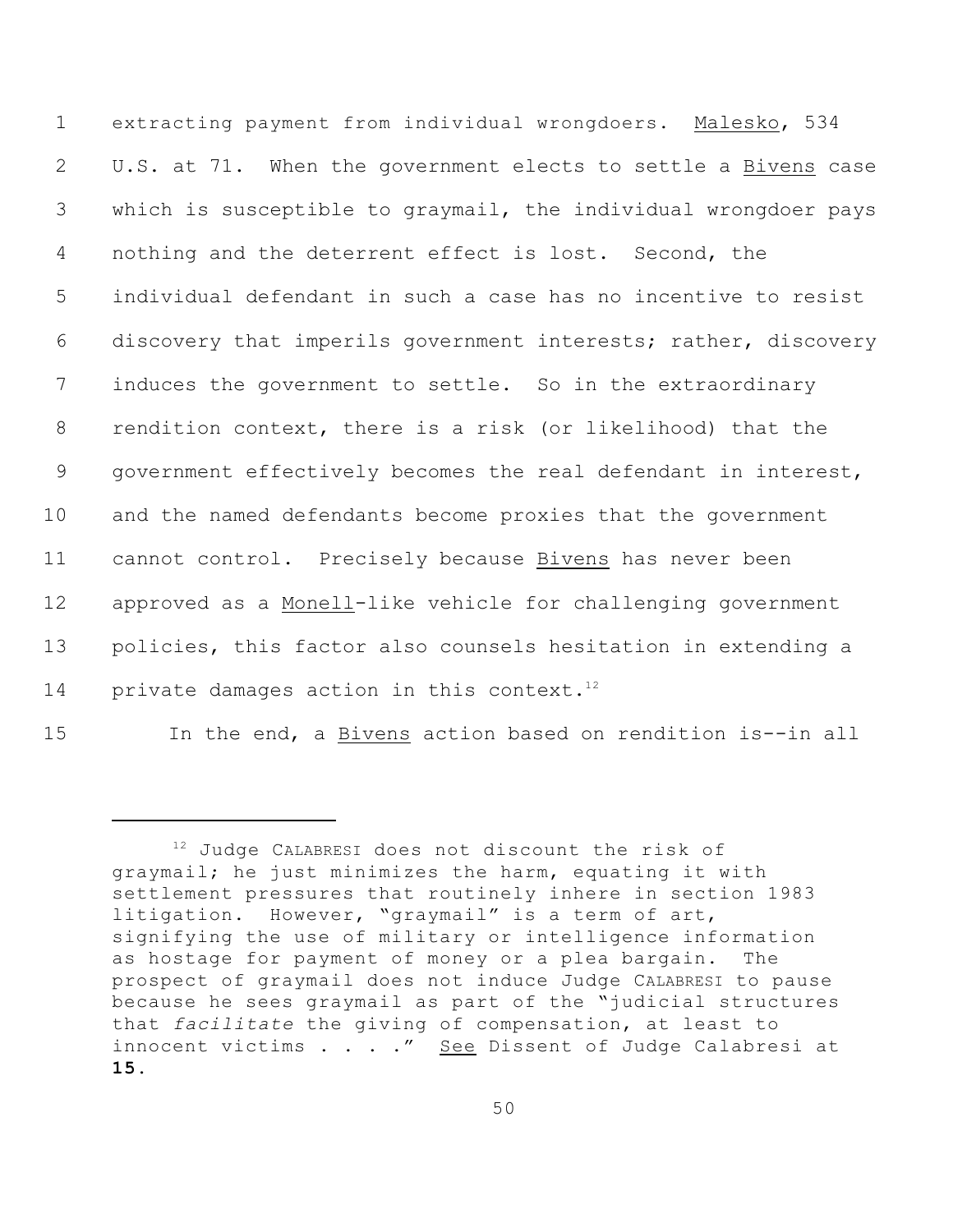extracting payment from individual wrongdoers. Malesko, 534 U.S. at 71. When the government elects to settle a Bivens case which is susceptible to graymail, the individual wrongdoer pays nothing and the deterrent effect is lost. Second, the individual defendant in such a case has no incentive to resist discovery that imperils government interests; rather, discovery induces the government to settle. So in the extraordinary rendition context, there is a risk (or likelihood) that the government effectively becomes the real defendant in interest, and the named defendants become proxies that the government cannot control. Precisely because Bivens has never been approved as a Monell-like vehicle for challenging government policies, this factor also counsels hesitation in extending a private damages action in this context.[12]

In the end, a Bivens action based on rendition is--in all

---

[12] Judge CALABRESI does not discount the risk of graymail; he just minimizes the harm, equating it with settlement pressures that routinely inhere in section 1983 litigation. However, "graymail" is a term of art, signifying the use of military or intelligence information as hostage for payment of money or a plea bargain. The prospect of graymail does not induce Judge CALABRESI to pause because he sees graymail as part of the "judicial structures that *facilitate* the giving of compensation, at least to innocent victims . . . ." See Dissent of Judge Calabresi at **15**.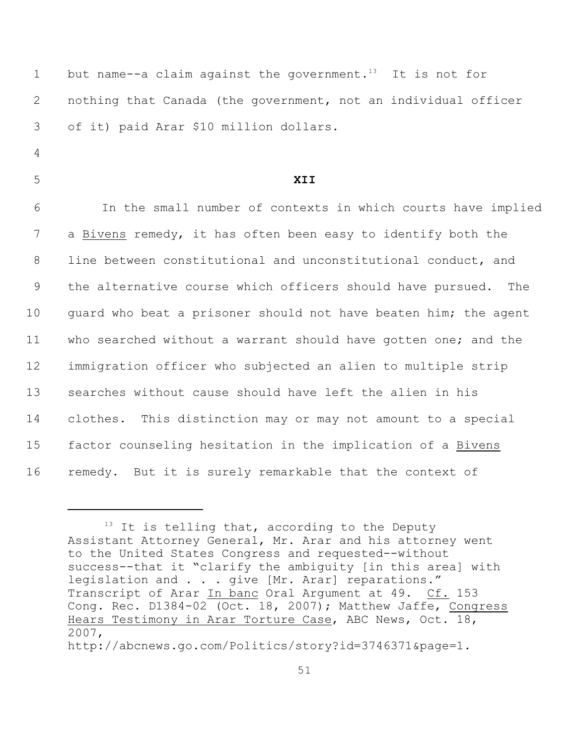but name--a claim against the government.[13] It is not for nothing that Canada (the government, not an individual officer of it) paid Arar $10 million dollars.

## XII

In the small number of contexts in which courts have implied a Bivens remedy, it has often been easy to identify both the line between constitutional and unconstitutional conduct, and the alternative course which officers should have pursued. The guard who beat a prisoner should not have beaten him; the agent who searched without a warrant should have gotten one; and the immigration officer who subjected an alien to multiple strip searches without cause should have left the alien in his clothes. This distinction may or may not amount to a special factor counseling hesitation in the implication of a Bivens remedy. But it is surely remarkable that the context of

---

[13] It is telling that, according to the Deputy Assistant Attorney General, Mr. Arar and his attorney went to the United States Congress and requested--without success--that it "clarify the ambiguity [in this area] with legislation and . . . give [Mr. Arar] reparations." Transcript of Arar In banc Oral Argument at 49. Cf. 153 Cong. Rec. D1384-02 (Oct. 18, 2007); Matthew Jaffe, Congress Hears Testimony in Arar Torture Case, ABC News, Oct. 18, 2007, http://abcnews.go.com/Politics/story?id=3746371&page=1.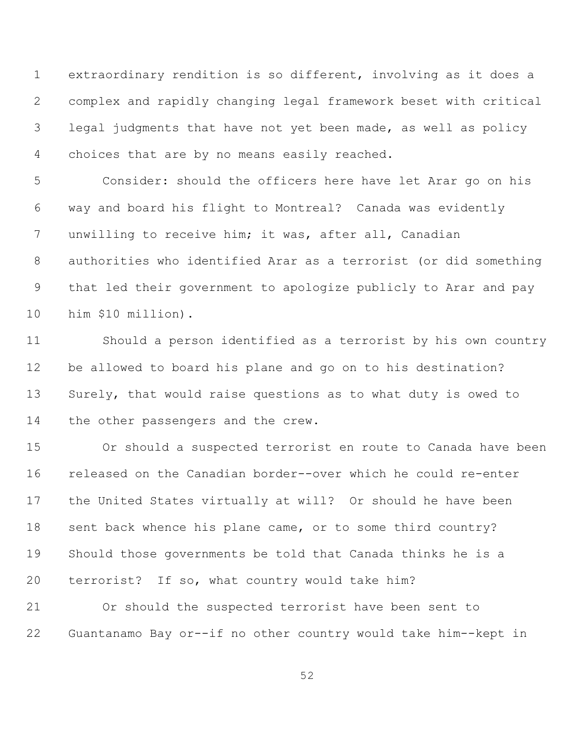extraordinary rendition is so different, involving as it does a complex and rapidly changing legal framework beset with critical legal judgments that have not yet been made, as well as policy choices that are by no means easily reached.

Consider: should the officers here have let Arar go on his way and board his flight to Montreal? Canada was evidently unwilling to receive him; it was, after all, Canadian authorities who identified Arar as a terrorist (or did something that led their government to apologize publicly to Arar and pay him $10 million).

Should a person identified as a terrorist by his own country be allowed to board his plane and go on to his destination? Surely, that would raise questions as to what duty is owed to the other passengers and the crew.

Or should a suspected terrorist en route to Canada have been released on the Canadian border--over which he could re-enter the United States virtually at will? Or should he have been sent back whence his plane came, or to some third country? Should those governments be told that Canada thinks he is a terrorist? If so, what country would take him?

Or should the suspected terrorist have been sent to Guantanamo Bay or--if no other country would take him--kept in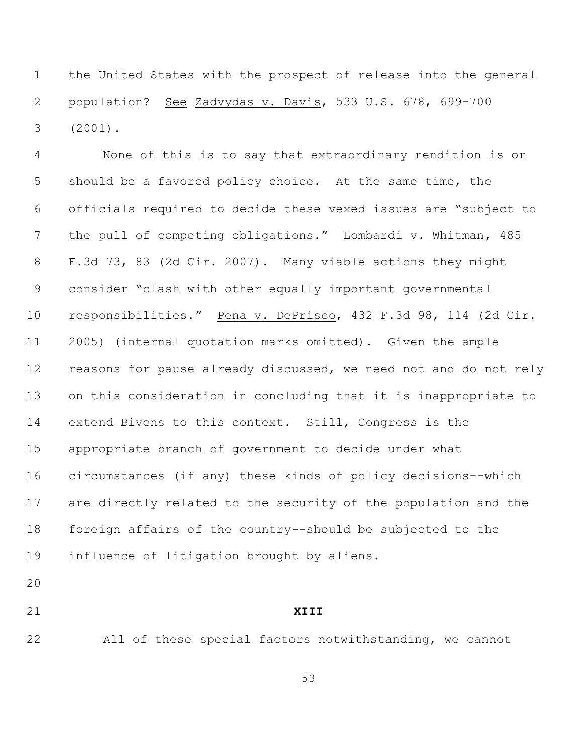the United States with the prospect of release into the general population? See Zadvydas v. Davis, 533 U.S. 678, 699-700 (2001).

None of this is to say that extraordinary rendition is or should be a favored policy choice. At the same time, the officials required to decide these vexed issues are "subject to the pull of competing obligations." Lombardi v. Whitman, 485 F.3d 73, 83 (2d Cir. 2007). Many viable actions they might consider "clash with other equally important governmental responsibilities." Pena v. DePrisco, 432 F.3d 98, 114 (2d Cir. 2005) (internal quotation marks omitted). Given the ample reasons for pause already discussed, we need not and do not rely on this consideration in concluding that it is inappropriate to extend Bivens to this context. Still, Congress is the appropriate branch of government to decide under what circumstances (if any) these kinds of policy decisions--which are directly related to the security of the population and the foreign affairs of the country--should be subjected to the influence of litigation brought by aliens.

## XIII

All of these special factors notwithstanding, we cannot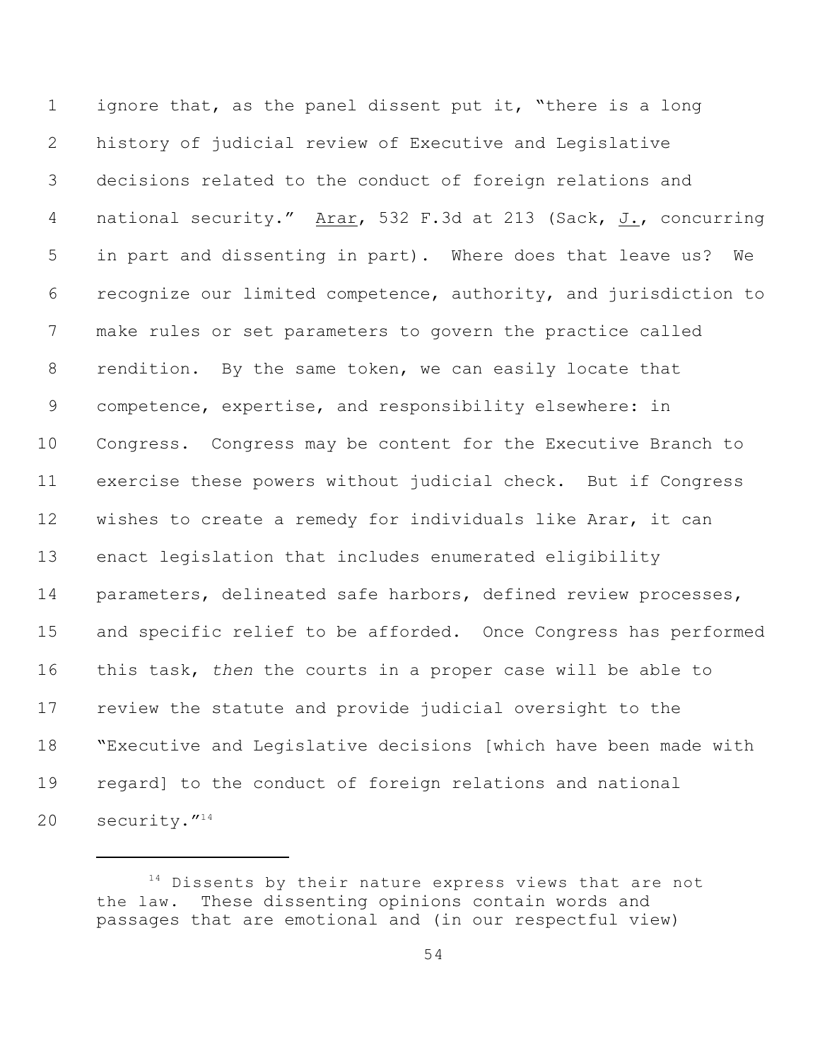ignore that, as the panel dissent put it, "there is a long history of judicial review of Executive and Legislative decisions related to the conduct of foreign relations and national security." Arar, 532 F.3d at 213 (Sack, J., concurring in part and dissenting in part). Where does that leave us? We recognize our limited competence, authority, and jurisdiction to make rules or set parameters to govern the practice called rendition. By the same token, we can easily locate that competence, expertise, and responsibility elsewhere: in Congress. Congress may be content for the Executive Branch to exercise these powers without judicial check. But if Congress wishes to create a remedy for individuals like Arar, it can enact legislation that includes enumerated eligibility parameters, delineated safe harbors, defined review processes, and specific relief to be afforded. Once Congress has performed this task, *then* the courts in a proper case will be able to review the statute and provide judicial oversight to the "Executive and Legislative decisions [which have been made with regard] to the conduct of foreign relations and national security."[14]

---

[14] Dissents by their nature express views that are not the law. These dissenting opinions contain words and passages that are emotional and (in our respectful view)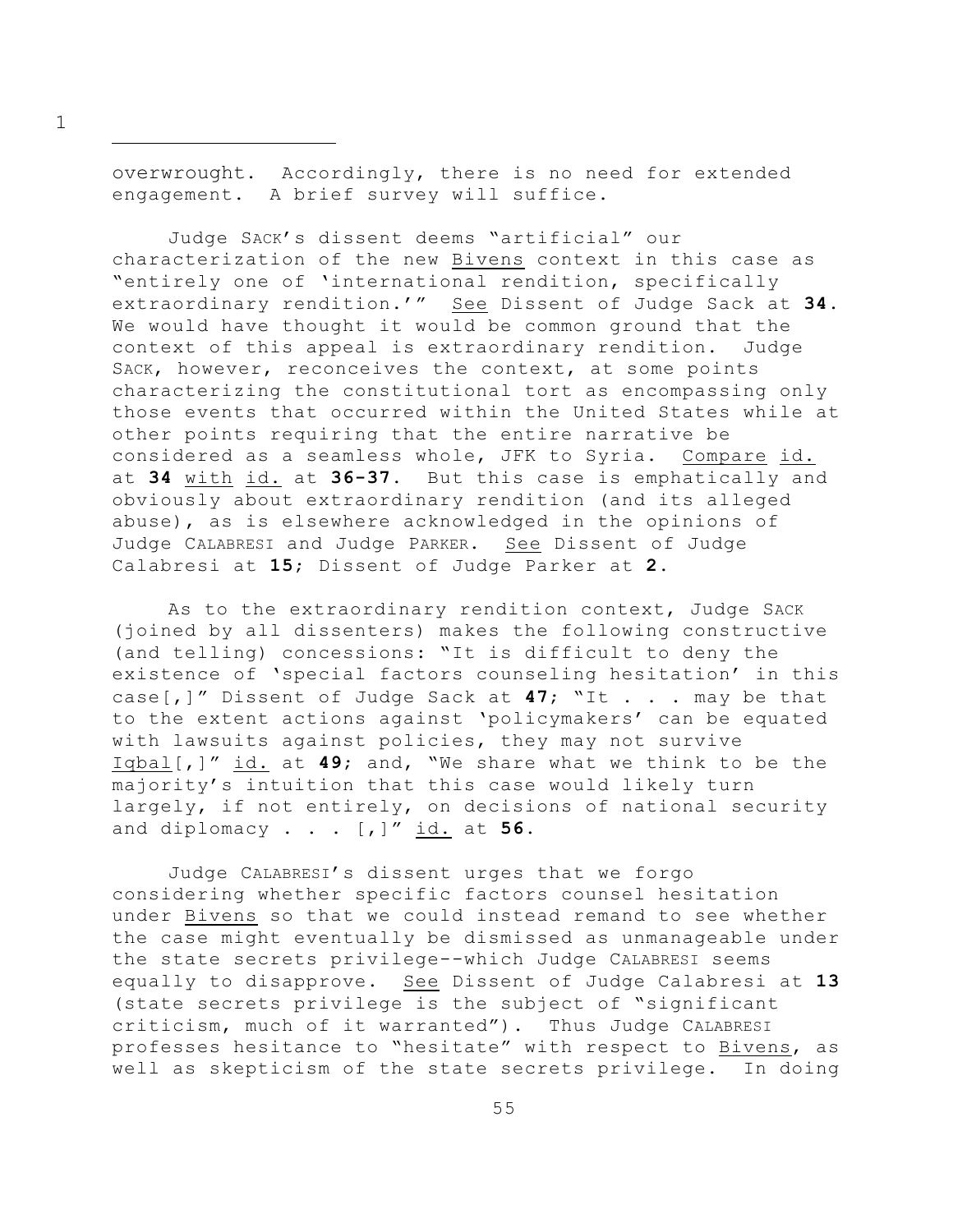overwrought. Accordingly, there is no need for extended engagement. A brief survey will suffice.

Judge SACK's dissent deems "artificial" our characterization of the new Bivens context in this case as "entirely one of 'international rendition, specifically extraordinary rendition.'" See Dissent of Judge Sack at **34**. We would have thought it would be common ground that the context of this appeal is extraordinary rendition. Judge SACK, however, reconceives the context, at some points characterizing the constitutional tort as encompassing only those events that occurred within the United States while at other points requiring that the entire narrative be considered as a seamless whole, JFK to Syria. Compare id. at **34** with id. at **36-37**. But this case is emphatically and obviously about extraordinary rendition (and its alleged abuse), as is elsewhere acknowledged in the opinions of Judge CALABRESI and Judge PARKER. See Dissent of Judge Calabresi at **15**; Dissent of Judge Parker at **2**.

As to the extraordinary rendition context, Judge SACK (joined by all dissenters) makes the following constructive (and telling) concessions: "It is difficult to deny the existence of 'special factors counseling hesitation' in this case[,]" Dissent of Judge Sack at **47**; "It . . . may be that to the extent actions against 'policymakers' can be equated with lawsuits against policies, they may not survive Iqbal[,]" id. at **49**; and, "We share what we think to be the majority's intuition that this case would likely turn largely, if not entirely, on decisions of national security and diplomacy . . . [,]" id. at **56**.

Judge CALABRESI's dissent urges that we forgo considering whether specific factors counsel hesitation under Bivens so that we could instead remand to see whether the case might eventually be dismissed as unmanageable under the state secrets privilege--which Judge CALABRESI seems equally to disapprove. See Dissent of Judge Calabresi at **13** (state secrets privilege is the subject of "significant criticism, much of it warranted"). Thus Judge CALABRESI professes hesitance to "hesitate" with respect to Bivens, as well as skepticism of the state secrets privilege. In doing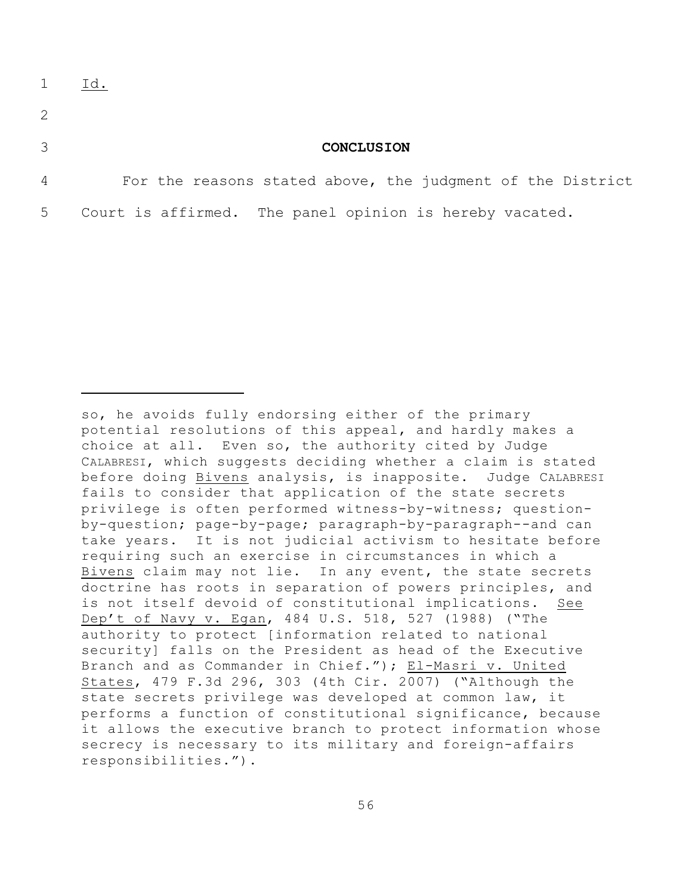Id.

**CONCLUSION**

For the reasons stated above, the judgment of the District Court is affirmed. The panel opinion is hereby vacated.

---

so, he avoids fully endorsing either of the primary potential resolutions of this appeal, and hardly makes a choice at all. Even so, the authority cited by Judge CALABRESI, which suggests deciding whether a claim is stated before doing Bivens analysis, is inapposite. Judge CALABRESI fails to consider that application of the state secrets privilege is often performed witness-by-witness; question-by-question; page-by-page; paragraph-by-paragraph--and can take years. It is not judicial activism to hesitate before requiring such an exercise in circumstances in which a Bivens claim may not lie. In any event, the state secrets doctrine has roots in separation of powers principles, and is not itself devoid of constitutional implications. See Dep't of Navy v. Egan, 484 U.S. 518, 527 (1988) ("The authority to protect [information related to national security] falls on the President as head of the Executive Branch and as Commander in Chief."); El-Masri v. United States, 479 F.3d 296, 303 (4th Cir. 2007) ("Although the state secrets privilege was developed at common law, it performs a function of constitutional significance, because it allows the executive branch to protect information whose secrecy is necessary to its military and foreign-affairs responsibilities.").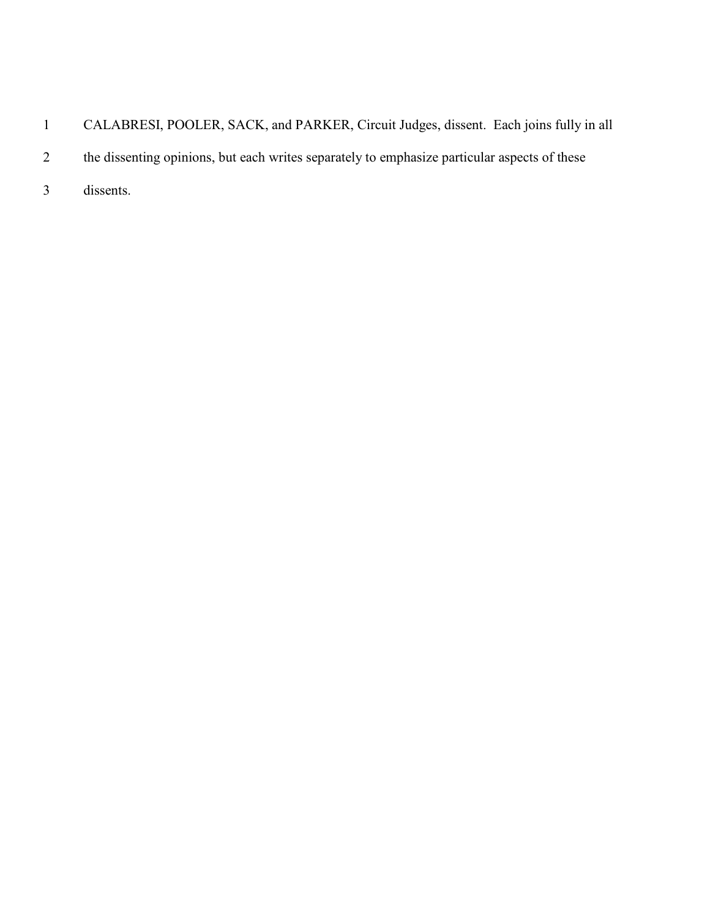CALABRESI, POOLER, SACK, and PARKER, Circuit Judges, dissent. Each joins fully in all the dissenting opinions, but each writes separately to emphasize particular aspects of these dissents.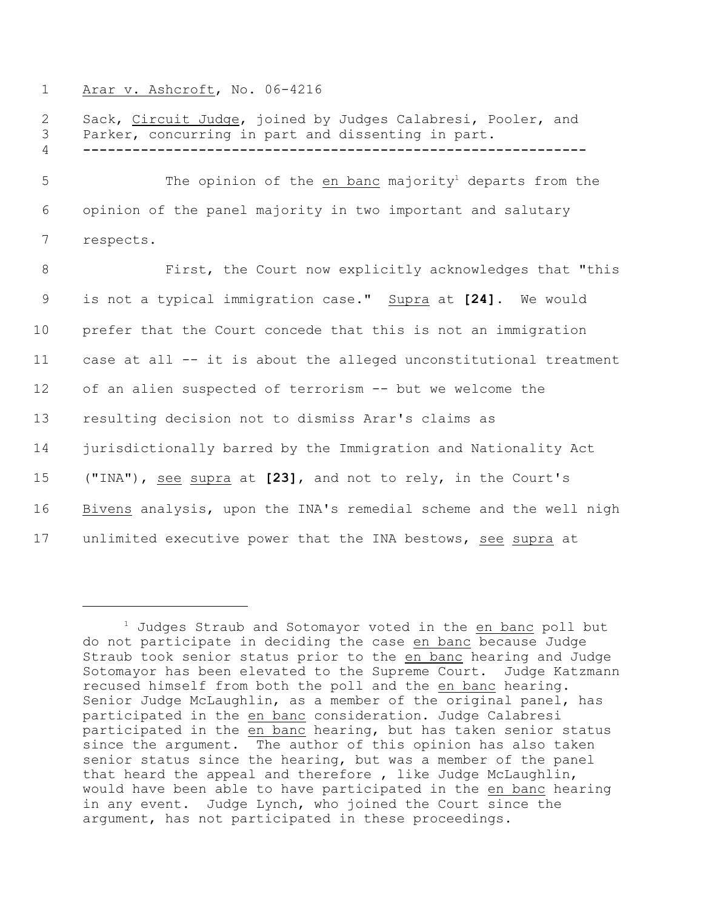Arar v. Ashcroft, No. 06-4216

Sack, Circuit Judge, joined by Judges Calabresi, Pooler, and Parker, concurring in part and dissenting in part.

---

The opinion of the en banc majority[1] departs from the opinion of the panel majority in two important and salutary respects.

First, the Court now explicitly acknowledges that "this is not a typical immigration case." Supra at **[24]**. We would prefer that the Court concede that this is not an immigration case at all -- it is about the alleged unconstitutional treatment of an alien suspected of terrorism -- but we welcome the resulting decision not to dismiss Arar's claims as jurisdictionally barred by the Immigration and Nationality Act ("INA"), see supra at **[23]**, and not to rely, in the Court's Bivens analysis, upon the INA's remedial scheme and the well nigh unlimited executive power that the INA bestows, see supra at

---

[1] Judges Straub and Sotomayor voted in the en banc poll but do not participate in deciding the case en banc because Judge Straub took senior status prior to the en banc hearing and Judge Sotomayor has been elevated to the Supreme Court. Judge Katzmann recused himself from both the poll and the en banc hearing. Senior Judge McLaughlin, as a member of the original panel, has participated in the en banc consideration. Judge Calabresi participated in the en banc hearing, but has taken senior status since the argument. The author of this opinion has also taken senior status since the hearing, but was a member of the panel that heard the appeal and therefore , like Judge McLaughlin, would have been able to have participated in the en banc hearing in any event. Judge Lynch, who joined the Court since the argument, has not participated in these proceedings.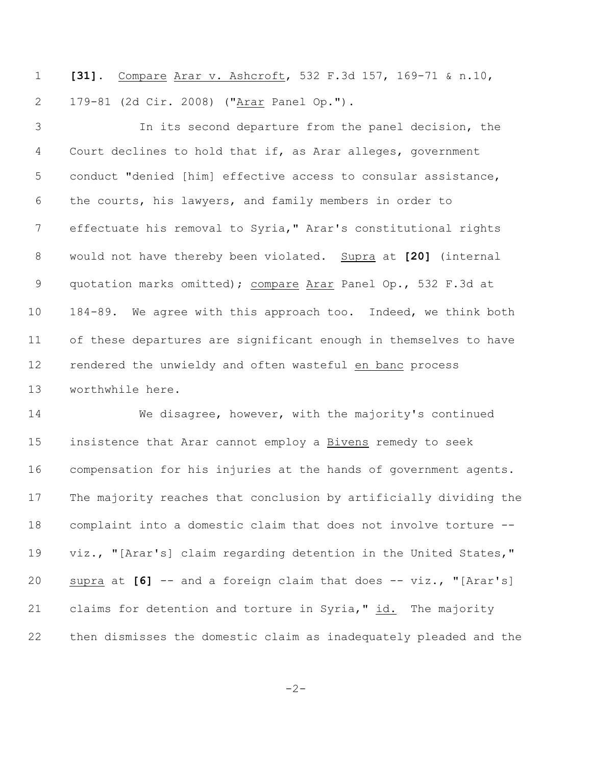**[31]**. Compare Arar v. Ashcroft, 532 F.3d 157, 169-71 & n.10, 179-81 (2d Cir. 2008) ("Arar Panel Op.").

In its second departure from the panel decision, the Court declines to hold that if, as Arar alleges, government conduct "denied [him] effective access to consular assistance, the courts, his lawyers, and family members in order to effectuate his removal to Syria," Arar's constitutional rights would not have thereby been violated. Supra at **[20]** (internal quotation marks omitted); compare Arar Panel Op., 532 F.3d at 184-89. We agree with this approach too. Indeed, we think both of these departures are significant enough in themselves to have rendered the unwieldy and often wasteful en banc process worthwhile here.

We disagree, however, with the majority's continued insistence that Arar cannot employ a Bivens remedy to seek compensation for his injuries at the hands of government agents. The majority reaches that conclusion by artificially dividing the complaint into a domestic claim that does not involve torture -- viz., "[Arar's] claim regarding detention in the United States," supra at **[6]** -- and a foreign claim that does -- viz., "[Arar's] claims for detention and torture in Syria," id. The majority then dismisses the domestic claim as inadequately pleaded and the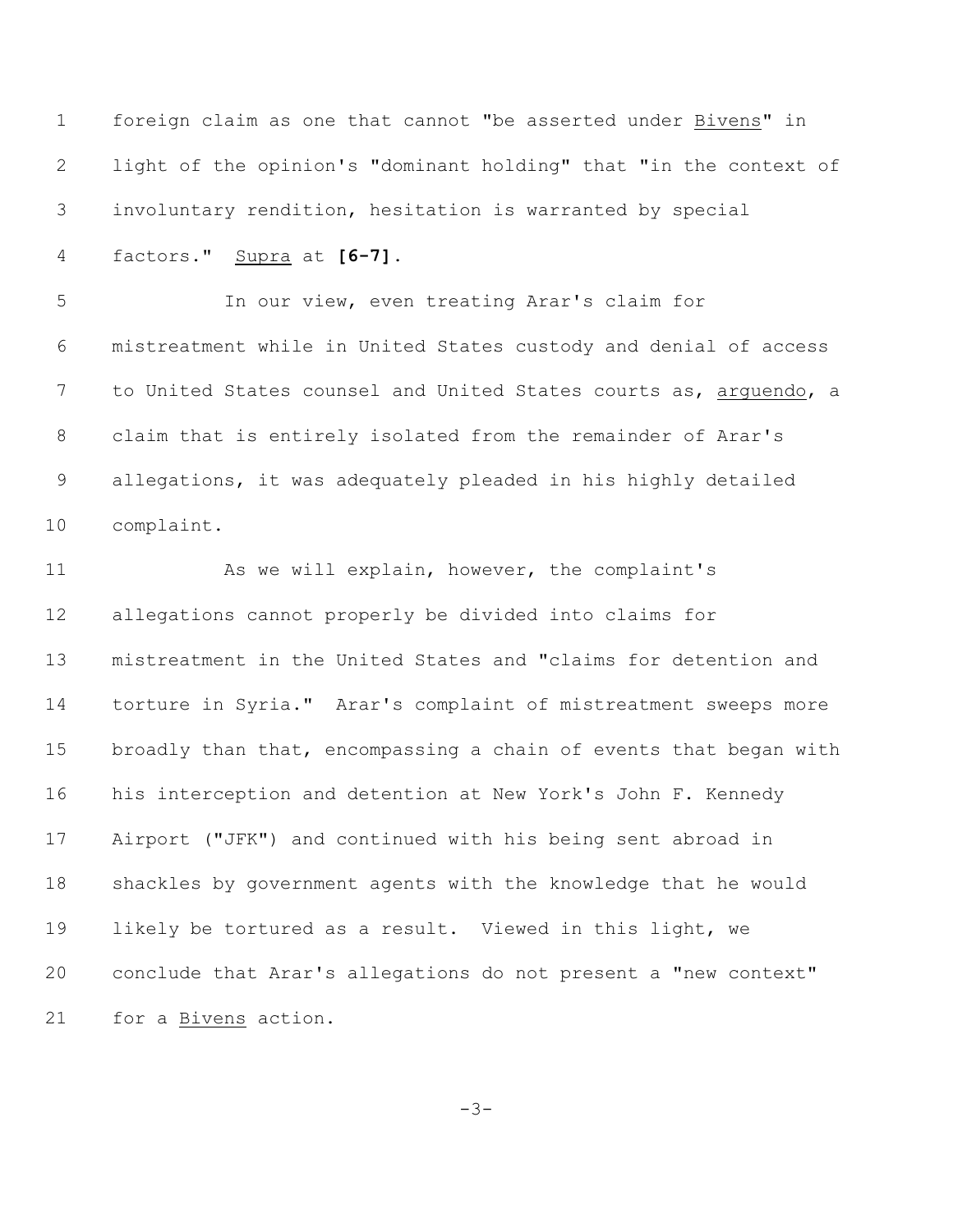foreign claim as one that cannot "be asserted under _Bivens_" in light of the opinion's "dominant holding" that "in the context of involuntary rendition, hesitation is warranted by special factors." _Supra_ at **[6-7]**.

In our view, even treating Arar's claim for mistreatment while in United States custody and denial of access to United States counsel and United States courts as, _arguendo_, a claim that is entirely isolated from the remainder of Arar's allegations, it was adequately pleaded in his highly detailed complaint.

As we will explain, however, the complaint's allegations cannot properly be divided into claims for mistreatment in the United States and "claims for detention and torture in Syria." Arar's complaint of mistreatment sweeps more broadly than that, encompassing a chain of events that began with his interception and detention at New York's John F. Kennedy Airport ("JFK") and continued with his being sent abroad in shackles by government agents with the knowledge that he would likely be tortured as a result. Viewed in this light, we conclude that Arar's allegations do not present a "new context" for a _Bivens_ action.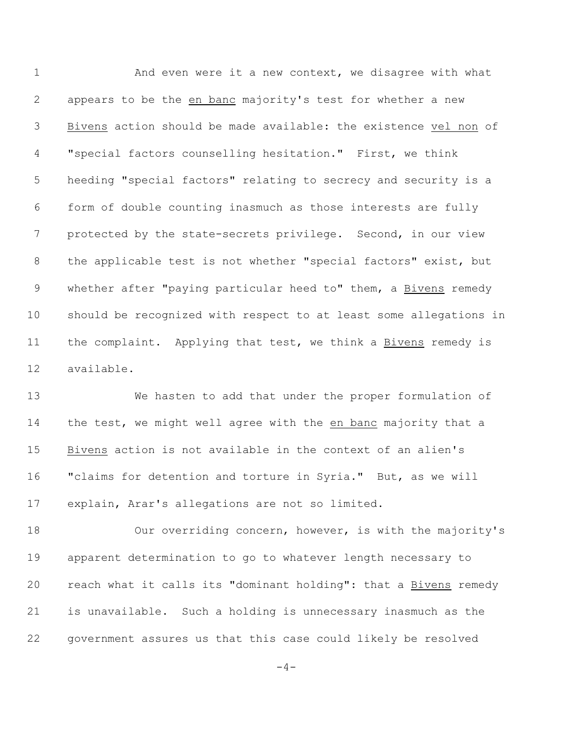And even were it a new context, we disagree with what appears to be the *en banc* majority's test for whether a new *Bivens* action should be made available: the existence *vel non* of "special factors counselling hesitation." First, we think heeding "special factors" relating to secrecy and security is a form of double counting inasmuch as those interests are fully protected by the state-secrets privilege. Second, in our view the applicable test is not whether "special factors" exist, but whether after "paying particular heed to" them, a *Bivens* remedy should be recognized with respect to at least some allegations in the complaint. Applying that test, we think a *Bivens* remedy is available.

We hasten to add that under the proper formulation of the test, we might well agree with the *en banc* majority that a *Bivens* action is not available in the context of an alien's "claims for detention and torture in Syria." But, as we will explain, Arar's allegations are not so limited.

Our overriding concern, however, is with the majority's apparent determination to go to whatever length necessary to reach what it calls its "dominant holding": that a *Bivens* remedy is unavailable. Such a holding is unnecessary inasmuch as the government assures us that this case could likely be resolved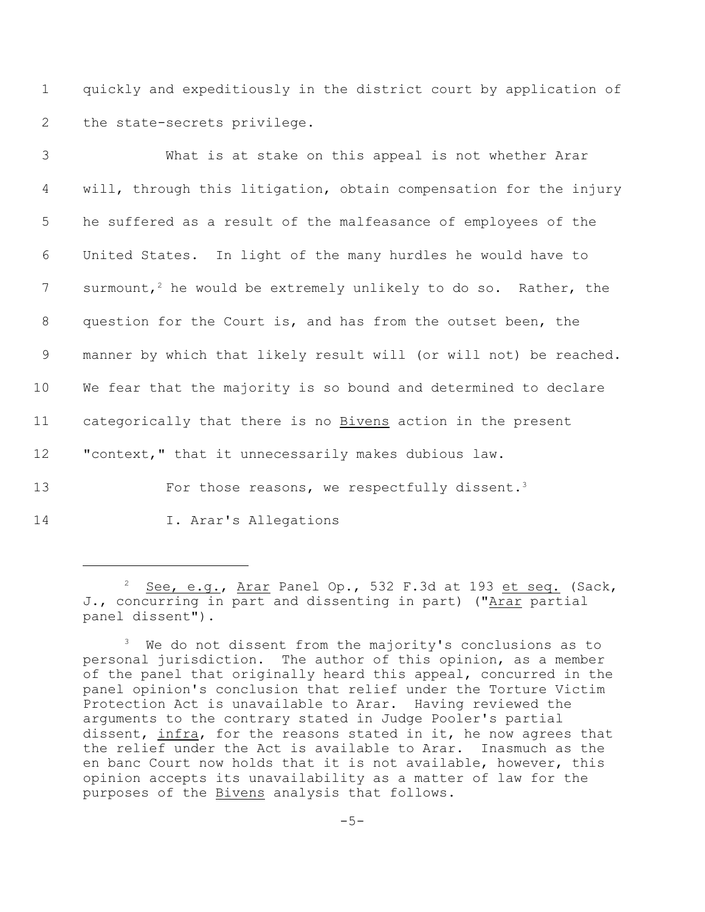quickly and expeditiously in the district court by application of the state-secrets privilege.

What is at stake on this appeal is not whether Arar will, through this litigation, obtain compensation for the injury he suffered as a result of the malfeasance of employees of the United States. In light of the many hurdles he would have to surmount,[2] he would be extremely unlikely to do so. Rather, the question for the Court is, and has from the outset been, the manner by which that likely result will (or will not) be reached. We fear that the majority is so bound and determined to declare categorically that there is no Bivens action in the present "context," that it unnecessarily makes dubious law.

For those reasons, we respectfully dissent.[3]

## I. Arar's Allegations

---

[2] See, e.g., Arar Panel Op., 532 F.3d at 193 et seq. (Sack, J., concurring in part and dissenting in part) ("Arar partial panel dissent").

[3] We do not dissent from the majority's conclusions as to personal jurisdiction. The author of this opinion, as a member of the panel that originally heard this appeal, concurred in the panel opinion's conclusion that relief under the Torture Victim Protection Act is unavailable to Arar. Having reviewed the arguments to the contrary stated in Judge Pooler's partial dissent, infra, for the reasons stated in it, he now agrees that the relief under the Act is available to Arar. Inasmuch as the en banc Court now holds that it is not available, however, this opinion accepts its unavailability as a matter of law for the purposes of the Bivens analysis that follows.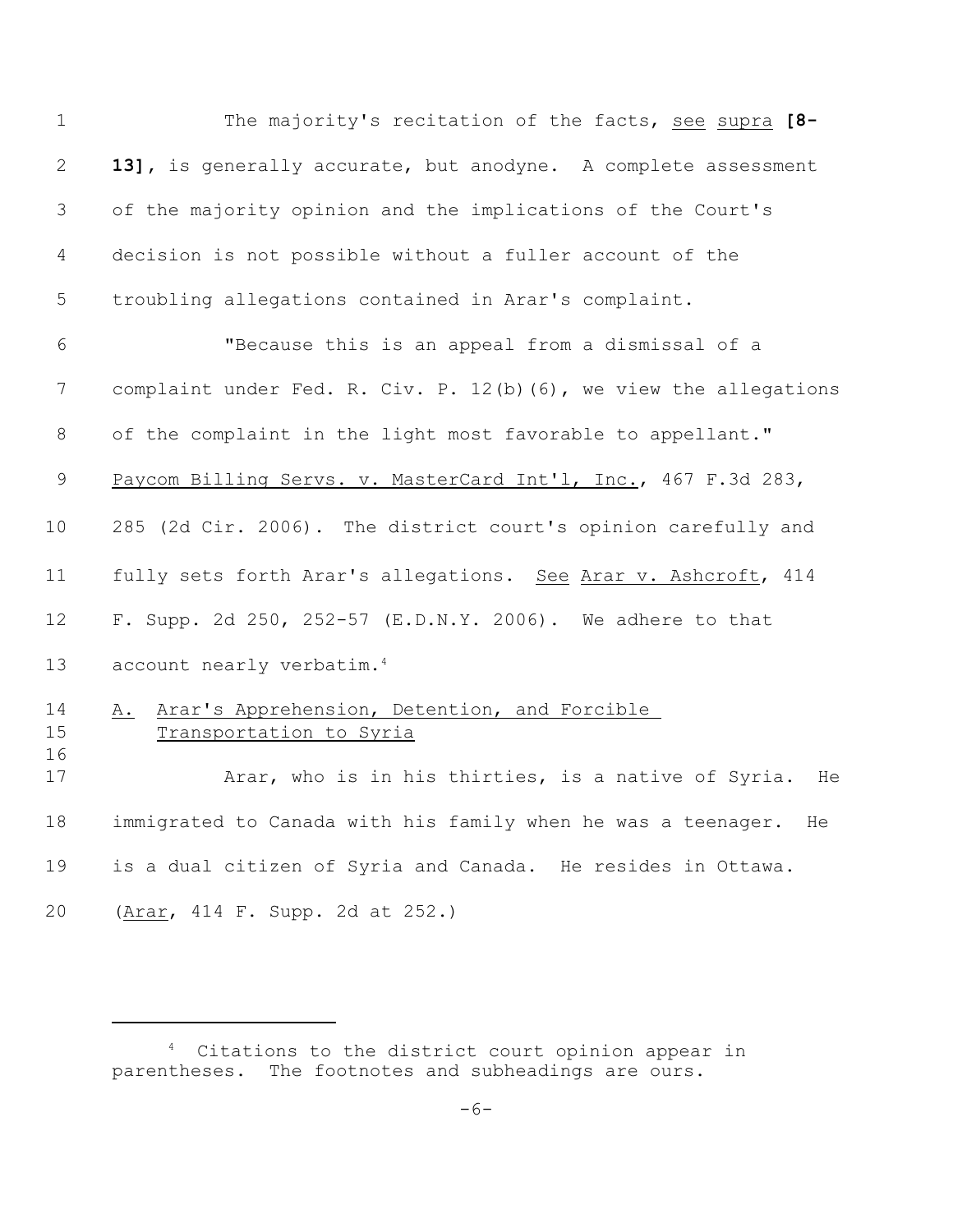The majority's recitation of the facts, see supra **[8-13]**, is generally accurate, but anodyne. A complete assessment of the majority opinion and the implications of the Court's decision is not possible without a fuller account of the troubling allegations contained in Arar's complaint.

"Because this is an appeal from a dismissal of a complaint under Fed. R. Civ. P. 12(b)(6), we view the allegations of the complaint in the light most favorable to appellant." Paycom Billing Servs. v. MasterCard Int'l, Inc., 467 F.3d 283, 285 (2d Cir. 2006). The district court's opinion carefully and fully sets forth Arar's allegations. See Arar v. Ashcroft, 414 F. Supp. 2d 250, 252-57 (E.D.N.Y. 2006). We adhere to that account nearly verbatim.[4]

## A. Arar's Apprehension, Detention, and Forcible Transportation to Syria

Arar, who is in his thirties, is a native of Syria. He immigrated to Canada with his family when he was a teenager. He is a dual citizen of Syria and Canada. He resides in Ottawa. (Arar, 414 F. Supp. 2d at 252.)

---

[4] Citations to the district court opinion appear in parentheses. The footnotes and subheadings are ours.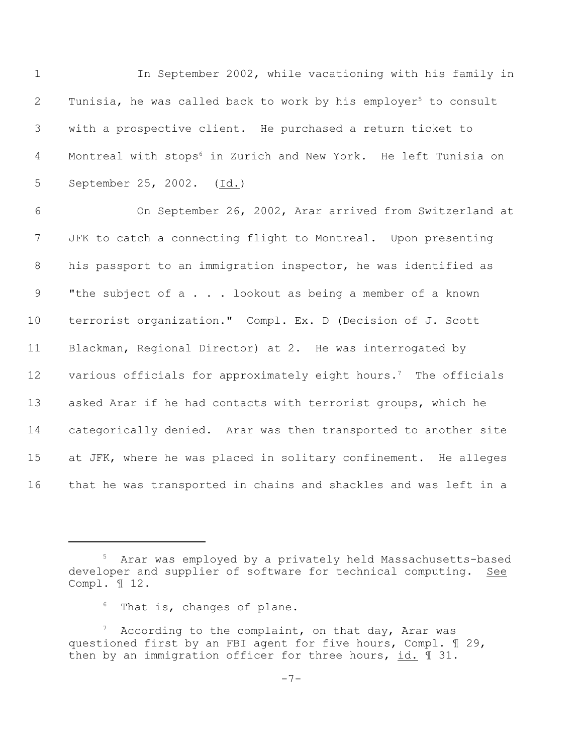In September 2002, while vacationing with his family in Tunisia, he was called back to work by his employer[5] to consult with a prospective client. He purchased a return ticket to Montreal with stops[6] in Zurich and New York. He left Tunisia on September 25, 2002. (Id.)

On September 26, 2002, Arar arrived from Switzerland at JFK to catch a connecting flight to Montreal. Upon presenting his passport to an immigration inspector, he was identified as "the subject of a . . . lookout as being a member of a known terrorist organization." Compl. Ex. D (Decision of J. Scott Blackman, Regional Director) at 2. He was interrogated by various officials for approximately eight hours.[7] The officials asked Arar if he had contacts with terrorist groups, which he categorically denied. Arar was then transported to another site at JFK, where he was placed in solitary confinement. He alleges that he was transported in chains and shackles and was left in a

---

[5] Arar was employed by a privately held Massachusetts-based developer and supplier of software for technical computing. See Compl. ¶ 12.

[6] That is, changes of plane.

[7] According to the complaint, on that day, Arar was questioned first by an FBI agent for five hours, Compl. ¶ 29, then by an immigration officer for three hours, id. ¶ 31.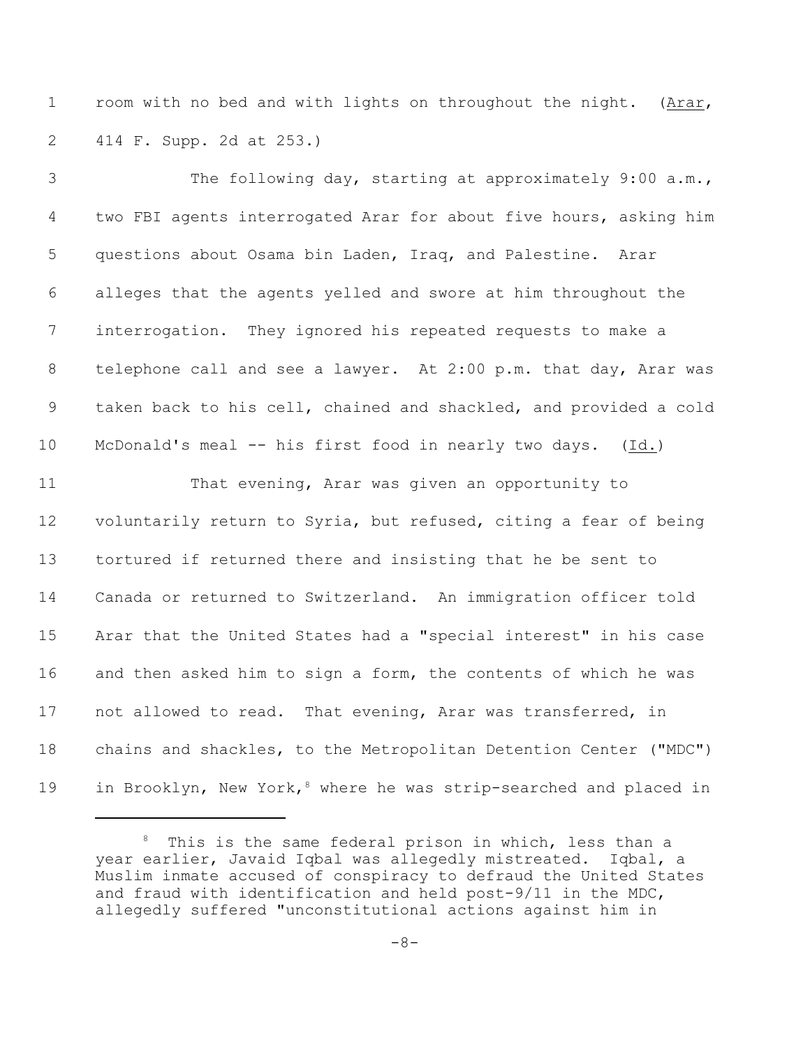room with no bed and with lights on throughout the night. (Arar, 414 F. Supp. 2d at 253.)

The following day, starting at approximately 9:00 a.m., two FBI agents interrogated Arar for about five hours, asking him questions about Osama bin Laden, Iraq, and Palestine. Arar alleges that the agents yelled and swore at him throughout the interrogation. They ignored his repeated requests to make a telephone call and see a lawyer. At 2:00 p.m. that day, Arar was taken back to his cell, chained and shackled, and provided a cold McDonald's meal -- his first food in nearly two days. (Id.)

That evening, Arar was given an opportunity to voluntarily return to Syria, but refused, citing a fear of being tortured if returned there and insisting that he be sent to Canada or returned to Switzerland. An immigration officer told Arar that the United States had a "special interest" in his case and then asked him to sign a form, the contents of which he was not allowed to read. That evening, Arar was transferred, in chains and shackles, to the Metropolitan Detention Center ("MDC") in Brooklyn, New York,[8] where he was strip-searched and placed in

[8] This is the same federal prison in which, less than a year earlier, Javaid Iqbal was allegedly mistreated. Iqbal, a Muslim inmate accused of conspiracy to defraud the United States and fraud with identification and held post-9/11 in the MDC, allegedly suffered "unconstitutional actions against him in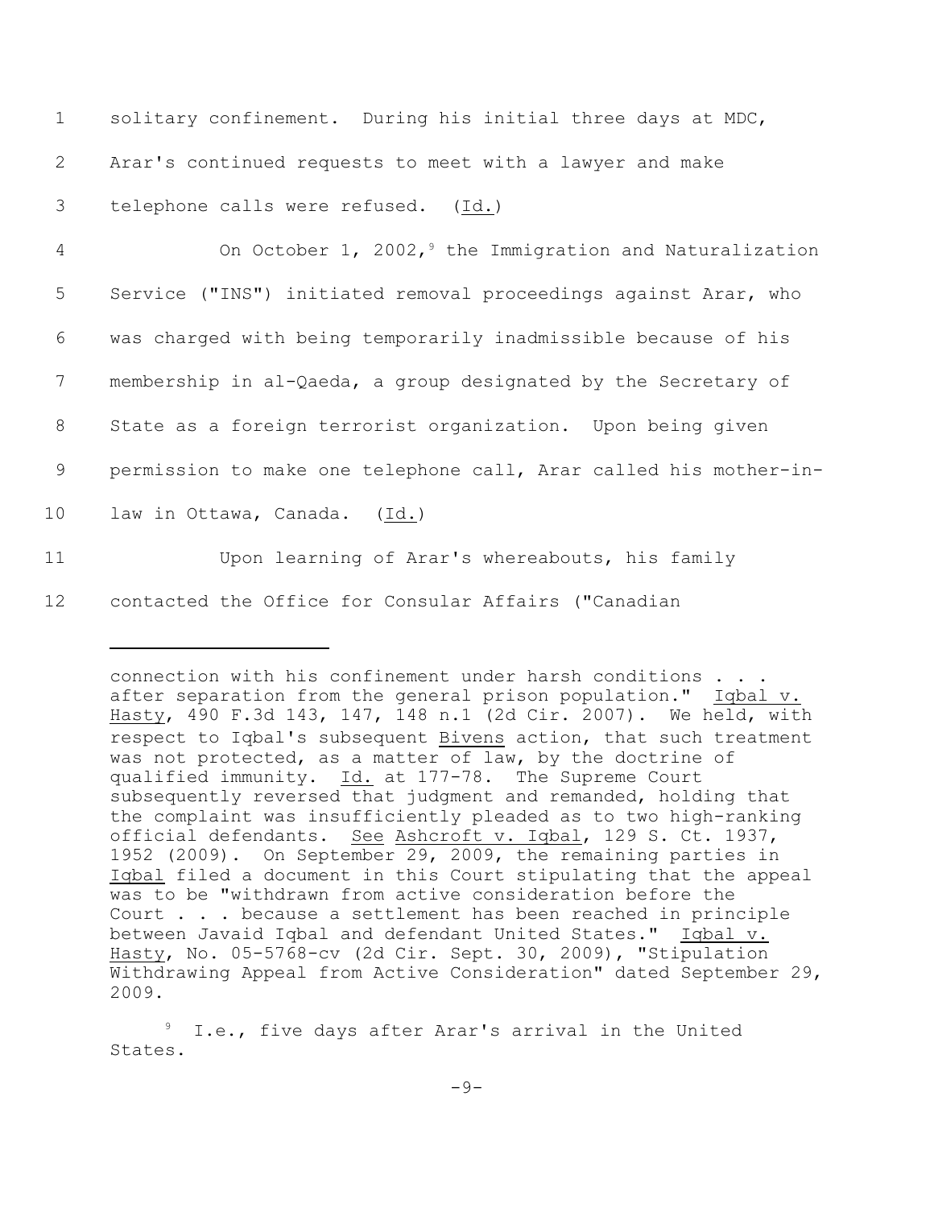solitary confinement. During his initial three days at MDC, Arar's continued requests to meet with a lawyer and make telephone calls were refused. (Id.)

On October 1, 2002,[9] the Immigration and Naturalization Service ("INS") initiated removal proceedings against Arar, who was charged with being temporarily inadmissible because of his membership in al-Qaeda, a group designated by the Secretary of State as a foreign terrorist organization. Upon being given permission to make one telephone call, Arar called his mother-in-law in Ottawa, Canada. (Id.)

Upon learning of Arar's whereabouts, his family contacted the Office for Consular Affairs ("Canadian

---

connection with his confinement under harsh conditions . . . after separation from the general prison population." Iqbal v. Hasty, 490 F.3d 143, 147, 148 n.1 (2d Cir. 2007). We held, with respect to Iqbal's subsequent Bivens action, that such treatment was not protected, as a matter of law, by the doctrine of qualified immunity. Id. at 177-78. The Supreme Court subsequently reversed that judgment and remanded, holding that the complaint was insufficiently pleaded as to two high-ranking official defendants. See Ashcroft v. Iqbal, 129 S. Ct. 1937, 1952 (2009). On September 29, 2009, the remaining parties in Iqbal filed a document in this Court stipulating that the appeal was to be "withdrawn from active consideration before the Court . . . because a settlement has been reached in principle between Javaid Iqbal and defendant United States." Iqbal v. Hasty, No. 05-5768-cv (2d Cir. Sept. 30, 2009), "Stipulation Withdrawing Appeal from Active Consideration" dated September 29, 2009.

[9] I.e., five days after Arar's arrival in the United States.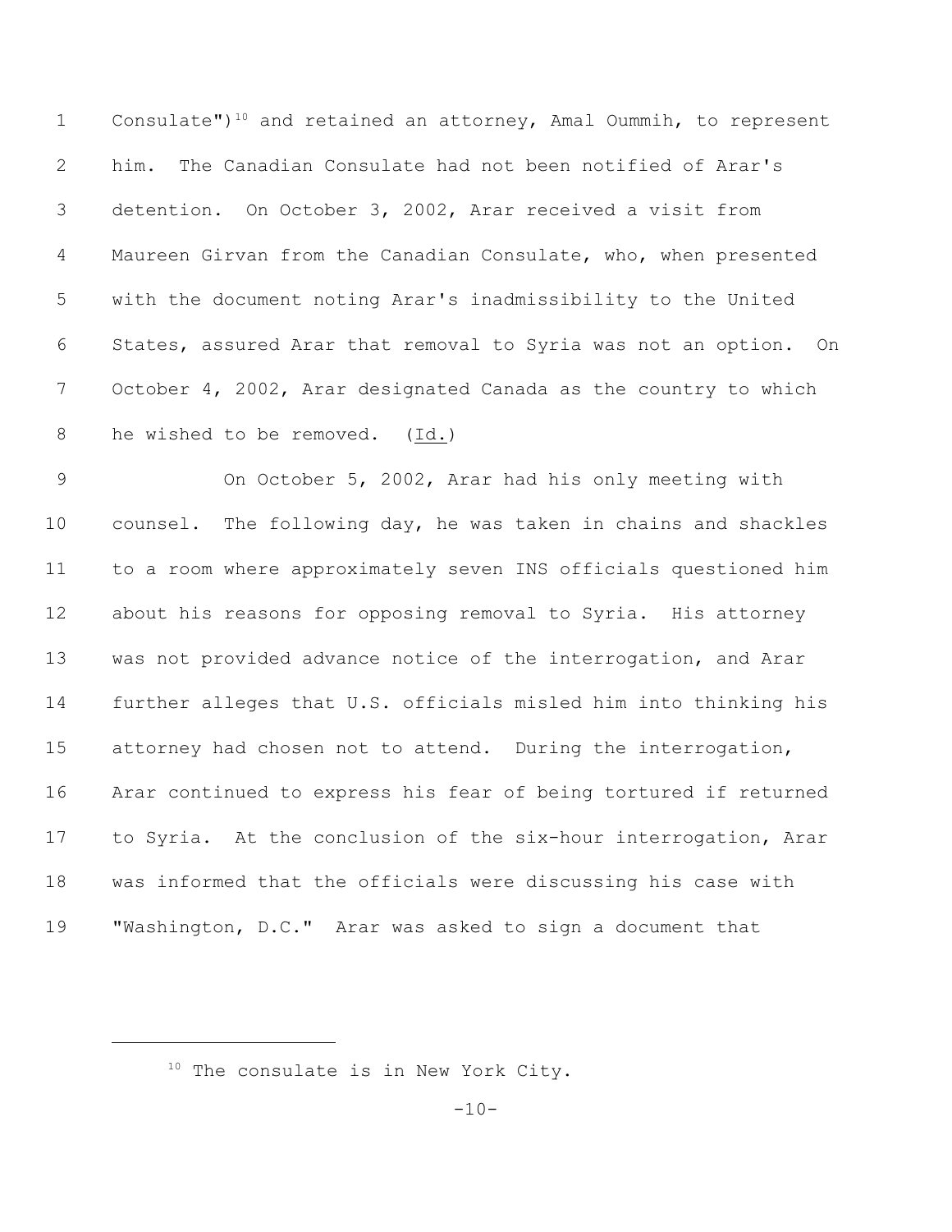Consulate")[10] and retained an attorney, Amal Oummih, to represent him. The Canadian Consulate had not been notified of Arar's detention. On October 3, 2002, Arar received a visit from Maureen Girvan from the Canadian Consulate, who, when presented with the document noting Arar's inadmissibility to the United States, assured Arar that removal to Syria was not an option. On October 4, 2002, Arar designated Canada as the country to which he wished to be removed. (Id.)

On October 5, 2002, Arar had his only meeting with counsel. The following day, he was taken in chains and shackles to a room where approximately seven INS officials questioned him about his reasons for opposing removal to Syria. His attorney was not provided advance notice of the interrogation, and Arar further alleges that U.S. officials misled him into thinking his attorney had chosen not to attend. During the interrogation, Arar continued to express his fear of being tortured if returned to Syria. At the conclusion of the six-hour interrogation, Arar was informed that the officials were discussing his case with "Washington, D.C." Arar was asked to sign a document that

---

[10] The consulate is in New York City.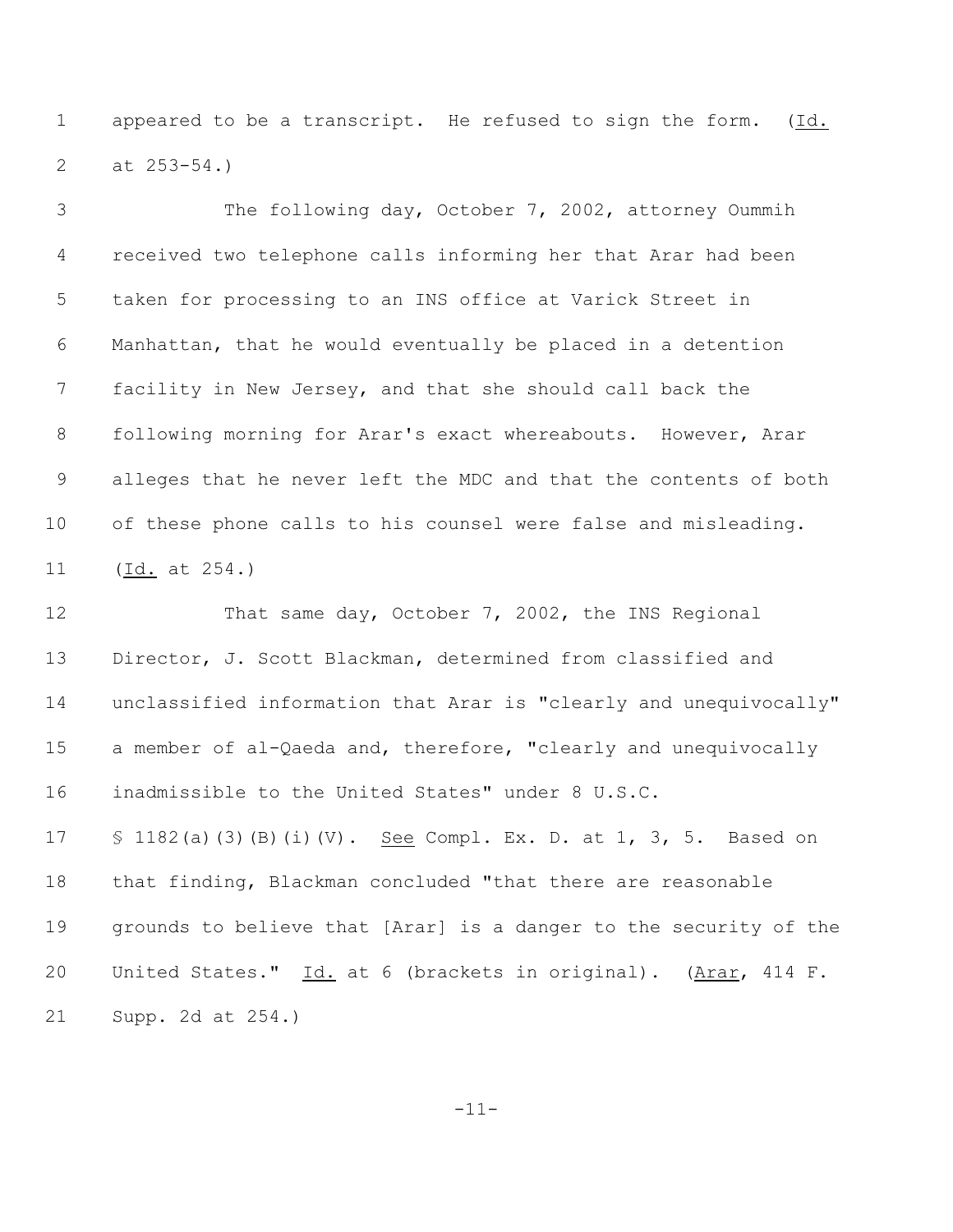appeared to be a transcript. He refused to sign the form. (Id. at 253-54.)

The following day, October 7, 2002, attorney Oummih received two telephone calls informing her that Arar had been taken for processing to an INS office at Varick Street in Manhattan, that he would eventually be placed in a detention facility in New Jersey, and that she should call back the following morning for Arar's exact whereabouts. However, Arar alleges that he never left the MDC and that the contents of both of these phone calls to his counsel were false and misleading. (Id. at 254.)

That same day, October 7, 2002, the INS Regional Director, J. Scott Blackman, determined from classified and unclassified information that Arar is "clearly and unequivocally" a member of al-Qaeda and, therefore, "clearly and unequivocally inadmissible to the United States" under 8 U.S.C. § 1182(a)(3)(B)(i)(V). See Compl. Ex. D. at 1, 3, 5. Based on that finding, Blackman concluded "that there are reasonable grounds to believe that [Arar] is a danger to the security of the United States." Id. at 6 (brackets in original). (Arar, 414 F. Supp. 2d at 254.)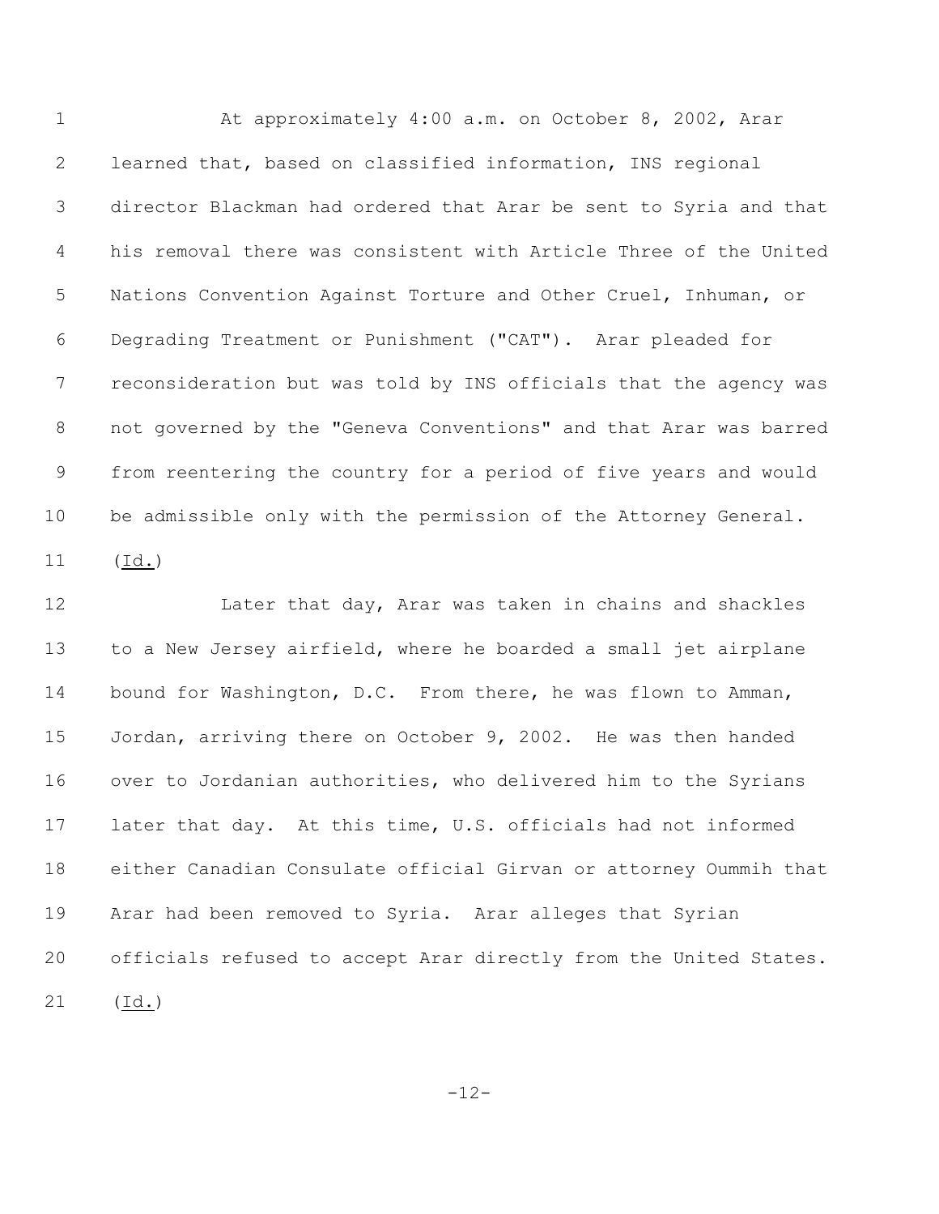At approximately 4:00 a.m. on October 8, 2002, Arar learned that, based on classified information, INS regional director Blackman had ordered that Arar be sent to Syria and that his removal there was consistent with Article Three of the United Nations Convention Against Torture and Other Cruel, Inhuman, or Degrading Treatment or Punishment ("CAT"). Arar pleaded for reconsideration but was told by INS officials that the agency was not governed by the "Geneva Conventions" and that Arar was barred from reentering the country for a period of five years and would be admissible only with the permission of the Attorney General. (Id.)

Later that day, Arar was taken in chains and shackles to a New Jersey airfield, where he boarded a small jet airplane bound for Washington, D.C. From there, he was flown to Amman, Jordan, arriving there on October 9, 2002. He was then handed over to Jordanian authorities, who delivered him to the Syrians later that day. At this time, U.S. officials had not informed either Canadian Consulate official Girvan or attorney Oummih that Arar had been removed to Syria. Arar alleges that Syrian officials refused to accept Arar directly from the United States. (Id.)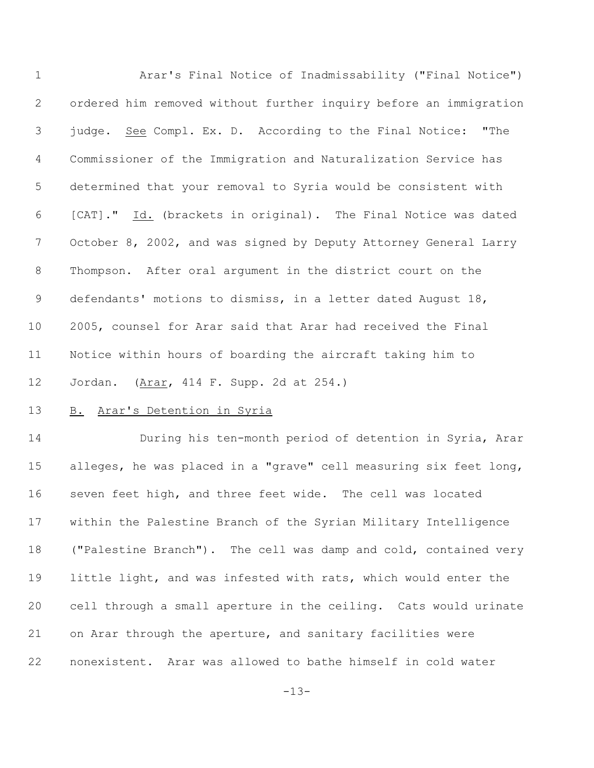Arar's Final Notice of Inadmissability ("Final Notice") ordered him removed without further inquiry before an immigration judge. See Compl. Ex. D. According to the Final Notice: "The Commissioner of the Immigration and Naturalization Service has determined that your removal to Syria would be consistent with [CAT]." Id. (brackets in original). The Final Notice was dated October 8, 2002, and was signed by Deputy Attorney General Larry Thompson. After oral argument in the district court on the defendants' motions to dismiss, in a letter dated August 18, 2005, counsel for Arar said that Arar had received the Final Notice within hours of boarding the aircraft taking him to Jordan. (Arar, 414 F. Supp. 2d at 254.)

B. Arar's Detention in Syria

During his ten-month period of detention in Syria, Arar alleges, he was placed in a "grave" cell measuring six feet long, seven feet high, and three feet wide. The cell was located within the Palestine Branch of the Syrian Military Intelligence ("Palestine Branch"). The cell was damp and cold, contained very little light, and was infested with rats, which would enter the cell through a small aperture in the ceiling. Cats would urinate on Arar through the aperture, and sanitary facilities were nonexistent. Arar was allowed to bathe himself in cold water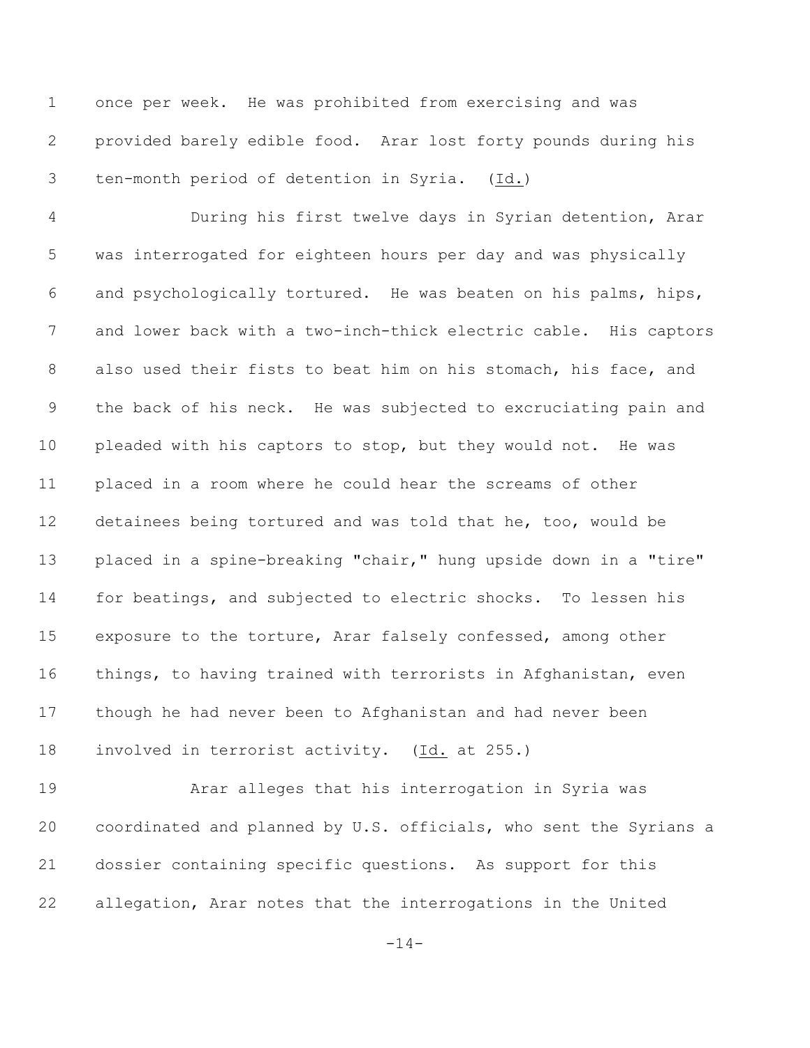once per week. He was prohibited from exercising and was provided barely edible food. Arar lost forty pounds during his ten-month period of detention in Syria. (Id.)

During his first twelve days in Syrian detention, Arar was interrogated for eighteen hours per day and was physically and psychologically tortured. He was beaten on his palms, hips, and lower back with a two-inch-thick electric cable. His captors also used their fists to beat him on his stomach, his face, and the back of his neck. He was subjected to excruciating pain and pleaded with his captors to stop, but they would not. He was placed in a room where he could hear the screams of other detainees being tortured and was told that he, too, would be placed in a spine-breaking "chair," hung upside down in a "tire" for beatings, and subjected to electric shocks. To lessen his exposure to the torture, Arar falsely confessed, among other things, to having trained with terrorists in Afghanistan, even though he had never been to Afghanistan and had never been involved in terrorist activity. (Id. at 255.)

Arar alleges that his interrogation in Syria was coordinated and planned by U.S. officials, who sent the Syrians a dossier containing specific questions. As support for this allegation, Arar notes that the interrogations in the United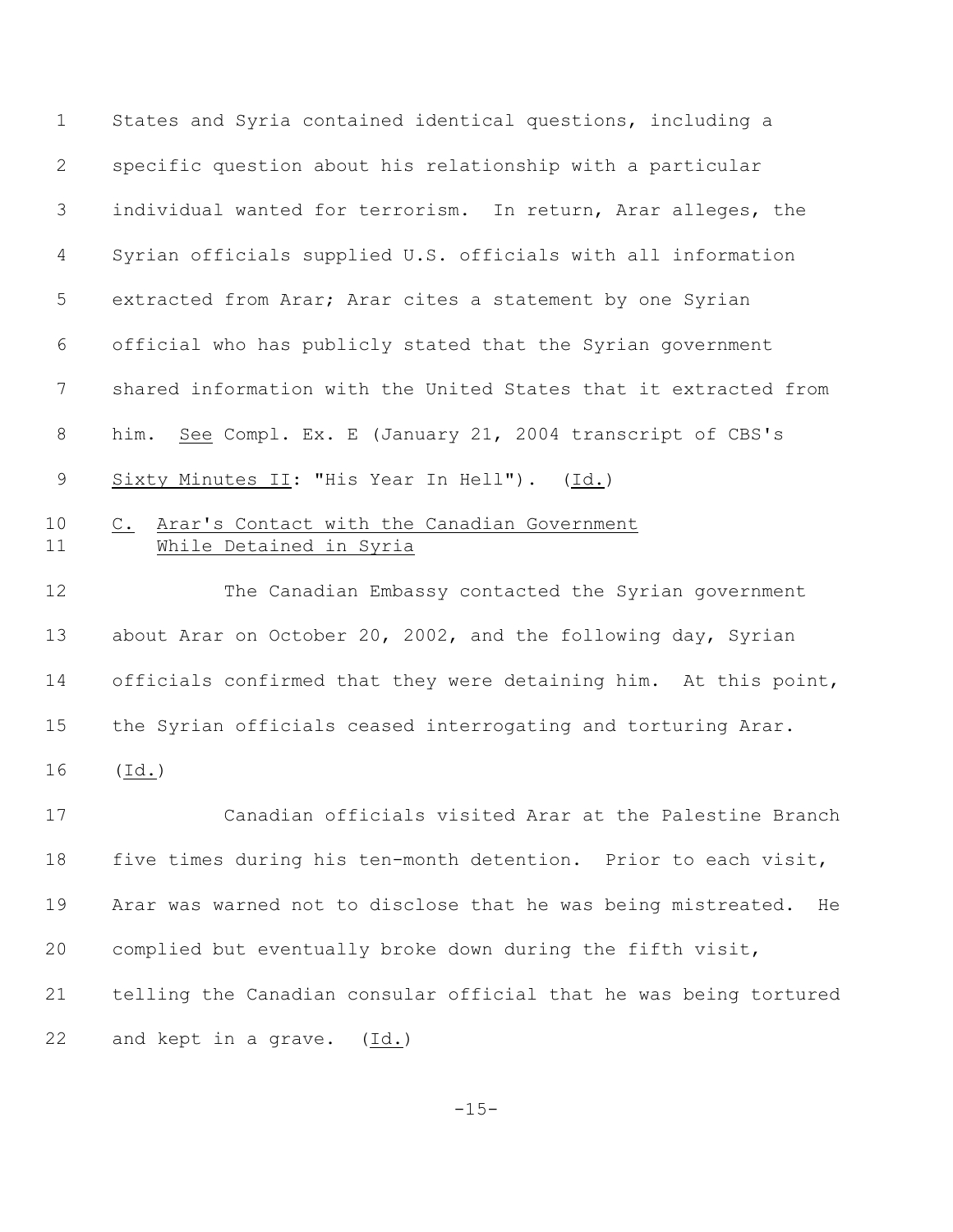States and Syria contained identical questions, including a specific question about his relationship with a particular individual wanted for terrorism. In return, Arar alleges, the Syrian officials supplied U.S. officials with all information extracted from Arar; Arar cites a statement by one Syrian official who has publicly stated that the Syrian government shared information with the United States that it extracted from him. See Compl. Ex. E (January 21, 2004 transcript of CBS's Sixty Minutes II: "His Year In Hell"). (Id.)

C. Arar's Contact with the Canadian Government While Detained in Syria

The Canadian Embassy contacted the Syrian government about Arar on October 20, 2002, and the following day, Syrian officials confirmed that they were detaining him. At this point, the Syrian officials ceased interrogating and torturing Arar. (Id.)

Canadian officials visited Arar at the Palestine Branch five times during his ten-month detention. Prior to each visit, Arar was warned not to disclose that he was being mistreated. He complied but eventually broke down during the fifth visit, telling the Canadian consular official that he was being tortured and kept in a grave. (Id.)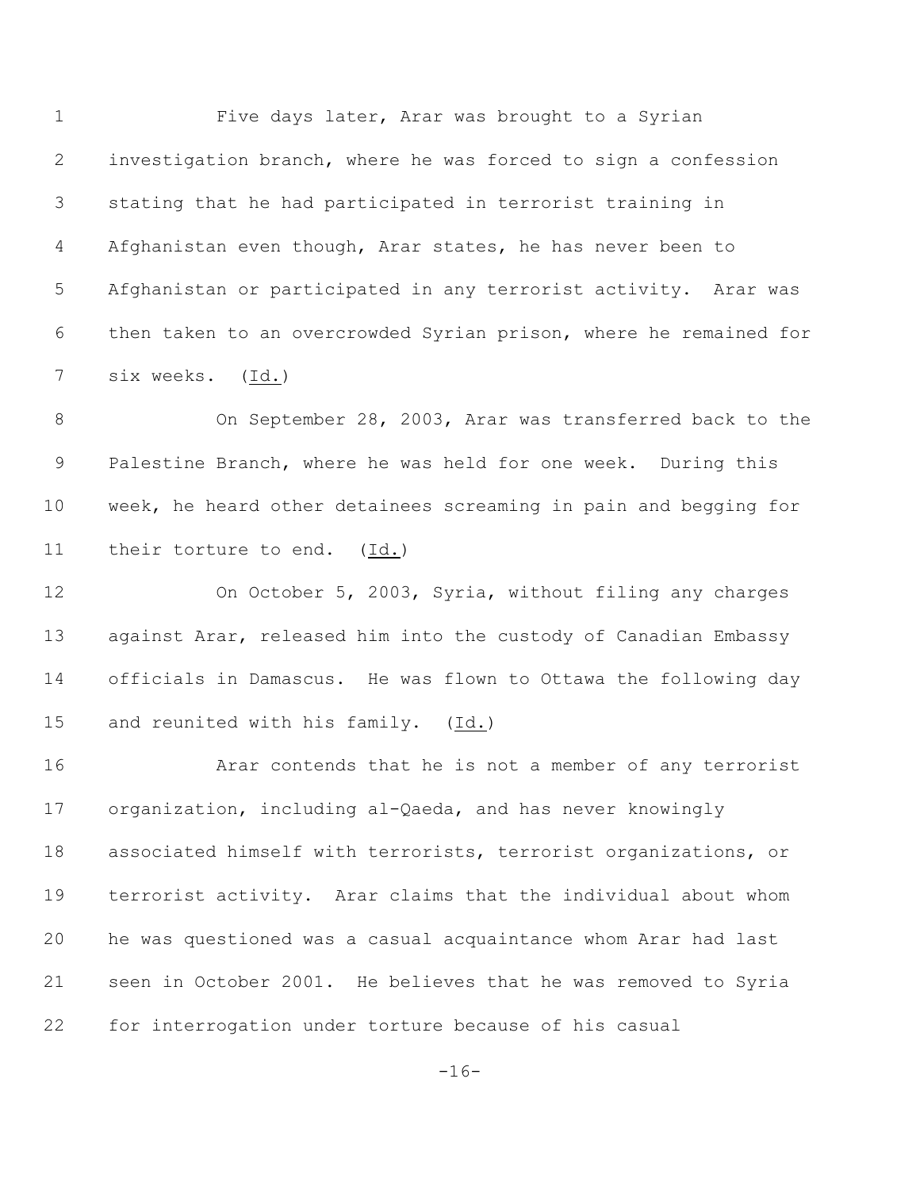Five days later, Arar was brought to a Syrian investigation branch, where he was forced to sign a confession stating that he had participated in terrorist training in Afghanistan even though, Arar states, he has never been to Afghanistan or participated in any terrorist activity. Arar was then taken to an overcrowded Syrian prison, where he remained for six weeks. (Id.)

On September 28, 2003, Arar was transferred back to the Palestine Branch, where he was held for one week. During this week, he heard other detainees screaming in pain and begging for their torture to end. (Id.)

On October 5, 2003, Syria, without filing any charges against Arar, released him into the custody of Canadian Embassy officials in Damascus. He was flown to Ottawa the following day and reunited with his family. (Id.)

Arar contends that he is not a member of any terrorist organization, including al-Qaeda, and has never knowingly associated himself with terrorists, terrorist organizations, or terrorist activity. Arar claims that the individual about whom he was questioned was a casual acquaintance whom Arar had last seen in October 2001. He believes that he was removed to Syria for interrogation under torture because of his casual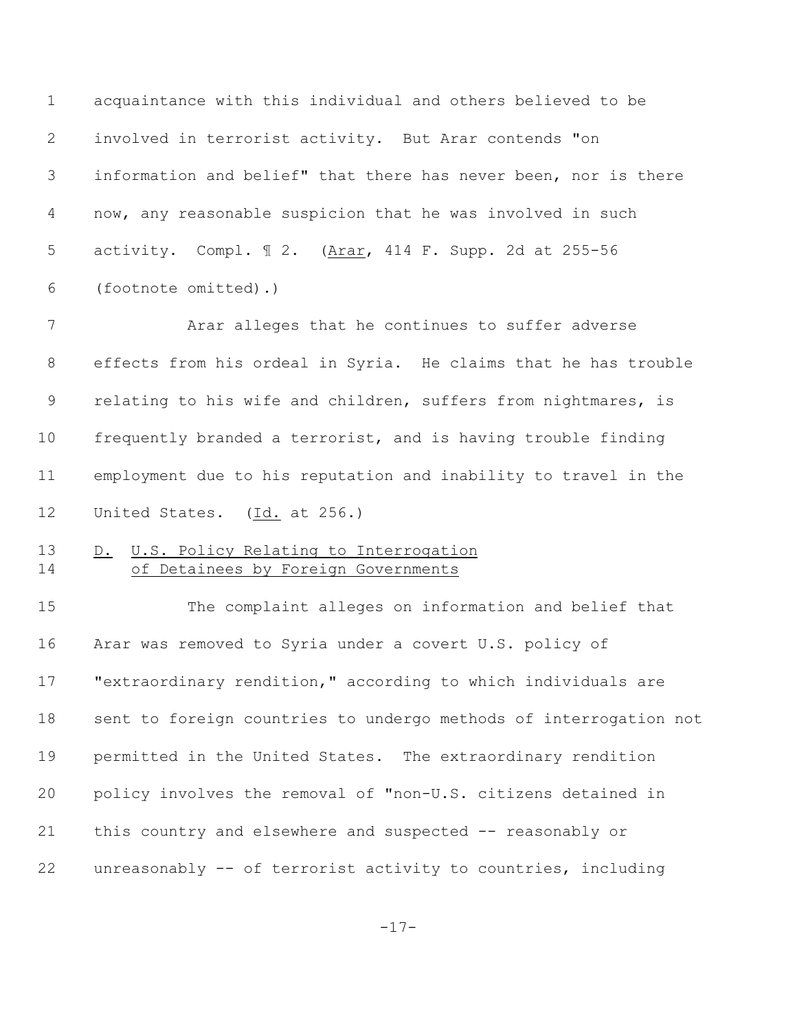acquaintance with this individual and others believed to be involved in terrorist activity. But Arar contends "on information and belief" that there has never been, nor is there now, any reasonable suspicion that he was involved in such activity. Compl. ¶ 2. (Arar, 414 F. Supp. 2d at 255-56 (footnote omitted).)

Arar alleges that he continues to suffer adverse effects from his ordeal in Syria. He claims that he has trouble relating to his wife and children, suffers from nightmares, is frequently branded a terrorist, and is having trouble finding employment due to his reputation and inability to travel in the United States. (Id. at 256.)

### D. U.S. Policy Relating to Interrogation of Detainees by Foreign Governments

The complaint alleges on information and belief that Arar was removed to Syria under a covert U.S. policy of "extraordinary rendition," according to which individuals are sent to foreign countries to undergo methods of interrogation not permitted in the United States. The extraordinary rendition policy involves the removal of "non-U.S. citizens detained in this country and elsewhere and suspected -- reasonably or unreasonably -- of terrorist activity to countries, including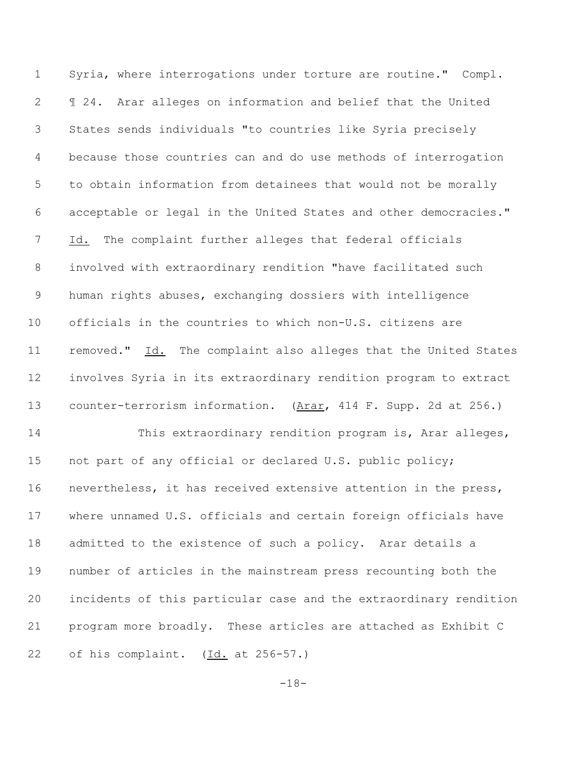Syria, where interrogations under torture are routine." Compl. ¶ 24. Arar alleges on information and belief that the United States sends individuals "to countries like Syria precisely because those countries can and do use methods of interrogation to obtain information from detainees that would not be morally acceptable or legal in the United States and other democracies." Id. The complaint further alleges that federal officials involved with extraordinary rendition "have facilitated such human rights abuses, exchanging dossiers with intelligence officials in the countries to which non-U.S. citizens are removed." Id. The complaint also alleges that the United States involves Syria in its extraordinary rendition program to extract counter-terrorism information. (Arar, 414 F. Supp. 2d at 256.)

This extraordinary rendition program is, Arar alleges, not part of any official or declared U.S. public policy; nevertheless, it has received extensive attention in the press, where unnamed U.S. officials and certain foreign officials have admitted to the existence of such a policy. Arar details a number of articles in the mainstream press recounting both the incidents of this particular case and the extraordinary rendition program more broadly. These articles are attached as Exhibit C of his complaint. (Id. at 256-57.)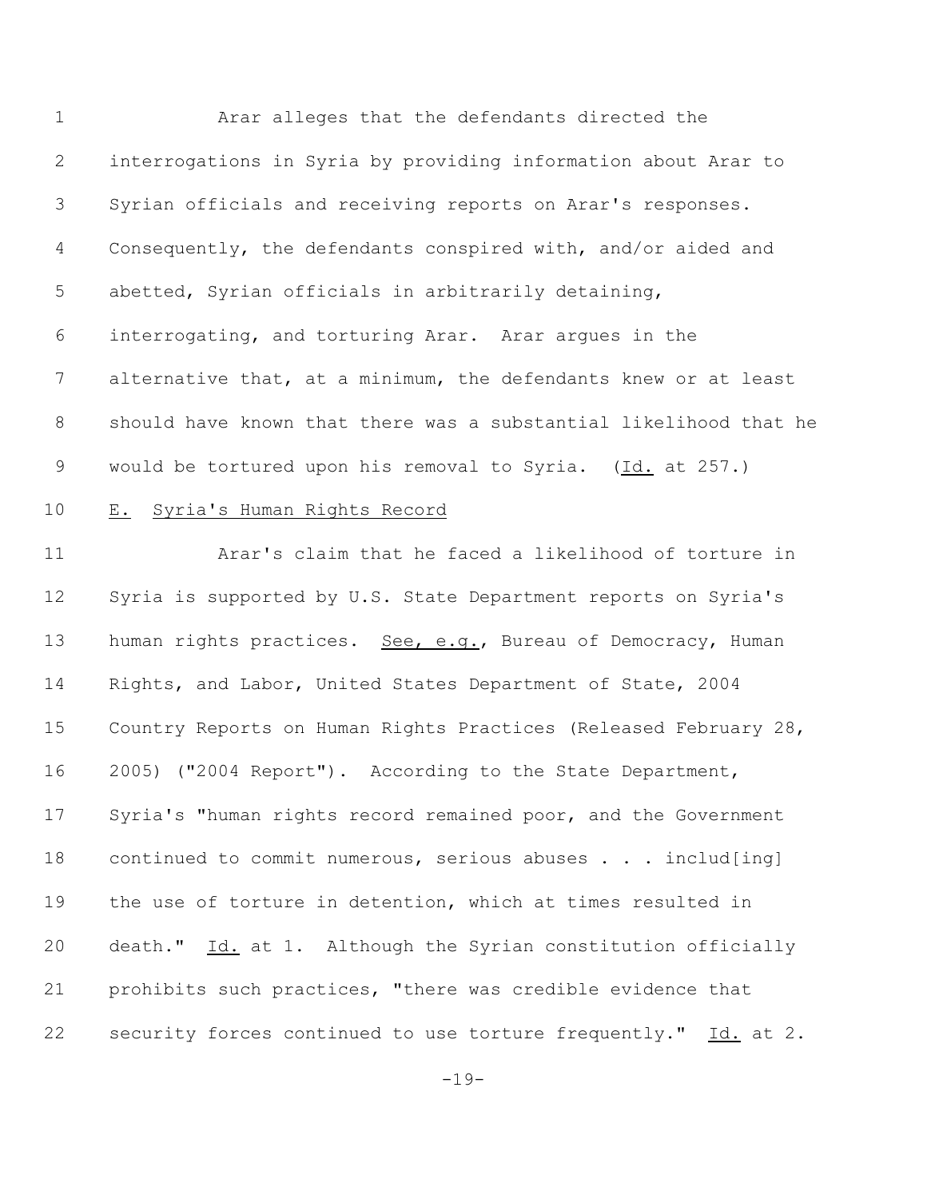Arar alleges that the defendants directed the interrogations in Syria by providing information about Arar to Syrian officials and receiving reports on Arar's responses. Consequently, the defendants conspired with, and/or aided and abetted, Syrian officials in arbitrarily detaining, interrogating, and torturing Arar. Arar argues in the alternative that, at a minimum, the defendants knew or at least should have known that there was a substantial likelihood that he would be tortured upon his removal to Syria. (Id. at 257.)

E. Syria's Human Rights Record

Arar's claim that he faced a likelihood of torture in Syria is supported by U.S. State Department reports on Syria's human rights practices. See, e.g., Bureau of Democracy, Human Rights, and Labor, United States Department of State, 2004 Country Reports on Human Rights Practices (Released February 28, 2005) ("2004 Report"). According to the State Department, Syria's "human rights record remained poor, and the Government continued to commit numerous, serious abuses . . . includ[ing] the use of torture in detention, which at times resulted in death." Id. at 1. Although the Syrian constitution officially prohibits such practices, "there was credible evidence that security forces continued to use torture frequently." Id. at 2.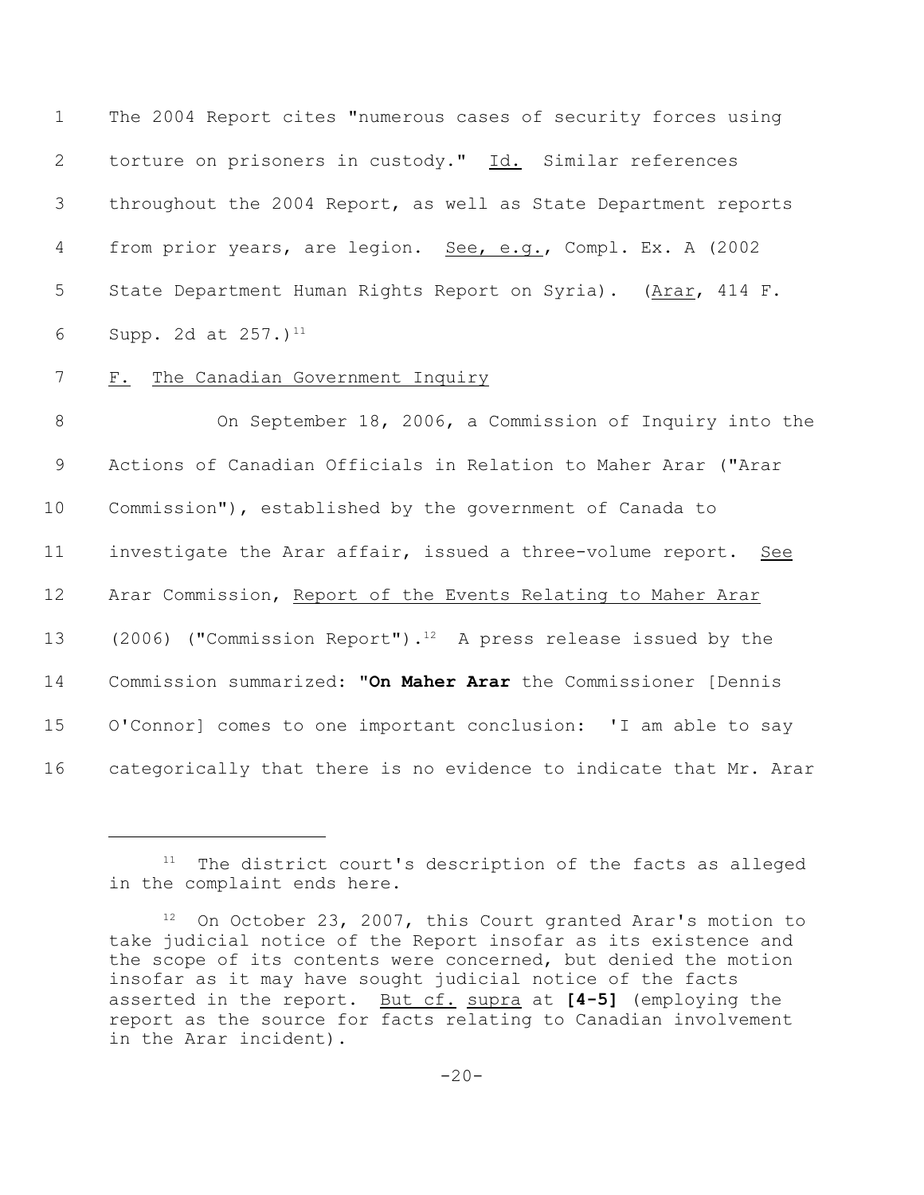The 2004 Report cites "numerous cases of security forces using torture on prisoners in custody." Id. Similar references throughout the 2004 Report, as well as State Department reports from prior years, are legion. See, e.g., Compl. Ex. A (2002 State Department Human Rights Report on Syria). (Arar, 414 F. Supp. 2d at 257.)[11]

F. The Canadian Government Inquiry

On September 18, 2006, a Commission of Inquiry into the Actions of Canadian Officials in Relation to Maher Arar ("Arar Commission"), established by the government of Canada to investigate the Arar affair, issued a three-volume report. See Arar Commission, Report of the Events Relating to Maher Arar (2006) ("Commission Report").[12] A press release issued by the Commission summarized: "**On Maher Arar** the Commissioner [Dennis O'Connor] comes to one important conclusion: 'I am able to say categorically that there is no evidence to indicate that Mr. Arar

---

[11] The district court's description of the facts as alleged in the complaint ends here.

[12] On October 23, 2007, this Court granted Arar's motion to take judicial notice of the Report insofar as its existence and the scope of its contents were concerned, but denied the motion insofar as it may have sought judicial notice of the facts asserted in the report. But cf. supra at **[4-5]** (employing the report as the source for facts relating to Canadian involvement in the Arar incident).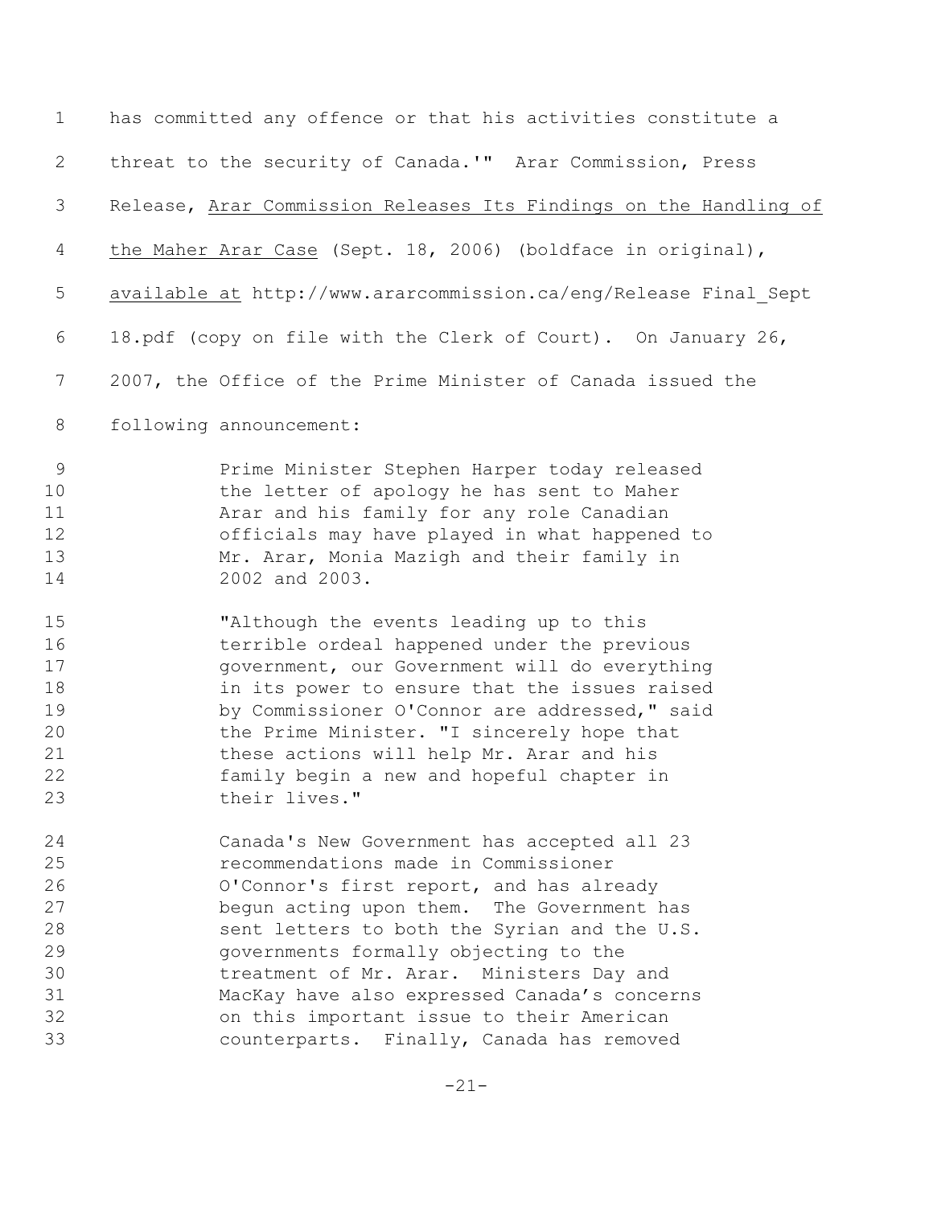has committed any offence or that his activities constitute a threat to the security of Canada.'" Arar Commission, Press Release, Arar Commission Releases Its Findings on the Handling of the Maher Arar Case (Sept. 18, 2006) (boldface in original), available at http://www.ararcommission.ca/eng/Release Final_Sept 18.pdf (copy on file with the Clerk of Court). On January 26, 2007, the Office of the Prime Minister of Canada issued the following announcement:

> Prime Minister Stephen Harper today released the letter of apology he has sent to Maher Arar and his family for any role Canadian officials may have played in what happened to Mr. Arar, Monia Mazigh and their family in 2002 and 2003.
>
> "Although the events leading up to this terrible ordeal happened under the previous government, our Government will do everything in its power to ensure that the issues raised by Commissioner O'Connor are addressed," said the Prime Minister. "I sincerely hope that these actions will help Mr. Arar and his family begin a new and hopeful chapter in their lives."
>
> Canada's New Government has accepted all 23 recommendations made in Commissioner O'Connor's first report, and has already begun acting upon them. The Government has sent letters to both the Syrian and the U.S. governments formally objecting to the treatment of Mr. Arar. Ministers Day and MacKay have also expressed Canada's concerns on this important issue to their American counterparts. Finally, Canada has removed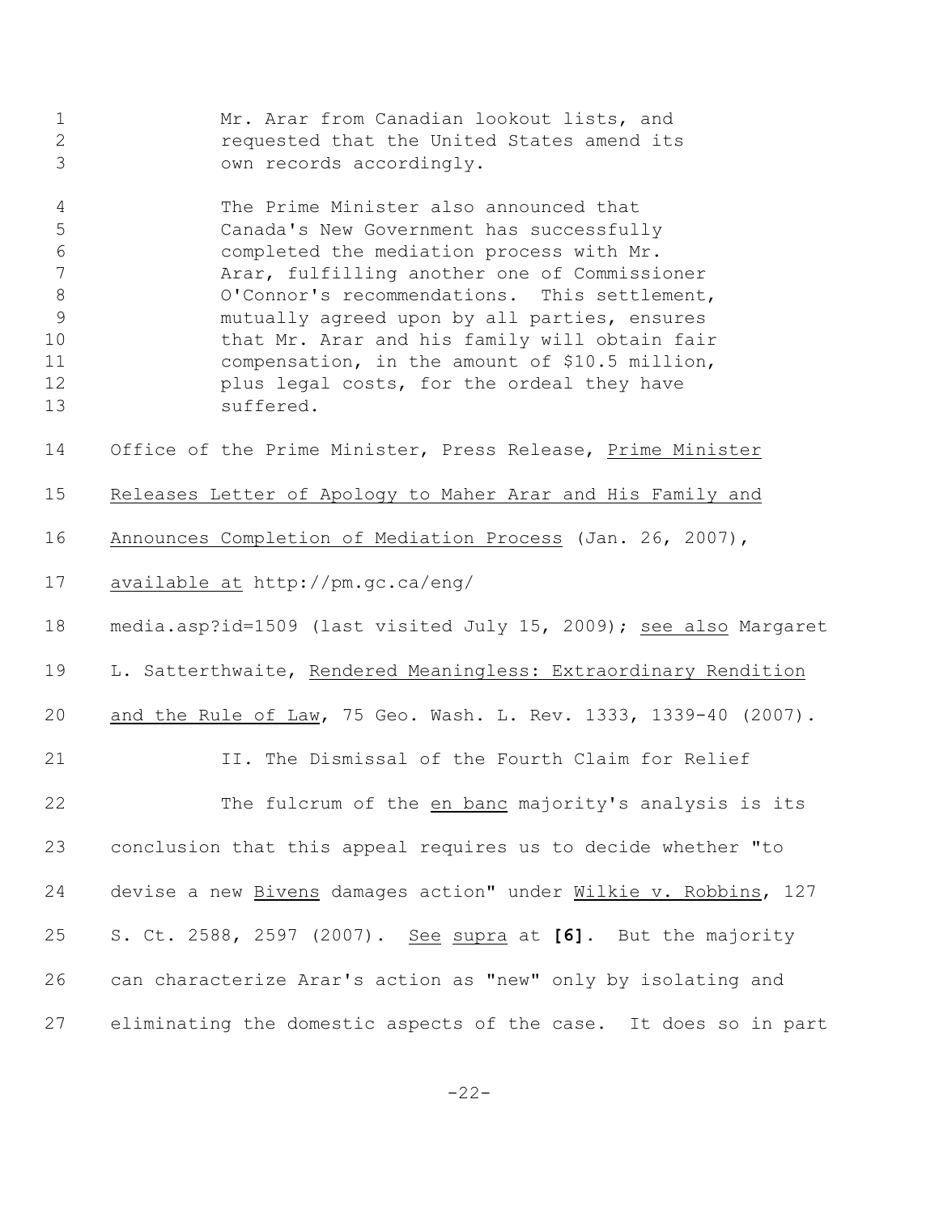> Mr. Arar from Canadian lookout lists, and requested that the United States amend its own records accordingly.
>
> The Prime Minister also announced that Canada's New Government has successfully completed the mediation process with Mr. Arar, fulfilling another one of Commissioner O'Connor's recommendations. This settlement, mutually agreed upon by all parties, ensures that Mr. Arar and his family will obtain fair compensation, in the amount of $10.5 million, plus legal costs, for the ordeal they have suffered.

Office of the Prime Minister, Press Release, Prime Minister Releases Letter of Apology to Maher Arar and His Family and Announces Completion of Mediation Process (Jan. 26, 2007), available at http://pm.gc.ca/eng/media.asp?id=1509 (last visited July 15, 2009); see also Margaret L. Satterthwaite, Rendered Meaningless: Extraordinary Rendition and the Rule of Law, 75 Geo. Wash. L. Rev. 1333, 1339-40 (2007).

## II. The Dismissal of the Fourth Claim for Relief

The fulcrum of the en banc majority's analysis is its conclusion that this appeal requires us to decide whether "to devise a new Bivens damages action" under Wilkie v. Robbins, 127 S. Ct. 2588, 2597 (2007). See supra at **[6]**. But the majority can characterize Arar's action as "new" only by isolating and eliminating the domestic aspects of the case. It does so in part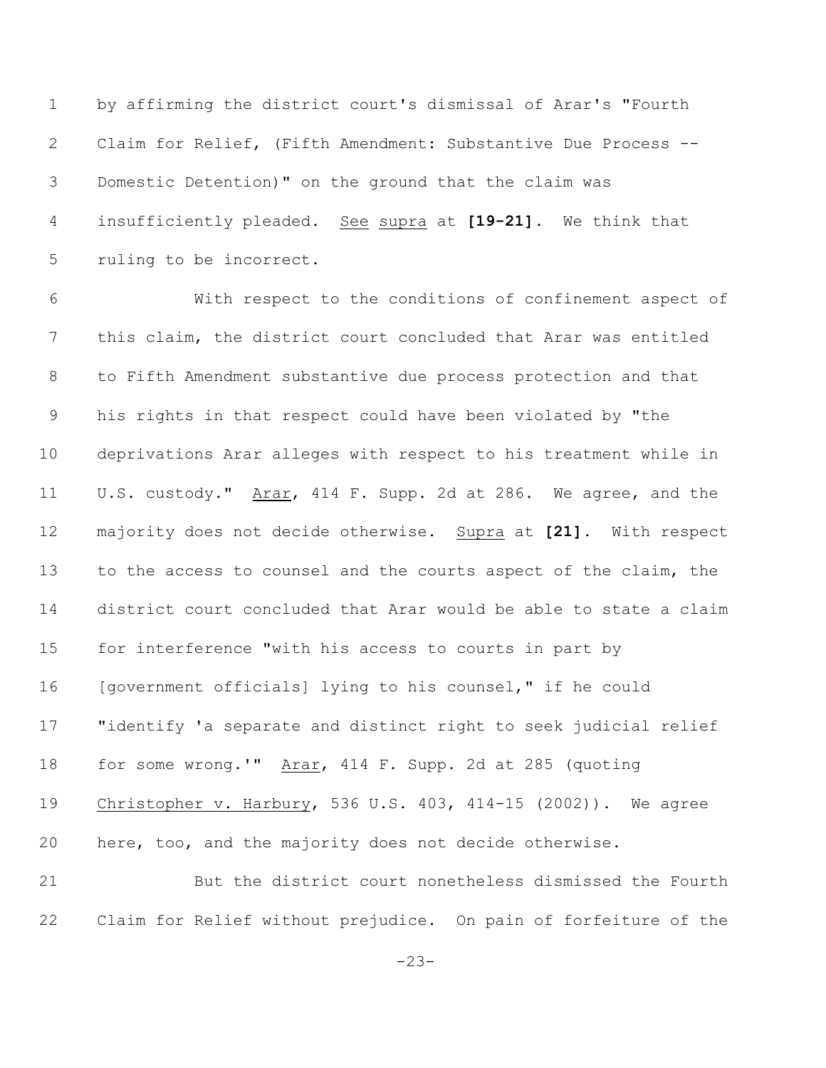by affirming the district court's dismissal of Arar's "Fourth Claim for Relief, (Fifth Amendment: Substantive Due Process -- Domestic Detention)" on the ground that the claim was insufficiently pleaded. See supra at **[19-21]**. We think that ruling to be incorrect.

With respect to the conditions of confinement aspect of this claim, the district court concluded that Arar was entitled to Fifth Amendment substantive due process protection and that his rights in that respect could have been violated by "the deprivations Arar alleges with respect to his treatment while in U.S. custody." Arar, 414 F. Supp. 2d at 286. We agree, and the majority does not decide otherwise. Supra at **[21]**. With respect to the access to counsel and the courts aspect of the claim, the district court concluded that Arar would be able to state a claim for interference "with his access to courts in part by [government officials] lying to his counsel," if he could "identify 'a separate and distinct right to seek judicial relief for some wrong.'" Arar, 414 F. Supp. 2d at 285 (quoting Christopher v. Harbury, 536 U.S. 403, 414-15 (2002)). We agree here, too, and the majority does not decide otherwise.

But the district court nonetheless dismissed the Fourth Claim for Relief without prejudice. On pain of forfeiture of the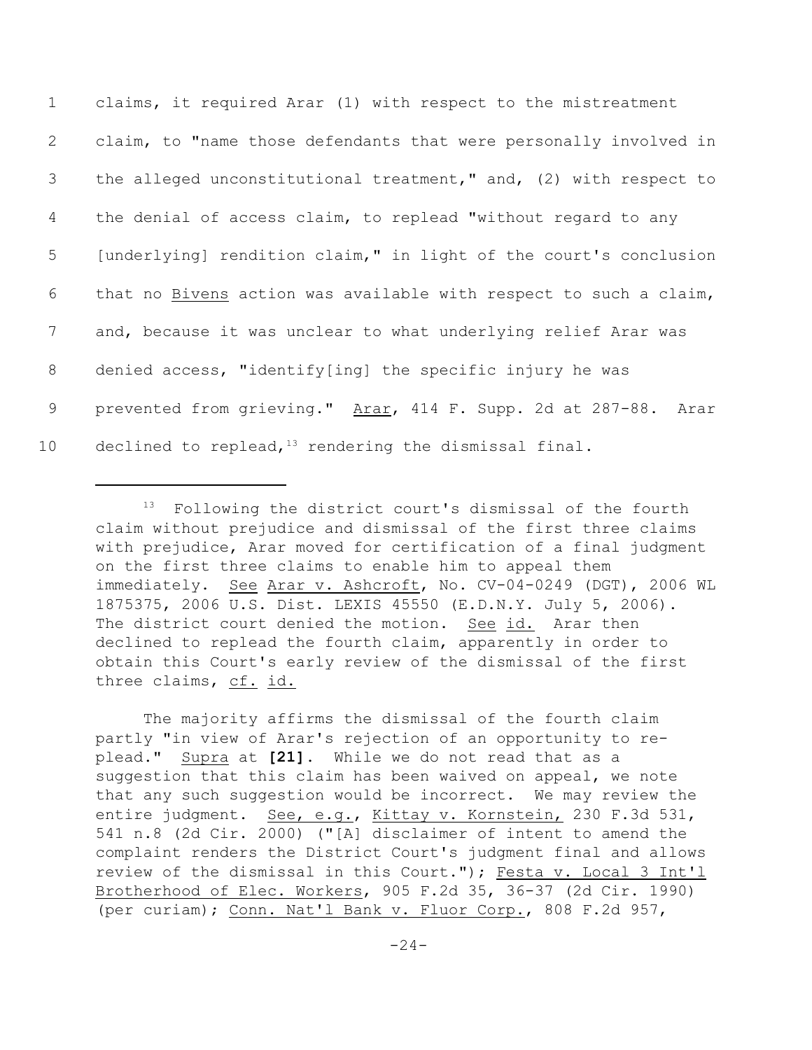claims, it required Arar (1) with respect to the mistreatment claim, to "name those defendants that were personally involved in the alleged unconstitutional treatment," and, (2) with respect to the denial of access claim, to replead "without regard to any [underlying] rendition claim," in light of the court's conclusion that no Bivens action was available with respect to such a claim, and, because it was unclear to what underlying relief Arar was denied access, "identify[ing] the specific injury he was prevented from grieving." Arar, 414 F. Supp. 2d at 287-88. Arar declined to replead,[13] rendering the dismissal final.

---

[13] Following the district court's dismissal of the fourth claim without prejudice and dismissal of the first three claims with prejudice, Arar moved for certification of a final judgment on the first three claims to enable him to appeal them immediately. See Arar v. Ashcroft, No. CV-04-0249 (DGT), 2006 WL 1875375, 2006 U.S. Dist. LEXIS 45550 (E.D.N.Y. July 5, 2006). The district court denied the motion. See id. Arar then declined to replead the fourth claim, apparently in order to obtain this Court's early review of the dismissal of the first three claims, cf. id.

The majority affirms the dismissal of the fourth claim partly "in view of Arar's rejection of an opportunity to re-plead." Supra at **[21]**. While we do not read that as a suggestion that this claim has been waived on appeal, we note that any such suggestion would be incorrect. We may review the entire judgment. See, e.g., Kittay v. Kornstein, 230 F.3d 531, 541 n.8 (2d Cir. 2000) ("[A] disclaimer of intent to amend the complaint renders the District Court's judgment final and allows review of the dismissal in this Court."); Festa v. Local 3 Int'l Brotherhood of Elec. Workers, 905 F.2d 35, 36-37 (2d Cir. 1990) (per curiam); Conn. Nat'l Bank v. Fluor Corp., 808 F.2d 957,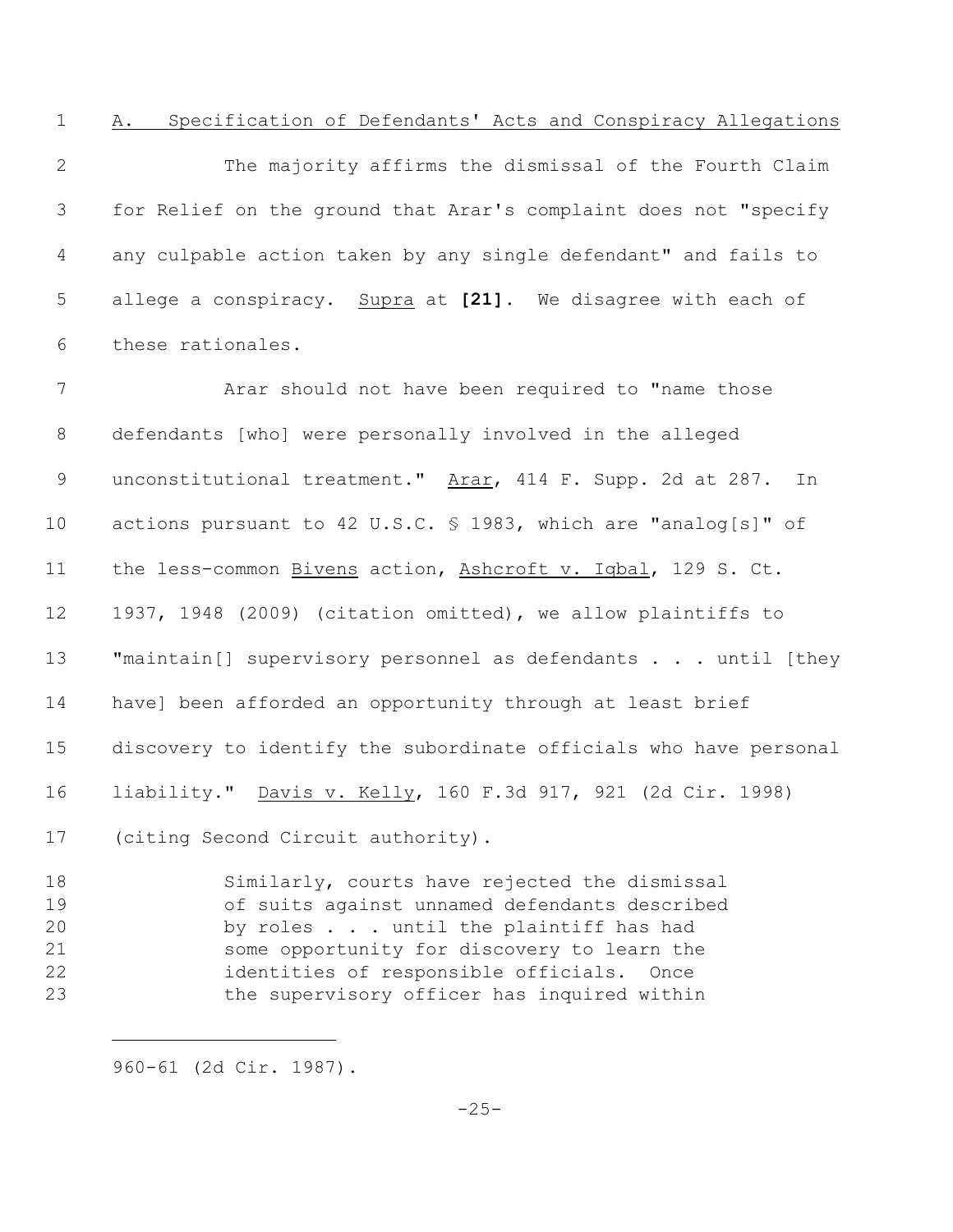A. Specification of Defendants' Acts and Conspiracy Allegations

The majority affirms the dismissal of the Fourth Claim for Relief on the ground that Arar's complaint does not "specify any culpable action taken by any single defendant" and fails to allege a conspiracy. Supra at **[21]**. We disagree with each of these rationales.

Arar should not have been required to "name those defendants [who] were personally involved in the alleged unconstitutional treatment." Arar, 414 F. Supp. 2d at 287. In actions pursuant to 42 U.S.C. § 1983, which are "analog[s]" of the less-common Bivens action, Ashcroft v. Iqbal, 129 S. Ct. 1937, 1948 (2009) (citation omitted), we allow plaintiffs to "maintain[] supervisory personnel as defendants . . . until [they have] been afforded an opportunity through at least brief discovery to identify the subordinate officials who have personal liability." Davis v. Kelly, 160 F.3d 917, 921 (2d Cir. 1998) (citing Second Circuit authority).

> Similarly, courts have rejected the dismissal of suits against unnamed defendants described by roles . . . until the plaintiff has had some opportunity for discovery to learn the identities of responsible officials. Once the supervisory officer has inquired within

---

960-61 (2d Cir. 1987).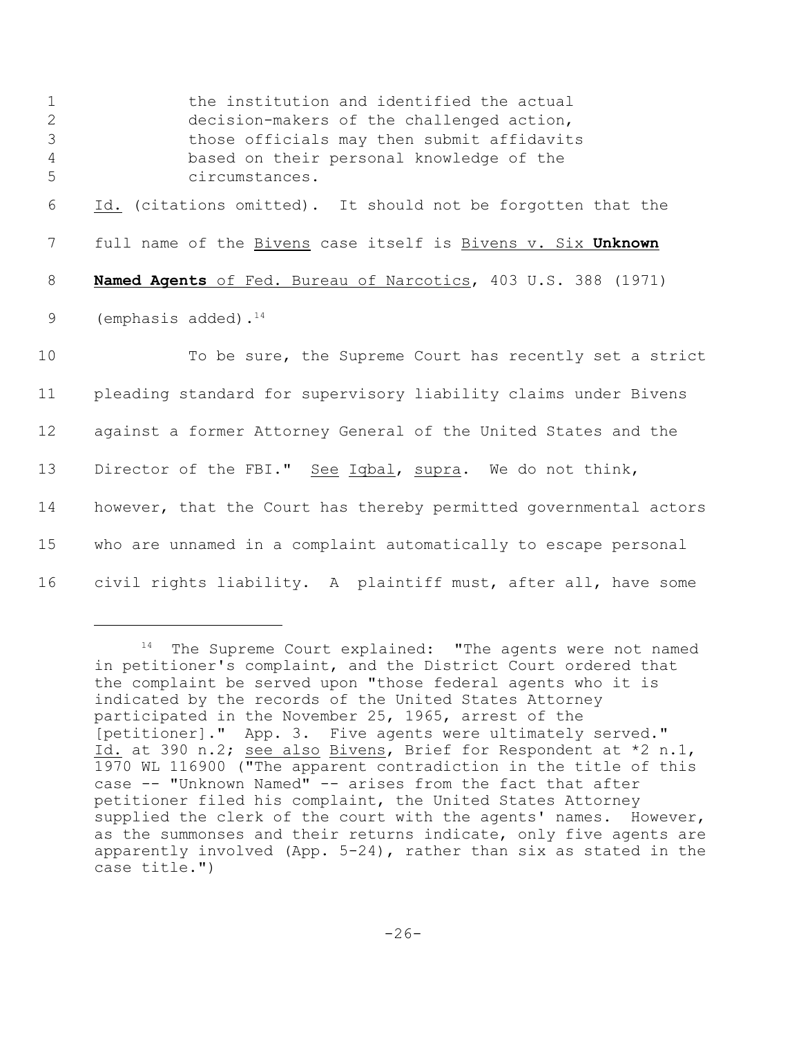> the institution and identified the actual decision-makers of the challenged action, those officials may then submit affidavits based on their personal knowledge of the circumstances.

Id. (citations omitted). It should not be forgotten that the full name of the Bivens case itself is Bivens v. Six **Unknown Named Agents** of Fed. Bureau of Narcotics, 403 U.S. 388 (1971) (emphasis added).[14]

To be sure, the Supreme Court has recently set a strict pleading standard for supervisory liability claims under Bivens against a former Attorney General of the United States and the Director of the FBI." See Iqbal, supra. We do not think, however, that the Court has thereby permitted governmental actors who are unnamed in a complaint automatically to escape personal civil rights liability. A plaintiff must, after all, have some

---

[14] The Supreme Court explained: "The agents were not named in petitioner's complaint, and the District Court ordered that the complaint be served upon "those federal agents who it is indicated by the records of the United States Attorney participated in the November 25, 1965, arrest of the [petitioner]." App. 3. Five agents were ultimately served." Id. at 390 n.2; see also Bivens, Brief for Respondent at *2 n.1, 1970 WL 116900 ("The apparent contradiction in the title of this case -- "Unknown Named" -- arises from the fact that after petitioner filed his complaint, the United States Attorney supplied the clerk of the court with the agents' names. However, as the summonses and their returns indicate, only five agents are apparently involved (App. 5-24), rather than six as stated in the case title.")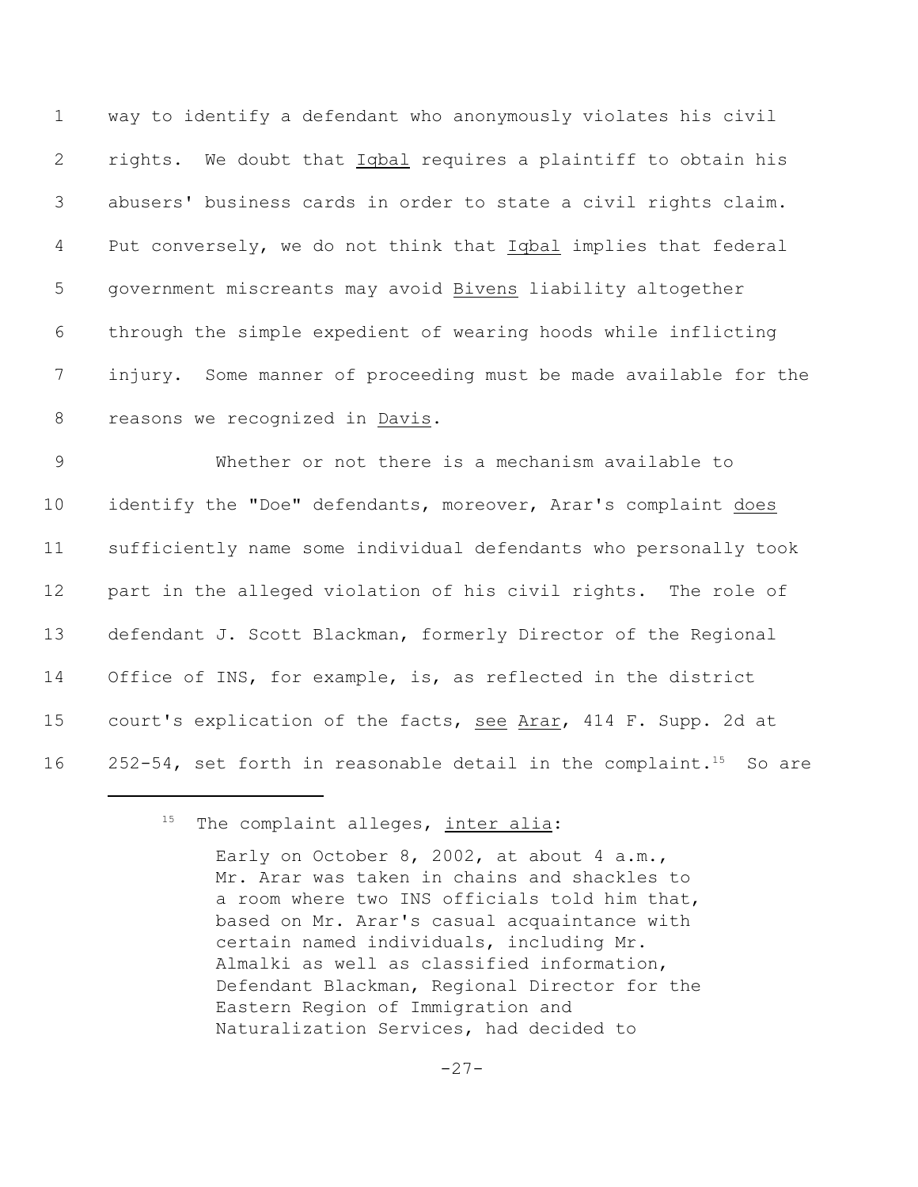way to identify a defendant who anonymously violates his civil rights. We doubt that Iqbal requires a plaintiff to obtain his abusers' business cards in order to state a civil rights claim. Put conversely, we do not think that Iqbal implies that federal government miscreants may avoid Bivens liability altogether through the simple expedient of wearing hoods while inflicting injury. Some manner of proceeding must be made available for the reasons we recognized in Davis.

Whether or not there is a mechanism available to identify the "Doe" defendants, moreover, Arar's complaint does sufficiently name some individual defendants who personally took part in the alleged violation of his civil rights. The role of defendant J. Scott Blackman, formerly Director of the Regional Office of INS, for example, is, as reflected in the district court's explication of the facts, see Arar, 414 F. Supp. 2d at 252-54, set forth in reasonable detail in the complaint.[15] So are

[15] The complaint alleges, inter alia:

> Early on October 8, 2002, at about 4 a.m., Mr. Arar was taken in chains and shackles to a room where two INS officials told him that, based on Mr. Arar's casual acquaintance with certain named individuals, including Mr. Almalki as well as classified information, Defendant Blackman, Regional Director for the Eastern Region of Immigration and Naturalization Services, had decided to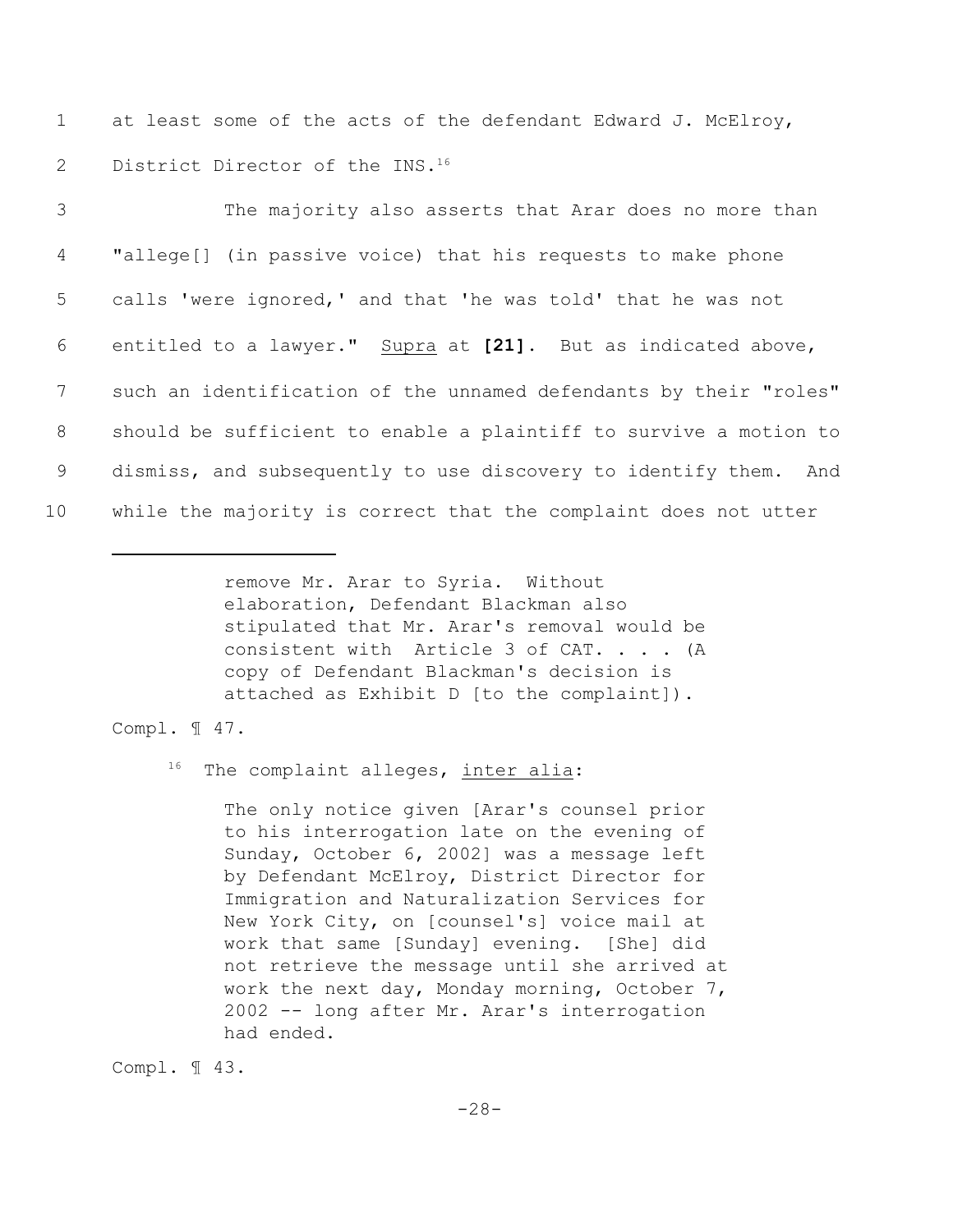at least some of the acts of the defendant Edward J. McElroy, District Director of the INS.[16]

The majority also asserts that Arar does no more than "allege[] (in passive voice) that his requests to make phone calls 'were ignored,' and that 'he was told' that he was not entitled to a lawyer." Supra at **[21]**. But as indicated above, such an identification of the unnamed defendants by their "roles" should be sufficient to enable a plaintiff to survive a motion to dismiss, and subsequently to use discovery to identify them. And while the majority is correct that the complaint does not utter

---

> remove Mr. Arar to Syria. Without elaboration, Defendant Blackman also stipulated that Mr. Arar's removal would be consistent with Article 3 of CAT. . . . (A copy of Defendant Blackman's decision is attached as Exhibit D [to the complaint]).

Compl. ¶ 47.

[16] The complaint alleges, inter alia:

> The only notice given [Arar's counsel prior to his interrogation late on the evening of Sunday, October 6, 2002] was a message left by Defendant McElroy, District Director for Immigration and Naturalization Services for New York City, on [counsel's] voice mail at work that same [Sunday] evening. [She] did not retrieve the message until she arrived at work the next day, Monday morning, October 7, 2002 -- long after Mr. Arar's interrogation had ended.

Compl. ¶ 43.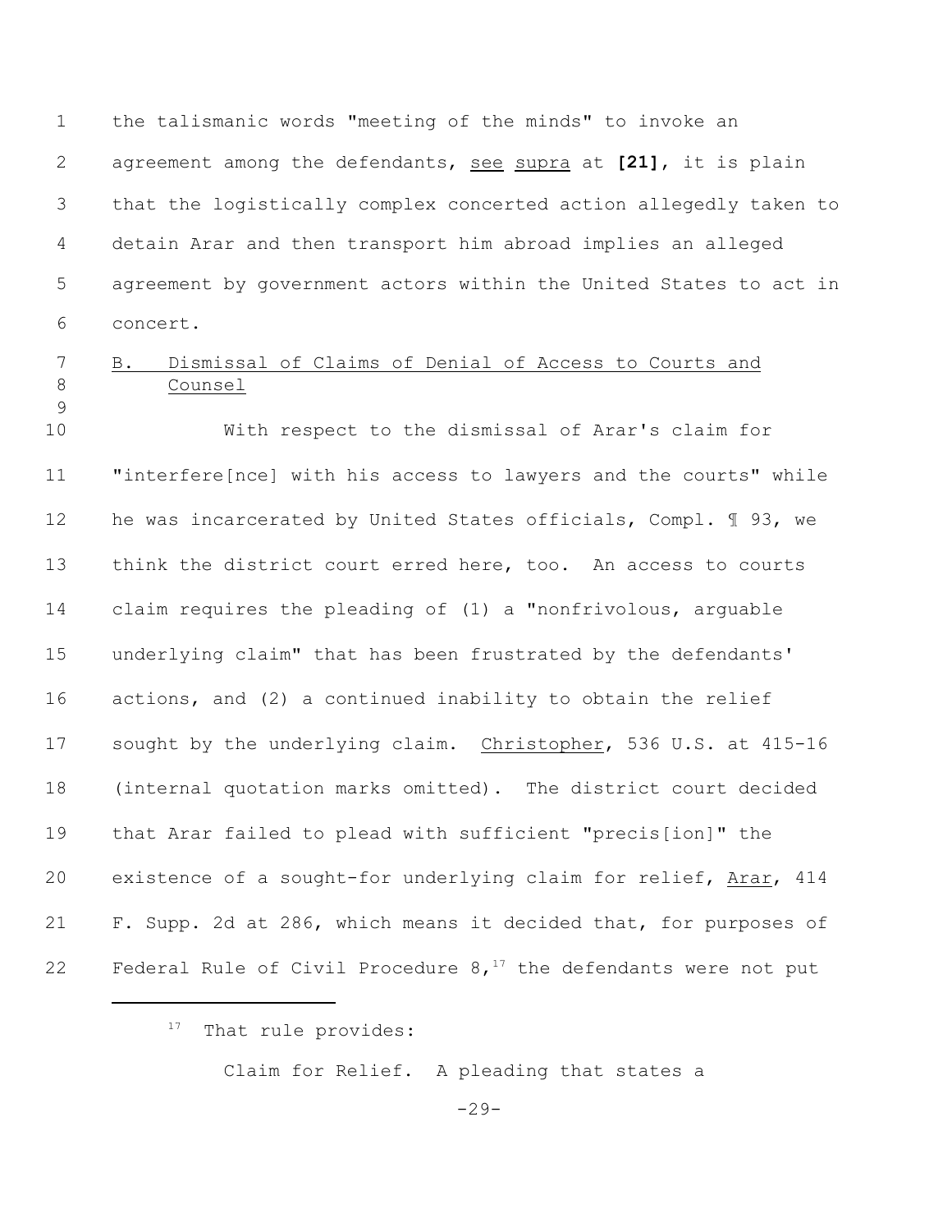the talismanic words "meeting of the minds" to invoke an agreement among the defendants, see supra at **[21]**, it is plain that the logistically complex concerted action allegedly taken to detain Arar and then transport him abroad implies an alleged agreement by government actors within the United States to act in concert.

B. Dismissal of Claims of Denial of Access to Courts and Counsel

With respect to the dismissal of Arar's claim for "interfere[nce] with his access to lawyers and the courts" while he was incarcerated by United States officials, Compl. ¶ 93, we think the district court erred here, too. An access to courts claim requires the pleading of (1) a "nonfrivolous, arguable underlying claim" that has been frustrated by the defendants' actions, and (2) a continued inability to obtain the relief sought by the underlying claim. Christopher, 536 U.S. at 415-16 (internal quotation marks omitted). The district court decided that Arar failed to plead with sufficient "precis[ion]" the existence of a sought-for underlying claim for relief, Arar, 414 F. Supp. 2d at 286, which means it decided that, for purposes of Federal Rule of Civil Procedure 8,[17] the defendants were not put

[17] That rule provides:

Claim for Relief. A pleading that states a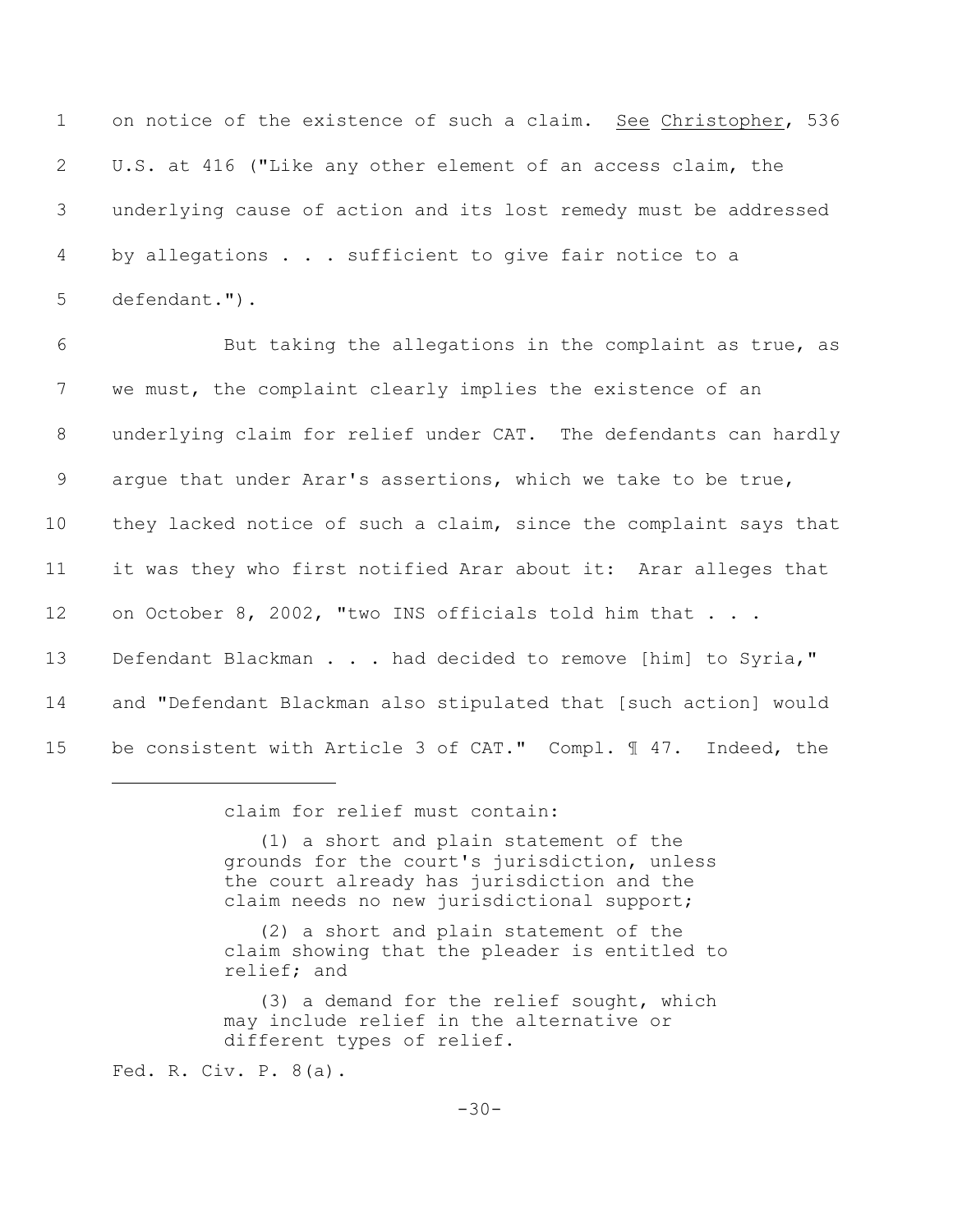on notice of the existence of such a claim. See Christopher, 536 U.S. at 416 ("Like any other element of an access claim, the underlying cause of action and its lost remedy must be addressed by allegations . . . sufficient to give fair notice to a defendant.").

But taking the allegations in the complaint as true, as we must, the complaint clearly implies the existence of an underlying claim for relief under CAT. The defendants can hardly argue that under Arar's assertions, which we take to be true, they lacked notice of such a claim, since the complaint says that it was they who first notified Arar about it: Arar alleges that on October 8, 2002, "two INS officials told him that . . . Defendant Blackman . . . had decided to remove [him] to Syria," and "Defendant Blackman also stipulated that [such action] would be consistent with Article 3 of CAT." Compl. ¶ 47. Indeed, the

---

> claim for relief must contain:
>
> (1) a short and plain statement of the grounds for the court's jurisdiction, unless the court already has jurisdiction and the claim needs no new jurisdictional support;
>
> (2) a short and plain statement of the claim showing that the pleader is entitled to relief; and
>
> (3) a demand for the relief sought, which may include relief in the alternative or different types of relief.

Fed. R. Civ. P. 8(a).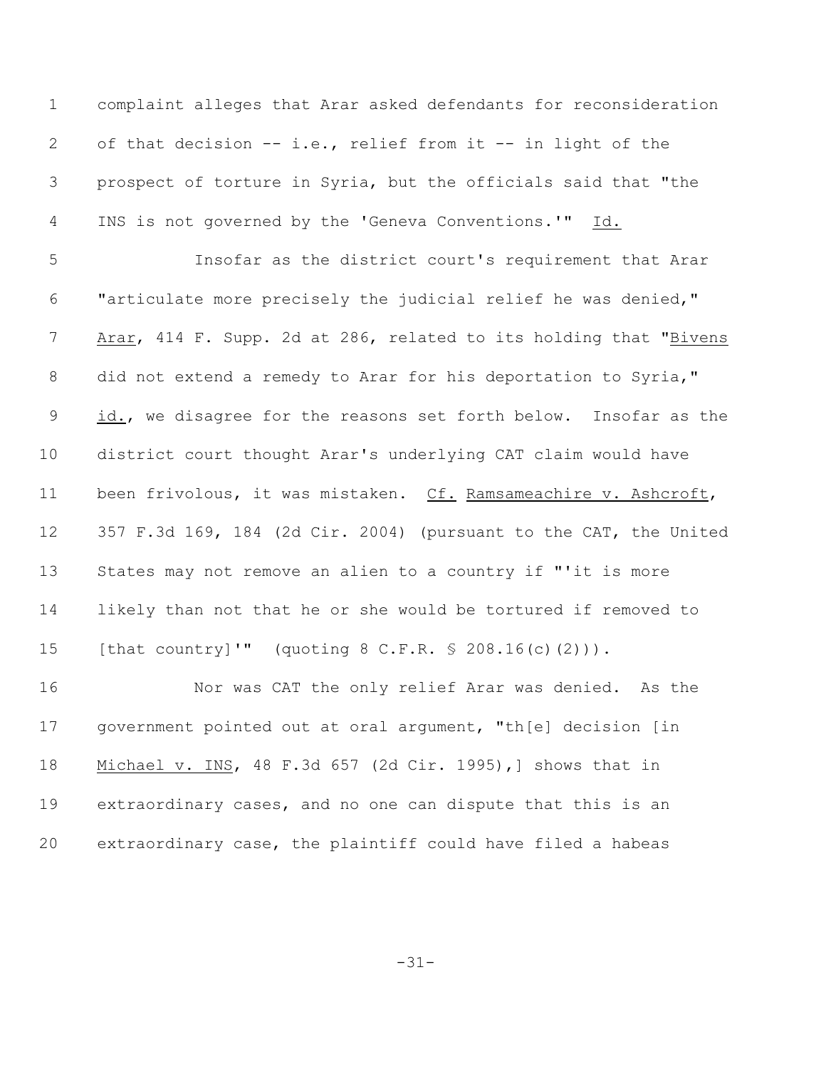complaint alleges that Arar asked defendants for reconsideration of that decision -- i.e., relief from it -- in light of the prospect of torture in Syria, but the officials said that "the INS is not governed by the 'Geneva Conventions.'" Id.

Insofar as the district court's requirement that Arar "articulate more precisely the judicial relief he was denied," Arar, 414 F. Supp. 2d at 286, related to its holding that "Bivens did not extend a remedy to Arar for his deportation to Syria," id., we disagree for the reasons set forth below. Insofar as the district court thought Arar's underlying CAT claim would have been frivolous, it was mistaken. Cf. Ramsameachire v. Ashcroft, 357 F.3d 169, 184 (2d Cir. 2004) (pursuant to the CAT, the United States may not remove an alien to a country if "'it is more likely than not that he or she would be tortured if removed to [that country]'" (quoting 8 C.F.R. § 208.16(c)(2))).

Nor was CAT the only relief Arar was denied. As the government pointed out at oral argument, "th[e] decision [in Michael v. INS, 48 F.3d 657 (2d Cir. 1995),] shows that in extraordinary cases, and no one can dispute that this is an extraordinary case, the plaintiff could have filed a habeas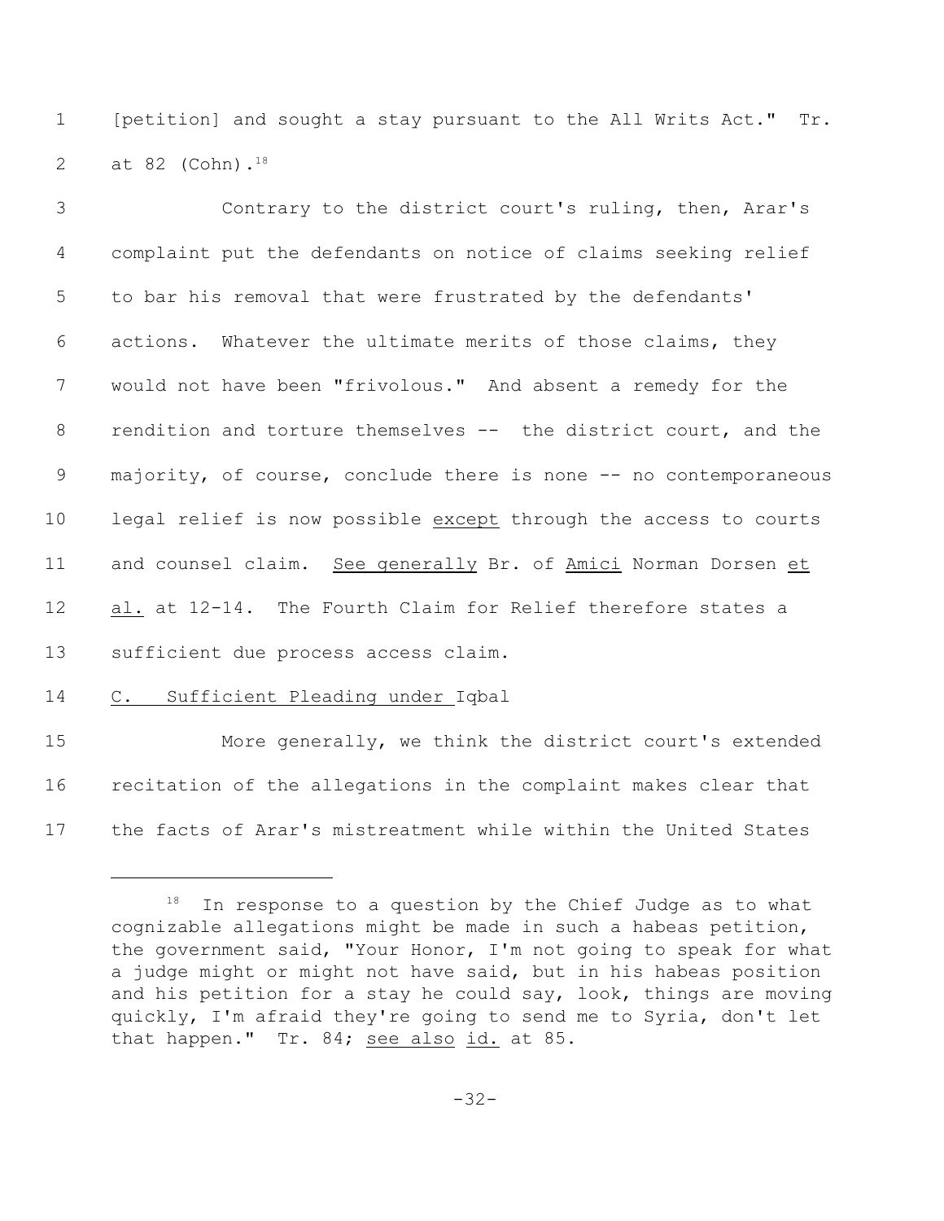[petition] and sought a stay pursuant to the All Writs Act." Tr. at 82 (Cohn).[18]

Contrary to the district court's ruling, then, Arar's complaint put the defendants on notice of claims seeking relief to bar his removal that were frustrated by the defendants' actions. Whatever the ultimate merits of those claims, they would not have been "frivolous." And absent a remedy for the rendition and torture themselves -- the district court, and the majority, of course, conclude there is none -- no contemporaneous legal relief is now possible _except_ through the access to courts and counsel claim. _See generally_ Br. of _Amici_ Norman Dorsen _et al._ at 12-14. The Fourth Claim for Relief therefore states a sufficient due process access claim.

## C. Sufficient Pleading under Iqbal

More generally, we think the district court's extended recitation of the allegations in the complaint makes clear that the facts of Arar's mistreatment while within the United States

---

[18] In response to a question by the Chief Judge as to what cognizable allegations might be made in such a habeas petition, the government said, "Your Honor, I'm not going to speak for what a judge might or might not have said, but in his habeas position and his petition for a stay he could say, look, things are moving quickly, I'm afraid they're going to send me to Syria, don't let that happen." Tr. 84; _see also_ _id._ at 85.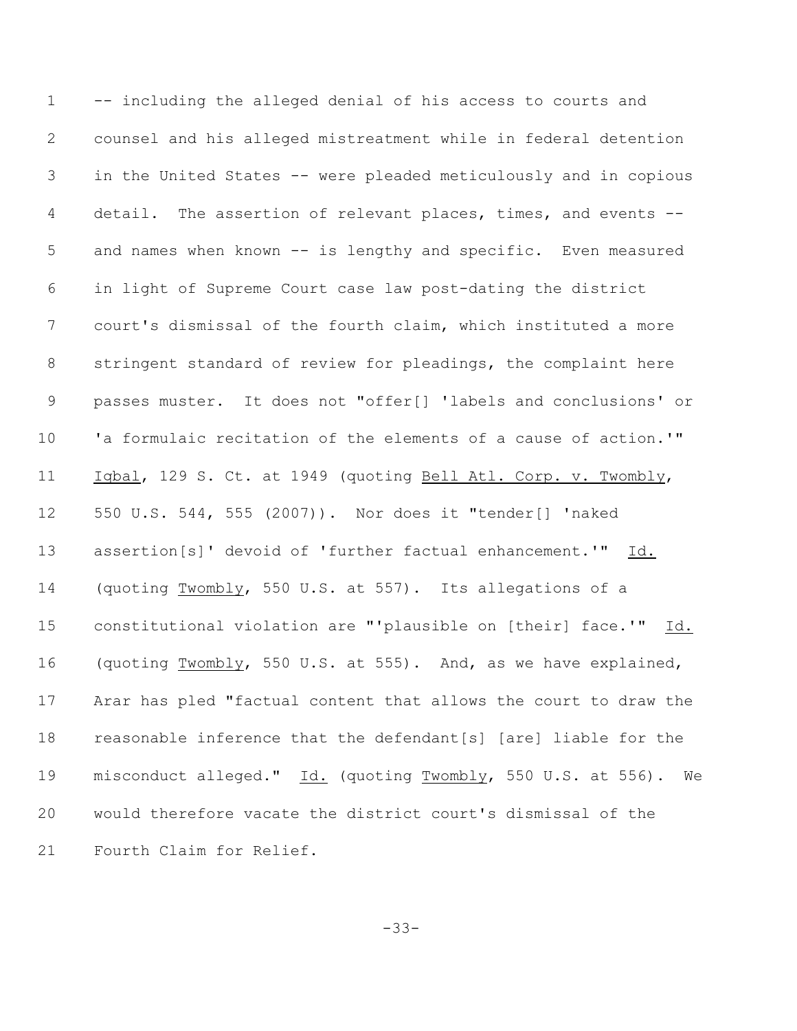-- including the alleged denial of his access to courts and counsel and his alleged mistreatment while in federal detention in the United States -- were pleaded meticulously and in copious detail. The assertion of relevant places, times, and events -- and names when known -- is lengthy and specific. Even measured in light of Supreme Court case law post-dating the district court's dismissal of the fourth claim, which instituted a more stringent standard of review for pleadings, the complaint here passes muster. It does not "offer[] 'labels and conclusions' or 'a formulaic recitation of the elements of a cause of action.'" Iqbal, 129 S. Ct. at 1949 (quoting Bell Atl. Corp. v. Twombly, 550 U.S. 544, 555 (2007)). Nor does it "tender[] 'naked assertion[s]' devoid of 'further factual enhancement.'" Id. (quoting Twombly, 550 U.S. at 557). Its allegations of a constitutional violation are "'plausible on [their] face.'" Id. (quoting Twombly, 550 U.S. at 555). And, as we have explained, Arar has pled "factual content that allows the court to draw the reasonable inference that the defendant[s] [are] liable for the misconduct alleged." Id. (quoting Twombly, 550 U.S. at 556). We would therefore vacate the district court's dismissal of the Fourth Claim for Relief.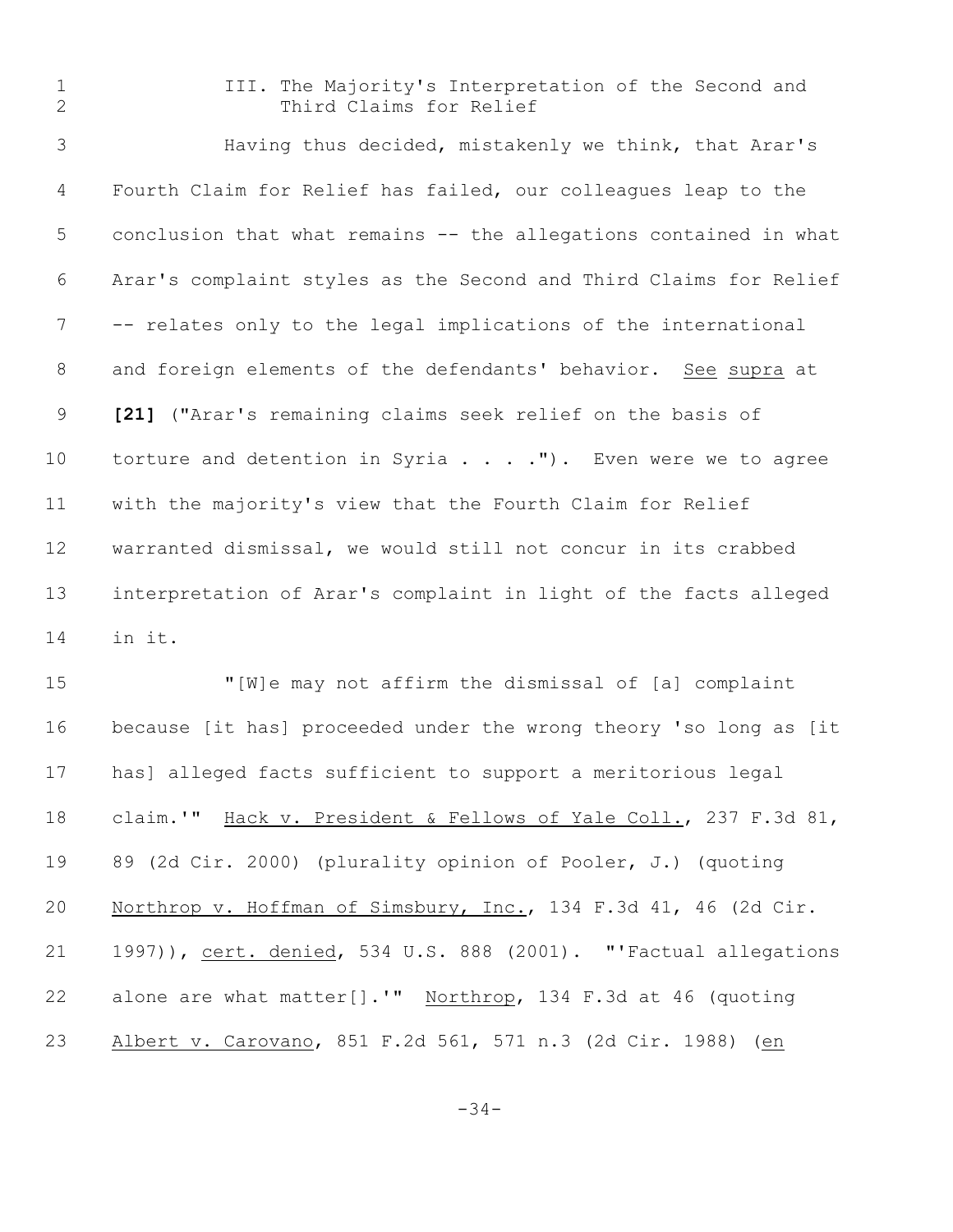### III. The Majority's Interpretation of the Second and Third Claims for Relief

Having thus decided, mistakenly we think, that Arar's Fourth Claim for Relief has failed, our colleagues leap to the conclusion that what remains -- the allegations contained in what Arar's complaint styles as the Second and Third Claims for Relief -- relates only to the legal implications of the international and foreign elements of the defendants' behavior. See supra at **[21]** ("Arar's remaining claims seek relief on the basis of torture and detention in Syria . . . ."). Even were we to agree with the majority's view that the Fourth Claim for Relief warranted dismissal, we would still not concur in its crabbed interpretation of Arar's complaint in light of the facts alleged in it.

"[W]e may not affirm the dismissal of [a] complaint because [it has] proceeded under the wrong theory 'so long as [it has] alleged facts sufficient to support a meritorious legal claim.'" Hack v. President & Fellows of Yale Coll., 237 F.3d 81, 89 (2d Cir. 2000) (plurality opinion of Pooler, J.) (quoting Northrop v. Hoffman of Simsbury, Inc., 134 F.3d 41, 46 (2d Cir. 1997)), cert. denied, 534 U.S. 888 (2001). "'Factual allegations alone are what matter[].'" Northrop, 134 F.3d at 46 (quoting Albert v. Carovano, 851 F.2d 561, 571 n.3 (2d Cir. 1988) (en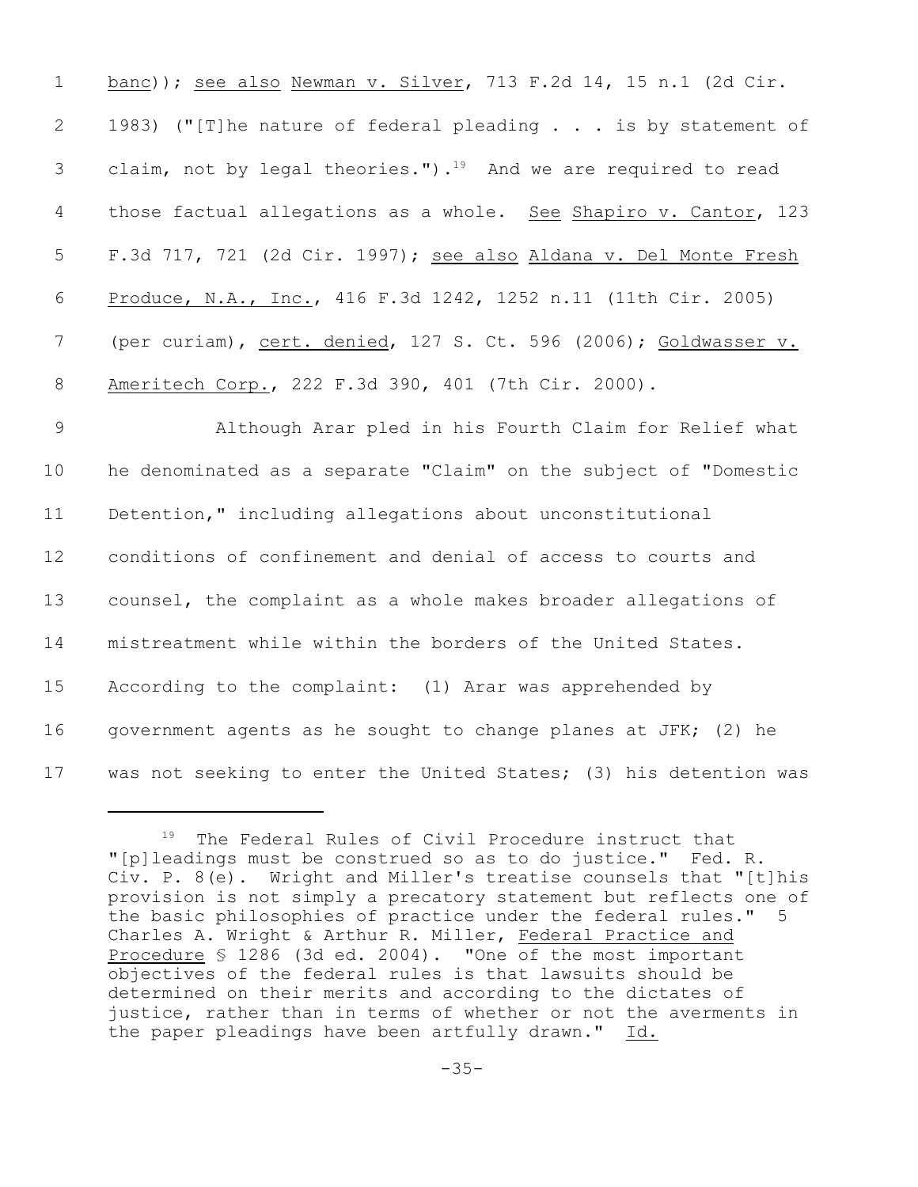banc)); see also Newman v. Silver, 713 F.2d 14, 15 n.1 (2d Cir. 1983) ("[T]he nature of federal pleading . . . is by statement of claim, not by legal theories.").[19] And we are required to read those factual allegations as a whole. See Shapiro v. Cantor, 123 F.3d 717, 721 (2d Cir. 1997); see also Aldana v. Del Monte Fresh Produce, N.A., Inc., 416 F.3d 1242, 1252 n.11 (11th Cir. 2005) (per curiam), cert. denied, 127 S. Ct. 596 (2006); Goldwasser v. Ameritech Corp., 222 F.3d 390, 401 (7th Cir. 2000).

Although Arar pled in his Fourth Claim for Relief what he denominated as a separate "Claim" on the subject of "Domestic Detention," including allegations about unconstitutional conditions of confinement and denial of access to courts and counsel, the complaint as a whole makes broader allegations of mistreatment while within the borders of the United States. According to the complaint: (1) Arar was apprehended by government agents as he sought to change planes at JFK; (2) he was not seeking to enter the United States; (3) his detention was

[19] The Federal Rules of Civil Procedure instruct that "[p]leadings must be construed so as to do justice." Fed. R. Civ. P. 8(e). Wright and Miller's treatise counsels that "[t]his provision is not simply a precatory statement but reflects one of the basic philosophies of practice under the federal rules." 5 Charles A. Wright & Arthur R. Miller, Federal Practice and Procedure § 1286 (3d ed. 2004). "One of the most important objectives of the federal rules is that lawsuits should be determined on their merits and according to the dictates of justice, rather than in terms of whether or not the averments in the paper pleadings have been artfully drawn." Id.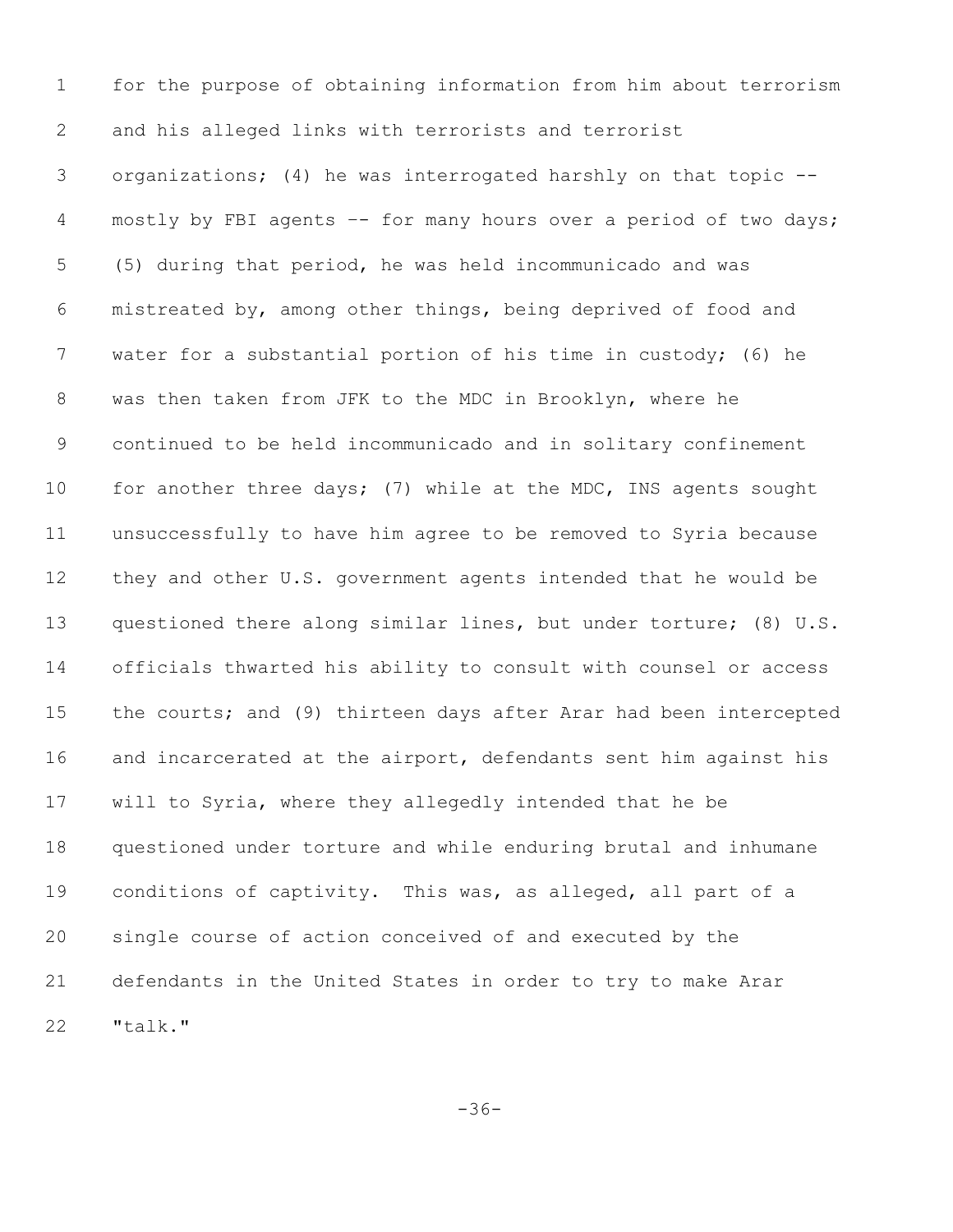for the purpose of obtaining information from him about terrorism and his alleged links with terrorists and terrorist organizations; (4) he was interrogated harshly on that topic -- mostly by FBI agents -- for many hours over a period of two days; (5) during that period, he was held incommunicado and was mistreated by, among other things, being deprived of food and water for a substantial portion of his time in custody; (6) he was then taken from JFK to the MDC in Brooklyn, where he continued to be held incommunicado and in solitary confinement for another three days; (7) while at the MDC, INS agents sought unsuccessfully to have him agree to be removed to Syria because they and other U.S. government agents intended that he would be questioned there along similar lines, but under torture; (8) U.S. officials thwarted his ability to consult with counsel or access the courts; and (9) thirteen days after Arar had been intercepted and incarcerated at the airport, defendants sent him against his will to Syria, where they allegedly intended that he be questioned under torture and while enduring brutal and inhumane conditions of captivity. This was, as alleged, all part of a single course of action conceived of and executed by the defendants in the United States in order to try to make Arar "talk."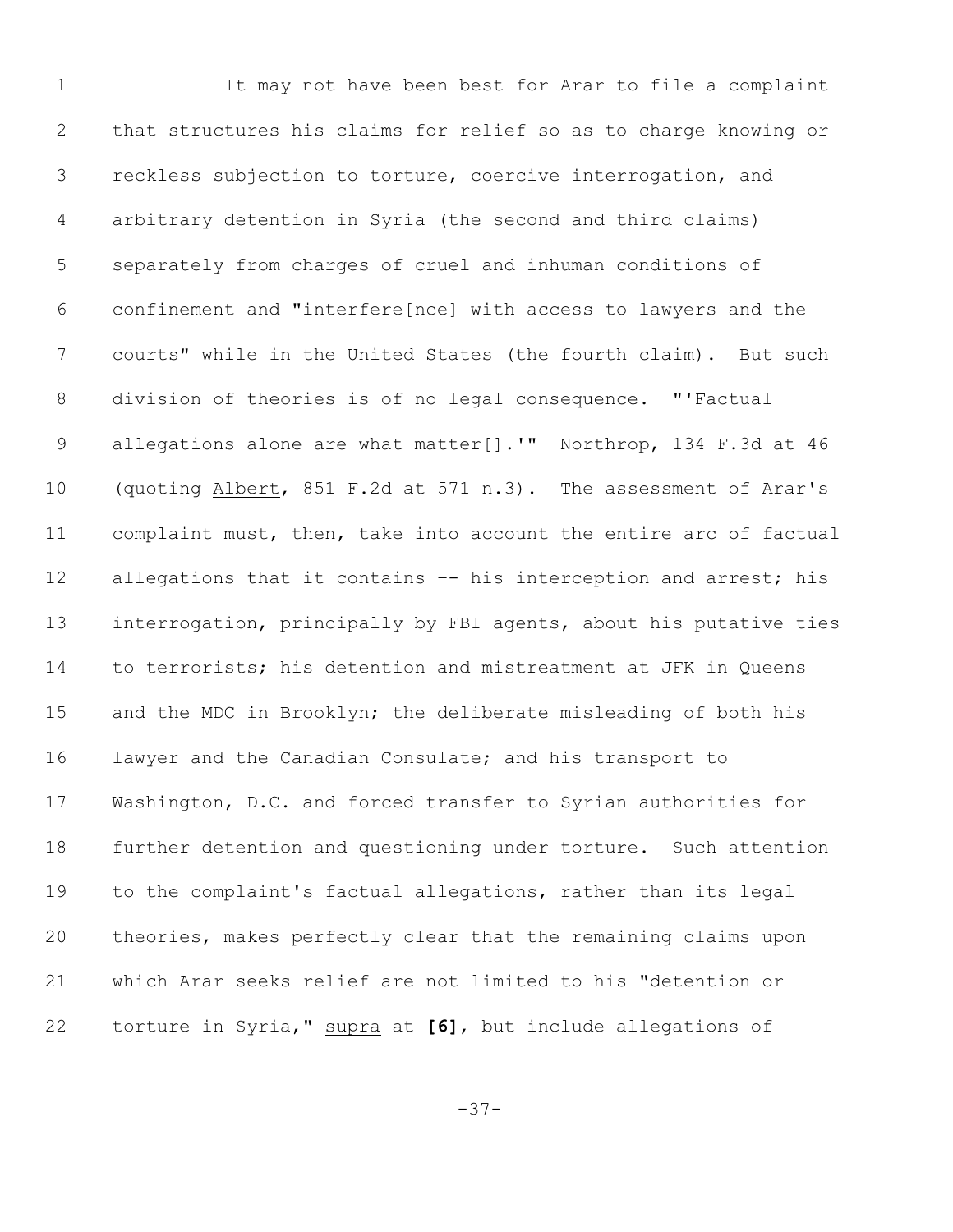It may not have been best for Arar to file a complaint that structures his claims for relief so as to charge knowing or reckless subjection to torture, coercive interrogation, and arbitrary detention in Syria (the second and third claims) separately from charges of cruel and inhuman conditions of confinement and "interfere[nce] with access to lawyers and the courts" while in the United States (the fourth claim). But such division of theories is of no legal consequence. "'Factual allegations alone are what matter[].'" Northrop, 134 F.3d at 46 (quoting Albert, 851 F.2d at 571 n.3). The assessment of Arar's complaint must, then, take into account the entire arc of factual allegations that it contains -- his interception and arrest; his interrogation, principally by FBI agents, about his putative ties to terrorists; his detention and mistreatment at JFK in Queens and the MDC in Brooklyn; the deliberate misleading of both his lawyer and the Canadian Consulate; and his transport to Washington, D.C. and forced transfer to Syrian authorities for further detention and questioning under torture. Such attention to the complaint's factual allegations, rather than its legal theories, makes perfectly clear that the remaining claims upon which Arar seeks relief are not limited to his "detention or torture in Syria," supra at **[6]**, but include allegations of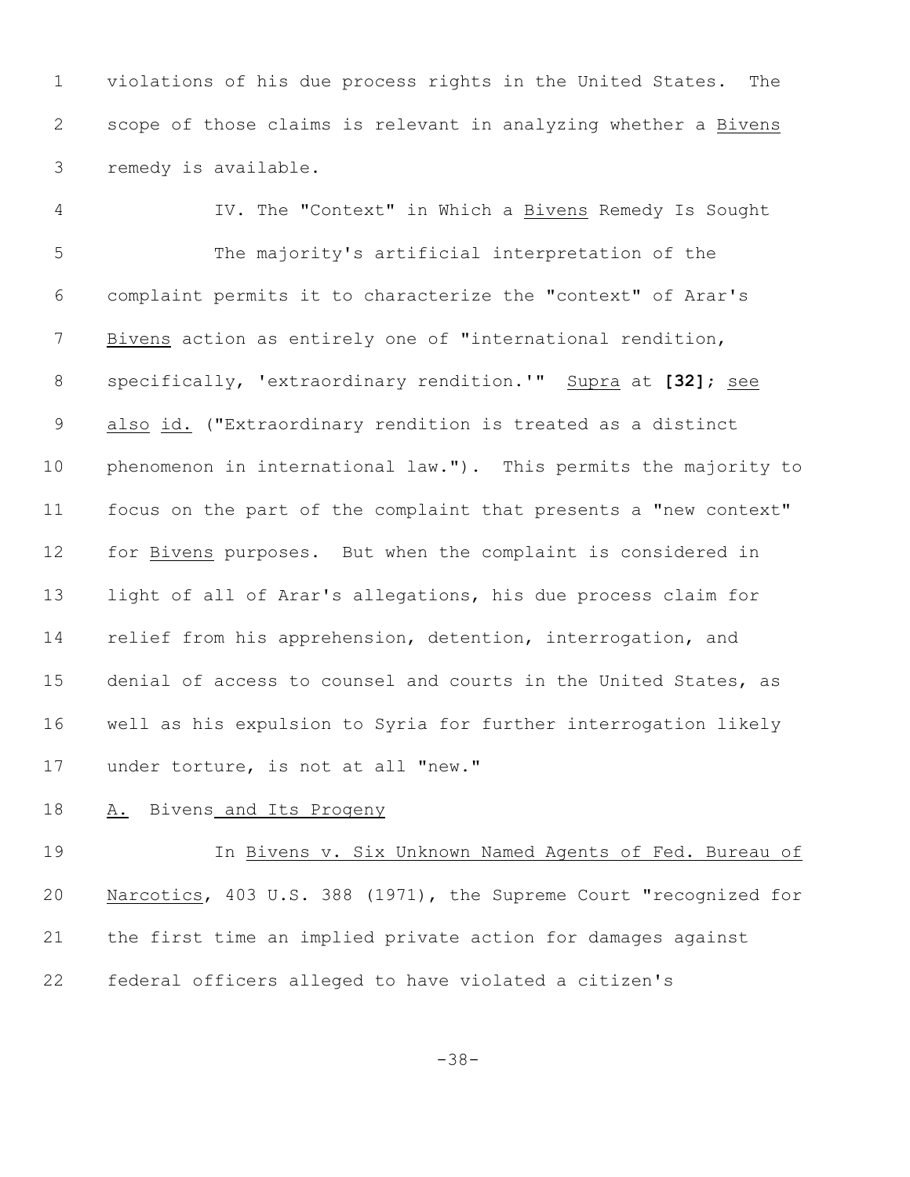violations of his due process rights in the United States. The scope of those claims is relevant in analyzing whether a Bivens remedy is available.

## IV. The "Context" in Which a Bivens Remedy Is Sought

The majority's artificial interpretation of the complaint permits it to characterize the "context" of Arar's Bivens action as entirely one of "international rendition, specifically, 'extraordinary rendition.'" Supra at **[32]**; see also id. ("Extraordinary rendition is treated as a distinct phenomenon in international law."). This permits the majority to focus on the part of the complaint that presents a "new context" for Bivens purposes. But when the complaint is considered in light of all of Arar's allegations, his due process claim for relief from his apprehension, detention, interrogation, and denial of access to counsel and courts in the United States, as well as his expulsion to Syria for further interrogation likely under torture, is not at all "new."

### A. Bivens and Its Progeny

In Bivens v. Six Unknown Named Agents of Fed. Bureau of Narcotics, 403 U.S. 388 (1971), the Supreme Court "recognized for the first time an implied private action for damages against federal officers alleged to have violated a citizen's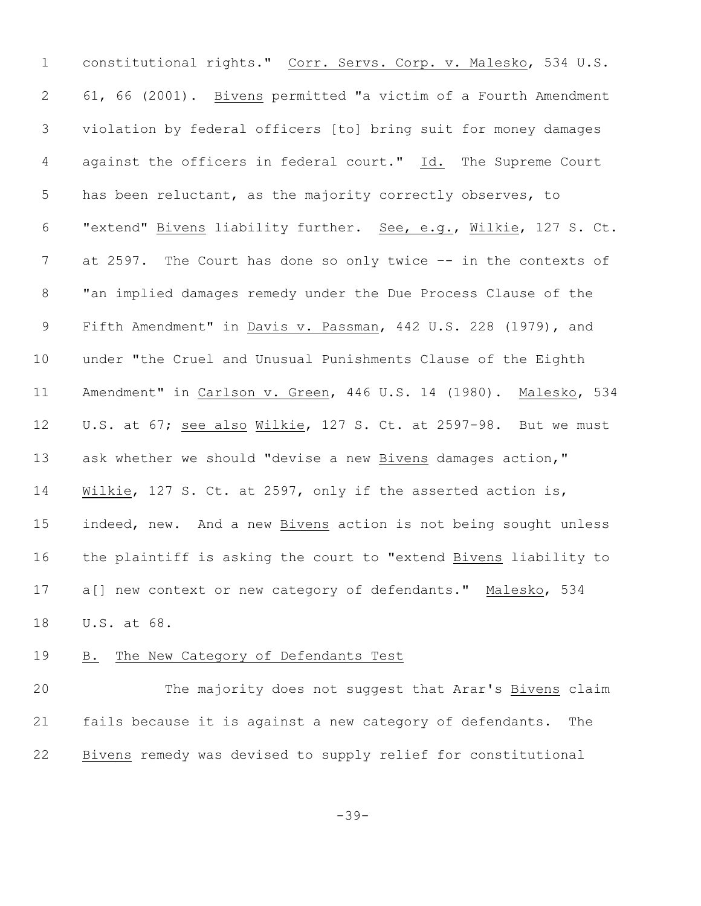constitutional rights." Corr. Servs. Corp. v. Malesko, 534 U.S. 61, 66 (2001). Bivens permitted "a victim of a Fourth Amendment violation by federal officers [to] bring suit for money damages against the officers in federal court." Id. The Supreme Court has been reluctant, as the majority correctly observes, to "extend" Bivens liability further. See, e.g., Wilkie, 127 S. Ct. at 2597. The Court has done so only twice -- in the contexts of "an implied damages remedy under the Due Process Clause of the Fifth Amendment" in Davis v. Passman, 442 U.S. 228 (1979), and under "the Cruel and Unusual Punishments Clause of the Eighth Amendment" in Carlson v. Green, 446 U.S. 14 (1980). Malesko, 534 U.S. at 67; see also Wilkie, 127 S. Ct. at 2597-98. But we must ask whether we should "devise a new Bivens damages action," Wilkie, 127 S. Ct. at 2597, only if the asserted action is, indeed, new. And a new Bivens action is not being sought unless the plaintiff is asking the court to "extend Bivens liability to a[] new context or new category of defendants." Malesko, 534 U.S. at 68.

### B. The New Category of Defendants Test

The majority does not suggest that Arar's Bivens claim fails because it is against a new category of defendants. The Bivens remedy was devised to supply relief for constitutional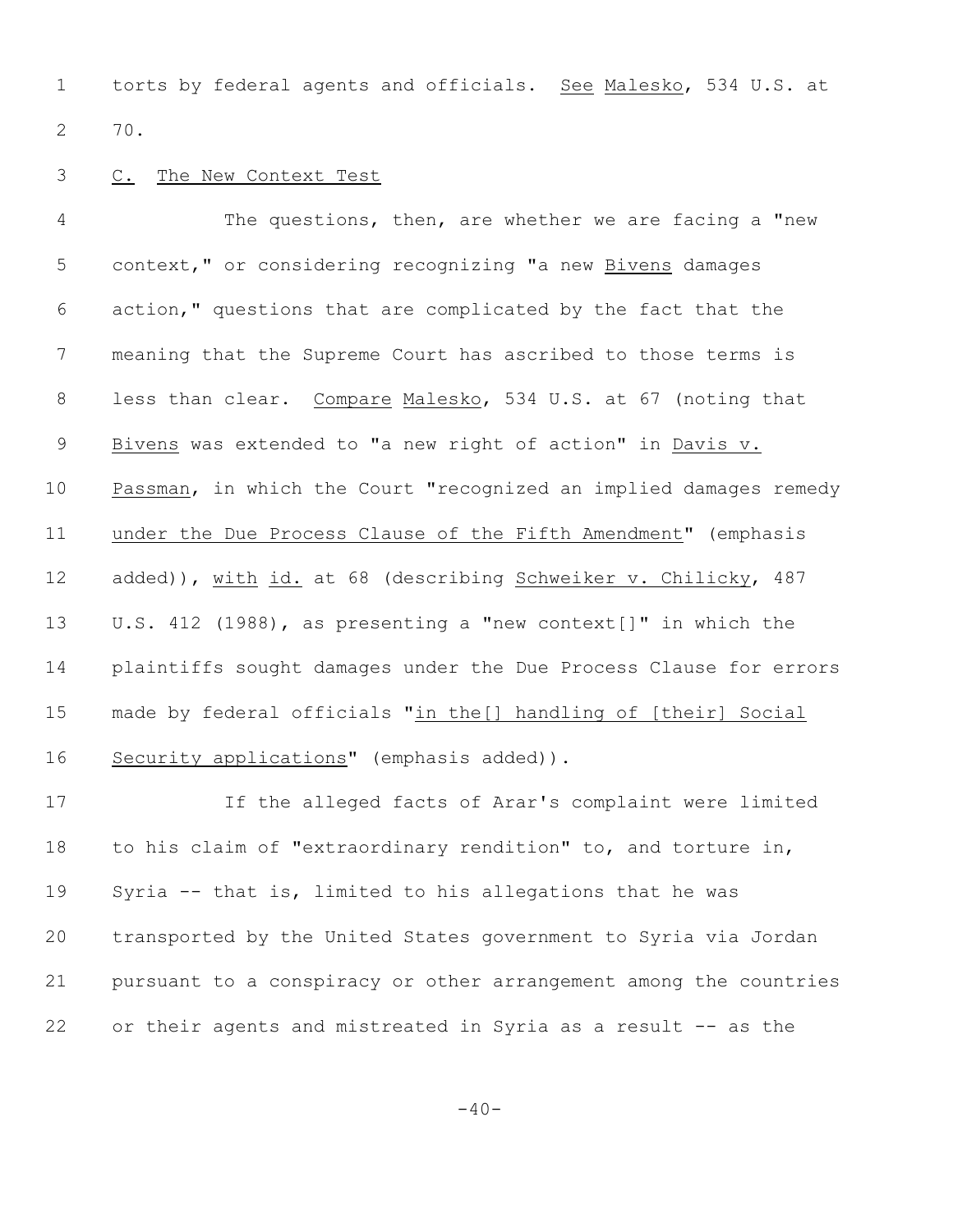torts by federal agents and officials. See Malesko, 534 U.S. at 70.

C. The New Context Test

The questions, then, are whether we are facing a "new context," or considering recognizing "a new Bivens damages action," questions that are complicated by the fact that the meaning that the Supreme Court has ascribed to those terms is less than clear. Compare Malesko, 534 U.S. at 67 (noting that Bivens was extended to "a new right of action" in Davis v. Passman, in which the Court "recognized an implied damages remedy under the Due Process Clause of the Fifth Amendment" (emphasis added)), with id. at 68 (describing Schweiker v. Chilicky, 487 U.S. 412 (1988), as presenting a "new context[]" in which the plaintiffs sought damages under the Due Process Clause for errors made by federal officials "in the[] handling of [their] Social Security applications" (emphasis added)).

If the alleged facts of Arar's complaint were limited to his claim of "extraordinary rendition" to, and torture in, Syria -- that is, limited to his allegations that he was transported by the United States government to Syria via Jordan pursuant to a conspiracy or other arrangement among the countries or their agents and mistreated in Syria as a result -- as the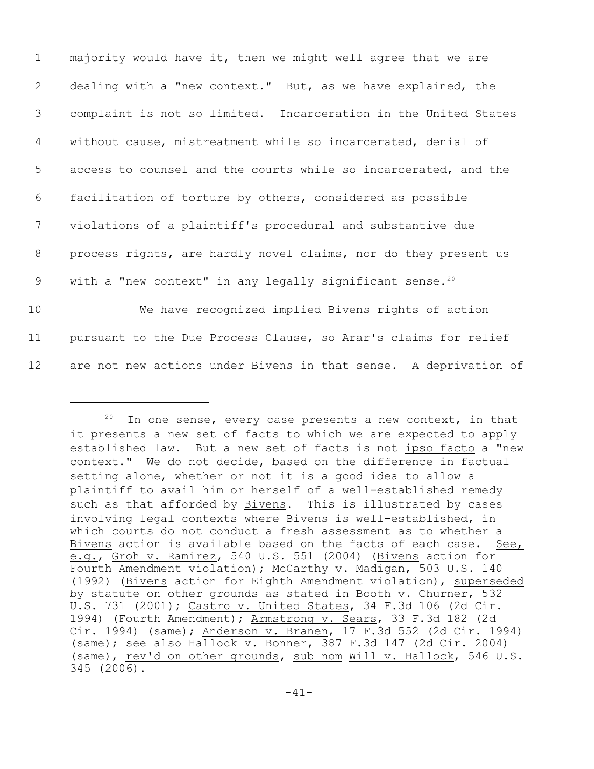majority would have it, then we might well agree that we are dealing with a "new context." But, as we have explained, the complaint is not so limited. Incarceration in the United States without cause, mistreatment while so incarcerated, denial of access to counsel and the courts while so incarcerated, and the facilitation of torture by others, considered as possible violations of a plaintiff's procedural and substantive due process rights, are hardly novel claims, nor do they present us with a "new context" in any legally significant sense.[20]

We have recognized implied Bivens rights of action pursuant to the Due Process Clause, so Arar's claims for relief are not new actions under Bivens in that sense. A deprivation of

---

[20] In one sense, every case presents a new context, in that it presents a new set of facts to which we are expected to apply established law. But a new set of facts is not ipso facto a "new context." We do not decide, based on the difference in factual setting alone, whether or not it is a good idea to allow a plaintiff to avail him or herself of a well-established remedy such as that afforded by Bivens. This is illustrated by cases involving legal contexts where Bivens is well-established, in which courts do not conduct a fresh assessment as to whether a Bivens action is available based on the facts of each case. See, e.g., Groh v. Ramirez, 540 U.S. 551 (2004) (Bivens action for Fourth Amendment violation); McCarthy v. Madigan, 503 U.S. 140 (1992) (Bivens action for Eighth Amendment violation), superseded by statute on other grounds as stated in Booth v. Churner, 532 U.S. 731 (2001); Castro v. United States, 34 F.3d 106 (2d Cir. 1994) (Fourth Amendment); Armstrong v. Sears, 33 F.3d 182 (2d Cir. 1994) (same); Anderson v. Branen, 17 F.3d 552 (2d Cir. 1994) (same); see also Hallock v. Bonner, 387 F.3d 147 (2d Cir. 2004) (same), rev'd on other grounds, sub nom Will v. Hallock, 546 U.S. 345 (2006).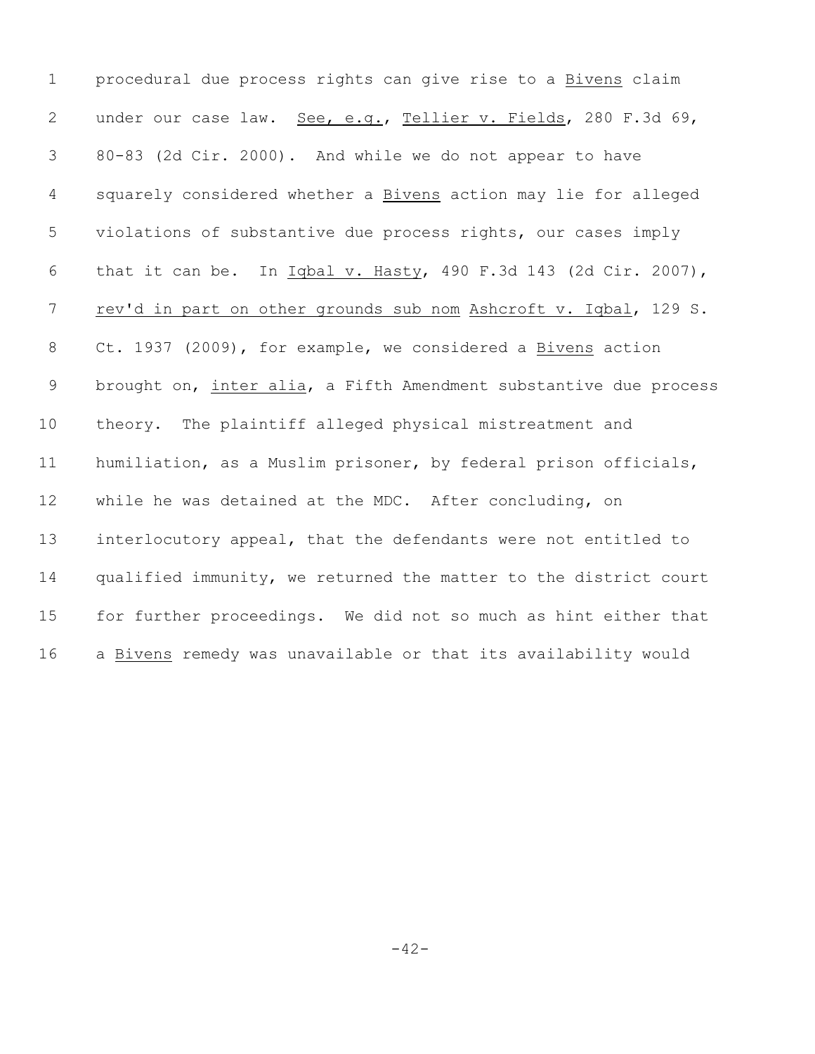procedural due process rights can give rise to a _Bivens_ claim under our case law. _See, e.g._, _Tellier v. Fields_, 280 F.3d 69, 80-83 (2d Cir. 2000). And while we do not appear to have squarely considered whether a _Bivens_ action may lie for alleged violations of substantive due process rights, our cases imply that it can be. In _Iqbal v. Hasty_, 490 F.3d 143 (2d Cir. 2007), _rev'd in part on other grounds sub nom_ _Ashcroft v. Iqbal_, 129 S. Ct. 1937 (2009), for example, we considered a _Bivens_ action brought on, _inter alia_, a Fifth Amendment substantive due process theory. The plaintiff alleged physical mistreatment and humiliation, as a Muslim prisoner, by federal prison officials, while he was detained at the MDC. After concluding, on interlocutory appeal, that the defendants were not entitled to qualified immunity, we returned the matter to the district court for further proceedings. We did not so much as hint either that a _Bivens_ remedy was unavailable or that its availability would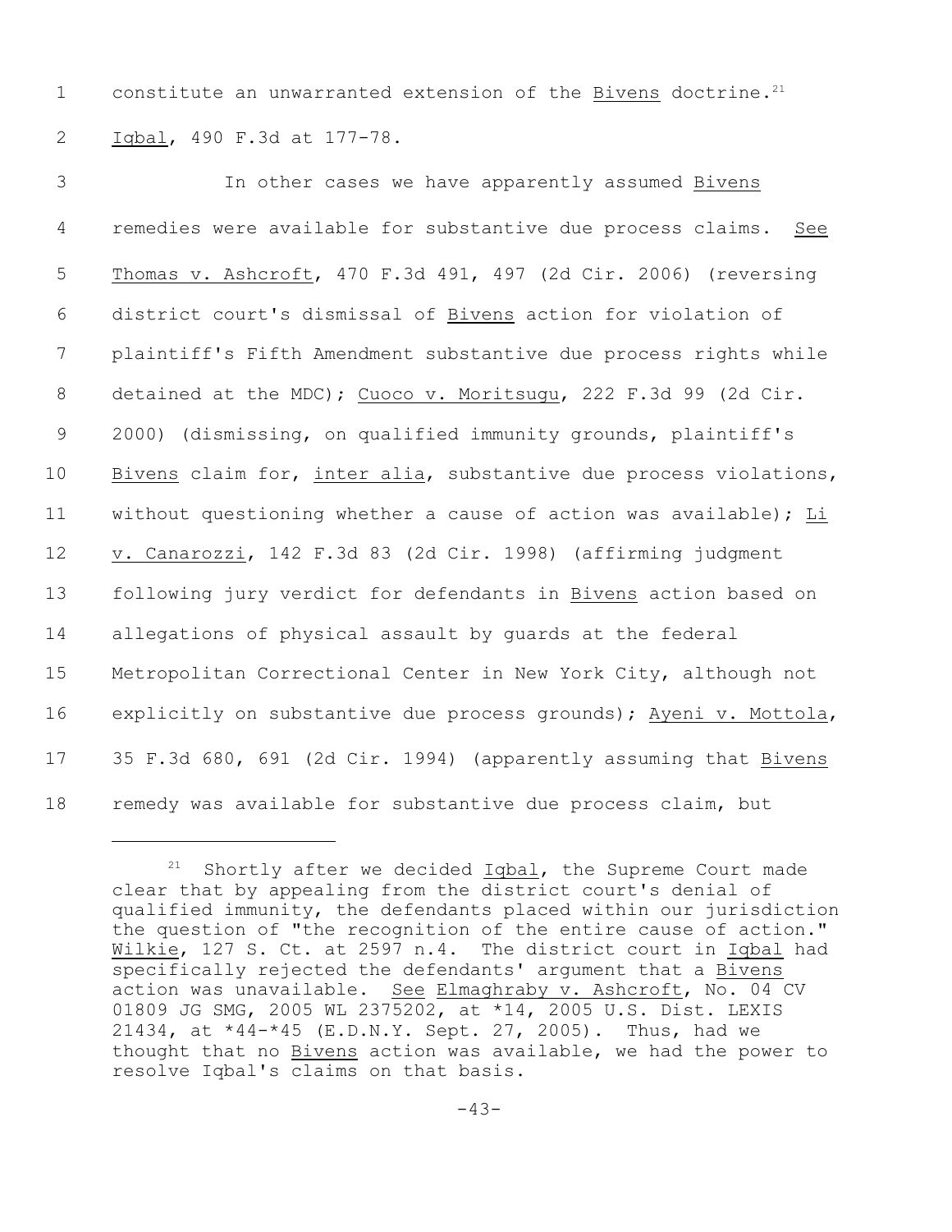constitute an unwarranted extension of the Bivens doctrine.[21] Iqbal, 490 F.3d at 177-78.

In other cases we have apparently assumed Bivens remedies were available for substantive due process claims. See Thomas v. Ashcroft, 470 F.3d 491, 497 (2d Cir. 2006) (reversing district court's dismissal of Bivens action for violation of plaintiff's Fifth Amendment substantive due process rights while detained at the MDC); Cuoco v. Moritsugu, 222 F.3d 99 (2d Cir. 2000) (dismissing, on qualified immunity grounds, plaintiff's Bivens claim for, inter alia, substantive due process violations, without questioning whether a cause of action was available); Li v. Canarozzi, 142 F.3d 83 (2d Cir. 1998) (affirming judgment following jury verdict for defendants in Bivens action based on allegations of physical assault by guards at the federal Metropolitan Correctional Center in New York City, although not explicitly on substantive due process grounds); Ayeni v. Mottola, 35 F.3d 680, 691 (2d Cir. 1994) (apparently assuming that Bivens remedy was available for substantive due process claim, but

---

[21] Shortly after we decided Iqbal, the Supreme Court made clear that by appealing from the district court's denial of qualified immunity, the defendants placed within our jurisdiction the question of "the recognition of the entire cause of action." Wilkie, 127 S. Ct. at 2597 n.4. The district court in Iqbal had specifically rejected the defendants' argument that a Bivens action was unavailable. See Elmaghraby v. Ashcroft, No. 04 CV 01809 JG SMG, 2005 WL 2375202, at *14, 2005 U.S. Dist. LEXIS 21434, at *44-*45 (E.D.N.Y. Sept. 27, 2005). Thus, had we thought that no Bivens action was available, we had the power to resolve Iqbal's claims on that basis.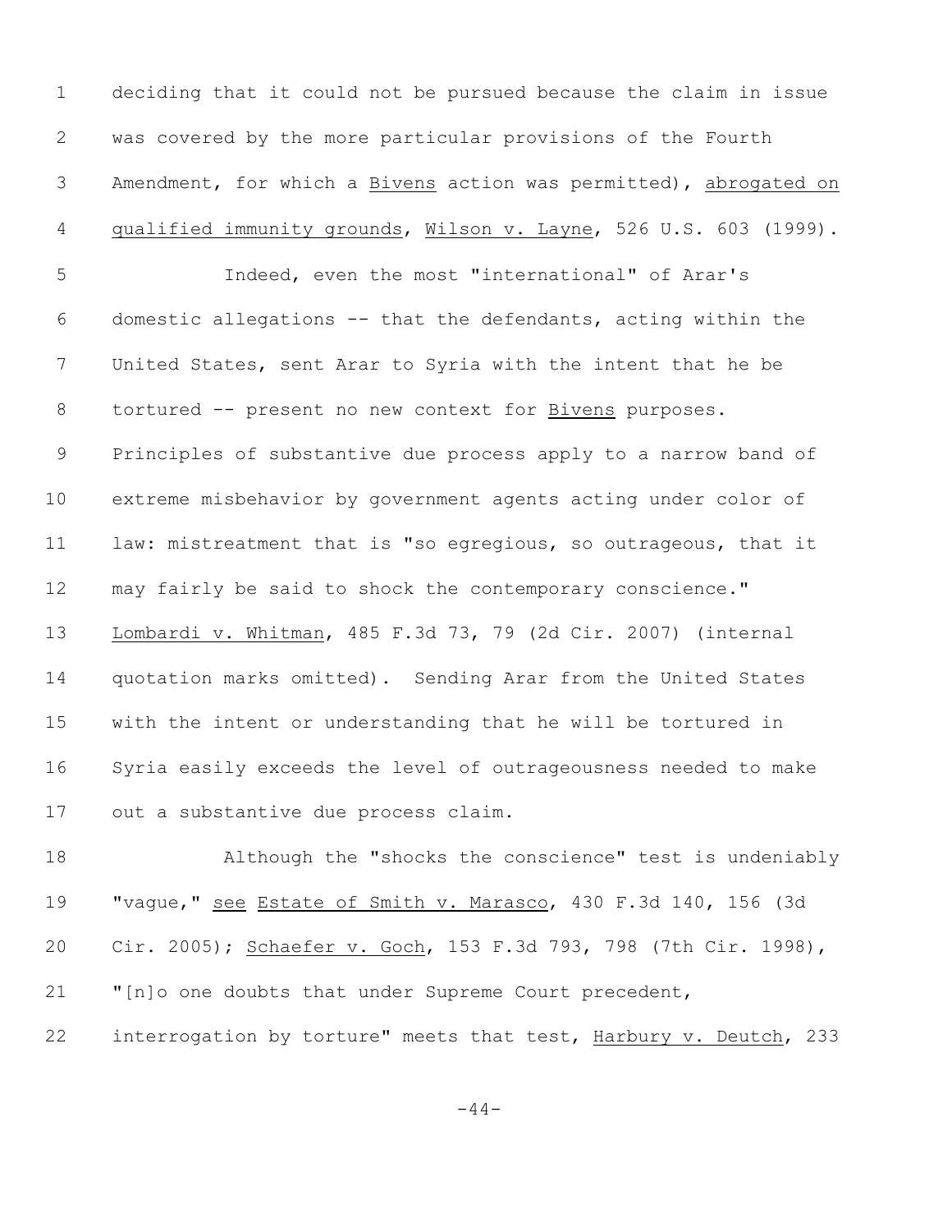deciding that it could not be pursued because the claim in issue was covered by the more particular provisions of the Fourth Amendment, for which a Bivens action was permitted), abrogated on qualified immunity grounds, Wilson v. Layne, 526 U.S. 603 (1999).

Indeed, even the most "international" of Arar's domestic allegations -- that the defendants, acting within the United States, sent Arar to Syria with the intent that he be tortured -- present no new context for Bivens purposes. Principles of substantive due process apply to a narrow band of extreme misbehavior by government agents acting under color of law: mistreatment that is "so egregious, so outrageous, that it may fairly be said to shock the contemporary conscience." Lombardi v. Whitman, 485 F.3d 73, 79 (2d Cir. 2007) (internal quotation marks omitted). Sending Arar from the United States with the intent or understanding that he will be tortured in Syria easily exceeds the level of outrageousness needed to make out a substantive due process claim.

Although the "shocks the conscience" test is undeniably "vague," see Estate of Smith v. Marasco, 430 F.3d 140, 156 (3d Cir. 2005); Schaefer v. Goch, 153 F.3d 793, 798 (7th Cir. 1998), "[n]o one doubts that under Supreme Court precedent, interrogation by torture" meets that test, Harbury v. Deutch, 233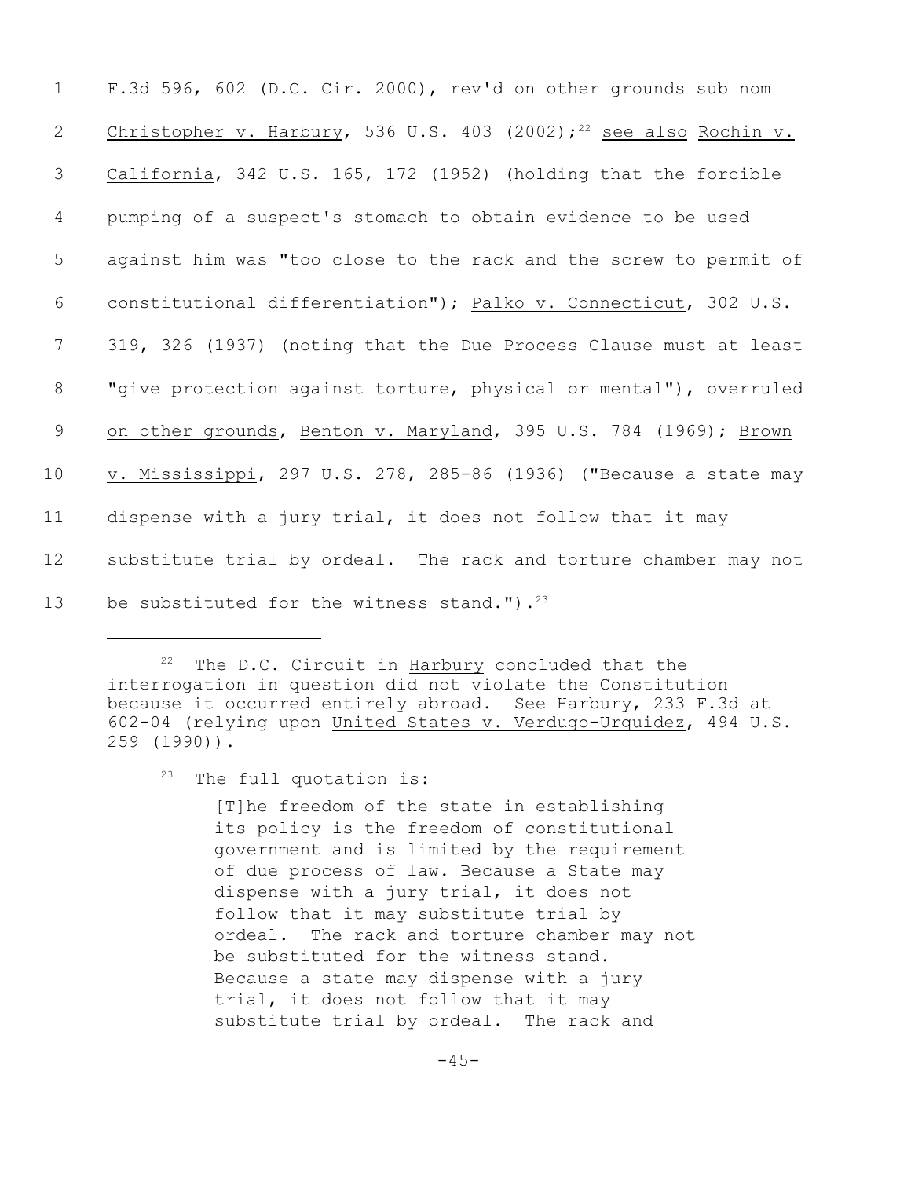F.3d 596, 602 (D.C. Cir. 2000), rev'd on other grounds sub nom Christopher v. Harbury, 536 U.S. 403 (2002);[22] see also Rochin v. California, 342 U.S. 165, 172 (1952) (holding that the forcible pumping of a suspect's stomach to obtain evidence to be used against him was "too close to the rack and the screw to permit of constitutional differentiation"); Palko v. Connecticut, 302 U.S. 319, 326 (1937) (noting that the Due Process Clause must at least "give protection against torture, physical or mental"), overruled on other grounds, Benton v. Maryland, 395 U.S. 784 (1969); Brown v. Mississippi, 297 U.S. 278, 285-86 (1936) ("Because a state may dispense with a jury trial, it does not follow that it may substitute trial by ordeal. The rack and torture chamber may not be substituted for the witness stand.").[23]

---

[22] The D.C. Circuit in Harbury concluded that the interrogation in question did not violate the Constitution because it occurred entirely abroad. See Harbury, 233 F.3d at 602-04 (relying upon United States v. Verdugo-Urquidez, 494 U.S. 259 (1990)).

[23] The full quotation is:

> [T]he freedom of the state in establishing its policy is the freedom of constitutional government and is limited by the requirement of due process of law. Because a State may dispense with a jury trial, it does not follow that it may substitute trial by ordeal. The rack and torture chamber may not be substituted for the witness stand. Because a state may dispense with a jury trial, it does not follow that it may substitute trial by ordeal. The rack and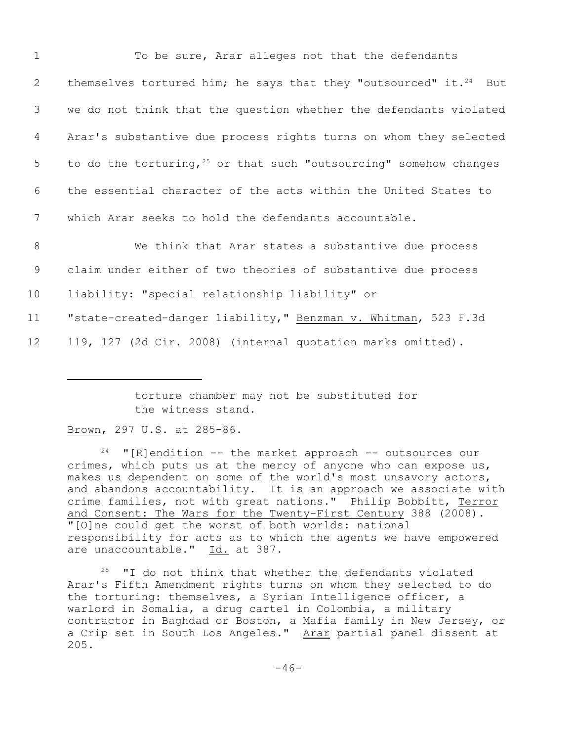To be sure, Arar alleges not that the defendants themselves tortured him; he says that they "outsourced" it.[24] But we do not think that the question whether the defendants violated Arar's substantive due process rights turns on whom they selected to do the torturing,[25] or that such "outsourcing" somehow changes the essential character of the acts within the United States to which Arar seeks to hold the defendants accountable.

We think that Arar states a substantive due process claim under either of two theories of substantive due process liability: "special relationship liability" or "state-created-danger liability," Benzman v. Whitman, 523 F.3d 119, 127 (2d Cir. 2008) (internal quotation marks omitted).

---

> torture chamber may not be substituted for the witness stand.

Brown, 297 U.S. at 285-86.

[24] "[R]endition -- the market approach -- outsources our crimes, which puts us at the mercy of anyone who can expose us, makes us dependent on some of the world's most unsavory actors, and abandons accountability. It is an approach we associate with crime families, not with great nations." Philip Bobbitt, Terror and Consent: The Wars for the Twenty-First Century 388 (2008). "[O]ne could get the worst of both worlds: national responsibility for acts as to which the agents we have empowered are unaccountable." Id. at 387.

[25] "I do not think that whether the defendants violated Arar's Fifth Amendment rights turns on whom they selected to do the torturing: themselves, a Syrian Intelligence officer, a warlord in Somalia, a drug cartel in Colombia, a military contractor in Baghdad or Boston, a Mafia family in New Jersey, or a Crip set in South Los Angeles." Arar partial panel dissent at 205.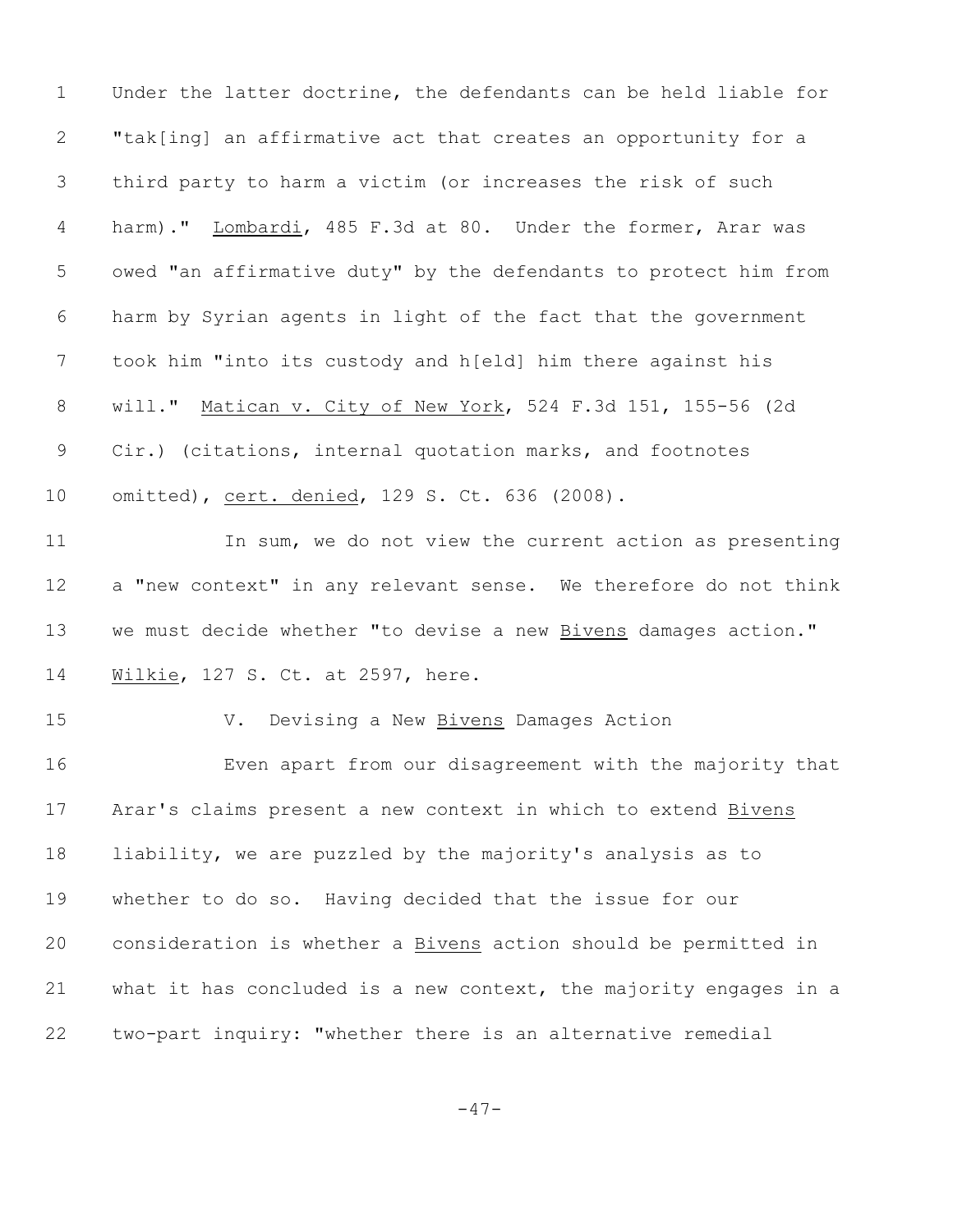Under the latter doctrine, the defendants can be held liable for "tak[ing] an affirmative act that creates an opportunity for a third party to harm a victim (or increases the risk of such harm)." Lombardi, 485 F.3d at 80. Under the former, Arar was owed "an affirmative duty" by the defendants to protect him from harm by Syrian agents in light of the fact that the government took him "into its custody and h[eld] him there against his will." Matican v. City of New York, 524 F.3d 151, 155-56 (2d Cir.) (citations, internal quotation marks, and footnotes omitted), cert. denied, 129 S. Ct. 636 (2008).

In sum, we do not view the current action as presenting a "new context" in any relevant sense. We therefore do not think we must decide whether "to devise a new Bivens damages action." Wilkie, 127 S. Ct. at 2597, here.

## V. Devising a New Bivens Damages Action

Even apart from our disagreement with the majority that Arar's claims present a new context in which to extend Bivens liability, we are puzzled by the majority's analysis as to whether to do so. Having decided that the issue for our consideration is whether a Bivens action should be permitted in what it has concluded is a new context, the majority engages in a two-part inquiry: "whether there is an alternative remedial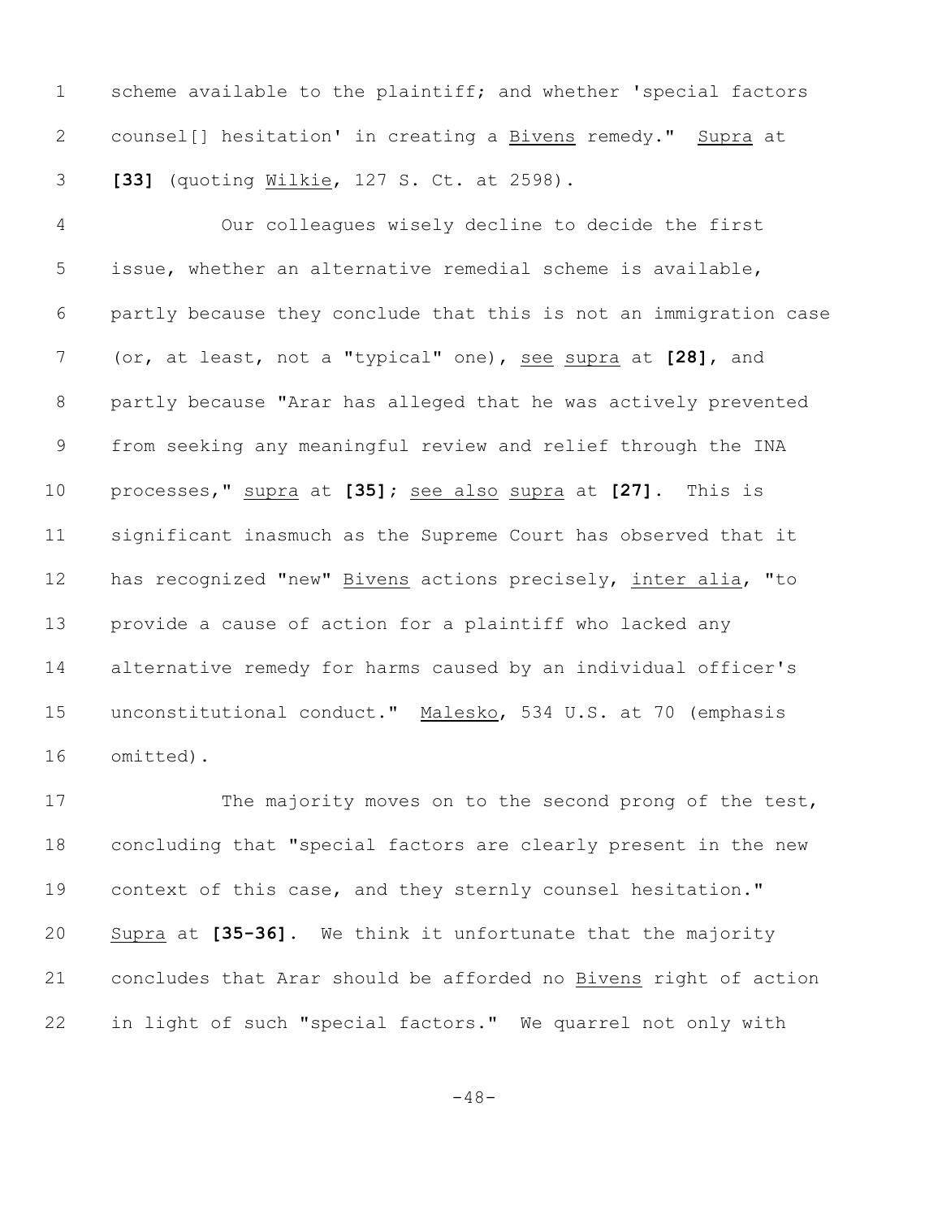scheme available to the plaintiff; and whether 'special factors counsel[] hesitation' in creating a Bivens remedy." Supra at **[33]** (quoting Wilkie, 127 S. Ct. at 2598).

Our colleagues wisely decline to decide the first issue, whether an alternative remedial scheme is available, partly because they conclude that this is not an immigration case (or, at least, not a "typical" one), see supra at **[28]**, and partly because "Arar has alleged that he was actively prevented from seeking any meaningful review and relief through the INA processes," supra at **[35]**; see also supra at **[27]**. This is significant inasmuch as the Supreme Court has observed that it has recognized "new" Bivens actions precisely, inter alia, "to provide a cause of action for a plaintiff who lacked any alternative remedy for harms caused by an individual officer's unconstitutional conduct." Malesko, 534 U.S. at 70 (emphasis omitted).

The majority moves on to the second prong of the test, concluding that "special factors are clearly present in the new context of this case, and they sternly counsel hesitation." Supra at **[35-36]**. We think it unfortunate that the majority concludes that Arar should be afforded no Bivens right of action in light of such "special factors." We quarrel not only with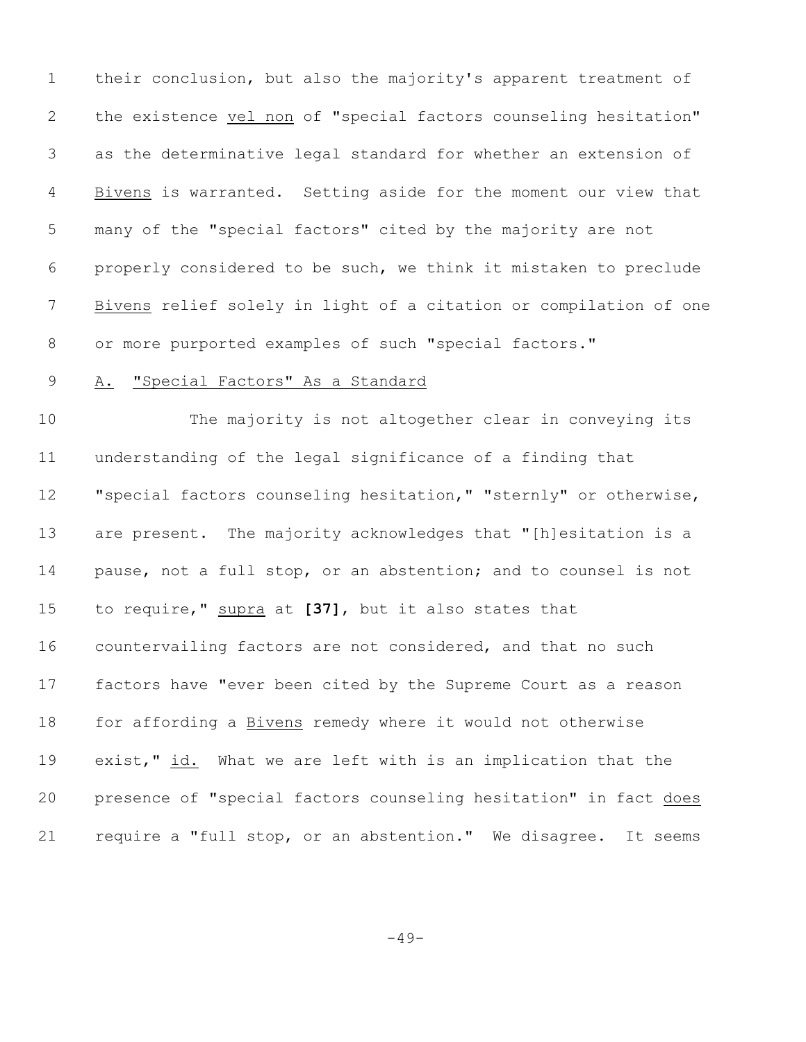their conclusion, but also the majority's apparent treatment of the existence _vel non_ of "special factors counseling hesitation" as the determinative legal standard for whether an extension of _Bivens_ is warranted. Setting aside for the moment our view that many of the "special factors" cited by the majority are not properly considered to be such, we think it mistaken to preclude _Bivens_ relief solely in light of a citation or compilation of one or more purported examples of such "special factors."

### A. "Special Factors" As a Standard

The majority is not altogether clear in conveying its understanding of the legal significance of a finding that "special factors counseling hesitation," "sternly" or otherwise, are present. The majority acknowledges that "[h]esitation is a pause, not a full stop, or an abstention; and to counsel is not to require," _supra_ at **[37]**, but it also states that countervailing factors are not considered, and that no such factors have "ever been cited by the Supreme Court as a reason for affording a _Bivens_ remedy where it would not otherwise exist," _id._ What we are left with is an implication that the presence of "special factors counseling hesitation" in fact _does_ require a "full stop, or an abstention." We disagree. It seems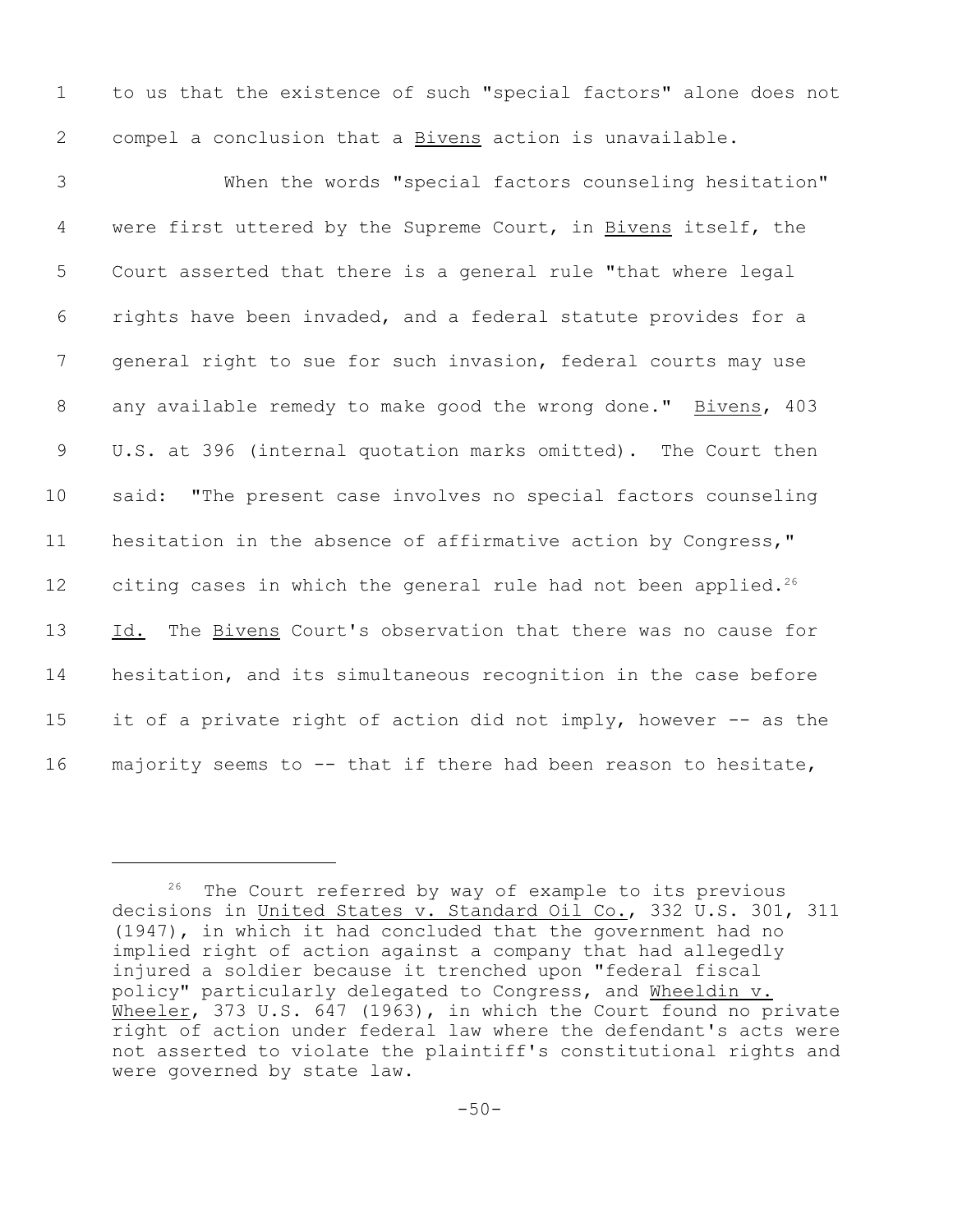to us that the existence of such "special factors" alone does not compel a conclusion that a Bivens action is unavailable.

When the words "special factors counseling hesitation" were first uttered by the Supreme Court, in Bivens itself, the Court asserted that there is a general rule "that where legal rights have been invaded, and a federal statute provides for a general right to sue for such invasion, federal courts may use any available remedy to make good the wrong done." Bivens, 403 U.S. at 396 (internal quotation marks omitted). The Court then said: "The present case involves no special factors counseling hesitation in the absence of affirmative action by Congress," citing cases in which the general rule had not been applied.[26] Id. The Bivens Court's observation that there was no cause for hesitation, and its simultaneous recognition in the case before it of a private right of action did not imply, however -- as the majority seems to -- that if there had been reason to hesitate,

---

[26] The Court referred by way of example to its previous decisions in United States v. Standard Oil Co., 332 U.S. 301, 311 (1947), in which it had concluded that the government had no implied right of action against a company that had allegedly injured a soldier because it trenched upon "federal fiscal policy" particularly delegated to Congress, and Wheeldin v. Wheeler, 373 U.S. 647 (1963), in which the Court found no private right of action under federal law where the defendant's acts were not asserted to violate the plaintiff's constitutional rights and were governed by state law.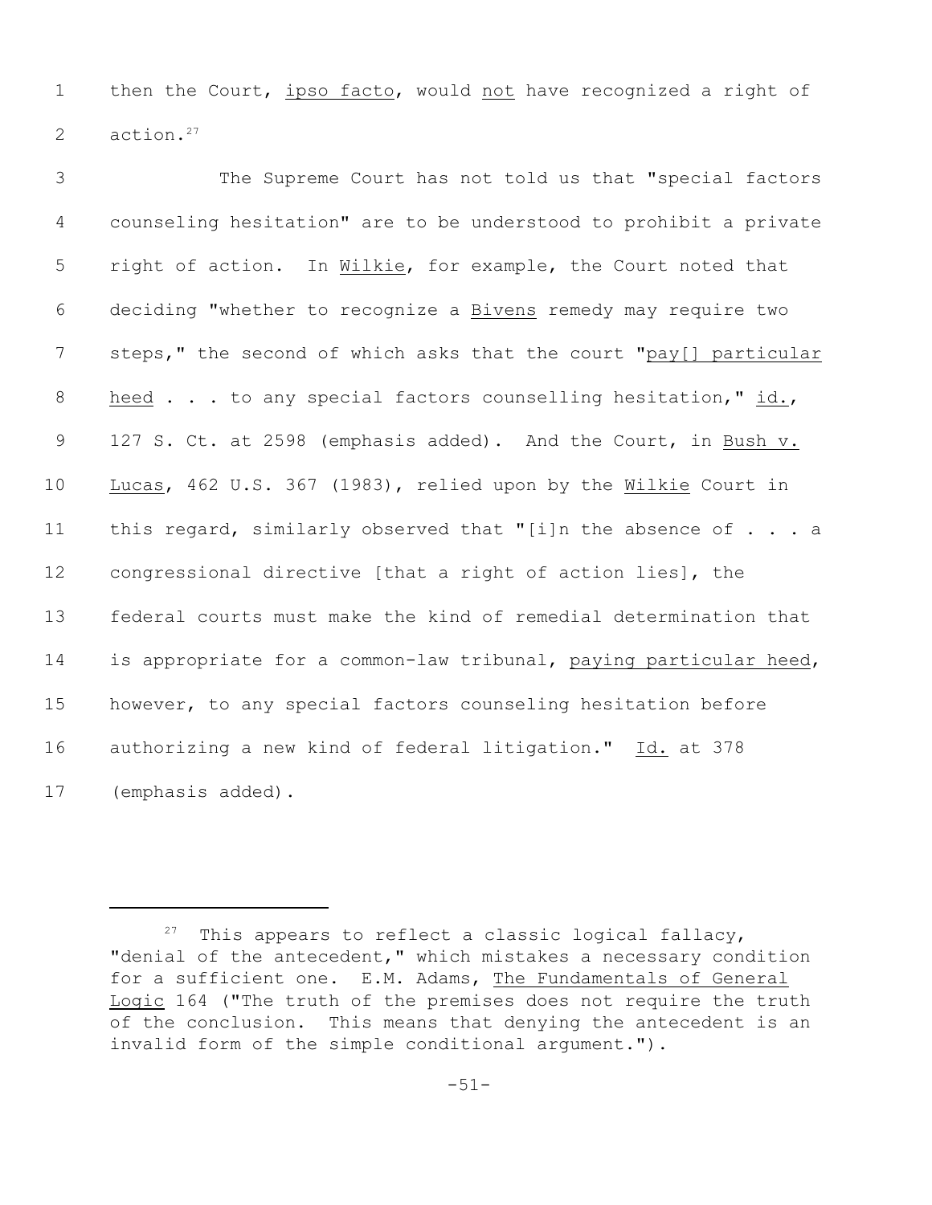then the Court, _ipso facto_, would _not_ have recognized a right of action.[27]

The Supreme Court has not told us that "special factors counseling hesitation" are to be understood to prohibit a private right of action. In _Wilkie_, for example, the Court noted that deciding "whether to recognize a _Bivens_ remedy may require two steps," the second of which asks that the court "_pay[] particular heed_ . . . to any special factors counselling hesitation," _id._, 127 S. Ct. at 2598 (emphasis added). And the Court, in _Bush v. Lucas_, 462 U.S. 367 (1983), relied upon by the _Wilkie_ Court in this regard, similarly observed that "[i]n the absence of . . . a congressional directive [that a right of action lies], the federal courts must make the kind of remedial determination that is appropriate for a common-law tribunal, _paying particular heed_, however, to any special factors counseling hesitation before authorizing a new kind of federal litigation." _Id._ at 378 (emphasis added).

---

[27] This appears to reflect a classic logical fallacy, "denial of the antecedent," which mistakes a necessary condition for a sufficient one. E.M. Adams, _The Fundamentals of General Logic_ 164 ("The truth of the premises does not require the truth of the conclusion. This means that denying the antecedent is an invalid form of the simple conditional argument.").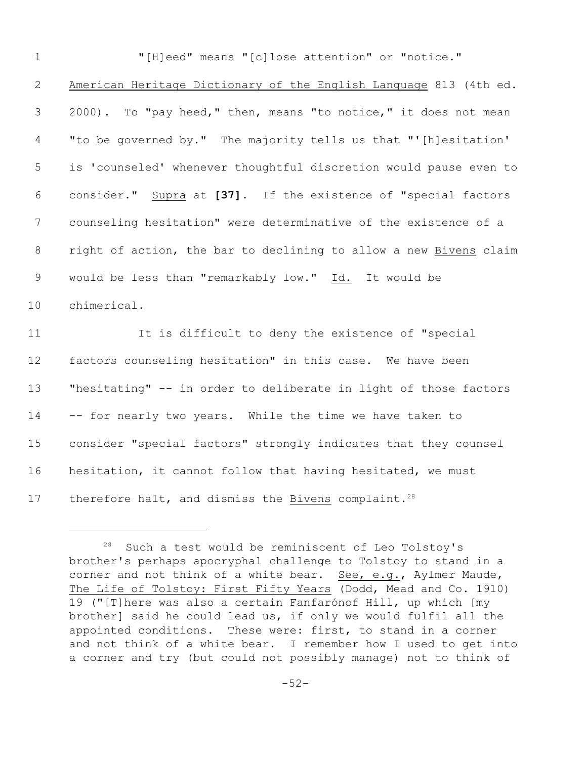"[H]eed" means "[c]lose attention" or "notice." American Heritage Dictionary of the English Language 813 (4th ed. 2000). To "pay heed," then, means "to notice," it does not mean "to be governed by." The majority tells us that "'[h]esitation' is 'counseled' whenever thoughtful discretion would pause even to consider." Supra at **[37]**. If the existence of "special factors counseling hesitation" were determinative of the existence of a right of action, the bar to declining to allow a new Bivens claim would be less than "remarkably low." Id. It would be chimerical.

It is difficult to deny the existence of "special factors counseling hesitation" in this case. We have been "hesitating" -- in order to deliberate in light of those factors -- for nearly two years. While the time we have taken to consider "special factors" strongly indicates that they counsel hesitation, it cannot follow that having hesitated, we must therefore halt, and dismiss the Bivens complaint.[28]

---

[28] Such a test would be reminiscent of Leo Tolstoy's brother's perhaps apocryphal challenge to Tolstoy to stand in a corner and not think of a white bear. See, e.g., Aylmer Maude, The Life of Tolstoy: First Fifty Years (Dodd, Mead and Co. 1910) 19 ("[T]here was also a certain Fanfarónof Hill, up which [my brother] said he could lead us, if only we would fulfil all the appointed conditions. These were: first, to stand in a corner and not think of a white bear. I remember how I used to get into a corner and try (but could not possibly manage) not to think of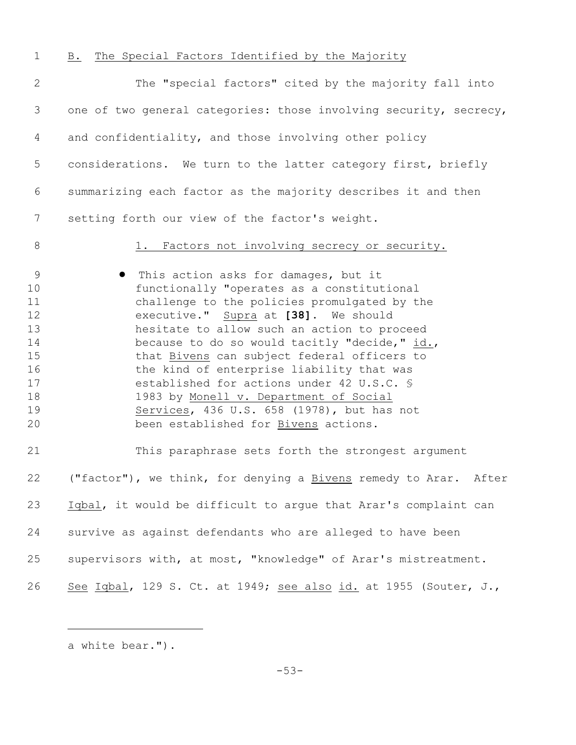B. The Special Factors Identified by the Majority

The "special factors" cited by the majority fall into one of two general categories: those involving security, secrecy, and confidentiality, and those involving other policy considerations. We turn to the latter category first, briefly summarizing each factor as the majority describes it and then setting forth our view of the factor's weight.

1. Factors not involving secrecy or security.

- This action asks for damages, but it functionally "operates as a constitutional challenge to the policies promulgated by the executive." Supra at **[38]**. We should hesitate to allow such an action to proceed because to do so would tacitly "decide," id., that Bivens can subject federal officers to the kind of enterprise liability that was established for actions under 42 U.S.C. § 1983 by Monell v. Department of Social Services, 436 U.S. 658 (1978), but has not been established for Bivens actions.

This paraphrase sets forth the strongest argument ("factor"), we think, for denying a Bivens remedy to Arar. After Iqbal, it would be difficult to argue that Arar's complaint can survive as against defendants who are alleged to have been supervisors with, at most, "knowledge" of Arar's mistreatment. See Iqbal, 129 S. Ct. at 1949; see also id. at 1955 (Souter, J.,

---

a white bear.").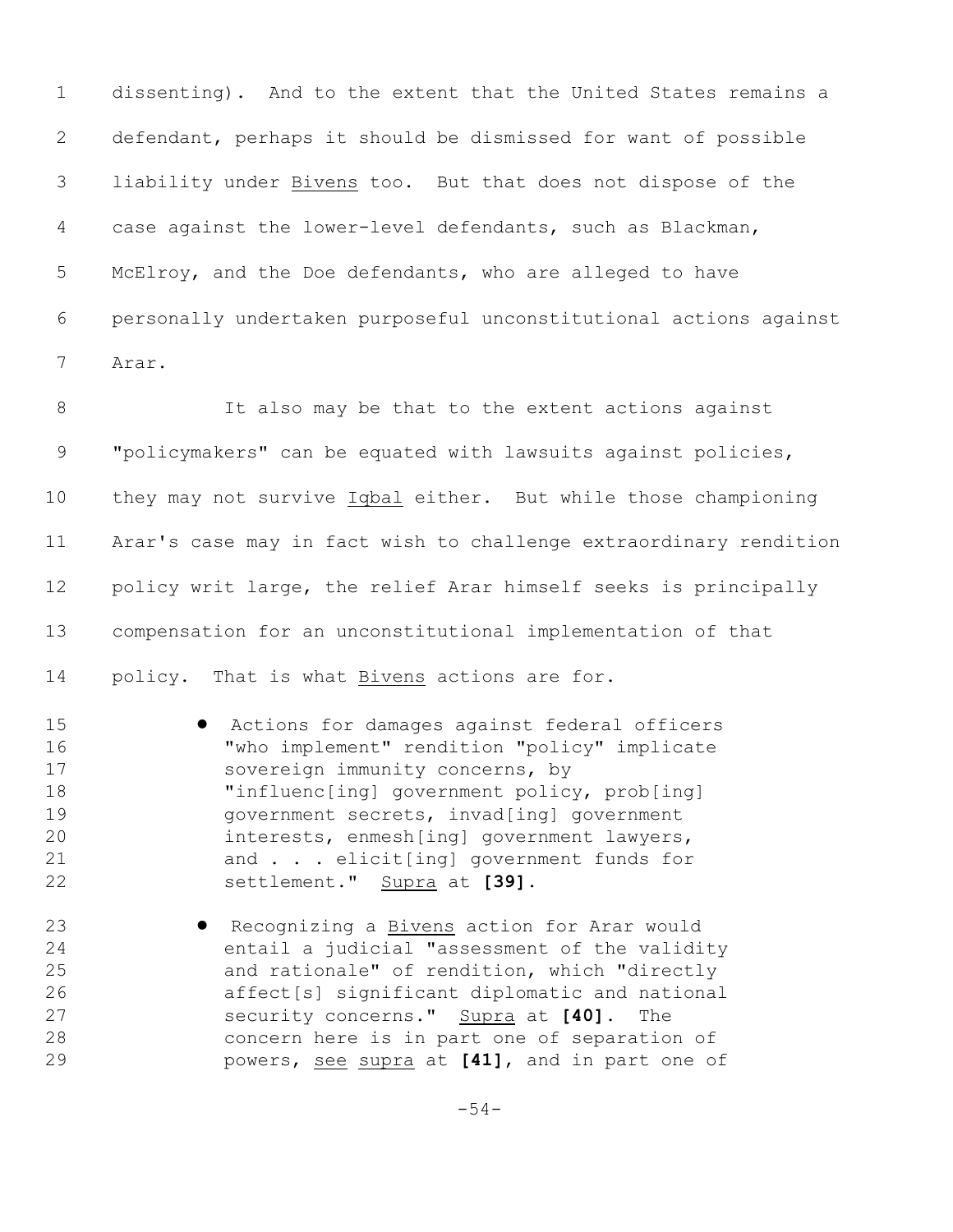dissenting). And to the extent that the United States remains a defendant, perhaps it should be dismissed for want of possible liability under Bivens too. But that does not dispose of the case against the lower-level defendants, such as Blackman, McElroy, and the Doe defendants, who are alleged to have personally undertaken purposeful unconstitutional actions against Arar.

It also may be that to the extent actions against "policymakers" can be equated with lawsuits against policies, they may not survive Iqbal either. But while those championing Arar's case may in fact wish to challenge extraordinary rendition policy writ large, the relief Arar himself seeks is principally compensation for an unconstitutional implementation of that policy. That is what Bivens actions are for.

- Actions for damages against federal officers "who implement" rendition "policy" implicate sovereign immunity concerns, by "influenc[ing] government policy, prob[ing] government secrets, invad[ing] government interests, enmesh[ing] government lawyers, and . . . elicit[ing] government funds for settlement." Supra at **[39]**.

- Recognizing a Bivens action for Arar would entail a judicial "assessment of the validity and rationale" of rendition, which "directly affect[s] significant diplomatic and national security concerns." Supra at **[40]**. The concern here is in part one of separation of powers, see supra at **[41]**, and in part one of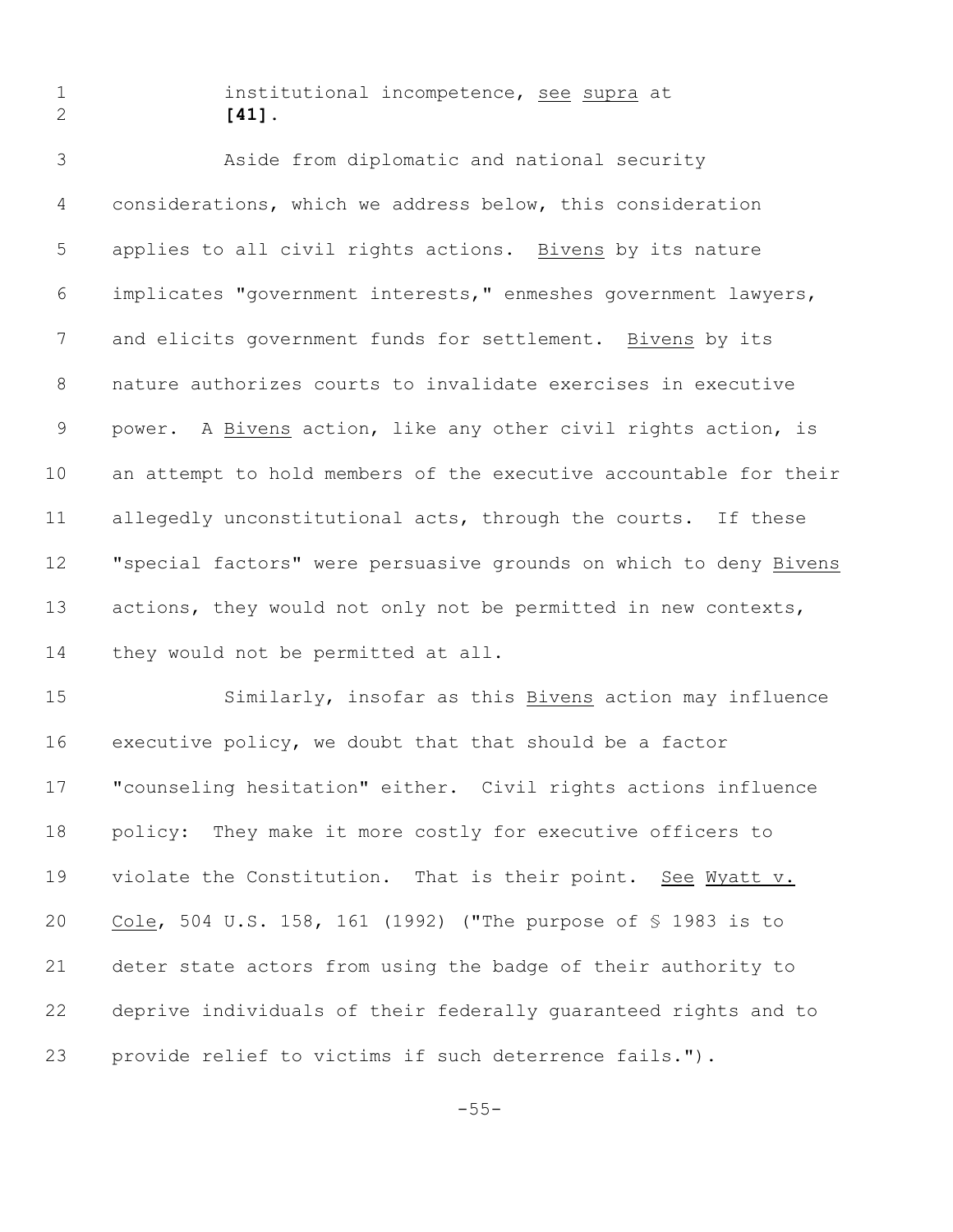institutional incompetence, _see_ _supra_ at **[41]**.

Aside from diplomatic and national security considerations, which we address below, this consideration applies to all civil rights actions. _Bivens_ by its nature implicates "government interests," enmeshes government lawyers, and elicits government funds for settlement. _Bivens_ by its nature authorizes courts to invalidate exercises in executive power. A _Bivens_ action, like any other civil rights action, is an attempt to hold members of the executive accountable for their allegedly unconstitutional acts, through the courts. If these "special factors" were persuasive grounds on which to deny _Bivens_ actions, they would not only not be permitted in new contexts, they would not be permitted at all.

Similarly, insofar as this _Bivens_ action may influence executive policy, we doubt that that should be a factor "counseling hesitation" either. Civil rights actions influence policy: They make it more costly for executive officers to violate the Constitution. That is their point. _See_ _Wyatt v. Cole_, 504 U.S. 158, 161 (1992) ("The purpose of § 1983 is to deter state actors from using the badge of their authority to deprive individuals of their federally guaranteed rights and to provide relief to victims if such deterrence fails.").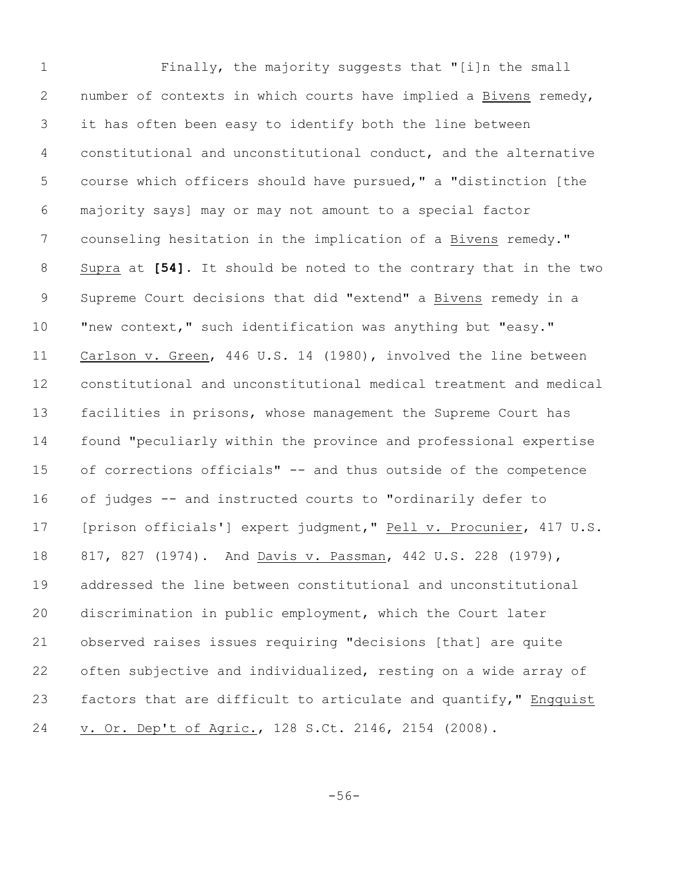Finally, the majority suggests that "[i]n the small number of contexts in which courts have implied a Bivens remedy, it has often been easy to identify both the line between constitutional and unconstitutional conduct, and the alternative course which officers should have pursued," a "distinction [the majority says] may or may not amount to a special factor counseling hesitation in the implication of a Bivens remedy." Supra at **[54]**. It should be noted to the contrary that in the two Supreme Court decisions that did "extend" a Bivens remedy in a "new context," such identification was anything but "easy." Carlson v. Green, 446 U.S. 14 (1980), involved the line between constitutional and unconstitutional medical treatment and medical facilities in prisons, whose management the Supreme Court has found "peculiarly within the province and professional expertise of corrections officials" -- and thus outside of the competence of judges -- and instructed courts to "ordinarily defer to [prison officials'] expert judgment," Pell v. Procunier, 417 U.S. 817, 827 (1974). And Davis v. Passman, 442 U.S. 228 (1979), addressed the line between constitutional and unconstitutional discrimination in public employment, which the Court later observed raises issues requiring "decisions [that] are quite often subjective and individualized, resting on a wide array of factors that are difficult to articulate and quantify," Engquist v. Or. Dep't of Agric., 128 S.Ct. 2146, 2154 (2008).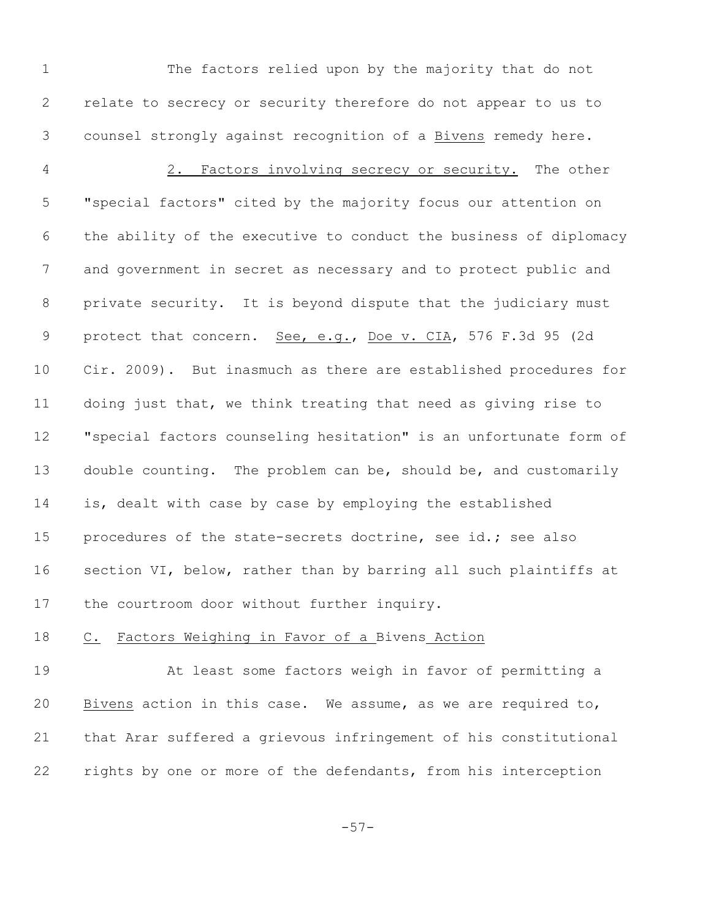The factors relied upon by the majority that do not relate to secrecy or security therefore do not appear to us to counsel strongly against recognition of a *Bivens* remedy here.

2. Factors involving secrecy or security. The other "special factors" cited by the majority focus our attention on the ability of the executive to conduct the business of diplomacy and government in secret as necessary and to protect public and private security. It is beyond dispute that the judiciary must protect that concern. *See, e.g.*, *Doe v. CIA*, 576 F.3d 95 (2d Cir. 2009). But inasmuch as there are established procedures for doing just that, we think treating that need as giving rise to "special factors counseling hesitation" is an unfortunate form of double counting. The problem can be, should be, and customarily is, dealt with case by case by employing the established procedures of the state-secrets doctrine, see id.; see also section VI, below, rather than by barring all such plaintiffs at the courtroom door without further inquiry.

## C. Factors Weighing in Favor of a *Bivens* Action

At least some factors weigh in favor of permitting a *Bivens* action in this case. We assume, as we are required to, that Arar suffered a grievous infringement of his constitutional rights by one or more of the defendants, from his interception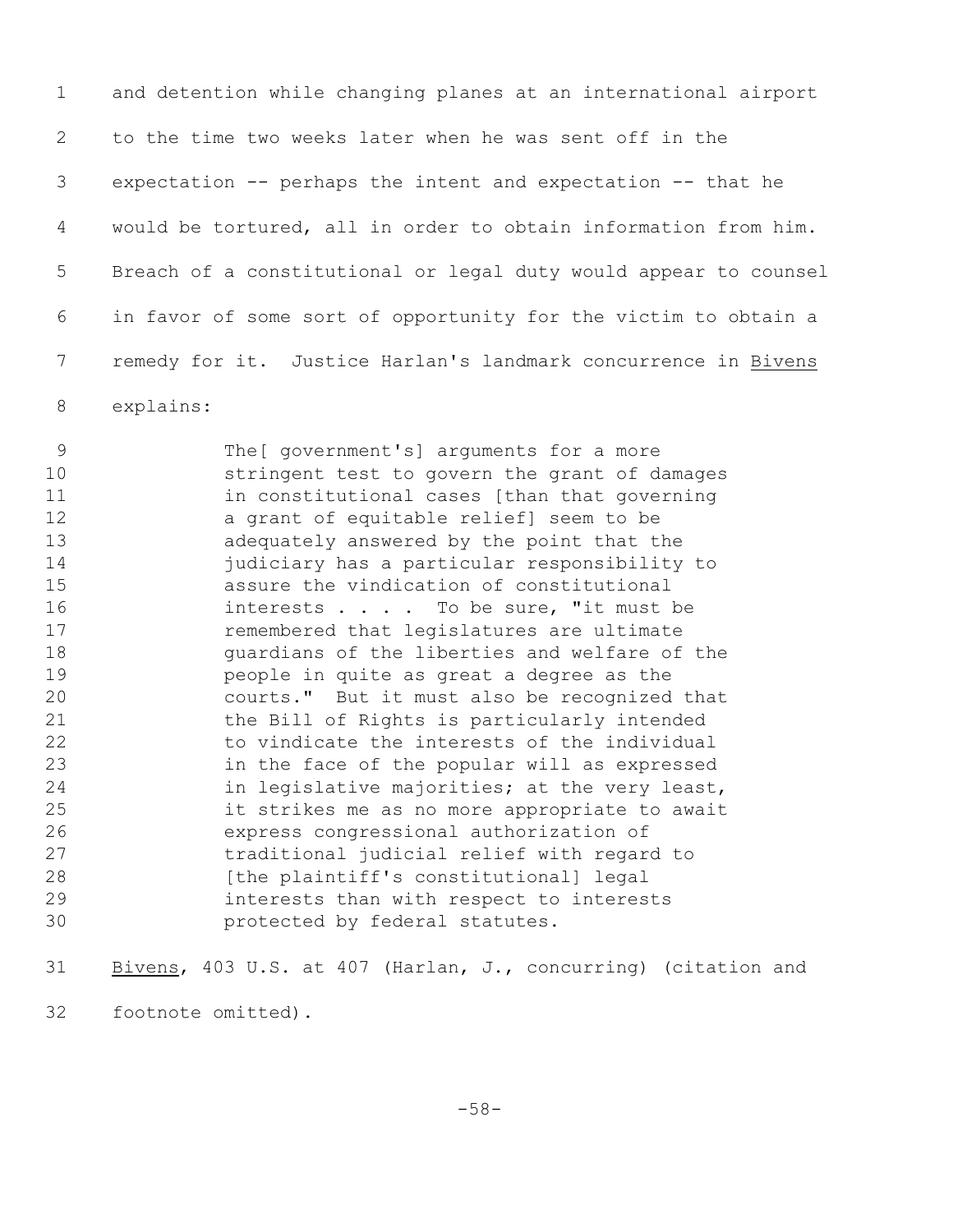and detention while changing planes at an international airport to the time two weeks later when he was sent off in the expectation -- perhaps the intent and expectation -- that he would be tortured, all in order to obtain information from him. Breach of a constitutional or legal duty would appear to counsel in favor of some sort of opportunity for the victim to obtain a remedy for it. Justice Harlan's landmark concurrence in Bivens explains:

> The[ government's] arguments for a more stringent test to govern the grant of damages in constitutional cases [than that governing a grant of equitable relief] seem to be adequately answered by the point that the judiciary has a particular responsibility to assure the vindication of constitutional interests . . . . To be sure, "it must be remembered that legislatures are ultimate guardians of the liberties and welfare of the people in quite as great a degree as the courts." But it must also be recognized that the Bill of Rights is particularly intended to vindicate the interests of the individual in the face of the popular will as expressed in legislative majorities; at the very least, it strikes me as no more appropriate to await express congressional authorization of traditional judicial relief with regard to [the plaintiff's constitutional] legal interests than with respect to interests protected by federal statutes.

Bivens, 403 U.S. at 407 (Harlan, J., concurring) (citation and footnote omitted).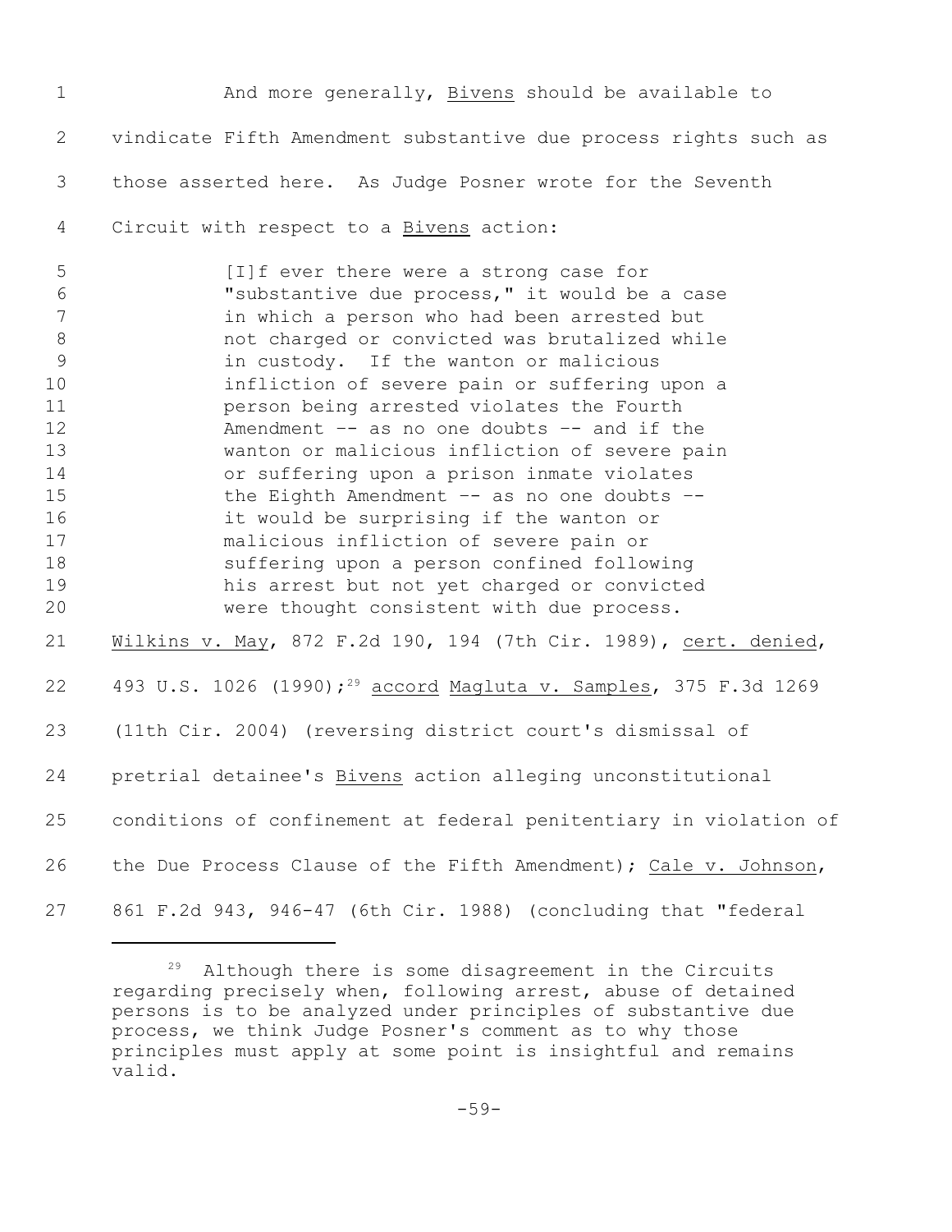And more generally, _Bivens_ should be available to vindicate Fifth Amendment substantive due process rights such as those asserted here. As Judge Posner wrote for the Seventh Circuit with respect to a _Bivens_ action:

> [I]f ever there were a strong case for "substantive due process," it would be a case in which a person who had been arrested but not charged or convicted was brutalized while in custody. If the wanton or malicious infliction of severe pain or suffering upon a person being arrested violates the Fourth Amendment -- as no one doubts -- and if the wanton or malicious infliction of severe pain or suffering upon a prison inmate violates the Eighth Amendment -- as no one doubts -- it would be surprising if the wanton or malicious infliction of severe pain or suffering upon a person confined following his arrest but not yet charged or convicted were thought consistent with due process.

_Wilkins v. May_, 872 F.2d 190, 194 (7th Cir. 1989), _cert. denied_, 493 U.S. 1026 (1990);[29] _accord_ _Magluta v. Samples_, 375 F.3d 1269 (11th Cir. 2004) (reversing district court's dismissal of pretrial detainee's _Bivens_ action alleging unconstitutional conditions of confinement at federal penitentiary in violation of the Due Process Clause of the Fifth Amendment); _Cale v. Johnson_, 861 F.2d 943, 946-47 (6th Cir. 1988) (concluding that "federal

---

[29] Although there is some disagreement in the Circuits regarding precisely when, following arrest, abuse of detained persons is to be analyzed under principles of substantive due process, we think Judge Posner's comment as to why those principles must apply at some point is insightful and remains valid.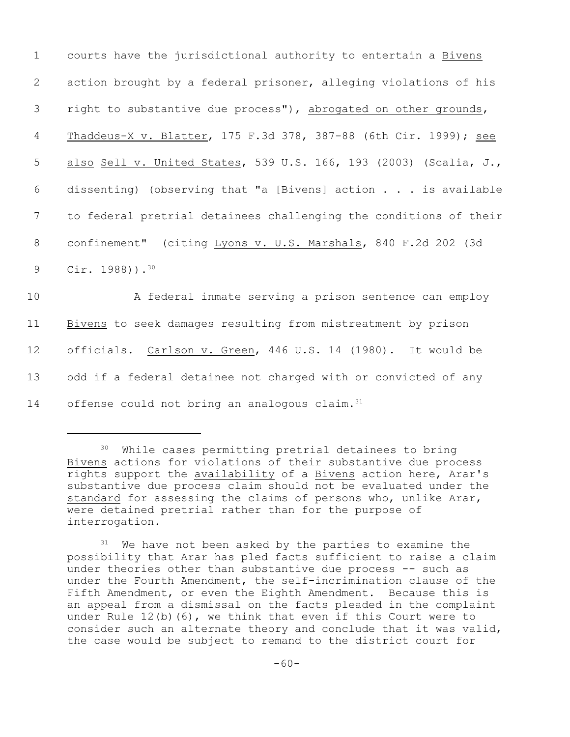courts have the jurisdictional authority to entertain a Bivens action brought by a federal prisoner, alleging violations of his right to substantive due process"), abrogated on other grounds, Thaddeus-X v. Blatter, 175 F.3d 378, 387-88 (6th Cir. 1999); see also Sell v. United States, 539 U.S. 166, 193 (2003) (Scalia, J., dissenting) (observing that "a [Bivens] action . . . is available to federal pretrial detainees challenging the conditions of their confinement" (citing Lyons v. U.S. Marshals, 840 F.2d 202 (3d Cir. 1988)).[30]

A federal inmate serving a prison sentence can employ Bivens to seek damages resulting from mistreatment by prison officials. Carlson v. Green, 446 U.S. 14 (1980). It would be odd if a federal detainee not charged with or convicted of any offense could not bring an analogous claim.[31]

---

[30] While cases permitting pretrial detainees to bring Bivens actions for violations of their substantive due process rights support the availability of a Bivens action here, Arar's substantive due process claim should not be evaluated under the standard for assessing the claims of persons who, unlike Arar, were detained pretrial rather than for the purpose of interrogation.

[31] We have not been asked by the parties to examine the possibility that Arar has pled facts sufficient to raise a claim under theories other than substantive due process -- such as under the Fourth Amendment, the self-incrimination clause of the Fifth Amendment, or even the Eighth Amendment. Because this is an appeal from a dismissal on the facts pleaded in the complaint under Rule 12(b)(6), we think that even if this Court were to consider such an alternate theory and conclude that it was valid, the case would be subject to remand to the district court for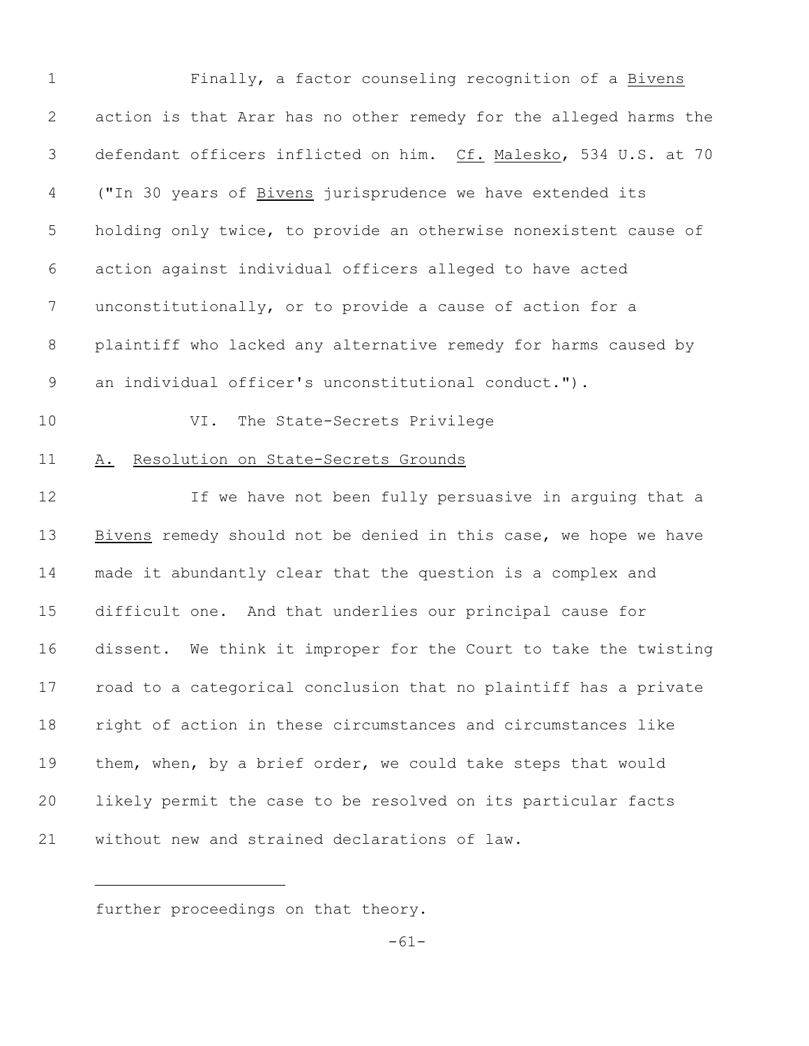Finally, a factor counseling recognition of a Bivens action is that Arar has no other remedy for the alleged harms the defendant officers inflicted on him. Cf. Malesko, 534 U.S. at 70 ("In 30 years of Bivens jurisprudence we have extended its holding only twice, to provide an otherwise nonexistent cause of action against individual officers alleged to have acted unconstitutionally, or to provide a cause of action for a plaintiff who lacked any alternative remedy for harms caused by an individual officer's unconstitutional conduct.").

## VI. The State-Secrets Privilege

### A. Resolution on State-Secrets Grounds

If we have not been fully persuasive in arguing that a Bivens remedy should not be denied in this case, we hope we have made it abundantly clear that the question is a complex and difficult one. And that underlies our principal cause for dissent. We think it improper for the Court to take the twisting road to a categorical conclusion that no plaintiff has a private right of action in these circumstances and circumstances like them, when, by a brief order, we could take steps that would likely permit the case to be resolved on its particular facts without new and strained declarations of law.

---

further proceedings on that theory.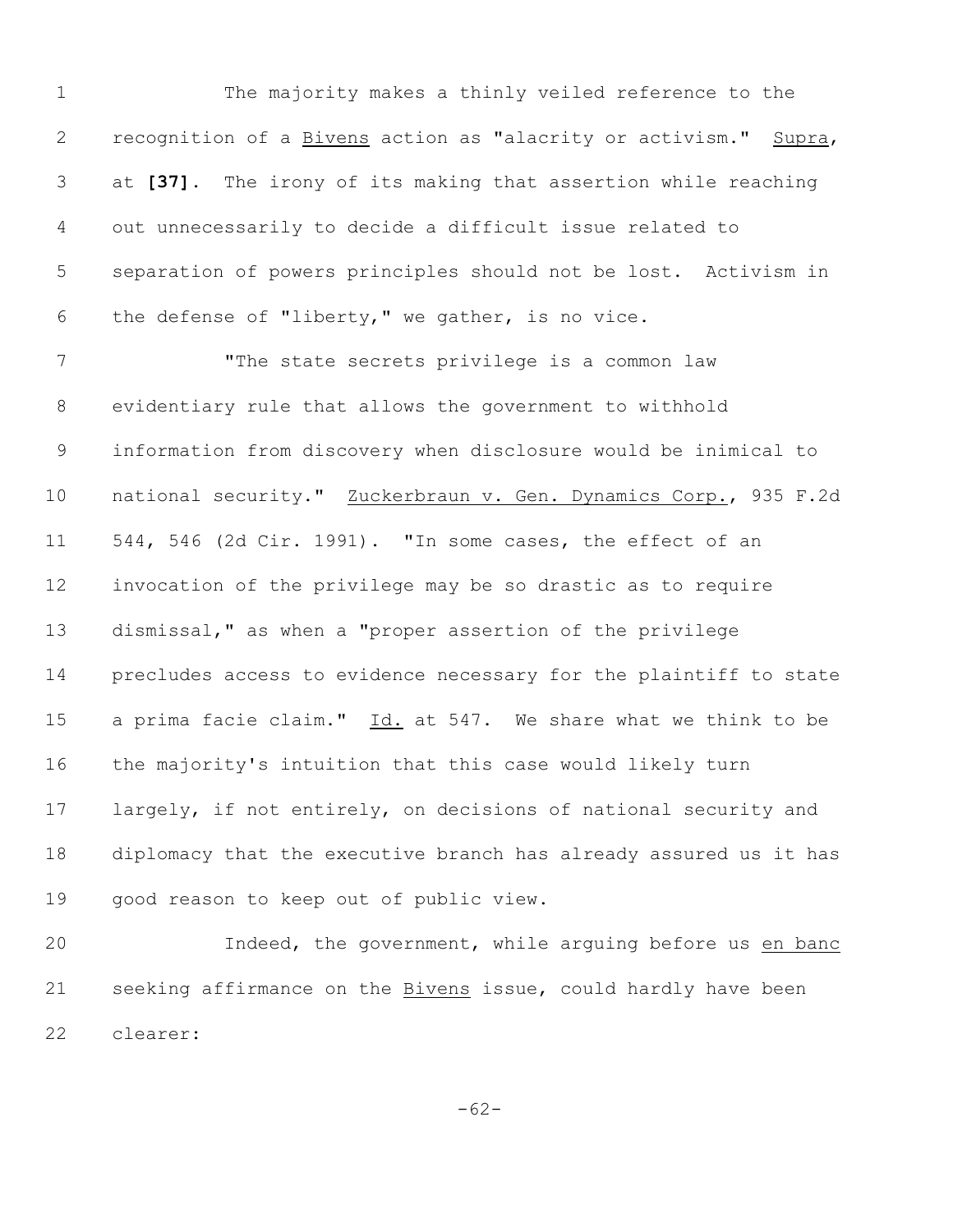The majority makes a thinly veiled reference to the recognition of a Bivens action as "alacrity or activism." Supra, at **[37]**. The irony of its making that assertion while reaching out unnecessarily to decide a difficult issue related to separation of powers principles should not be lost. Activism in the defense of "liberty," we gather, is no vice.

"The state secrets privilege is a common law evidentiary rule that allows the government to withhold information from discovery when disclosure would be inimical to national security." Zuckerbraun v. Gen. Dynamics Corp., 935 F.2d 544, 546 (2d Cir. 1991). "In some cases, the effect of an invocation of the privilege may be so drastic as to require dismissal," as when a "proper assertion of the privilege precludes access to evidence necessary for the plaintiff to state a prima facie claim." Id. at 547. We share what we think to be the majority's intuition that this case would likely turn largely, if not entirely, on decisions of national security and diplomacy that the executive branch has already assured us it has good reason to keep out of public view.

Indeed, the government, while arguing before us en banc seeking affirmance on the Bivens issue, could hardly have been clearer: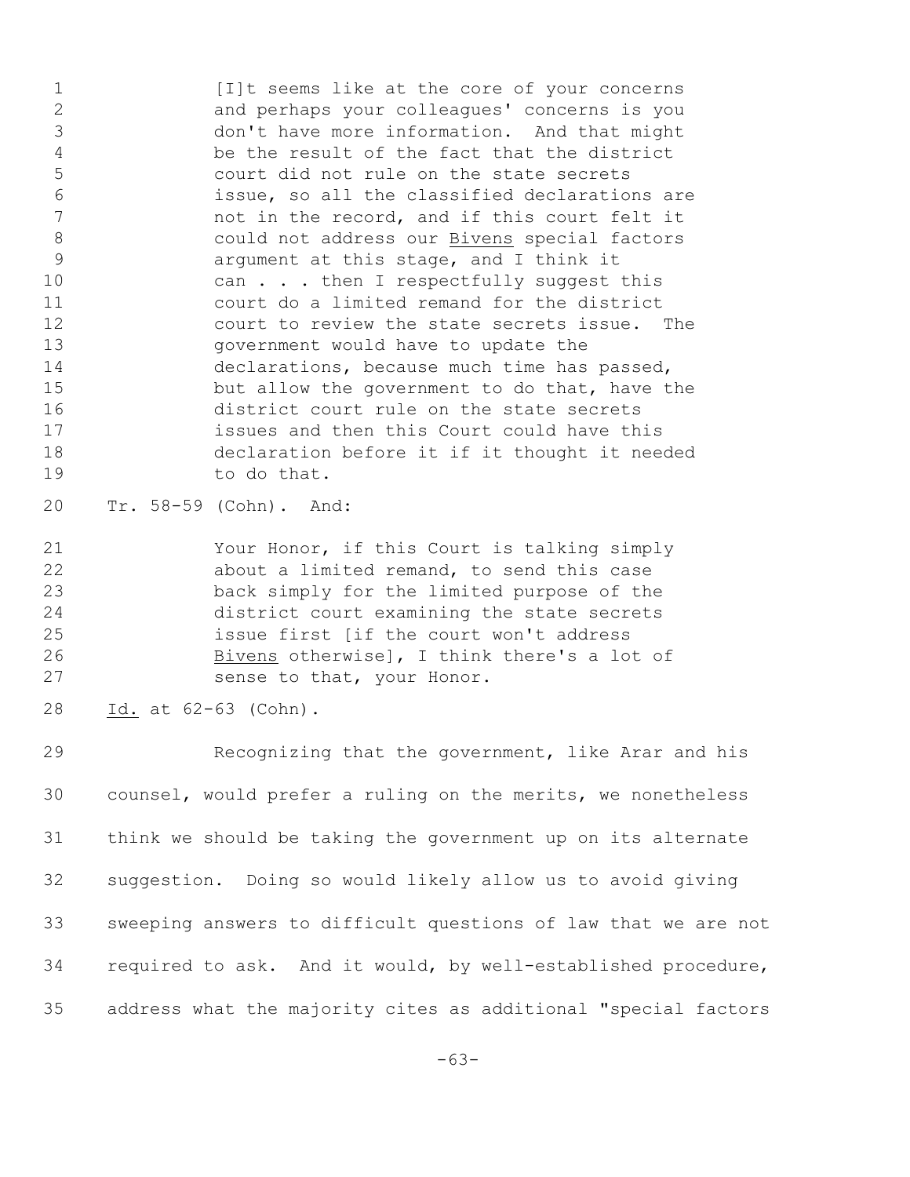> [I]t seems like at the core of your concerns and perhaps your colleagues' concerns is you don't have more information. And that might be the result of the fact that the district court did not rule on the state secrets issue, so all the classified declarations are not in the record, and if this court felt it could not address our Bivens special factors argument at this stage, and I think it can . . . then I respectfully suggest this court do a limited remand for the district court to review the state secrets issue. The government would have to update the declarations, because much time has passed, but allow the government to do that, have the district court rule on the state secrets issues and then this Court could have this declaration before it if it thought it needed to do that.

Tr. 58-59 (Cohn). And:

> Your Honor, if this Court is talking simply about a limited remand, to send this case back simply for the limited purpose of the district court examining the state secrets issue first [if the court won't address Bivens otherwise], I think there's a lot of sense to that, your Honor.

Id. at 62-63 (Cohn).

Recognizing that the government, like Arar and his counsel, would prefer a ruling on the merits, we nonetheless think we should be taking the government up on its alternate suggestion. Doing so would likely allow us to avoid giving sweeping answers to difficult questions of law that we are not required to ask. And it would, by well-established procedure, address what the majority cites as additional "special factors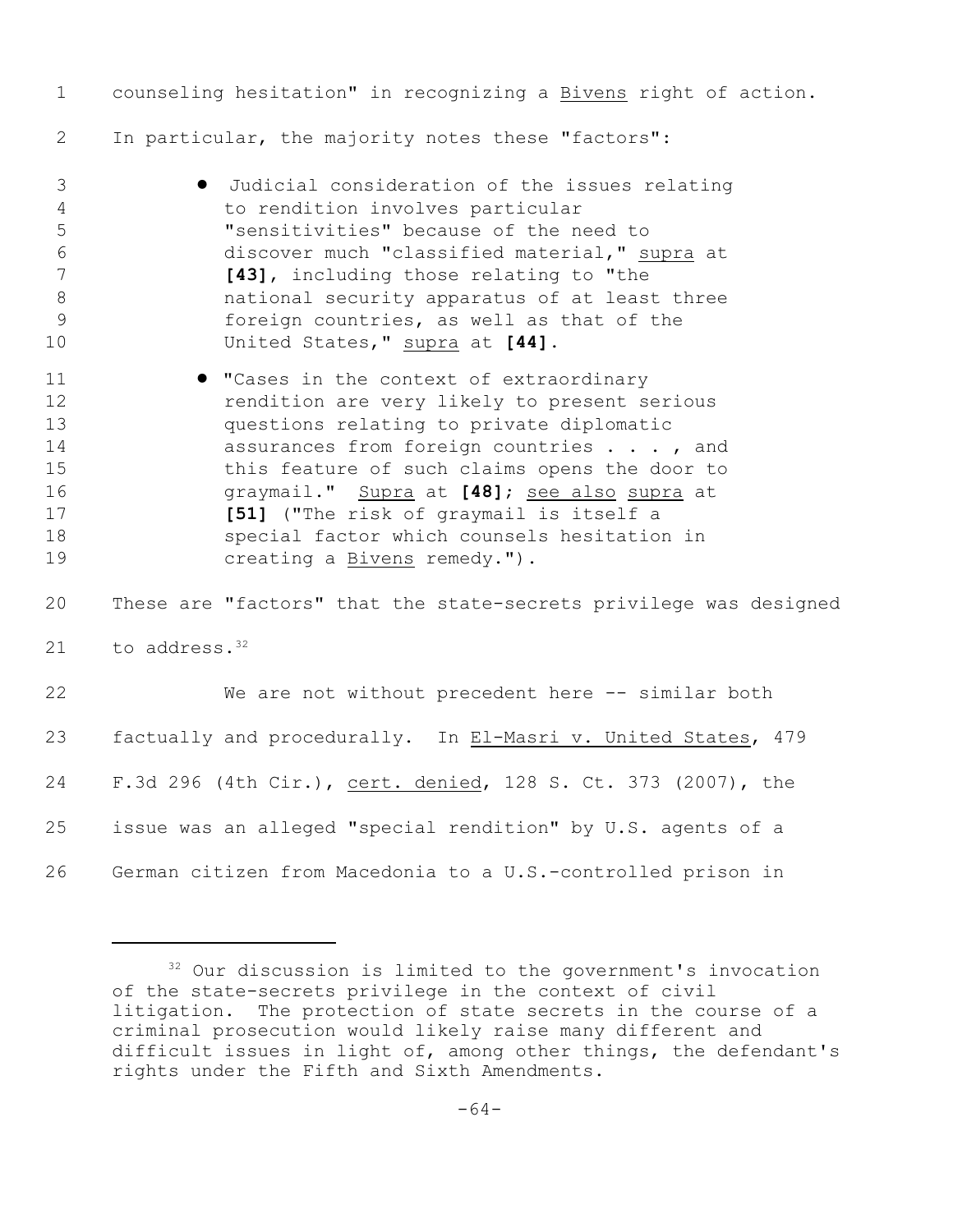counseling hesitation" in recognizing a Bivens right of action. In particular, the majority notes these "factors":

- Judicial consideration of the issues relating to rendition involves particular "sensitivities" because of the need to discover much "classified material," supra at **[43]**, including those relating to "the national security apparatus of at least three foreign countries, as well as that of the United States," supra at **[44]**.

- "Cases in the context of extraordinary rendition are very likely to present serious questions relating to private diplomatic assurances from foreign countries . . . , and this feature of such claims opens the door to graymail." Supra at **[48]**; see also supra at **[51]** ("The risk of graymail is itself a special factor which counsels hesitation in creating a Bivens remedy.").

These are "factors" that the state-secrets privilege was designed to address.[32]

We are not without precedent here -- similar both factually and procedurally. In El-Masri v. United States, 479 F.3d 296 (4th Cir.), cert. denied, 128 S. Ct. 373 (2007), the issue was an alleged "special rendition" by U.S. agents of a German citizen from Macedonia to a U.S.-controlled prison in

---

[32] Our discussion is limited to the government's invocation of the state-secrets privilege in the context of civil litigation. The protection of state secrets in the course of a criminal prosecution would likely raise many different and difficult issues in light of, among other things, the defendant's rights under the Fifth and Sixth Amendments.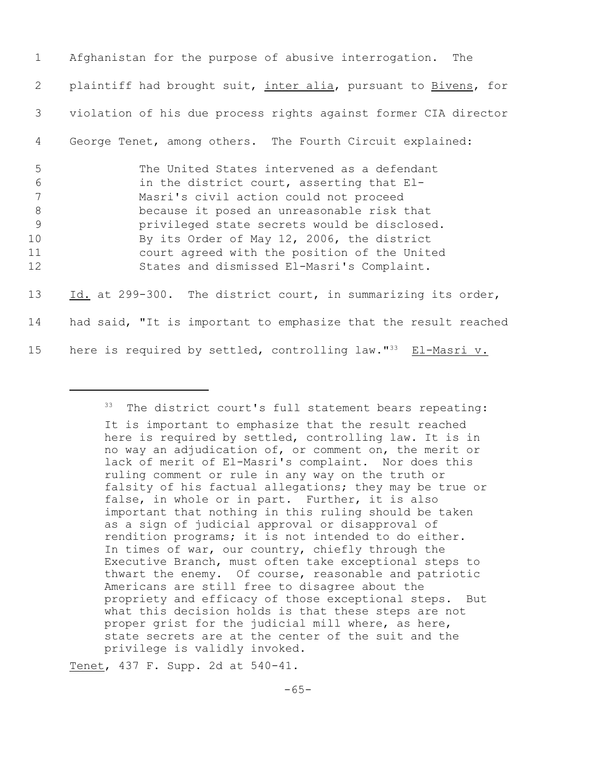Afghanistan for the purpose of abusive interrogation. The plaintiff had brought suit, _inter alia_, pursuant to _Bivens_, for violation of his due process rights against former CIA director George Tenet, among others. The Fourth Circuit explained:

> The United States intervened as a defendant in the district court, asserting that El-Masri's civil action could not proceed because it posed an unreasonable risk that privileged state secrets would be disclosed. By its Order of May 12, 2006, the district court agreed with the position of the United States and dismissed El-Masri's Complaint.

_Id._ at 299-300. The district court, in summarizing its order, had said, "It is important to emphasize that the result reached here is required by settled, controlling law."[33] _El-Masri v. Tenet_, 437 F. Supp. 2d at 540-41.

---

[33] The district court's full statement bears repeating:

> It is important to emphasize that the result reached here is required by settled, controlling law. It is in no way an adjudication of, or comment on, the merit or lack of merit of El-Masri's complaint. Nor does this ruling comment or rule in any way on the truth or falsity of his factual allegations; they may be true or false, in whole or in part. Further, it is also important that nothing in this ruling should be taken as a sign of judicial approval or disapproval of rendition programs; it is not intended to do either. In times of war, our country, chiefly through the Executive Branch, must often take exceptional steps to thwart the enemy. Of course, reasonable and patriotic Americans are still free to disagree about the propriety and efficacy of those exceptional steps. But what this decision holds is that these steps are not proper grist for the judicial mill where, as here, state secrets are at the center of the suit and the privilege is validly invoked.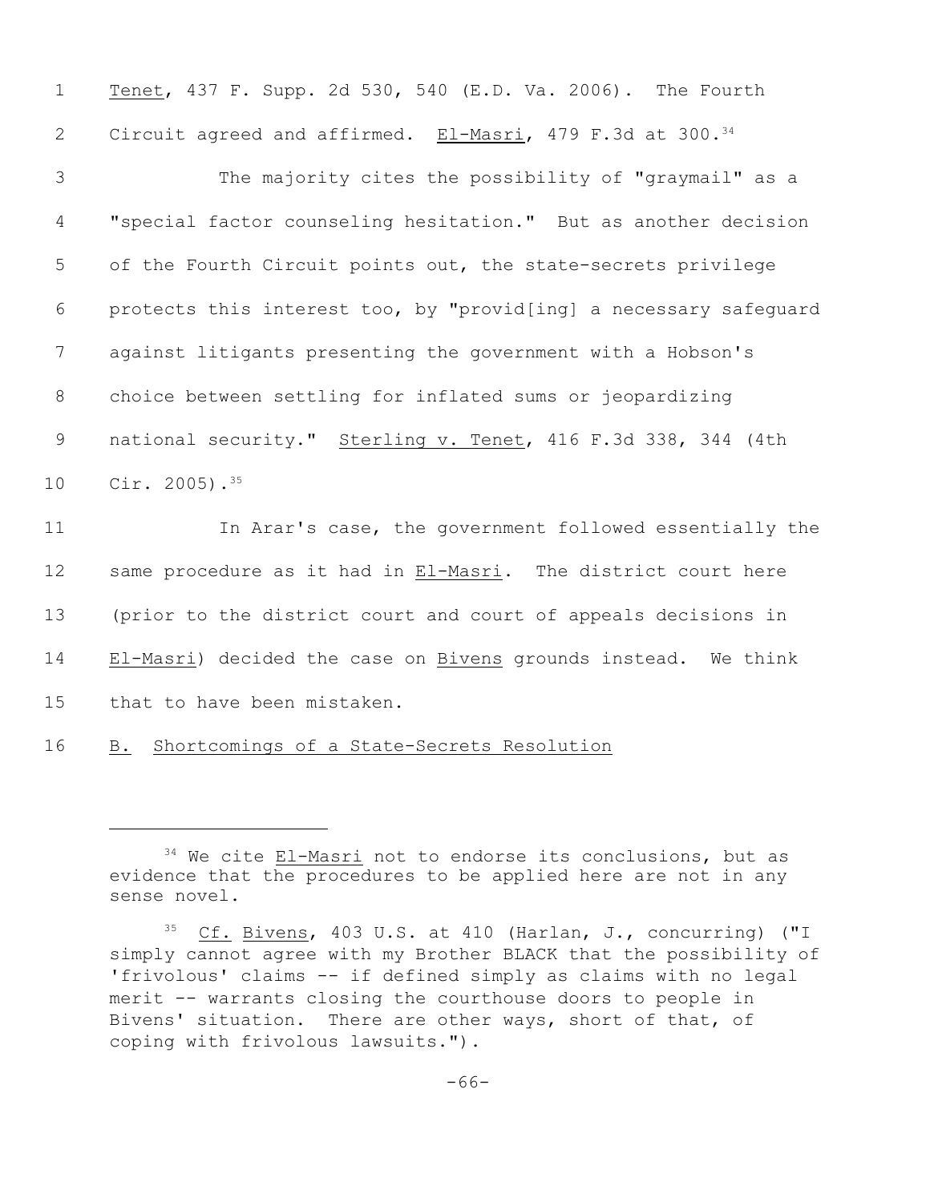Tenet, 437 F. Supp. 2d 530, 540 (E.D. Va. 2006). The Fourth Circuit agreed and affirmed. El-Masri, 479 F.3d at 300.[34]

The majority cites the possibility of "graymail" as a "special factor counseling hesitation." But as another decision of the Fourth Circuit points out, the state-secrets privilege protects this interest too, by "provid[ing] a necessary safeguard against litigants presenting the government with a Hobson's choice between settling for inflated sums or jeopardizing national security." Sterling v. Tenet, 416 F.3d 338, 344 (4th Cir. 2005).[35]

In Arar's case, the government followed essentially the same procedure as it had in El-Masri. The district court here (prior to the district court and court of appeals decisions in El-Masri) decided the case on Bivens grounds instead. We think that to have been mistaken.

B. Shortcomings of a State-Secrets Resolution

---

[34] We cite El-Masri not to endorse its conclusions, but as evidence that the procedures to be applied here are not in any sense novel.

[35] Cf. Bivens, 403 U.S. at 410 (Harlan, J., concurring) ("I simply cannot agree with my Brother BLACK that the possibility of 'frivolous' claims -- if defined simply as claims with no legal merit -- warrants closing the courthouse doors to people in Bivens' situation. There are other ways, short of that, of coping with frivolous lawsuits.").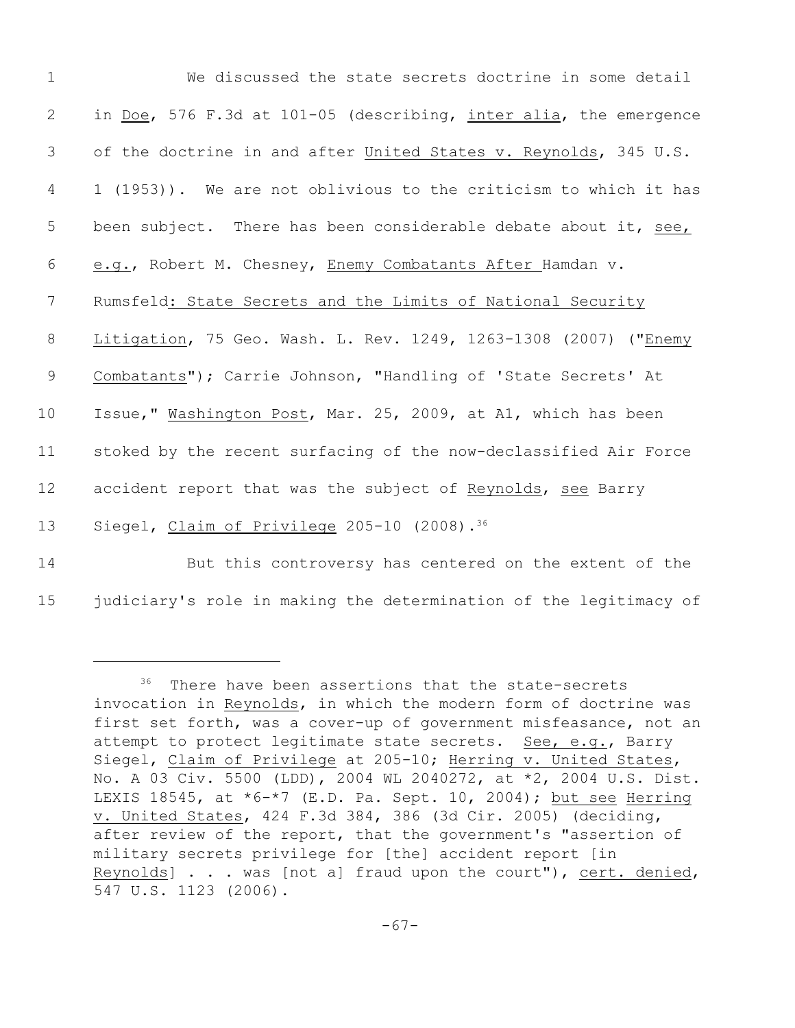We discussed the state secrets doctrine in some detail in _Doe_, 576 F.3d at 101-05 (describing, _inter alia_, the emergence of the doctrine in and after _United States v. Reynolds_, 345 U.S. 1 (1953)). We are not oblivious to the criticism to which it has been subject. There has been considerable debate about it, _see, e.g._, Robert M. Chesney, _Enemy Combatants After_ Hamdan v. Rumsfeld_: State Secrets and the Limits of National Security Litigation_, 75 Geo. Wash. L. Rev. 1249, 1263-1308 (2007) ("_Enemy Combatants_"); Carrie Johnson, "Handling of 'State Secrets' At Issue," _Washington Post_, Mar. 25, 2009, at A1, which has been stoked by the recent surfacing of the now-declassified Air Force accident report that was the subject of _Reynolds_, _see_ Barry Siegel, _Claim of Privilege_ 205-10 (2008).[36]

But this controversy has centered on the extent of the judiciary's role in making the determination of the legitimacy of

---

[36] There have been assertions that the state-secrets invocation in _Reynolds_, in which the modern form of doctrine was first set forth, was a cover-up of government misfeasance, not an attempt to protect legitimate state secrets. _See, e.g._, Barry Siegel, _Claim of Privilege_ at 205-10; _Herring v. United States_, No. A 03 Civ. 5500 (LDD), 2004 WL 2040272, at *2, 2004 U.S. Dist. LEXIS 18545, at *6-*7 (E.D. Pa. Sept. 10, 2004); _but see_ _Herring v. United States_, 424 F.3d 384, 386 (3d Cir. 2005) (deciding, after review of the report, that the government's "assertion of military secrets privilege for [the] accident report [in _Reynolds_] . . . was [not a] fraud upon the court"), _cert. denied_, 547 U.S. 1123 (2006).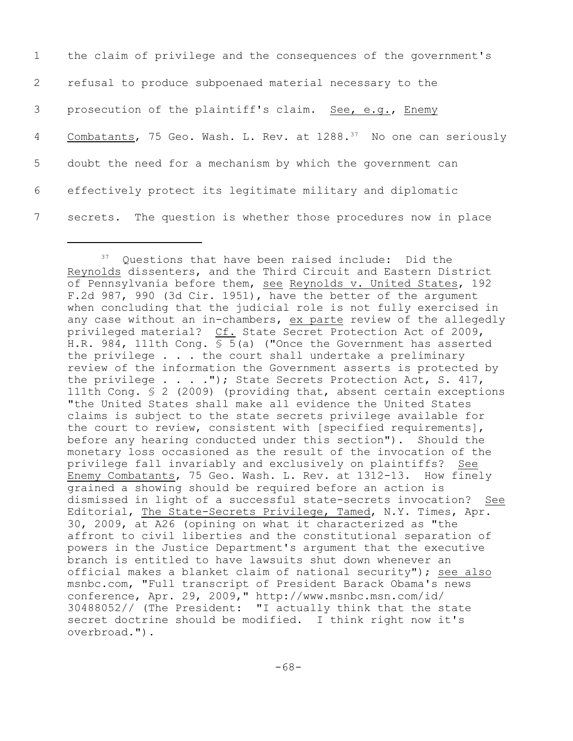the claim of privilege and the consequences of the government's refusal to produce subpoenaed material necessary to the prosecution of the plaintiff's claim. See, e.g., Enemy Combatants, 75 Geo. Wash. L. Rev. at 1288.[37] No one can seriously doubt the need for a mechanism by which the government can effectively protect its legitimate military and diplomatic secrets. The question is whether those procedures now in place

---

[37] Questions that have been raised include: Did the Reynolds dissenters, and the Third Circuit and Eastern District of Pennsylvania before them, see Reynolds v. United States, 192 F.2d 987, 990 (3d Cir. 1951), have the better of the argument when concluding that the judicial role is not fully exercised in any case without an in-chambers, ex parte review of the allegedly privileged material? Cf. State Secret Protection Act of 2009, H.R. 984, 111th Cong. § 5(a) ("Once the Government has asserted the privilege . . . the court shall undertake a preliminary review of the information the Government asserts is protected by the privilege . . . ."); State Secrets Protection Act, S. 417, 111th Cong. § 2 (2009) (providing that, absent certain exceptions "the United States shall make all evidence the United States claims is subject to the state secrets privilege available for the court to review, consistent with [specified requirements], before any hearing conducted under this section"). Should the monetary loss occasioned as the result of the invocation of the privilege fall invariably and exclusively on plaintiffs? See Enemy Combatants, 75 Geo. Wash. L. Rev. at 1312-13. How finely grained a showing should be required before an action is dismissed in light of a successful state-secrets invocation? See Editorial, The State-Secrets Privilege, Tamed, N.Y. Times, Apr. 30, 2009, at A26 (opining on what it characterized as "the affront to civil liberties and the constitutional separation of powers in the Justice Department's argument that the executive branch is entitled to have lawsuits shut down whenever an official makes a blanket claim of national security"); see also msnbc.com, "Full transcript of President Barack Obama's news conference, Apr. 29, 2009," http://www.msnbc.msn.com/id/30488052// (The President: "I actually think that the state secret doctrine should be modified. I think right now it's overbroad.").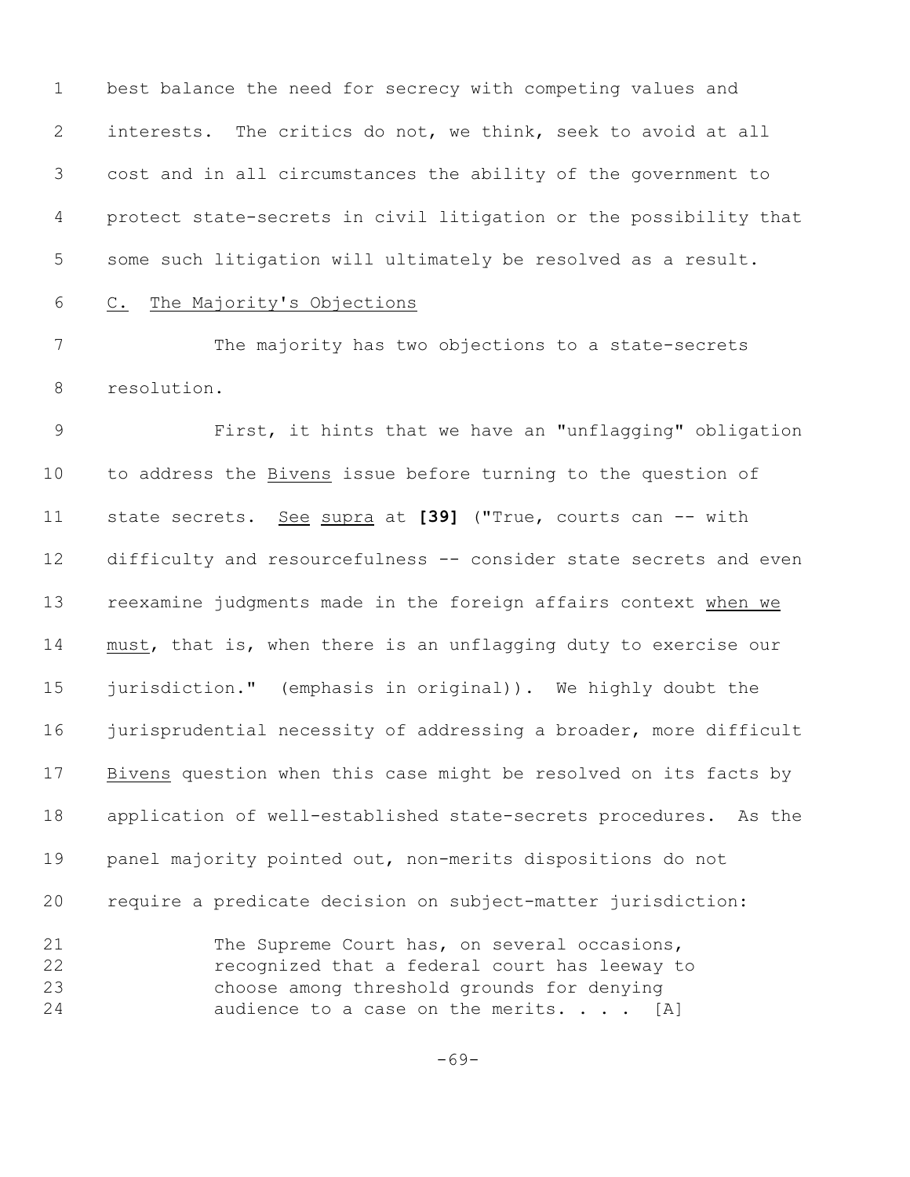best balance the need for secrecy with competing values and interests. The critics do not, we think, seek to avoid at all cost and in all circumstances the ability of the government to protect state-secrets in civil litigation or the possibility that some such litigation will ultimately be resolved as a result.

### C. The Majority's Objections

The majority has two objections to a state-secrets resolution.

First, it hints that we have an "unflagging" obligation to address the *Bivens* issue before turning to the question of state secrets. *See supra* at **[39]** ("True, courts can -- with difficulty and resourcefulness -- consider state secrets and even reexamine judgments made in the foreign affairs context *when we must*, that is, when there is an unflagging duty to exercise our jurisdiction." (emphasis in original)). We highly doubt the jurisprudential necessity of addressing a broader, more difficult *Bivens* question when this case might be resolved on its facts by application of well-established state-secrets procedures. As the panel majority pointed out, non-merits dispositions do not require a predicate decision on subject-matter jurisdiction:

> The Supreme Court has, on several occasions, recognized that a federal court has leeway to choose among threshold grounds for denying audience to a case on the merits. . . . [A]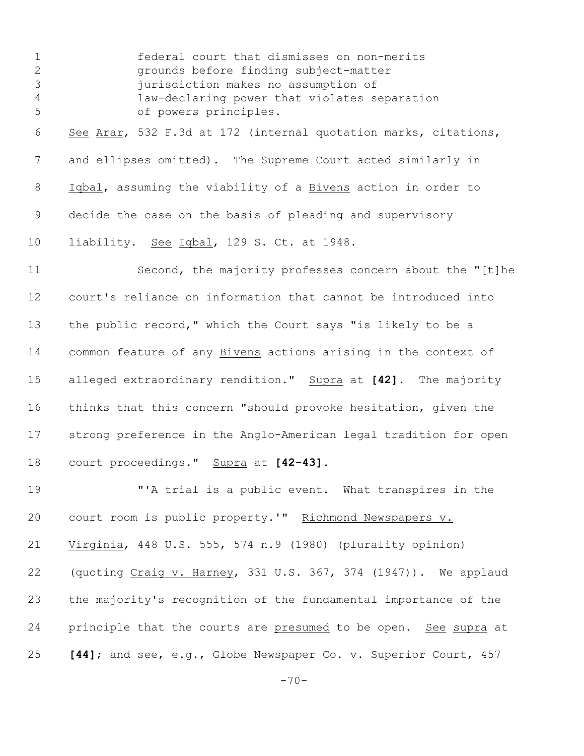> federal court that dismisses on non-merits grounds before finding subject-matter jurisdiction makes no assumption of law-declaring power that violates separation of powers principles.

See Arar, 532 F.3d at 172 (internal quotation marks, citations, and ellipses omitted). The Supreme Court acted similarly in Iqbal, assuming the viability of a Bivens action in order to decide the case on the basis of pleading and supervisory liability. See Iqbal, 129 S. Ct. at 1948.

Second, the majority professes concern about the "[t]he court's reliance on information that cannot be introduced into the public record," which the Court says "is likely to be a common feature of any Bivens actions arising in the context of alleged extraordinary rendition." Supra at **[42]**. The majority thinks that this concern "should provoke hesitation, given the strong preference in the Anglo-American legal tradition for open court proceedings." Supra at **[42-43]**.

"'A trial is a public event. What transpires in the court room is public property.'" Richmond Newspapers v. Virginia, 448 U.S. 555, 574 n.9 (1980) (plurality opinion) (quoting Craig v. Harney, 331 U.S. 367, 374 (1947)). We applaud the majority's recognition of the fundamental importance of the principle that the courts are presumed to be open. See supra at **[44]**; and see, e.g., Globe Newspaper Co. v. Superior Court, 457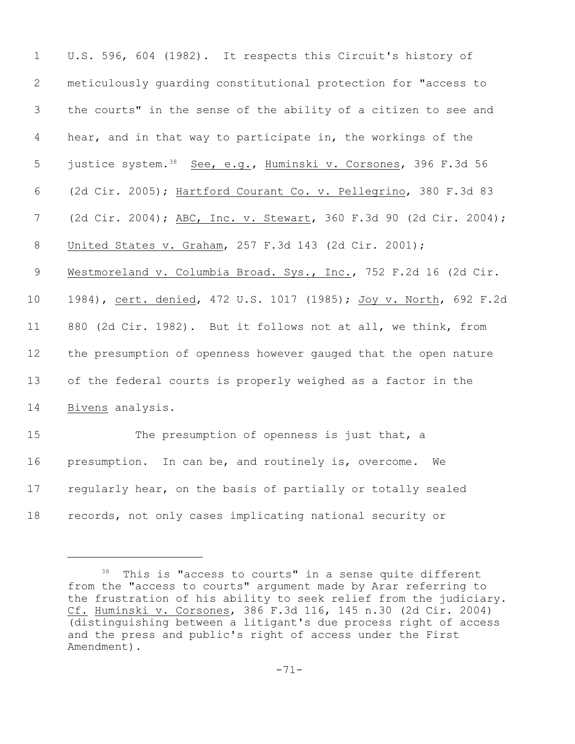U.S. 596, 604 (1982). It respects this Circuit's history of meticulously guarding constitutional protection for "access to the courts" in the sense of the ability of a citizen to see and hear, and in that way to participate in, the workings of the justice system.[38] See, e.g., Huminski v. Corsones, 396 F.3d 56 (2d Cir. 2005); Hartford Courant Co. v. Pellegrino, 380 F.3d 83 (2d Cir. 2004); ABC, Inc. v. Stewart, 360 F.3d 90 (2d Cir. 2004); United States v. Graham, 257 F.3d 143 (2d Cir. 2001); Westmoreland v. Columbia Broad. Sys., Inc., 752 F.2d 16 (2d Cir. 1984), cert. denied, 472 U.S. 1017 (1985); Joy v. North, 692 F.2d 880 (2d Cir. 1982). But it follows not at all, we think, from the presumption of openness however gauged that the open nature of the federal courts is properly weighed as a factor in the Bivens analysis.

The presumption of openness is just that, a presumption. In can be, and routinely is, overcome. We regularly hear, on the basis of partially or totally sealed records, not only cases implicating national security or

---

[38] This is "access to courts" in a sense quite different from the "access to courts" argument made by Arar referring to the frustration of his ability to seek relief from the judiciary. Cf. Huminski v. Corsones, 386 F.3d 116, 145 n.30 (2d Cir. 2004) (distinguishing between a litigant's due process right of access and the press and public's right of access under the First Amendment).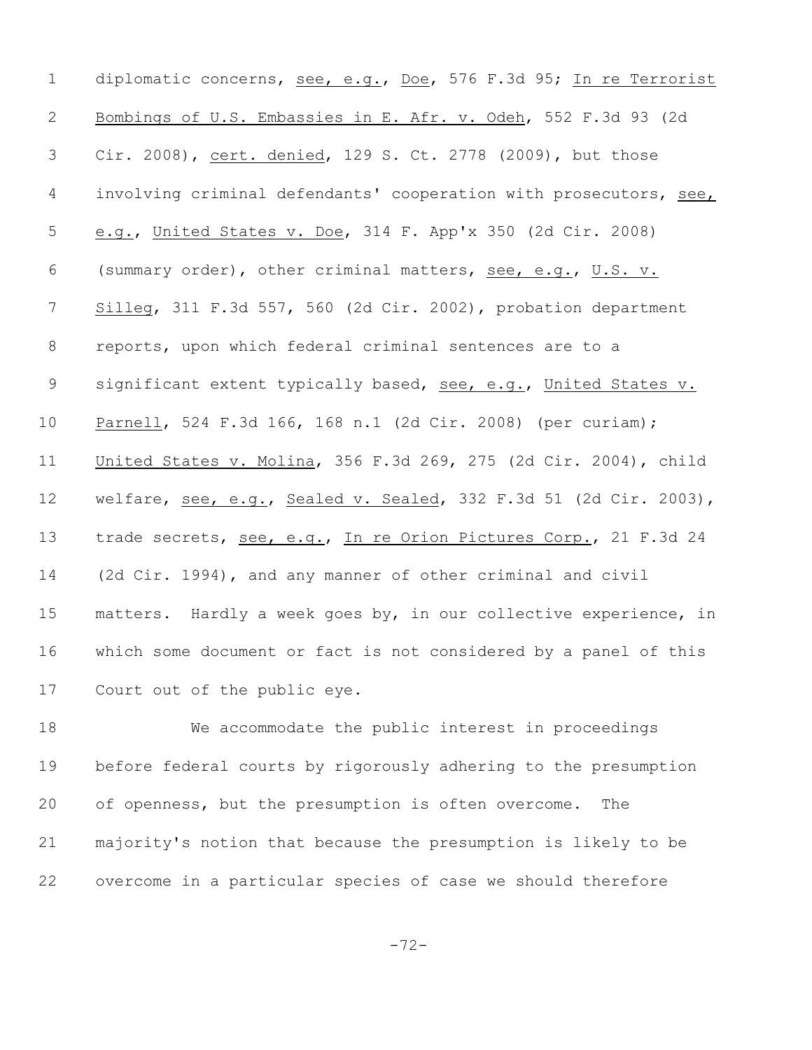diplomatic concerns, see, e.g., Doe, 576 F.3d 95; In re Terrorist Bombings of U.S. Embassies in E. Afr. v. Odeh, 552 F.3d 93 (2d Cir. 2008), cert. denied, 129 S. Ct. 2778 (2009), but those involving criminal defendants' cooperation with prosecutors, see, e.g., United States v. Doe, 314 F. App'x 350 (2d Cir. 2008) (summary order), other criminal matters, see, e.g., U.S. v. Silleg, 311 F.3d 557, 560 (2d Cir. 2002), probation department reports, upon which federal criminal sentences are to a significant extent typically based, see, e.g., United States v. Parnell, 524 F.3d 166, 168 n.1 (2d Cir. 2008) (per curiam); United States v. Molina, 356 F.3d 269, 275 (2d Cir. 2004), child welfare, see, e.g., Sealed v. Sealed, 332 F.3d 51 (2d Cir. 2003), trade secrets, see, e.g., In re Orion Pictures Corp., 21 F.3d 24 (2d Cir. 1994), and any manner of other criminal and civil matters. Hardly a week goes by, in our collective experience, in which some document or fact is not considered by a panel of this Court out of the public eye.

We accommodate the public interest in proceedings before federal courts by rigorously adhering to the presumption of openness, but the presumption is often overcome. The majority's notion that because the presumption is likely to be overcome in a particular species of case we should therefore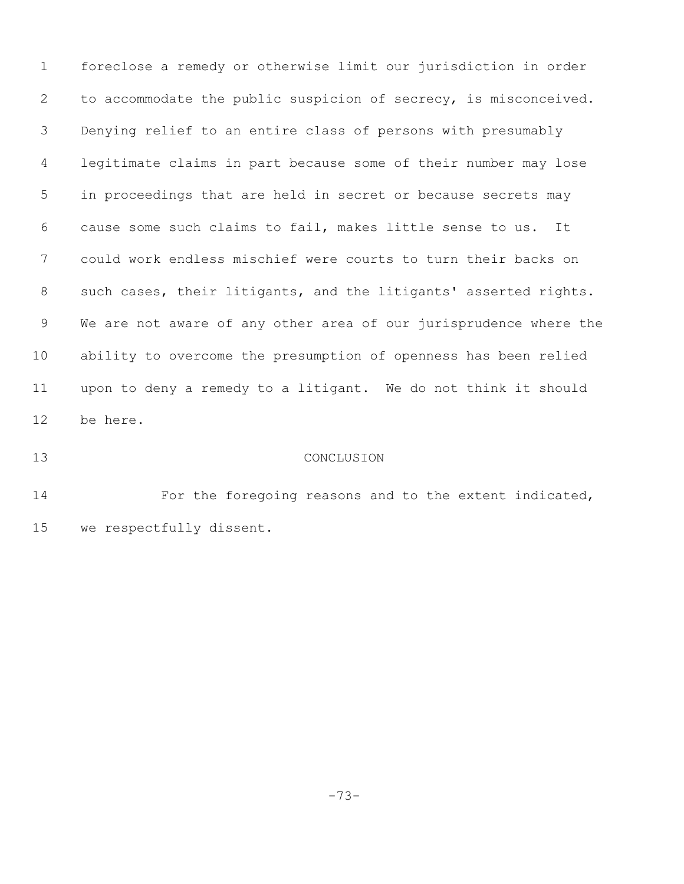foreclose a remedy or otherwise limit our jurisdiction in order to accommodate the public suspicion of secrecy, is misconceived. Denying relief to an entire class of persons with presumably legitimate claims in part because some of their number may lose in proceedings that are held in secret or because secrets may cause some such claims to fail, makes little sense to us. It could work endless mischief were courts to turn their backs on such cases, their litigants, and the litigants' asserted rights. We are not aware of any other area of our jurisprudence where the ability to overcome the presumption of openness has been relied upon to deny a remedy to a litigant. We do not think it should be here.

## CONCLUSION

For the foregoing reasons and to the extent indicated, we respectfully dissent.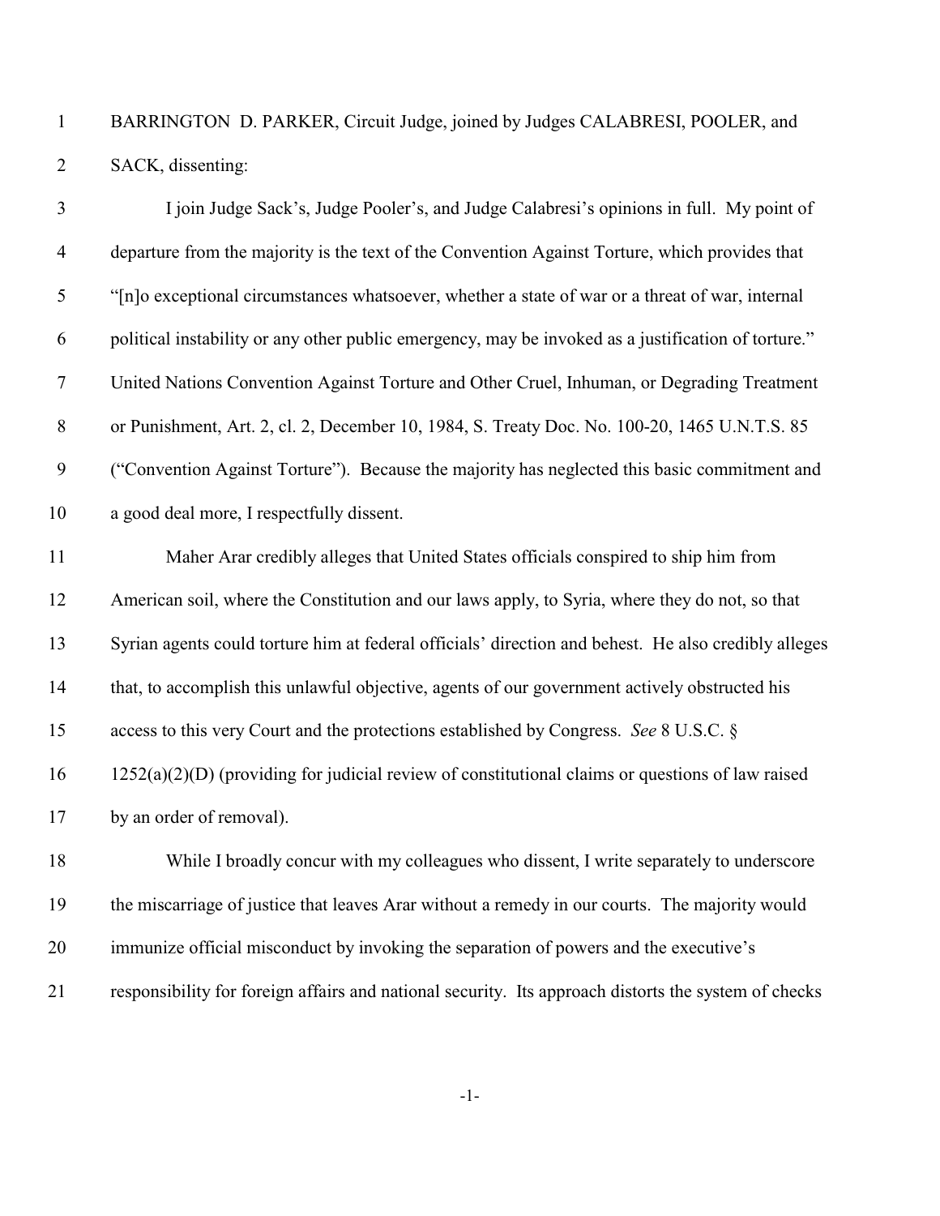BARRINGTON D. PARKER, Circuit Judge, joined by Judges CALABRESI, POOLER, and SACK, dissenting:

I join Judge Sack's, Judge Pooler's, and Judge Calabresi's opinions in full. My point of departure from the majority is the text of the Convention Against Torture, which provides that "[n]o exceptional circumstances whatsoever, whether a state of war or a threat of war, internal political instability or any other public emergency, may be invoked as a justification of torture." United Nations Convention Against Torture and Other Cruel, Inhuman, or Degrading Treatment or Punishment, Art. 2, cl. 2, December 10, 1984, S. Treaty Doc. No. 100-20, 1465 U.N.T.S. 85 ("Convention Against Torture"). Because the majority has neglected this basic commitment and a good deal more, I respectfully dissent.

Maher Arar credibly alleges that United States officials conspired to ship him from American soil, where the Constitution and our laws apply, to Syria, where they do not, so that Syrian agents could torture him at federal officials' direction and behest. He also credibly alleges that, to accomplish this unlawful objective, agents of our government actively obstructed his access to this very Court and the protections established by Congress. *See* 8 U.S.C. § 1252(a)(2)(D) (providing for judicial review of constitutional claims or questions of law raised by an order of removal).

While I broadly concur with my colleagues who dissent, I write separately to underscore the miscarriage of justice that leaves Arar without a remedy in our courts. The majority would immunize official misconduct by invoking the separation of powers and the executive's responsibility for foreign affairs and national security. Its approach distorts the system of checks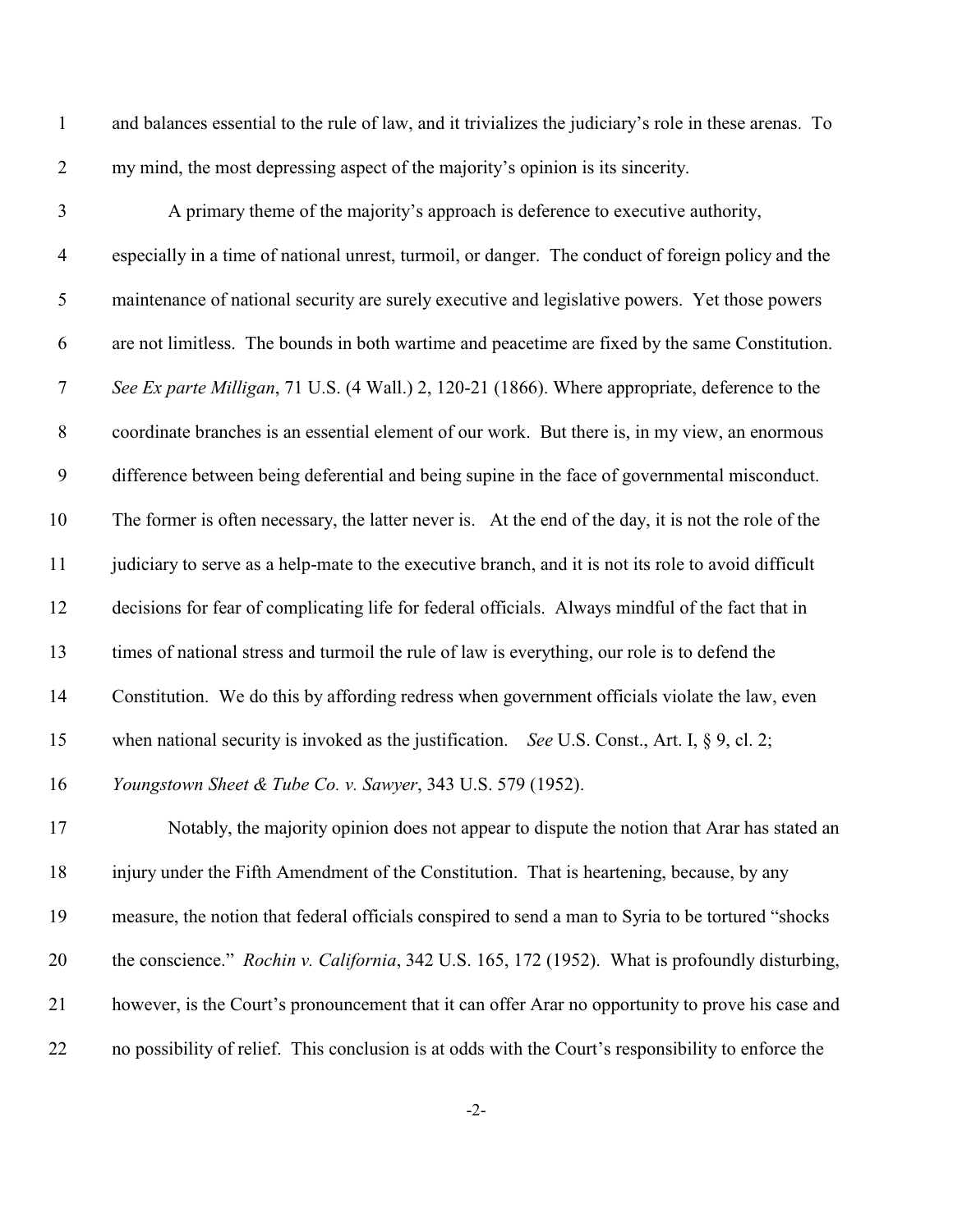and balances essential to the rule of law, and it trivializes the judiciary's role in these arenas. To my mind, the most depressing aspect of the majority's opinion is its sincerity.

A primary theme of the majority's approach is deference to executive authority, especially in a time of national unrest, turmoil, or danger. The conduct of foreign policy and the maintenance of national security are surely executive and legislative powers. Yet those powers are not limitless. The bounds in both wartime and peacetime are fixed by the same Constitution. *See Ex parte Milligan*, 71 U.S. (4 Wall.) 2, 120-21 (1866). Where appropriate, deference to the coordinate branches is an essential element of our work. But there is, in my view, an enormous difference between being deferential and being supine in the face of governmental misconduct. The former is often necessary, the latter never is. At the end of the day, it is not the role of the judiciary to serve as a help-mate to the executive branch, and it is not its role to avoid difficult decisions for fear of complicating life for federal officials. Always mindful of the fact that in times of national stress and turmoil the rule of law is everything, our role is to defend the Constitution. We do this by affording redress when government officials violate the law, even when national security is invoked as the justification. *See* U.S. Const., Art. I, § 9, cl. 2; *Youngstown Sheet & Tube Co. v. Sawyer*, 343 U.S. 579 (1952).

Notably, the majority opinion does not appear to dispute the notion that Arar has stated an injury under the Fifth Amendment of the Constitution. That is heartening, because, by any measure, the notion that federal officials conspired to send a man to Syria to be tortured "shocks the conscience." *Rochin v. California*, 342 U.S. 165, 172 (1952). What is profoundly disturbing, however, is the Court's pronouncement that it can offer Arar no opportunity to prove his case and no possibility of relief. This conclusion is at odds with the Court's responsibility to enforce the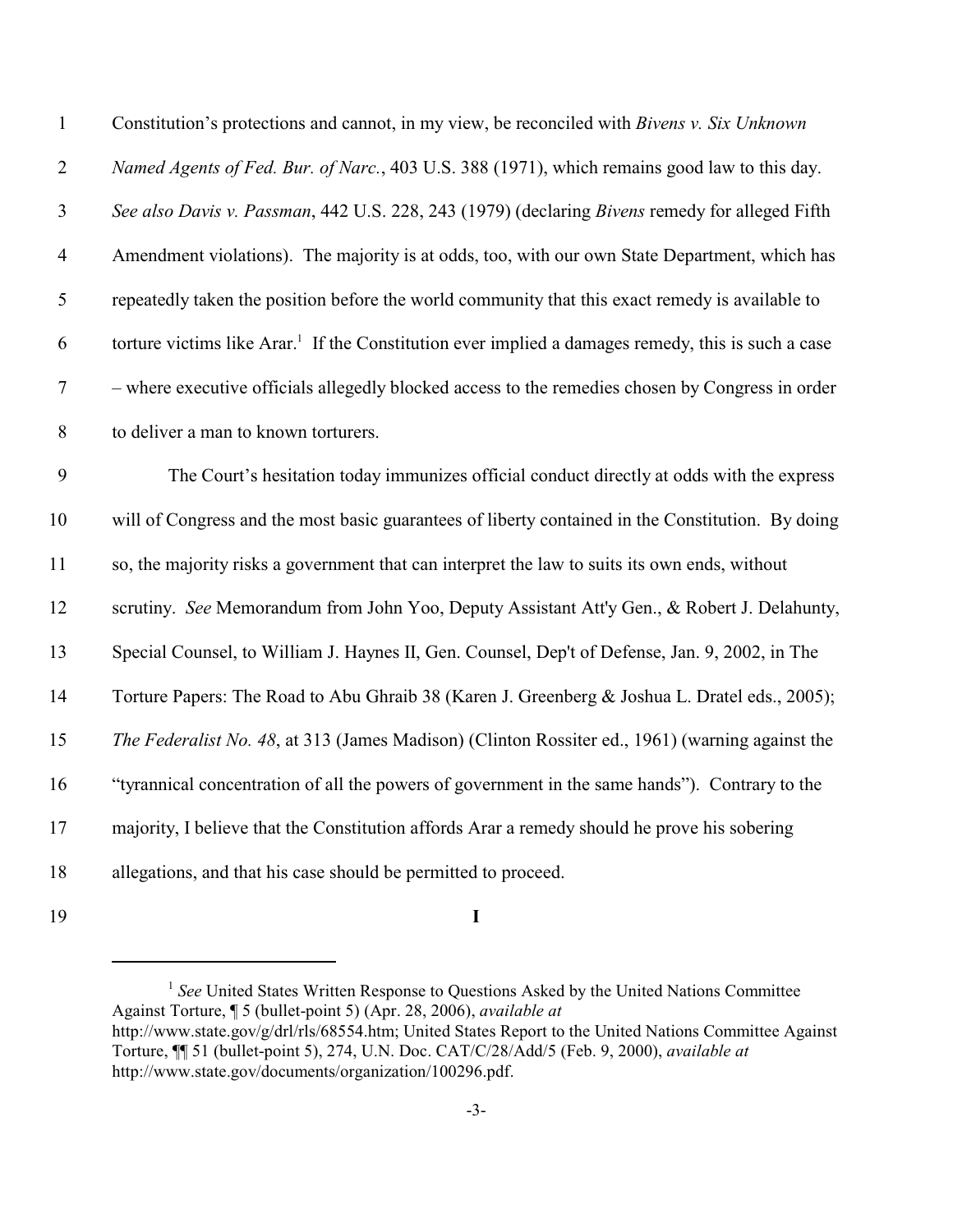Constitution's protections and cannot, in my view, be reconciled with *Bivens v. Six Unknown Named Agents of Fed. Bur. of Narc.*, 403 U.S. 388 (1971), which remains good law to this day. *See also Davis v. Passman*, 442 U.S. 228, 243 (1979) (declaring *Bivens* remedy for alleged Fifth Amendment violations). The majority is at odds, too, with our own State Department, which has repeatedly taken the position before the world community that this exact remedy is available to torture victims like Arar.[1] If the Constitution ever implied a damages remedy, this is such a case – where executive officials allegedly blocked access to the remedies chosen by Congress in order to deliver a man to known torturers.

The Court's hesitation today immunizes official conduct directly at odds with the express will of Congress and the most basic guarantees of liberty contained in the Constitution. By doing so, the majority risks a government that can interpret the law to suits its own ends, without scrutiny. *See* Memorandum from John Yoo, Deputy Assistant Att'y Gen., & Robert J. Delahunty, Special Counsel, to William J. Haynes II, Gen. Counsel, Dep't of Defense, Jan. 9, 2002, in The Torture Papers: The Road to Abu Ghraib 38 (Karen J. Greenberg & Joshua L. Dratel eds., 2005); *The Federalist No. 48*, at 313 (James Madison) (Clinton Rossiter ed., 1961) (warning against the "tyrannical concentration of all the powers of government in the same hands"). Contrary to the majority, I believe that the Constitution affords Arar a remedy should he prove his sobering allegations, and that his case should be permitted to proceed.

## I

---

[1] *See* United States Written Response to Questions Asked by the United Nations Committee Against Torture, ¶ 5 (bullet-point 5) (Apr. 28, 2006), *available at* http://www.state.gov/g/drl/rls/68554.htm; United States Report to the United Nations Committee Against Torture, ¶¶ 51 (bullet-point 5), 274, U.N. Doc. CAT/C/28/Add/5 (Feb. 9, 2000), *available at* http://www.state.gov/documents/organization/100296.pdf.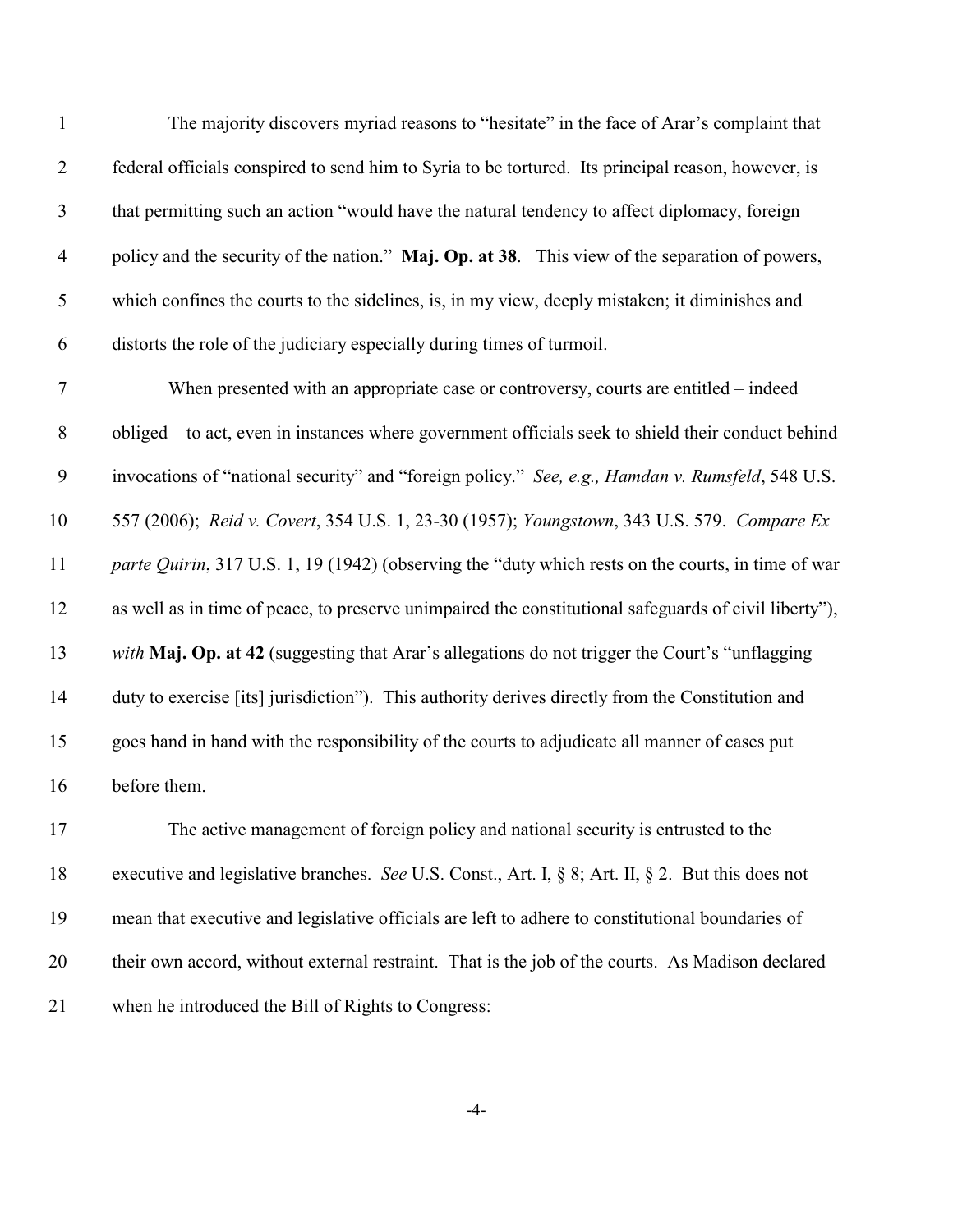The majority discovers myriad reasons to "hesitate" in the face of Arar's complaint that federal officials conspired to send him to Syria to be tortured. Its principal reason, however, is that permitting such an action "would have the natural tendency to affect diplomacy, foreign policy and the security of the nation." **Maj. Op. at 38**. This view of the separation of powers, which confines the courts to the sidelines, is, in my view, deeply mistaken; it diminishes and distorts the role of the judiciary especially during times of turmoil.

When presented with an appropriate case or controversy, courts are entitled – indeed obliged – to act, even in instances where government officials seek to shield their conduct behind invocations of "national security" and "foreign policy." *See, e.g., Hamdan v. Rumsfeld*, 548 U.S. 557 (2006); *Reid v. Covert*, 354 U.S. 1, 23-30 (1957); *Youngstown*, 343 U.S. 579. *Compare Ex parte Quirin*, 317 U.S. 1, 19 (1942) (observing the "duty which rests on the courts, in time of war as well as in time of peace, to preserve unimpaired the constitutional safeguards of civil liberty"), *with* **Maj. Op. at 42** (suggesting that Arar's allegations do not trigger the Court's "unflagging duty to exercise [its] jurisdiction"). This authority derives directly from the Constitution and goes hand in hand with the responsibility of the courts to adjudicate all manner of cases put before them.

The active management of foreign policy and national security is entrusted to the executive and legislative branches. *See* U.S. Const., Art. I, § 8; Art. II, § 2. But this does not mean that executive and legislative officials are left to adhere to constitutional boundaries of their own accord, without external restraint. That is the job of the courts. As Madison declared when he introduced the Bill of Rights to Congress: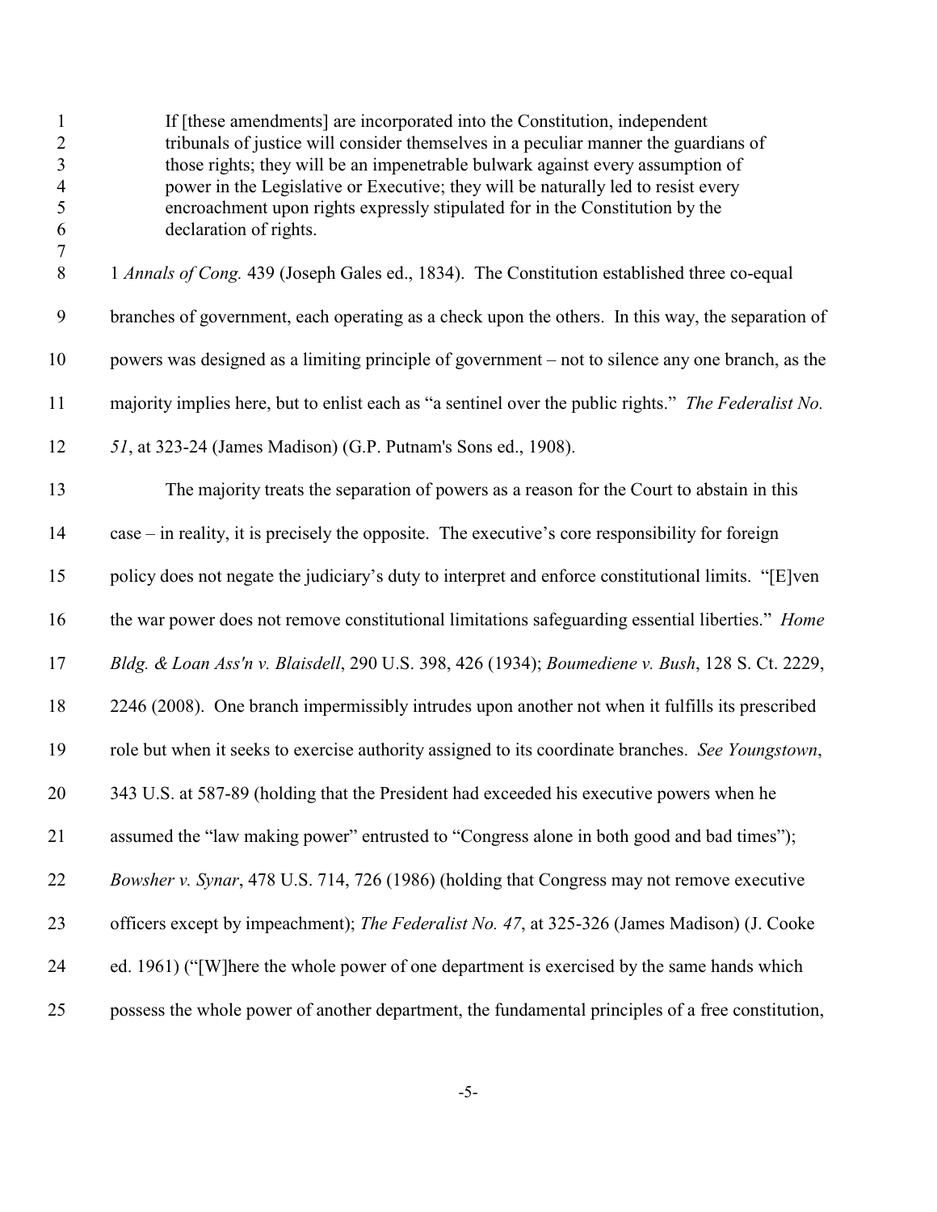> If [these amendments] are incorporated into the Constitution, independent tribunals of justice will consider themselves in a peculiar manner the guardians of those rights; they will be an impenetrable bulwark against every assumption of power in the Legislative or Executive; they will be naturally led to resist every encroachment upon rights expressly stipulated for in the Constitution by the declaration of rights.

1 *Annals of Cong.* 439 (Joseph Gales ed., 1834). The Constitution established three co-equal branches of government, each operating as a check upon the others. In this way, the separation of powers was designed as a limiting principle of government – not to silence any one branch, as the majority implies here, but to enlist each as "a sentinel over the public rights." *The Federalist No. 51*, at 323-24 (James Madison) (G.P. Putnam's Sons ed., 1908).

The majority treats the separation of powers as a reason for the Court to abstain in this case – in reality, it is precisely the opposite. The executive's core responsibility for foreign policy does not negate the judiciary's duty to interpret and enforce constitutional limits. "[E]ven the war power does not remove constitutional limitations safeguarding essential liberties." *Home Bldg. & Loan Ass'n v. Blaisdell*, 290 U.S. 398, 426 (1934); *Boumediene v. Bush*, 128 S. Ct. 2229, 2246 (2008). One branch impermissibly intrudes upon another not when it fulfills its prescribed role but when it seeks to exercise authority assigned to its coordinate branches. *See Youngstown*, 343 U.S. at 587-89 (holding that the President had exceeded his executive powers when he assumed the "law making power" entrusted to "Congress alone in both good and bad times"); *Bowsher v. Synar*, 478 U.S. 714, 726 (1986) (holding that Congress may not remove executive officers except by impeachment); *The Federalist No. 47*, at 325-326 (James Madison) (J. Cooke ed. 1961) ("[W]here the whole power of one department is exercised by the same hands which possess the whole power of another department, the fundamental principles of a free constitution,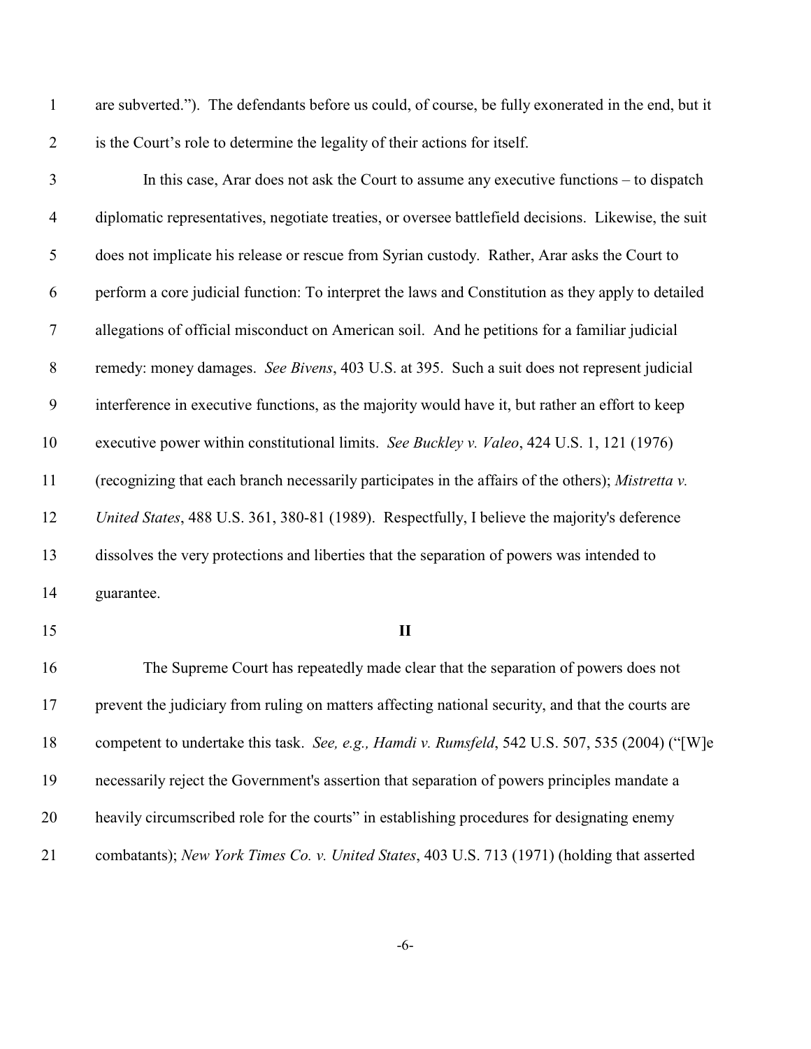are subverted."). The defendants before us could, of course, be fully exonerated in the end, but it is the Court's role to determine the legality of their actions for itself.

In this case, Arar does not ask the Court to assume any executive functions – to dispatch diplomatic representatives, negotiate treaties, or oversee battlefield decisions. Likewise, the suit does not implicate his release or rescue from Syrian custody. Rather, Arar asks the Court to perform a core judicial function: To interpret the laws and Constitution as they apply to detailed allegations of official misconduct on American soil. And he petitions for a familiar judicial remedy: money damages. *See Bivens*, 403 U.S. at 395. Such a suit does not represent judicial interference in executive functions, as the majority would have it, but rather an effort to keep executive power within constitutional limits. *See Buckley v. Valeo*, 424 U.S. 1, 121 (1976) (recognizing that each branch necessarily participates in the affairs of the others); *Mistretta v. United States*, 488 U.S. 361, 380-81 (1989). Respectfully, I believe the majority's deference dissolves the very protections and liberties that the separation of powers was intended to guarantee.

## II

The Supreme Court has repeatedly made clear that the separation of powers does not prevent the judiciary from ruling on matters affecting national security, and that the courts are competent to undertake this task. *See, e.g., Hamdi v. Rumsfeld*, 542 U.S. 507, 535 (2004) ("[W]e necessarily reject the Government's assertion that separation of powers principles mandate a heavily circumscribed role for the courts" in establishing procedures for designating enemy combatants); *New York Times Co. v. United States*, 403 U.S. 713 (1971) (holding that asserted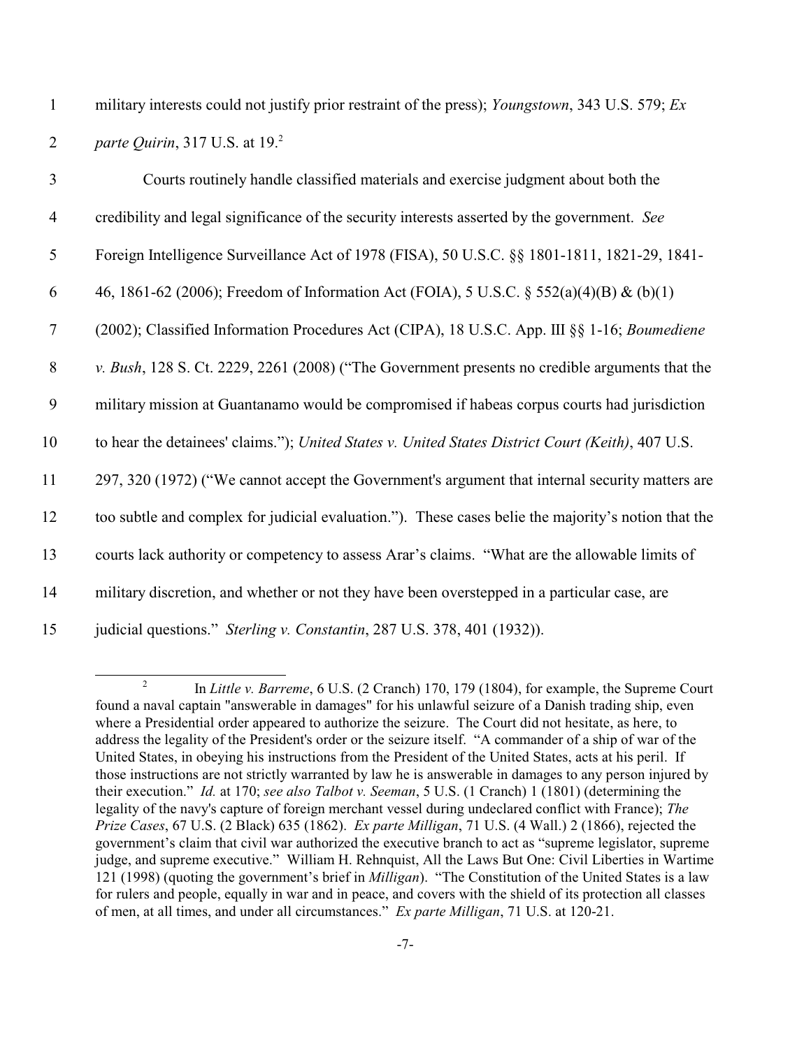military interests could not justify prior restraint of the press); *Youngstown*, 343 U.S. 579; *Ex parte Quirin*, 317 U.S. at 19.[2]

Courts routinely handle classified materials and exercise judgment about both the credibility and legal significance of the security interests asserted by the government. *See* Foreign Intelligence Surveillance Act of 1978 (FISA), 50 U.S.C. §§ 1801-1811, 1821-29, 1841-46, 1861-62 (2006); Freedom of Information Act (FOIA), 5 U.S.C. § 552(a)(4)(B) & (b)(1) (2002); Classified Information Procedures Act (CIPA), 18 U.S.C. App. III §§ 1-16; *Boumediene v. Bush*, 128 S. Ct. 2229, 2261 (2008) ("The Government presents no credible arguments that the military mission at Guantanamo would be compromised if habeas corpus courts had jurisdiction to hear the detainees' claims."); *United States v. United States District Court (Keith)*, 407 U.S. 297, 320 (1972) ("We cannot accept the Government's argument that internal security matters are too subtle and complex for judicial evaluation."). These cases belie the majority's notion that the courts lack authority or competency to assess Arar's claims. "What are the allowable limits of military discretion, and whether or not they have been overstepped in a particular case, are judicial questions." *Sterling v. Constantin*, 287 U.S. 378, 401 (1932)).

---

[2] In *Little v. Barreme*, 6 U.S. (2 Cranch) 170, 179 (1804), for example, the Supreme Court found a naval captain "answerable in damages" for his unlawful seizure of a Danish trading ship, even where a Presidential order appeared to authorize the seizure. The Court did not hesitate, as here, to address the legality of the President's order or the seizure itself. "A commander of a ship of war of the United States, in obeying his instructions from the President of the United States, acts at his peril. If those instructions are not strictly warranted by law he is answerable in damages to any person injured by their execution." *Id.* at 170; *see also Talbot v. Seeman*, 5 U.S. (1 Cranch) 1 (1801) (determining the legality of the navy's capture of foreign merchant vessel during undeclared conflict with France); *The Prize Cases*, 67 U.S. (2 Black) 635 (1862). *Ex parte Milligan*, 71 U.S. (4 Wall.) 2 (1866), rejected the government's claim that civil war authorized the executive branch to act as "supreme legislator, supreme judge, and supreme executive." William H. Rehnquist, All the Laws But One: Civil Liberties in Wartime 121 (1998) (quoting the government's brief in *Milligan*). "The Constitution of the United States is a law for rulers and people, equally in war and in peace, and covers with the shield of its protection all classes of men, at all times, and under all circumstances." *Ex parte Milligan*, 71 U.S. at 120-21.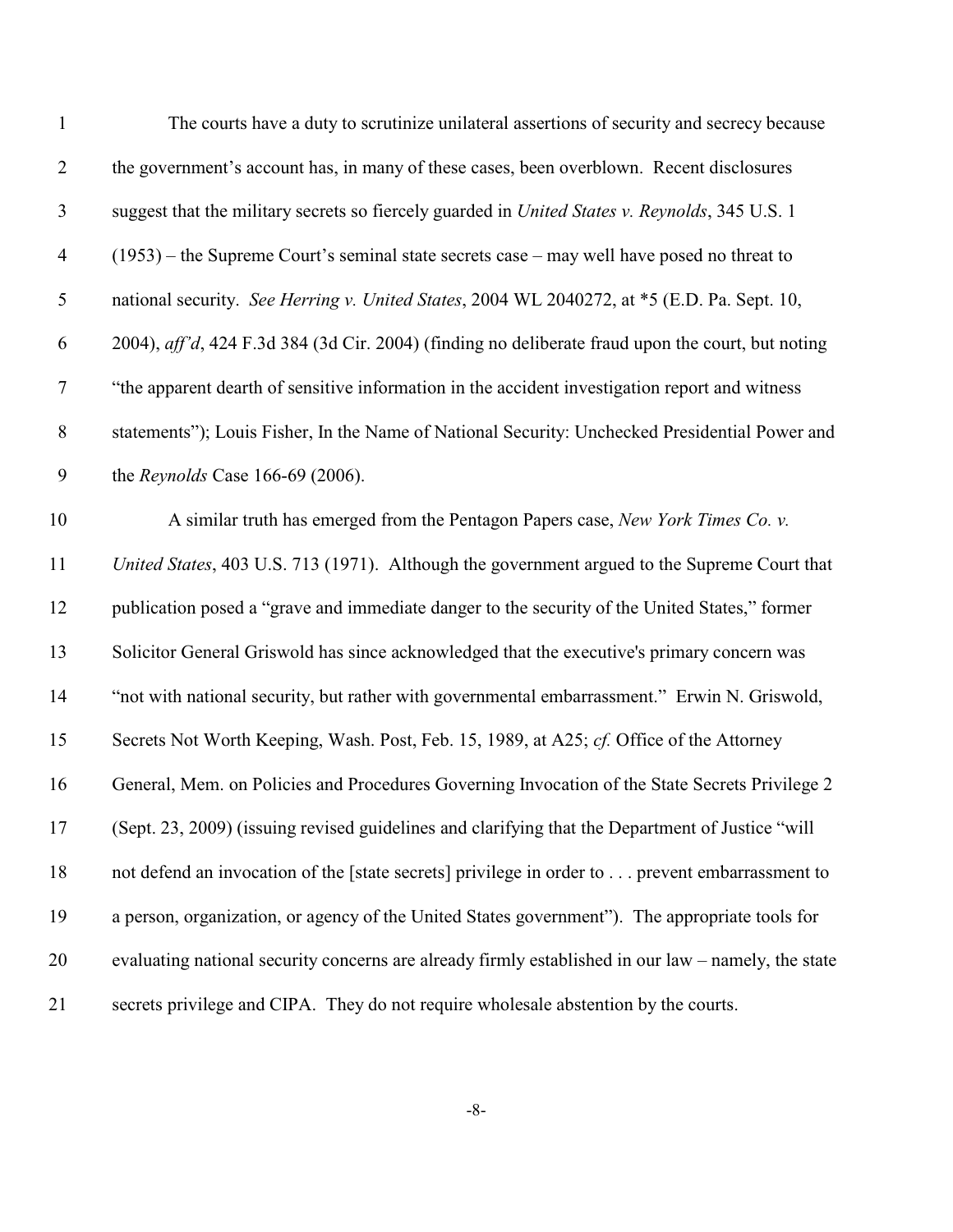The courts have a duty to scrutinize unilateral assertions of security and secrecy because the government's account has, in many of these cases, been overblown. Recent disclosures suggest that the military secrets so fiercely guarded in *United States v. Reynolds*, 345 U.S. 1 (1953) – the Supreme Court's seminal state secrets case – may well have posed no threat to national security. *See Herring v. United States*, 2004 WL 2040272, at *5 (E.D. Pa. Sept. 10, 2004), *aff'd*, 424 F.3d 384 (3d Cir. 2004) (finding no deliberate fraud upon the court, but noting "the apparent dearth of sensitive information in the accident investigation report and witness statements"); Louis Fisher, In the Name of National Security: Unchecked Presidential Power and the *Reynolds* Case 166-69 (2006).

A similar truth has emerged from the Pentagon Papers case, *New York Times Co. v. United States*, 403 U.S. 713 (1971). Although the government argued to the Supreme Court that publication posed a "grave and immediate danger to the security of the United States," former Solicitor General Griswold has since acknowledged that the executive's primary concern was "not with national security, but rather with governmental embarrassment." Erwin N. Griswold, Secrets Not Worth Keeping, Wash. Post, Feb. 15, 1989, at A25; *cf.* Office of the Attorney General, Mem. on Policies and Procedures Governing Invocation of the State Secrets Privilege 2 (Sept. 23, 2009) (issuing revised guidelines and clarifying that the Department of Justice "will not defend an invocation of the [state secrets] privilege in order to . . . prevent embarrassment to a person, organization, or agency of the United States government"). The appropriate tools for evaluating national security concerns are already firmly established in our law – namely, the state secrets privilege and CIPA. They do not require wholesale abstention by the courts.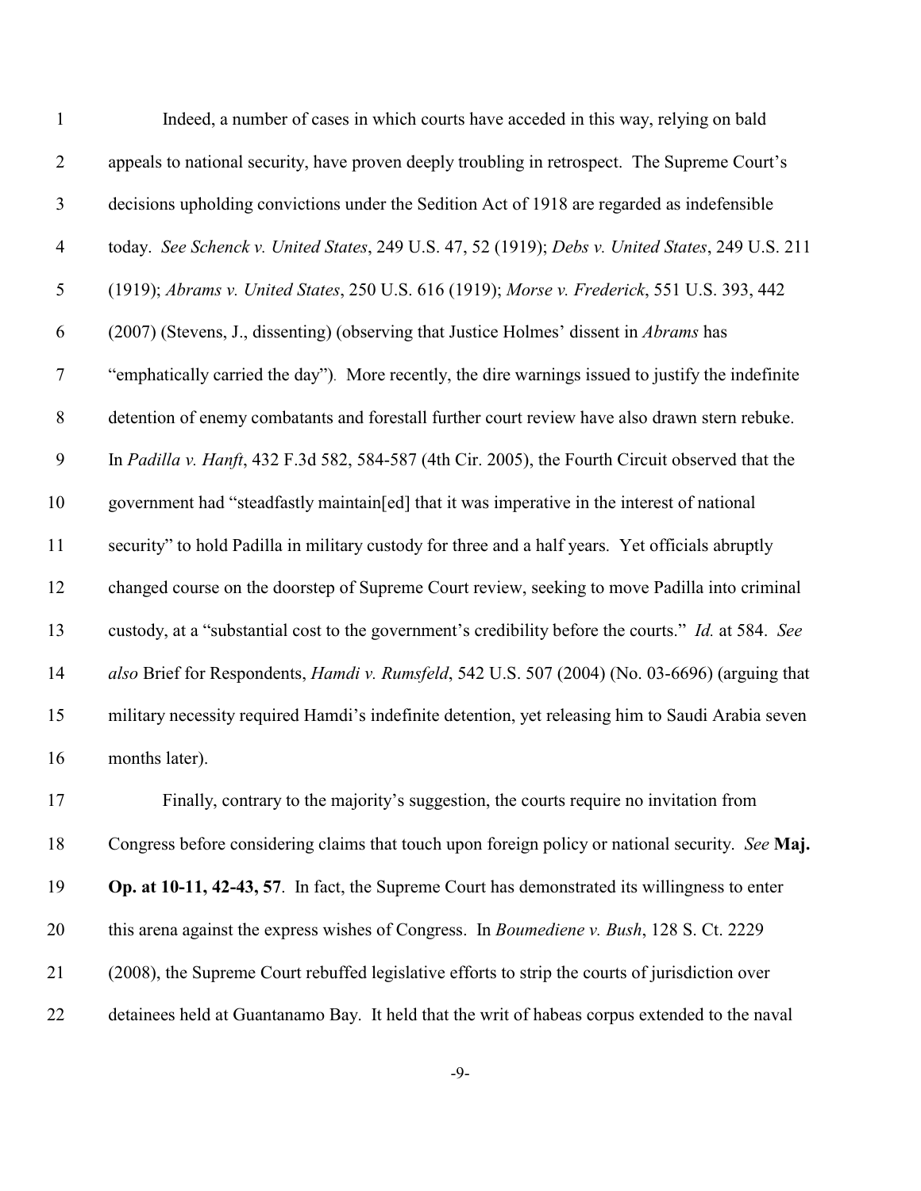Indeed, a number of cases in which courts have acceded in this way, relying on bald appeals to national security, have proven deeply troubling in retrospect. The Supreme Court's decisions upholding convictions under the Sedition Act of 1918 are regarded as indefensible today. *See Schenck v. United States*, 249 U.S. 47, 52 (1919); *Debs v. United States*, 249 U.S. 211 (1919); *Abrams v. United States*, 250 U.S. 616 (1919); *Morse v. Frederick*, 551 U.S. 393, 442 (2007) (Stevens, J., dissenting) (observing that Justice Holmes' dissent in *Abrams* has "emphatically carried the day"). More recently, the dire warnings issued to justify the indefinite detention of enemy combatants and forestall further court review have also drawn stern rebuke. In *Padilla v. Hanft*, 432 F.3d 582, 584-587 (4th Cir. 2005), the Fourth Circuit observed that the government had "steadfastly maintain[ed] that it was imperative in the interest of national security" to hold Padilla in military custody for three and a half years. Yet officials abruptly changed course on the doorstep of Supreme Court review, seeking to move Padilla into criminal custody, at a "substantial cost to the government's credibility before the courts." *Id.* at 584. *See also* Brief for Respondents, *Hamdi v. Rumsfeld*, 542 U.S. 507 (2004) (No. 03-6696) (arguing that military necessity required Hamdi's indefinite detention, yet releasing him to Saudi Arabia seven months later).

Finally, contrary to the majority's suggestion, the courts require no invitation from Congress before considering claims that touch upon foreign policy or national security. *See* **Maj. Op. at 10-11, 42-43, 57**. In fact, the Supreme Court has demonstrated its willingness to enter this arena against the express wishes of Congress. In *Boumediene v. Bush*, 128 S. Ct. 2229 (2008), the Supreme Court rebuffed legislative efforts to strip the courts of jurisdiction over detainees held at Guantanamo Bay. It held that the writ of habeas corpus extended to the naval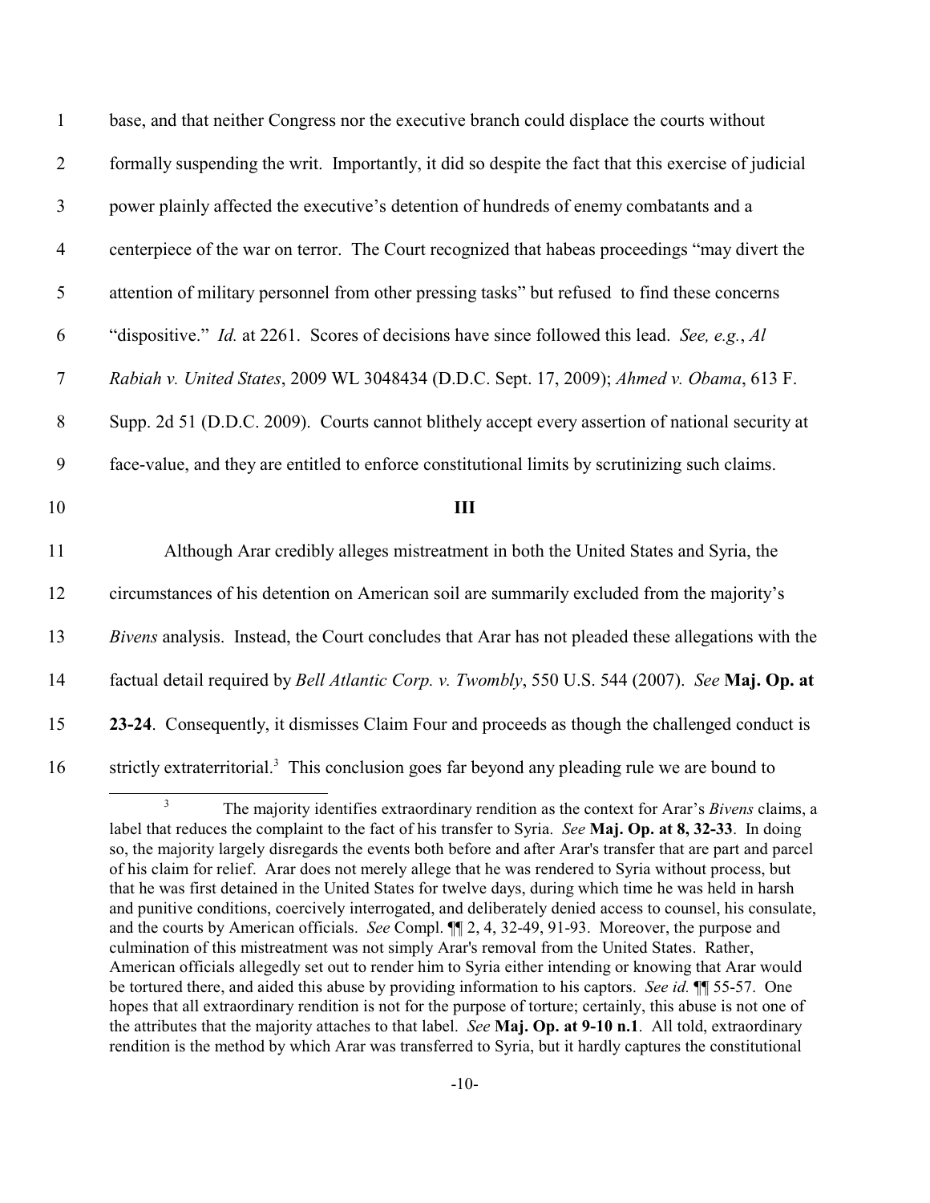base, and that neither Congress nor the executive branch could displace the courts without formally suspending the writ. Importantly, it did so despite the fact that this exercise of judicial power plainly affected the executive's detention of hundreds of enemy combatants and a centerpiece of the war on terror. The Court recognized that habeas proceedings "may divert the attention of military personnel from other pressing tasks" but refused to find these concerns "dispositive." *Id.* at 2261. Scores of decisions have since followed this lead. *See, e.g.*, *Al Rabiah v. United States*, 2009 WL 3048434 (D.D.C. Sept. 17, 2009); *Ahmed v. Obama*, 613 F. Supp. 2d 51 (D.D.C. 2009). Courts cannot blithely accept every assertion of national security at face-value, and they are entitled to enforce constitutional limits by scrutinizing such claims.

## III

Although Arar credibly alleges mistreatment in both the United States and Syria, the circumstances of his detention on American soil are summarily excluded from the majority's *Bivens* analysis. Instead, the Court concludes that Arar has not pleaded these allegations with the factual detail required by *Bell Atlantic Corp. v. Twombly*, 550 U.S. 544 (2007). *See* **Maj. Op. at 23-24**. Consequently, it dismisses Claim Four and proceeds as though the challenged conduct is strictly extraterritorial.[3] This conclusion goes far beyond any pleading rule we are bound to

[3] The majority identifies extraordinary rendition as the context for Arar's *Bivens* claims, a label that reduces the complaint to the fact of his transfer to Syria. *See* **Maj. Op. at 8, 32-33**. In doing so, the majority largely disregards the events both before and after Arar's transfer that are part and parcel of his claim for relief. Arar does not merely allege that he was rendered to Syria without process, but that he was first detained in the United States for twelve days, during which time he was held in harsh and punitive conditions, coercively interrogated, and deliberately denied access to counsel, his consulate, and the courts by American officials. *See* Compl. ¶¶ 2, 4, 32-49, 91-93. Moreover, the purpose and culmination of this mistreatment was not simply Arar's removal from the United States. Rather, American officials allegedly set out to render him to Syria either intending or knowing that Arar would be tortured there, and aided this abuse by providing information to his captors. *See id.* ¶¶ 55-57. One hopes that all extraordinary rendition is not for the purpose of torture; certainly, this abuse is not one of the attributes that the majority attaches to that label. *See* **Maj. Op. at 9-10 n.1**. All told, extraordinary rendition is the method by which Arar was transferred to Syria, but it hardly captures the constitutional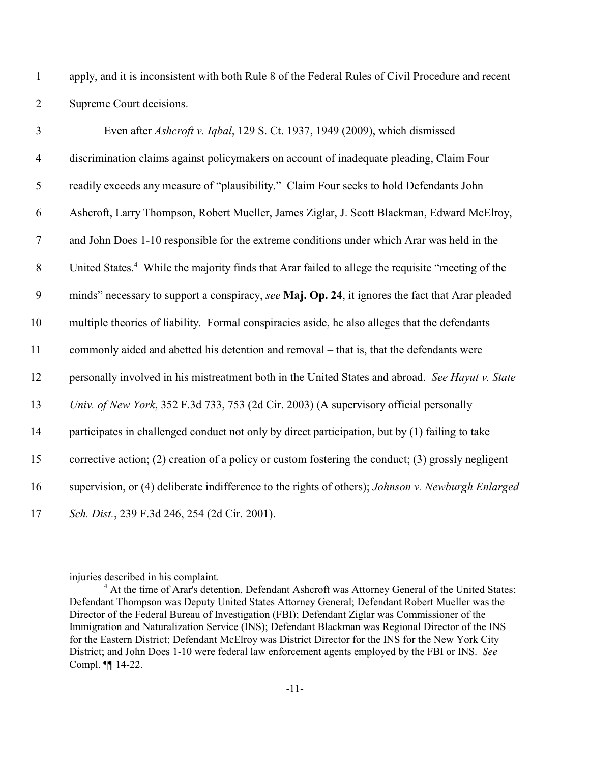apply, and it is inconsistent with both Rule 8 of the Federal Rules of Civil Procedure and recent Supreme Court decisions.

Even after *Ashcroft v. Iqbal*, 129 S. Ct. 1937, 1949 (2009), which dismissed discrimination claims against policymakers on account of inadequate pleading, Claim Four readily exceeds any measure of "plausibility." Claim Four seeks to hold Defendants John Ashcroft, Larry Thompson, Robert Mueller, James Ziglar, J. Scott Blackman, Edward McElroy, and John Does 1-10 responsible for the extreme conditions under which Arar was held in the United States.[4] While the majority finds that Arar failed to allege the requisite "meeting of the minds" necessary to support a conspiracy, *see* **Maj. Op. 24**, it ignores the fact that Arar pleaded multiple theories of liability. Formal conspiracies aside, he also alleges that the defendants commonly aided and abetted his detention and removal – that is, that the defendants were personally involved in his mistreatment both in the United States and abroad. *See Hayut v. State Univ. of New York*, 352 F.3d 733, 753 (2d Cir. 2003) (A supervisory official personally participates in challenged conduct not only by direct participation, but by (1) failing to take corrective action; (2) creation of a policy or custom fostering the conduct; (3) grossly negligent supervision, or (4) deliberate indifference to the rights of others); *Johnson v. Newburgh Enlarged Sch. Dist.*, 239 F.3d 246, 254 (2d Cir. 2001).

---

injuries described in his complaint.

[4] At the time of Arar's detention, Defendant Ashcroft was Attorney General of the United States; Defendant Thompson was Deputy United States Attorney General; Defendant Robert Mueller was the Director of the Federal Bureau of Investigation (FBI); Defendant Ziglar was Commissioner of the Immigration and Naturalization Service (INS); Defendant Blackman was Regional Director of the INS for the Eastern District; Defendant McElroy was District Director for the INS for the New York City District; and John Does 1-10 were federal law enforcement agents employed by the FBI or INS. *See* Compl. ¶¶ 14-22.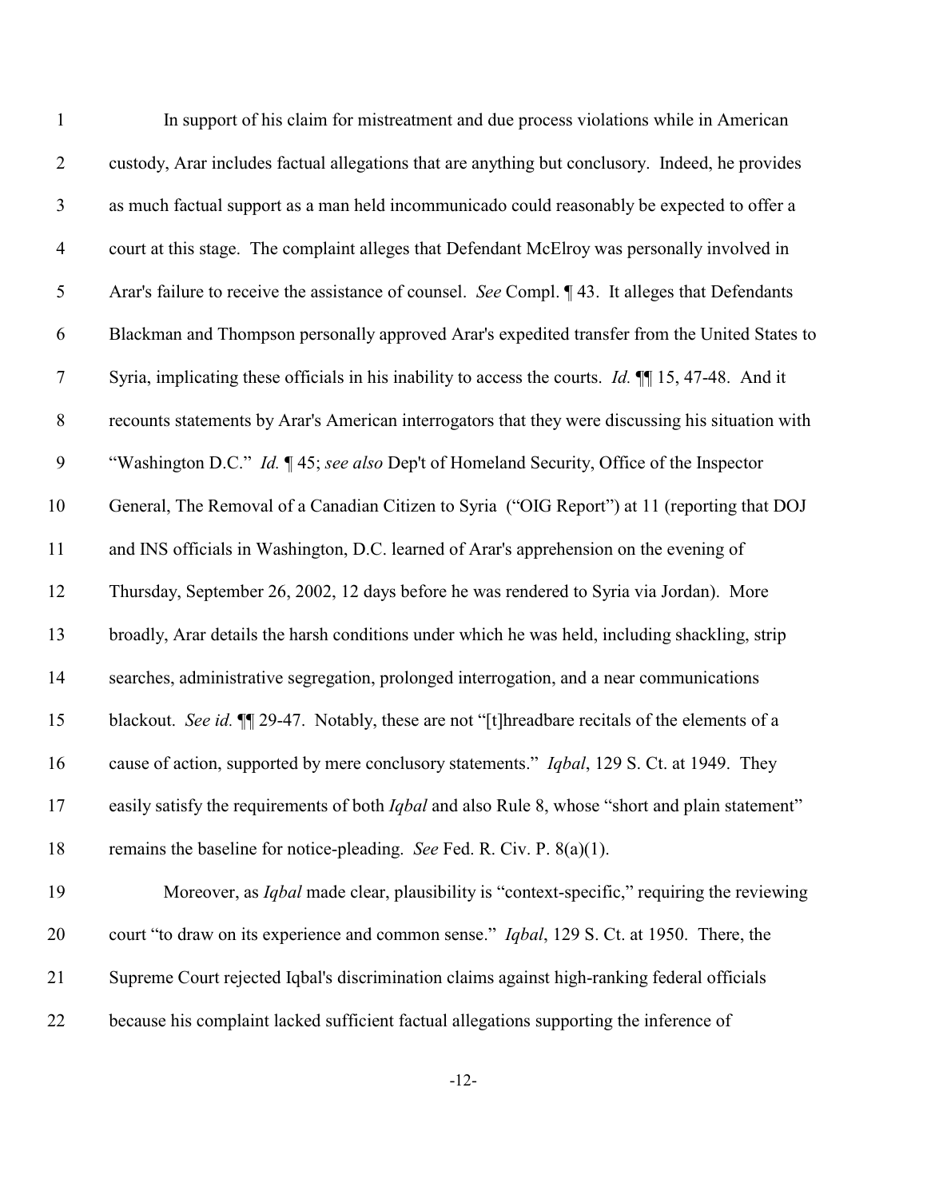In support of his claim for mistreatment and due process violations while in American custody, Arar includes factual allegations that are anything but conclusory. Indeed, he provides as much factual support as a man held incommunicado could reasonably be expected to offer a court at this stage. The complaint alleges that Defendant McElroy was personally involved in Arar's failure to receive the assistance of counsel. *See* Compl. ¶ 43. It alleges that Defendants Blackman and Thompson personally approved Arar's expedited transfer from the United States to Syria, implicating these officials in his inability to access the courts. *Id.* ¶¶ 15, 47-48. And it recounts statements by Arar's American interrogators that they were discussing his situation with "Washington D.C." *Id.* ¶ 45; *see also* Dep't of Homeland Security, Office of the Inspector General, The Removal of a Canadian Citizen to Syria ("OIG Report") at 11 (reporting that DOJ and INS officials in Washington, D.C. learned of Arar's apprehension on the evening of Thursday, September 26, 2002, 12 days before he was rendered to Syria via Jordan). More broadly, Arar details the harsh conditions under which he was held, including shackling, strip searches, administrative segregation, prolonged interrogation, and a near communications blackout. *See id.* ¶¶ 29-47. Notably, these are not "[t]hreadbare recitals of the elements of a cause of action, supported by mere conclusory statements." *Iqbal*, 129 S. Ct. at 1949. They easily satisfy the requirements of both *Iqbal* and also Rule 8, whose "short and plain statement" remains the baseline for notice-pleading. *See* Fed. R. Civ. P. 8(a)(1).

Moreover, as *Iqbal* made clear, plausibility is "context-specific," requiring the reviewing court "to draw on its experience and common sense." *Iqbal*, 129 S. Ct. at 1950. There, the Supreme Court rejected Iqbal's discrimination claims against high-ranking federal officials because his complaint lacked sufficient factual allegations supporting the inference of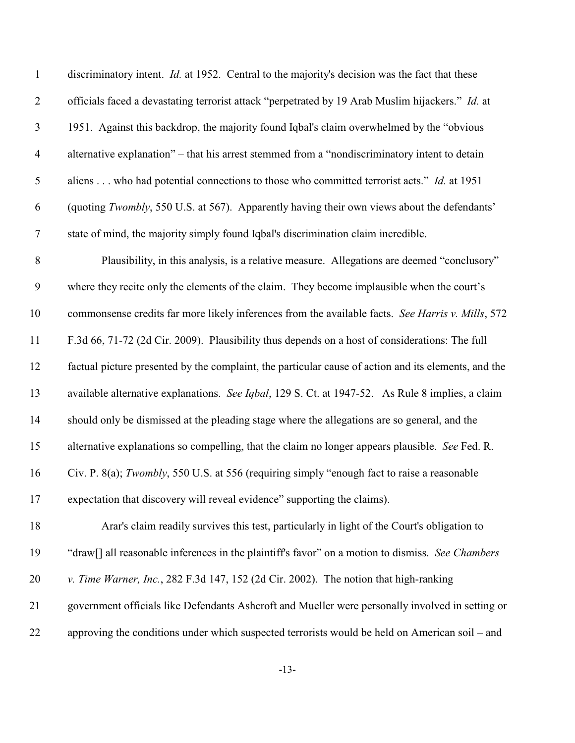discriminatory intent. *Id.* at 1952. Central to the majority's decision was the fact that these officials faced a devastating terrorist attack "perpetrated by 19 Arab Muslim hijackers." *Id.* at 1951. Against this backdrop, the majority found Iqbal's claim overwhelmed by the "obvious alternative explanation" – that his arrest stemmed from a "nondiscriminatory intent to detain aliens . . . who had potential connections to those who committed terrorist acts." *Id.* at 1951 (quoting *Twombly*, 550 U.S. at 567). Apparently having their own views about the defendants' state of mind, the majority simply found Iqbal's discrimination claim incredible.

Plausibility, in this analysis, is a relative measure. Allegations are deemed "conclusory" where they recite only the elements of the claim. They become implausible when the court's commonsense credits far more likely inferences from the available facts. *See Harris v. Mills*, 572 F.3d 66, 71-72 (2d Cir. 2009). Plausibility thus depends on a host of considerations: The full factual picture presented by the complaint, the particular cause of action and its elements, and the available alternative explanations. *See Iqbal*, 129 S. Ct. at 1947-52. As Rule 8 implies, a claim should only be dismissed at the pleading stage where the allegations are so general, and the alternative explanations so compelling, that the claim no longer appears plausible. *See* Fed. R. Civ. P. 8(a); *Twombly*, 550 U.S. at 556 (requiring simply "enough fact to raise a reasonable expectation that discovery will reveal evidence" supporting the claims).

Arar's claim readily survives this test, particularly in light of the Court's obligation to "draw[] all reasonable inferences in the plaintiff's favor" on a motion to dismiss. *See Chambers v. Time Warner, Inc.*, 282 F.3d 147, 152 (2d Cir. 2002). The notion that high-ranking government officials like Defendants Ashcroft and Mueller were personally involved in setting or approving the conditions under which suspected terrorists would be held on American soil – and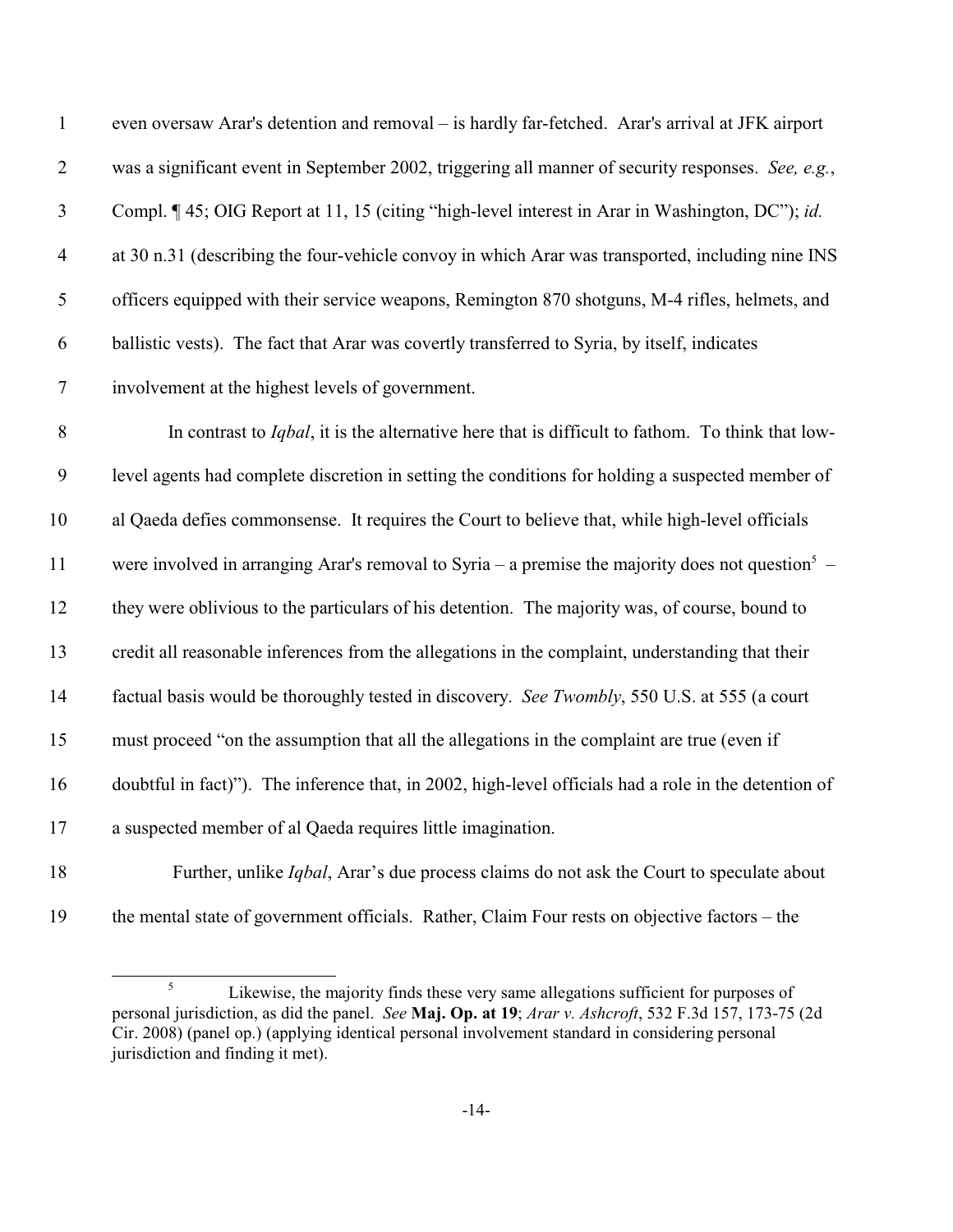even oversaw Arar's detention and removal – is hardly far-fetched. Arar's arrival at JFK airport was a significant event in September 2002, triggering all manner of security responses. *See, e.g.*, Compl. ¶ 45; OIG Report at 11, 15 (citing "high-level interest in Arar in Washington, DC"); *id.* at 30 n.31 (describing the four-vehicle convoy in which Arar was transported, including nine INS officers equipped with their service weapons, Remington 870 shotguns, M-4 rifles, helmets, and ballistic vests). The fact that Arar was covertly transferred to Syria, by itself, indicates involvement at the highest levels of government.

In contrast to *Iqbal*, it is the alternative here that is difficult to fathom. To think that low-level agents had complete discretion in setting the conditions for holding a suspected member of al Qaeda defies commonsense. It requires the Court to believe that, while high-level officials were involved in arranging Arar's removal to Syria – a premise the majority does not question[5] – they were oblivious to the particulars of his detention. The majority was, of course, bound to credit all reasonable inferences from the allegations in the complaint, understanding that their factual basis would be thoroughly tested in discovery. *See Twombly*, 550 U.S. at 555 (a court must proceed "on the assumption that all the allegations in the complaint are true (even if doubtful in fact)"). The inference that, in 2002, high-level officials had a role in the detention of a suspected member of al Qaeda requires little imagination.

Further, unlike *Iqbal*, Arar's due process claims do not ask the Court to speculate about the mental state of government officials. Rather, Claim Four rests on objective factors – the

[5] Likewise, the majority finds these very same allegations sufficient for purposes of personal jurisdiction, as did the panel. *See* **Maj. Op. at 19**; *Arar v. Ashcroft*, 532 F.3d 157, 173-75 (2d Cir. 2008) (panel op.) (applying identical personal involvement standard in considering personal jurisdiction and finding it met).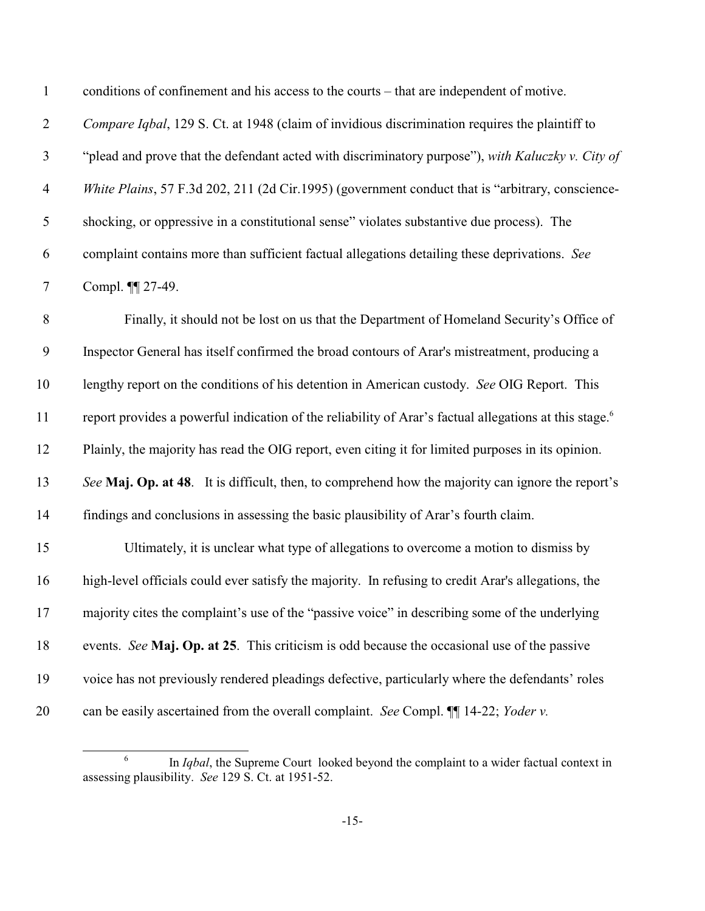conditions of confinement and his access to the courts – that are independent of motive. *Compare Iqbal*, 129 S. Ct. at 1948 (claim of invidious discrimination requires the plaintiff to "plead and prove that the defendant acted with discriminatory purpose"), *with Kaluczky v. City of White Plains*, 57 F.3d 202, 211 (2d Cir.1995) (government conduct that is "arbitrary, conscience-shocking, or oppressive in a constitutional sense" violates substantive due process). The complaint contains more than sufficient factual allegations detailing these deprivations. *See* Compl. ¶¶ 27-49.

Finally, it should not be lost on us that the Department of Homeland Security's Office of Inspector General has itself confirmed the broad contours of Arar's mistreatment, producing a lengthy report on the conditions of his detention in American custody. *See* OIG Report. This report provides a powerful indication of the reliability of Arar's factual allegations at this stage.[6] Plainly, the majority has read the OIG report, even citing it for limited purposes in its opinion. *See* **Maj. Op. at 48**. It is difficult, then, to comprehend how the majority can ignore the report's findings and conclusions in assessing the basic plausibility of Arar's fourth claim.

Ultimately, it is unclear what type of allegations to overcome a motion to dismiss by high-level officials could ever satisfy the majority. In refusing to credit Arar's allegations, the majority cites the complaint's use of the "passive voice" in describing some of the underlying events. *See* **Maj. Op. at 25**. This criticism is odd because the occasional use of the passive voice has not previously rendered pleadings defective, particularly where the defendants' roles can be easily ascertained from the overall complaint. *See* Compl. ¶¶ 14-22; *Yoder v.*

---

[6] In *Iqbal*, the Supreme Court looked beyond the complaint to a wider factual context in assessing plausibility. *See* 129 S. Ct. at 1951-52.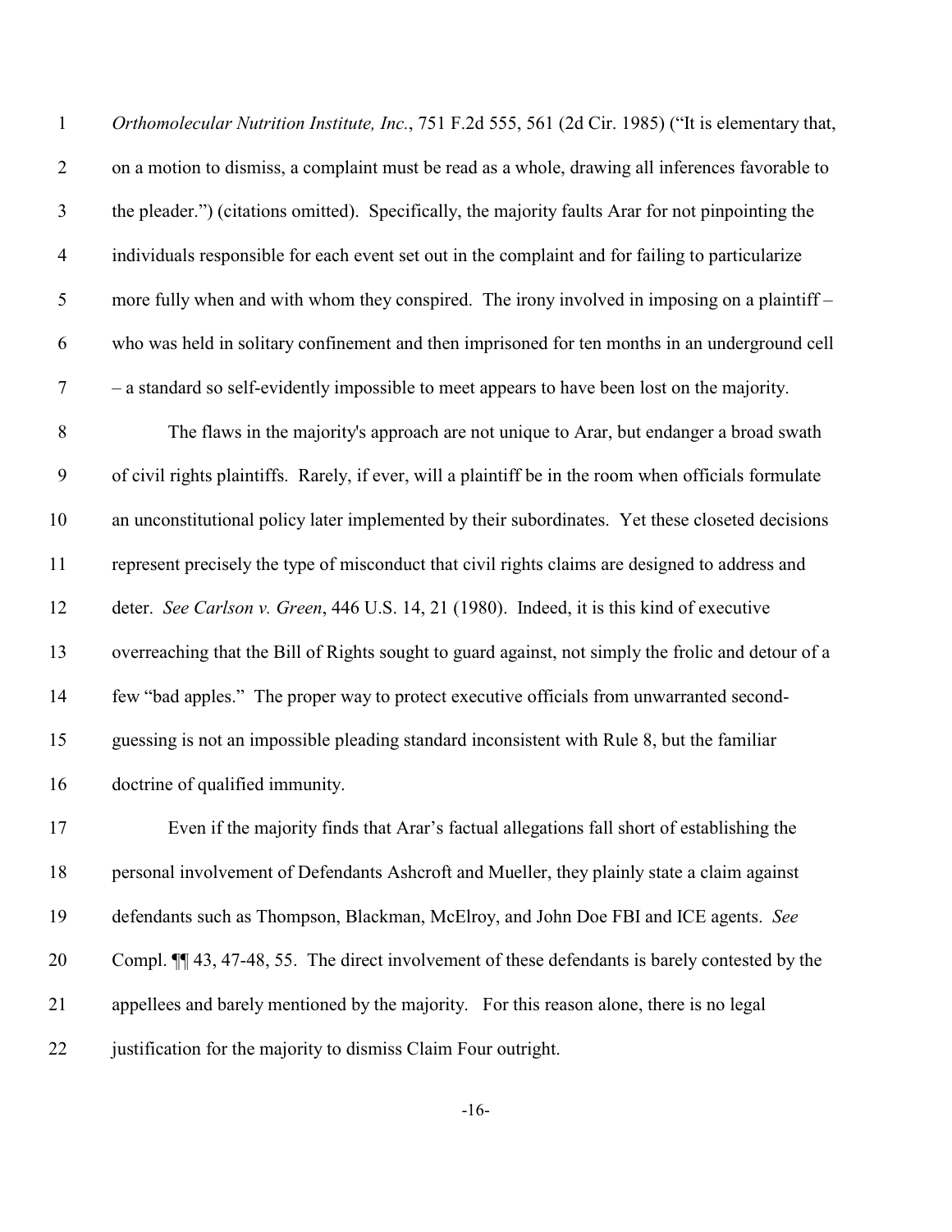*Orthomolecular Nutrition Institute, Inc.*, 751 F.2d 555, 561 (2d Cir. 1985) ("It is elementary that, on a motion to dismiss, a complaint must be read as a whole, drawing all inferences favorable to the pleader.") (citations omitted). Specifically, the majority faults Arar for not pinpointing the individuals responsible for each event set out in the complaint and for failing to particularize more fully when and with whom they conspired. The irony involved in imposing on a plaintiff – who was held in solitary confinement and then imprisoned for ten months in an underground cell – a standard so self-evidently impossible to meet appears to have been lost on the majority.

The flaws in the majority's approach are not unique to Arar, but endanger a broad swath of civil rights plaintiffs. Rarely, if ever, will a plaintiff be in the room when officials formulate an unconstitutional policy later implemented by their subordinates. Yet these closeted decisions represent precisely the type of misconduct that civil rights claims are designed to address and deter. *See Carlson v. Green*, 446 U.S. 14, 21 (1980). Indeed, it is this kind of executive overreaching that the Bill of Rights sought to guard against, not simply the frolic and detour of a few "bad apples." The proper way to protect executive officials from unwarranted second-guessing is not an impossible pleading standard inconsistent with Rule 8, but the familiar doctrine of qualified immunity.

Even if the majority finds that Arar's factual allegations fall short of establishing the personal involvement of Defendants Ashcroft and Mueller, they plainly state a claim against defendants such as Thompson, Blackman, McElroy, and John Doe FBI and ICE agents. *See* Compl. ¶¶ 43, 47-48, 55. The direct involvement of these defendants is barely contested by the appellees and barely mentioned by the majority. For this reason alone, there is no legal justification for the majority to dismiss Claim Four outright.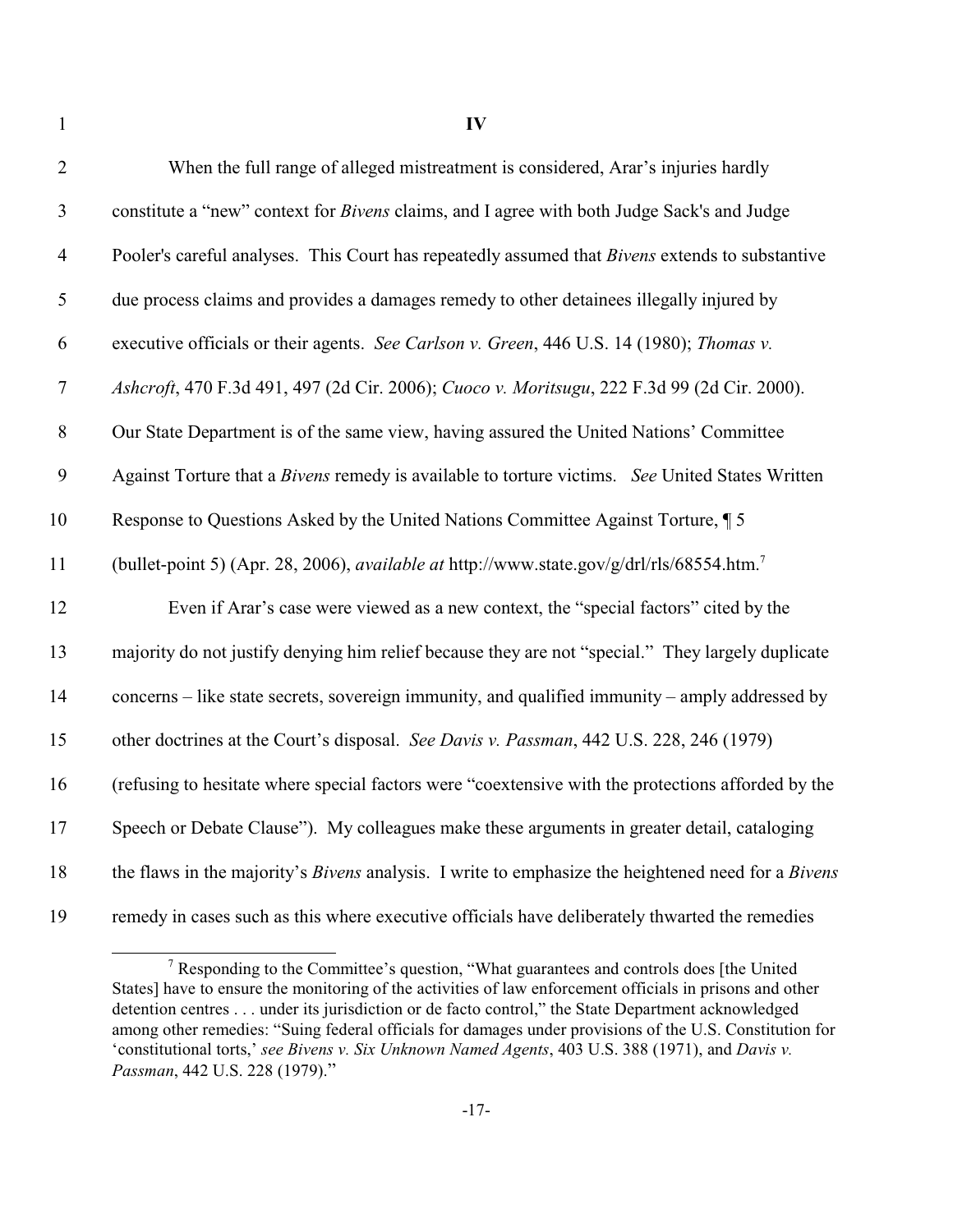# IV

When the full range of alleged mistreatment is considered, Arar's injuries hardly constitute a "new" context for *Bivens* claims, and I agree with both Judge Sack's and Judge Pooler's careful analyses. This Court has repeatedly assumed that *Bivens* extends to substantive due process claims and provides a damages remedy to other detainees illegally injured by executive officials or their agents. *See Carlson v. Green*, 446 U.S. 14 (1980); *Thomas v. Ashcroft*, 470 F.3d 491, 497 (2d Cir. 2006); *Cuoco v. Moritsugu*, 222 F.3d 99 (2d Cir. 2000). Our State Department is of the same view, having assured the United Nations' Committee Against Torture that a *Bivens* remedy is available to torture victims. *See* United States Written Response to Questions Asked by the United Nations Committee Against Torture, ¶ 5 (bullet-point 5) (Apr. 28, 2006), *available at* http://www.state.gov/g/drl/rls/68554.htm.[7]

Even if Arar's case were viewed as a new context, the "special factors" cited by the majority do not justify denying him relief because they are not "special." They largely duplicate concerns – like state secrets, sovereign immunity, and qualified immunity – amply addressed by other doctrines at the Court's disposal. *See Davis v. Passman*, 442 U.S. 228, 246 (1979) (refusing to hesitate where special factors were "coextensive with the protections afforded by the Speech or Debate Clause"). My colleagues make these arguments in greater detail, cataloging the flaws in the majority's *Bivens* analysis. I write to emphasize the heightened need for a *Bivens* remedy in cases such as this where executive officials have deliberately thwarted the remedies

---

[7] Responding to the Committee's question, "What guarantees and controls does [the United States] have to ensure the monitoring of the activities of law enforcement officials in prisons and other detention centres . . . under its jurisdiction or de facto control," the State Department acknowledged among other remedies: "Suing federal officials for damages under provisions of the U.S. Constitution for 'constitutional torts,' *see Bivens v. Six Unknown Named Agents*, 403 U.S. 388 (1971), and *Davis v. Passman*, 442 U.S. 228 (1979)."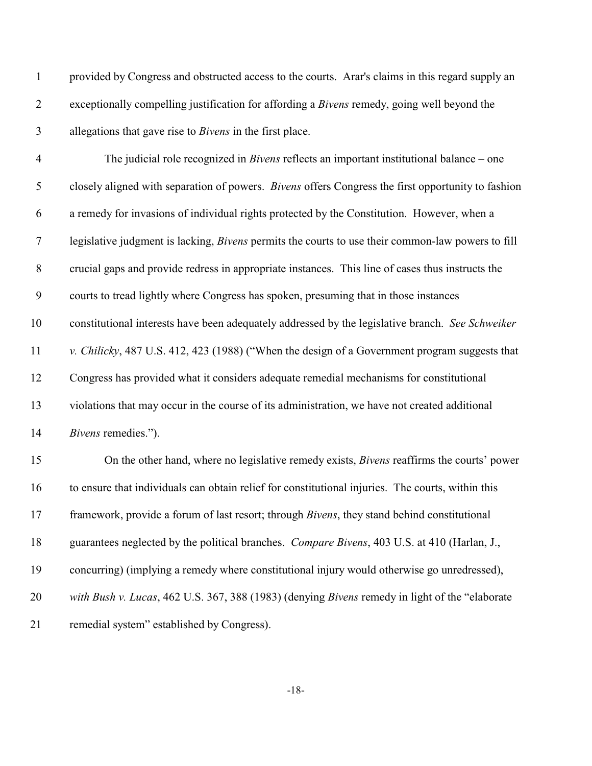provided by Congress and obstructed access to the courts. Arar's claims in this regard supply an exceptionally compelling justification for affording a *Bivens* remedy, going well beyond the allegations that gave rise to *Bivens* in the first place.

The judicial role recognized in *Bivens* reflects an important institutional balance – one closely aligned with separation of powers. *Bivens* offers Congress the first opportunity to fashion a remedy for invasions of individual rights protected by the Constitution. However, when a legislative judgment is lacking, *Bivens* permits the courts to use their common-law powers to fill crucial gaps and provide redress in appropriate instances. This line of cases thus instructs the courts to tread lightly where Congress has spoken, presuming that in those instances constitutional interests have been adequately addressed by the legislative branch. *See Schweiker v. Chilicky*, 487 U.S. 412, 423 (1988) ("When the design of a Government program suggests that Congress has provided what it considers adequate remedial mechanisms for constitutional violations that may occur in the course of its administration, we have not created additional *Bivens* remedies.").

On the other hand, where no legislative remedy exists, *Bivens* reaffirms the courts' power to ensure that individuals can obtain relief for constitutional injuries. The courts, within this framework, provide a forum of last resort; through *Bivens*, they stand behind constitutional guarantees neglected by the political branches. *Compare Bivens*, 403 U.S. at 410 (Harlan, J., concurring) (implying a remedy where constitutional injury would otherwise go unredressed), *with Bush v. Lucas*, 462 U.S. 367, 388 (1983) (denying *Bivens* remedy in light of the "elaborate remedial system" established by Congress).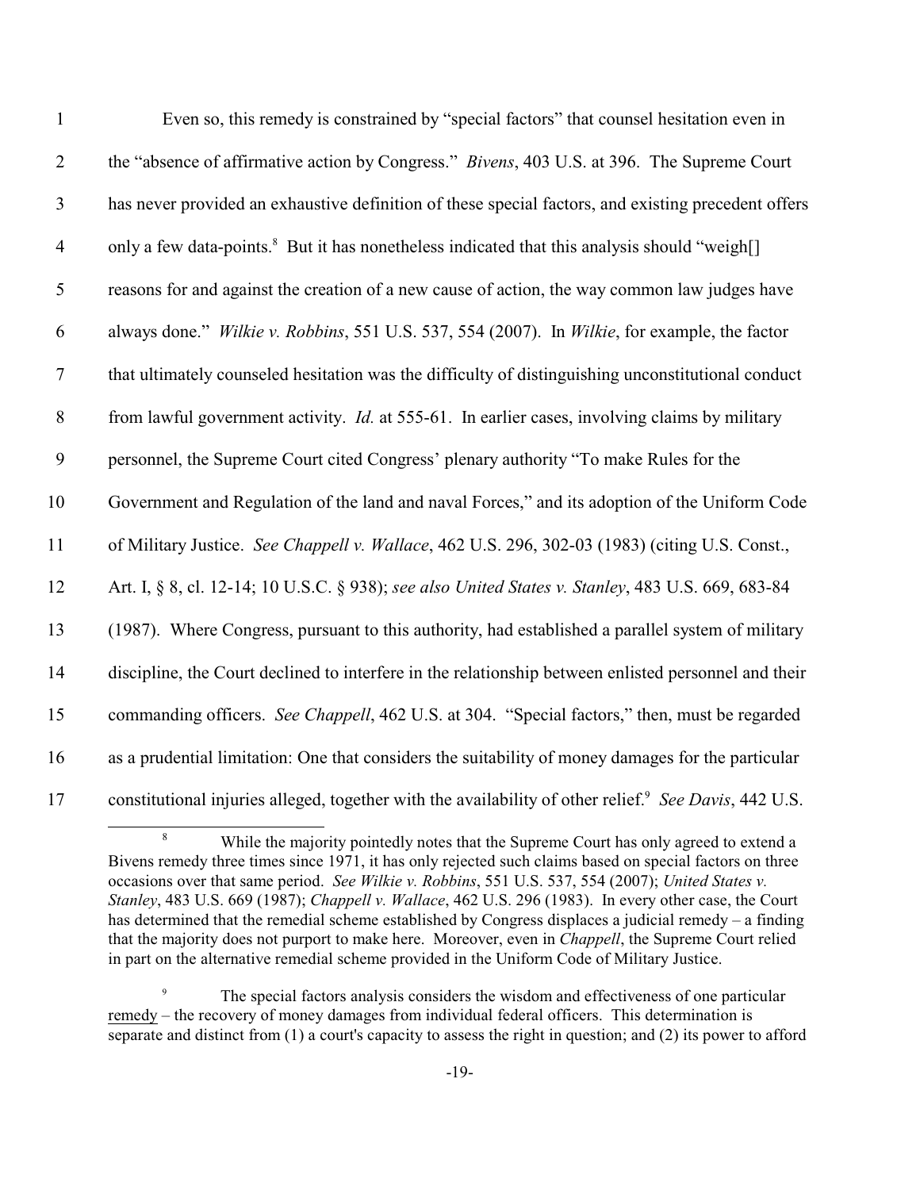Even so, this remedy is constrained by "special factors" that counsel hesitation even in the "absence of affirmative action by Congress." *Bivens*, 403 U.S. at 396. The Supreme Court has never provided an exhaustive definition of these special factors, and existing precedent offers only a few data-points.[8] But it has nonetheless indicated that this analysis should "weigh[] reasons for and against the creation of a new cause of action, the way common law judges have always done." *Wilkie v. Robbins*, 551 U.S. 537, 554 (2007). In *Wilkie*, for example, the factor that ultimately counseled hesitation was the difficulty of distinguishing unconstitutional conduct from lawful government activity. *Id.* at 555-61. In earlier cases, involving claims by military personnel, the Supreme Court cited Congress' plenary authority "To make Rules for the Government and Regulation of the land and naval Forces," and its adoption of the Uniform Code of Military Justice. *See Chappell v. Wallace*, 462 U.S. 296, 302-03 (1983) (citing U.S. Const., Art. I, § 8, cl. 12-14; 10 U.S.C. § 938); *see also United States v. Stanley*, 483 U.S. 669, 683-84 (1987). Where Congress, pursuant to this authority, had established a parallel system of military discipline, the Court declined to interfere in the relationship between enlisted personnel and their commanding officers. *See Chappell*, 462 U.S. at 304. "Special factors," then, must be regarded as a prudential limitation: One that considers the suitability of money damages for the particular constitutional injuries alleged, together with the availability of other relief.[9] *See Davis*, 442 U.S.

[8] While the majority pointedly notes that the Supreme Court has only agreed to extend a Bivens remedy three times since 1971, it has only rejected such claims based on special factors on three occasions over that same period. *See Wilkie v. Robbins*, 551 U.S. 537, 554 (2007); *United States v. Stanley*, 483 U.S. 669 (1987); *Chappell v. Wallace*, 462 U.S. 296 (1983). In every other case, the Court has determined that the remedial scheme established by Congress displaces a judicial remedy – a finding that the majority does not purport to make here. Moreover, even in *Chappell*, the Supreme Court relied in part on the alternative remedial scheme provided in the Uniform Code of Military Justice.

[9] The special factors analysis considers the wisdom and effectiveness of one particular <u>remedy</u> – the recovery of money damages from individual federal officers. This determination is separate and distinct from (1) a court's capacity to assess the right in question; and (2) its power to afford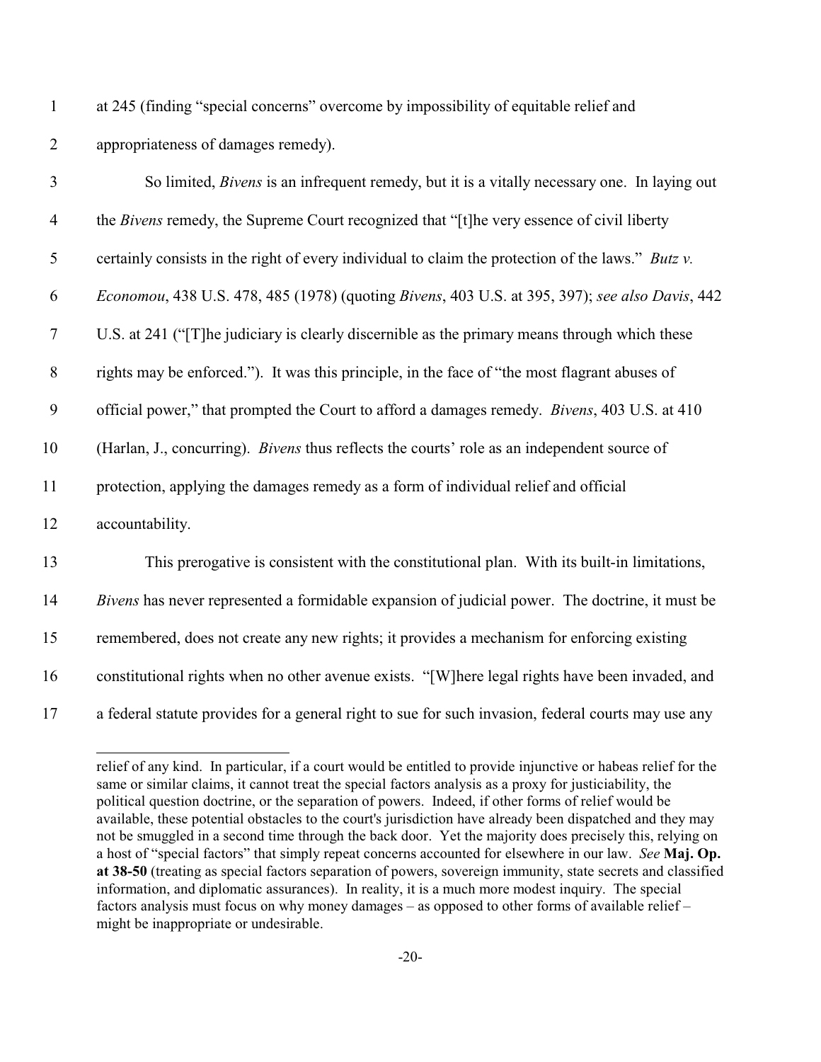at 245 (finding "special concerns" overcome by impossibility of equitable relief and appropriateness of damages remedy).

So limited, *Bivens* is an infrequent remedy, but it is a vitally necessary one. In laying out the *Bivens* remedy, the Supreme Court recognized that "[t]he very essence of civil liberty certainly consists in the right of every individual to claim the protection of the laws." *Butz v. Economou*, 438 U.S. 478, 485 (1978) (quoting *Bivens*, 403 U.S. at 395, 397); *see also Davis*, 442 U.S. at 241 ("[T]he judiciary is clearly discernible as the primary means through which these rights may be enforced."). It was this principle, in the face of "the most flagrant abuses of official power," that prompted the Court to afford a damages remedy. *Bivens*, 403 U.S. at 410 (Harlan, J., concurring). *Bivens* thus reflects the courts' role as an independent source of protection, applying the damages remedy as a form of individual relief and official accountability.

This prerogative is consistent with the constitutional plan. With its built-in limitations, *Bivens* has never represented a formidable expansion of judicial power. The doctrine, it must be remembered, does not create any new rights; it provides a mechanism for enforcing existing constitutional rights when no other avenue exists. "[W]here legal rights have been invaded, and a federal statute provides for a general right to sue for such invasion, federal courts may use any

---

relief of any kind. In particular, if a court would be entitled to provide injunctive or habeas relief for the same or similar claims, it cannot treat the special factors analysis as a proxy for justiciability, the political question doctrine, or the separation of powers. Indeed, if other forms of relief would be available, these potential obstacles to the court's jurisdiction have already been dispatched and they may not be smuggled in a second time through the back door. Yet the majority does precisely this, relying on a host of "special factors" that simply repeat concerns accounted for elsewhere in our law. *See* **Maj. Op. at 38-50** (treating as special factors separation of powers, sovereign immunity, state secrets and classified information, and diplomatic assurances). In reality, it is a much more modest inquiry. The special factors analysis must focus on why money damages – as opposed to other forms of available relief – might be inappropriate or undesirable.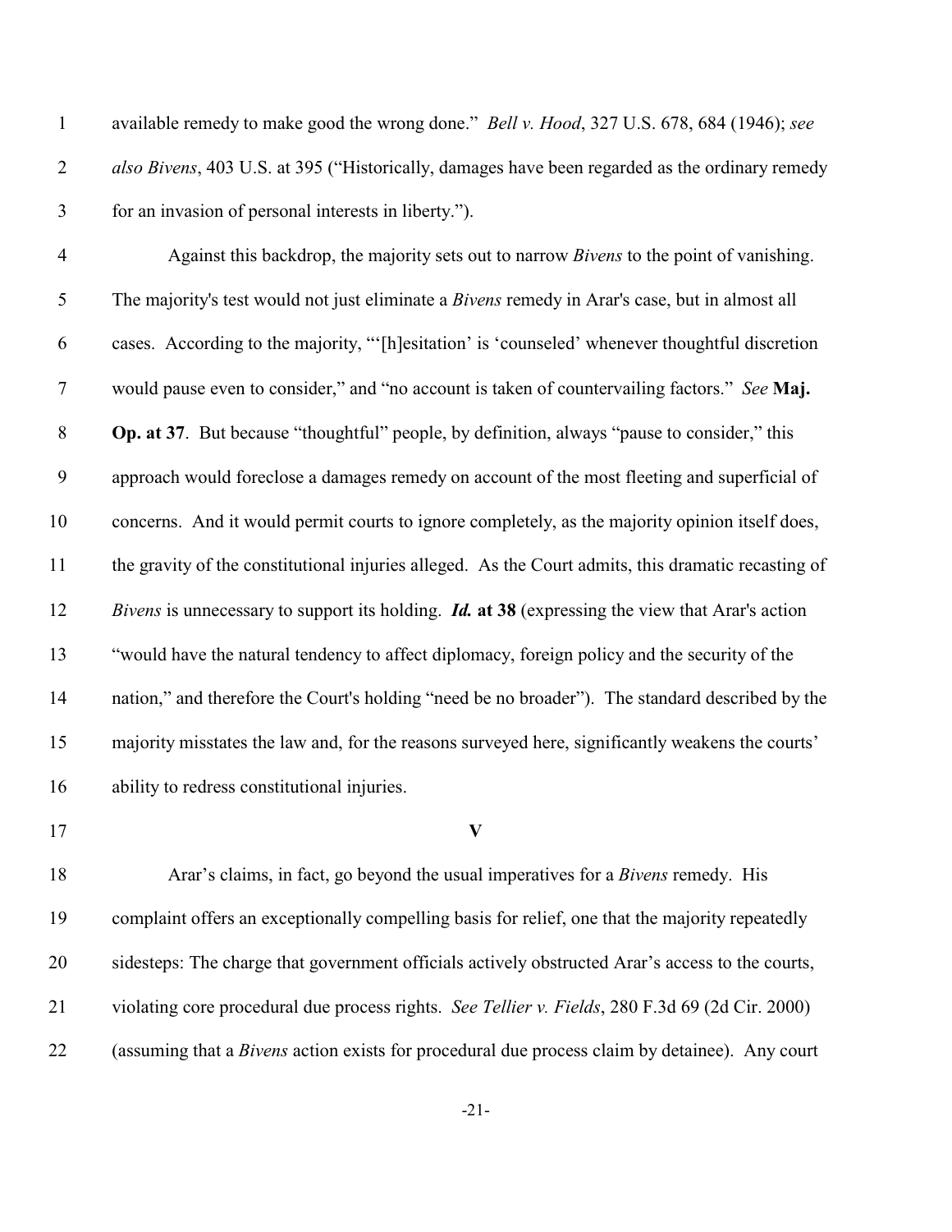available remedy to make good the wrong done." *Bell v. Hood*, 327 U.S. 678, 684 (1946); *see also Bivens*, 403 U.S. at 395 ("Historically, damages have been regarded as the ordinary remedy for an invasion of personal interests in liberty.").

Against this backdrop, the majority sets out to narrow *Bivens* to the point of vanishing. The majority's test would not just eliminate a *Bivens* remedy in Arar's case, but in almost all cases. According to the majority, "'[h]esitation' is 'counseled' whenever thoughtful discretion would pause even to consider," and "no account is taken of countervailing factors." *See* **Maj. Op. at 37**. But because "thoughtful" people, by definition, always "pause to consider," this approach would foreclose a damages remedy on account of the most fleeting and superficial of concerns. And it would permit courts to ignore completely, as the majority opinion itself does, the gravity of the constitutional injuries alleged. As the Court admits, this dramatic recasting of *Bivens* is unnecessary to support its holding. ***Id.*** **at 38** (expressing the view that Arar's action "would have the natural tendency to affect diplomacy, foreign policy and the security of the nation," and therefore the Court's holding "need be no broader"). The standard described by the majority misstates the law and, for the reasons surveyed here, significantly weakens the courts' ability to redress constitutional injuries.

## V

Arar's claims, in fact, go beyond the usual imperatives for a *Bivens* remedy. His complaint offers an exceptionally compelling basis for relief, one that the majority repeatedly sidesteps: The charge that government officials actively obstructed Arar's access to the courts, violating core procedural due process rights. *See Tellier v. Fields*, 280 F.3d 69 (2d Cir. 2000) (assuming that a *Bivens* action exists for procedural due process claim by detainee). Any court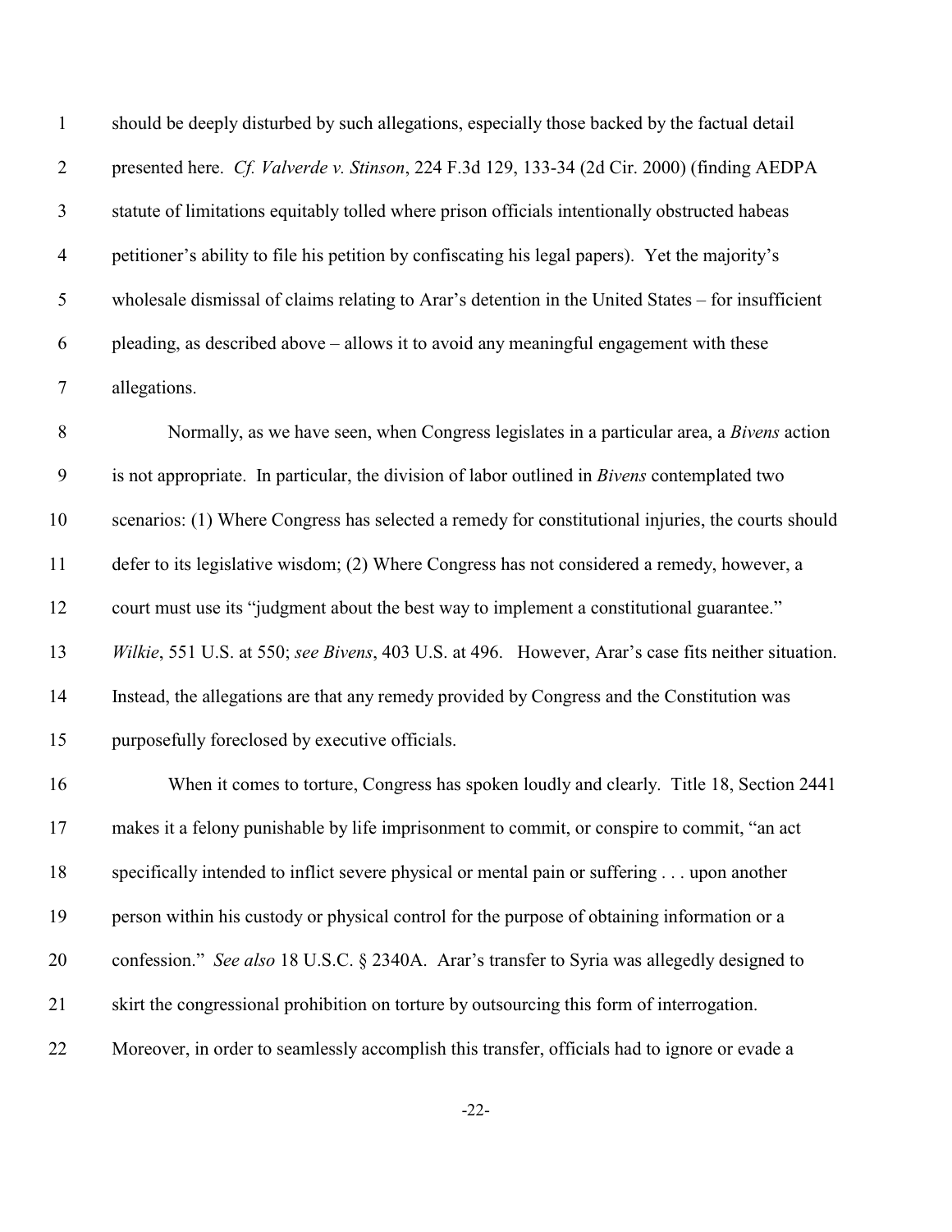should be deeply disturbed by such allegations, especially those backed by the factual detail presented here. *Cf. Valverde v. Stinson*, 224 F.3d 129, 133-34 (2d Cir. 2000) (finding AEDPA statute of limitations equitably tolled where prison officials intentionally obstructed habeas petitioner's ability to file his petition by confiscating his legal papers). Yet the majority's wholesale dismissal of claims relating to Arar's detention in the United States – for insufficient pleading, as described above – allows it to avoid any meaningful engagement with these allegations.

Normally, as we have seen, when Congress legislates in a particular area, a *Bivens* action is not appropriate. In particular, the division of labor outlined in *Bivens* contemplated two scenarios: (1) Where Congress has selected a remedy for constitutional injuries, the courts should defer to its legislative wisdom; (2) Where Congress has not considered a remedy, however, a court must use its "judgment about the best way to implement a constitutional guarantee." *Wilkie*, 551 U.S. at 550; *see Bivens*, 403 U.S. at 496. However, Arar's case fits neither situation. Instead, the allegations are that any remedy provided by Congress and the Constitution was purposefully foreclosed by executive officials.

When it comes to torture, Congress has spoken loudly and clearly. Title 18, Section 2441 makes it a felony punishable by life imprisonment to commit, or conspire to commit, "an act specifically intended to inflict severe physical or mental pain or suffering . . . upon another person within his custody or physical control for the purpose of obtaining information or a confession." *See also* 18 U.S.C. § 2340A. Arar's transfer to Syria was allegedly designed to skirt the congressional prohibition on torture by outsourcing this form of interrogation. Moreover, in order to seamlessly accomplish this transfer, officials had to ignore or evade a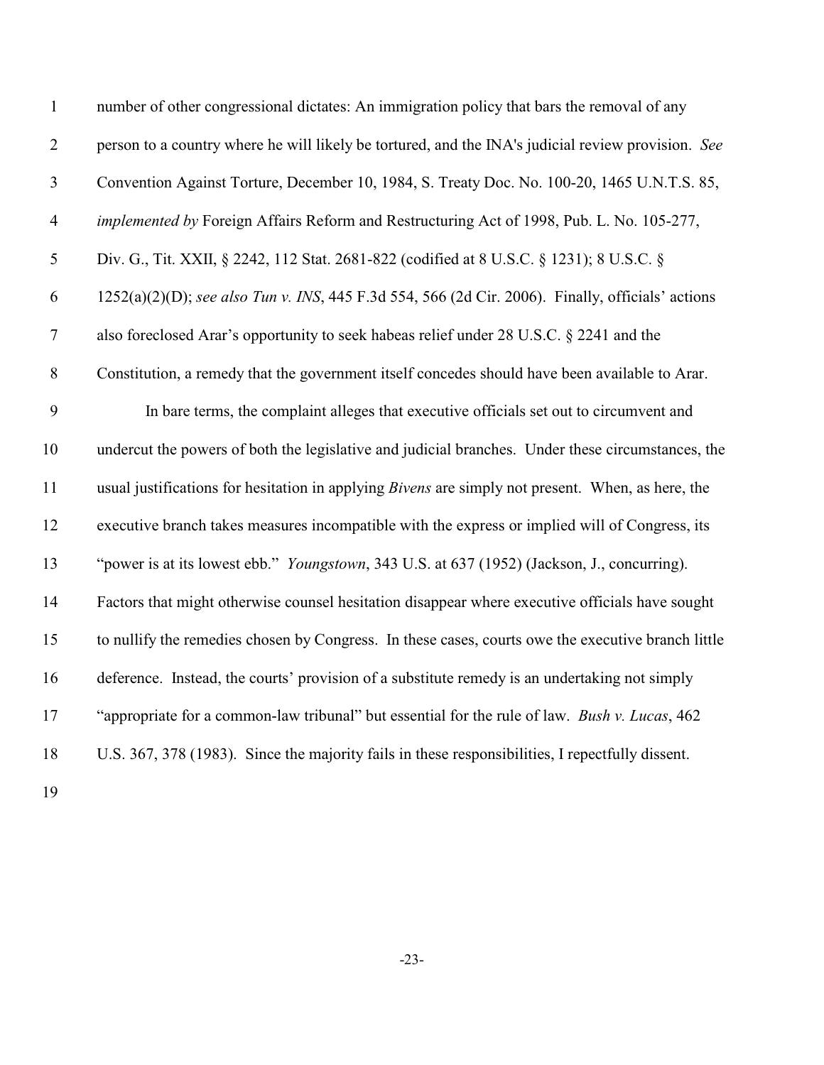number of other congressional dictates: An immigration policy that bars the removal of any person to a country where he will likely be tortured, and the INA's judicial review provision. *See* Convention Against Torture, December 10, 1984, S. Treaty Doc. No. 100-20, 1465 U.N.T.S. 85, *implemented by* Foreign Affairs Reform and Restructuring Act of 1998, Pub. L. No. 105-277, Div. G., Tit. XXII, § 2242, 112 Stat. 2681-822 (codified at 8 U.S.C. § 1231); 8 U.S.C. § 1252(a)(2)(D); *see also Tun v. INS*, 445 F.3d 554, 566 (2d Cir. 2006). Finally, officials' actions also foreclosed Arar's opportunity to seek habeas relief under 28 U.S.C. § 2241 and the Constitution, a remedy that the government itself concedes should have been available to Arar.

In bare terms, the complaint alleges that executive officials set out to circumvent and undercut the powers of both the legislative and judicial branches. Under these circumstances, the usual justifications for hesitation in applying *Bivens* are simply not present. When, as here, the executive branch takes measures incompatible with the express or implied will of Congress, its "power is at its lowest ebb." *Youngstown*, 343 U.S. at 637 (1952) (Jackson, J., concurring). Factors that might otherwise counsel hesitation disappear where executive officials have sought to nullify the remedies chosen by Congress. In these cases, courts owe the executive branch little deference. Instead, the courts' provision of a substitute remedy is an undertaking not simply "appropriate for a common-law tribunal" but essential for the rule of law. *Bush v. Lucas*, 462 U.S. 367, 378 (1983). Since the majority fails in these responsibilities, I repectfully dissent.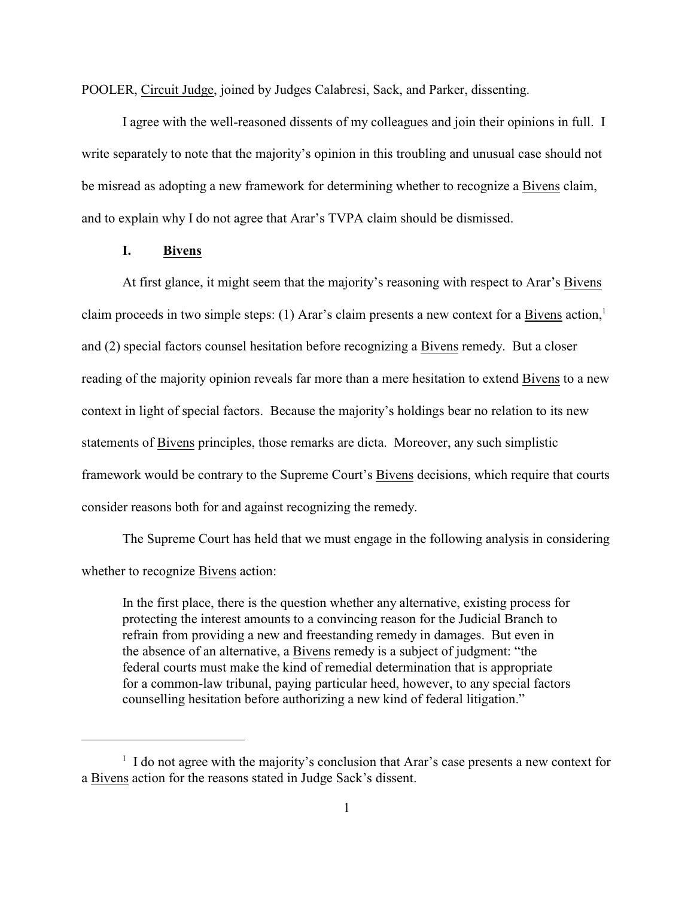POOLER, Circuit Judge, joined by Judges Calabresi, Sack, and Parker, dissenting.

I agree with the well-reasoned dissents of my colleagues and join their opinions in full. I write separately to note that the majority's opinion in this troubling and unusual case should not be misread as adopting a new framework for determining whether to recognize a Bivens claim, and to explain why I do not agree that Arar's TVPA claim should be dismissed.

## I. Bivens

At first glance, it might seem that the majority's reasoning with respect to Arar's Bivens claim proceeds in two simple steps: (1) Arar's claim presents a new context for a Bivens action,[1] and (2) special factors counsel hesitation before recognizing a Bivens remedy. But a closer reading of the majority opinion reveals far more than a mere hesitation to extend Bivens to a new context in light of special factors. Because the majority's holdings bear no relation to its new statements of Bivens principles, those remarks are dicta. Moreover, any such simplistic framework would be contrary to the Supreme Court's Bivens decisions, which require that courts consider reasons both for and against recognizing the remedy.

The Supreme Court has held that we must engage in the following analysis in considering whether to recognize Bivens action:

> In the first place, there is the question whether any alternative, existing process for protecting the interest amounts to a convincing reason for the Judicial Branch to refrain from providing a new and freestanding remedy in damages. But even in the absence of an alternative, a Bivens remedy is a subject of judgment: "the federal courts must make the kind of remedial determination that is appropriate for a common-law tribunal, paying particular heed, however, to any special factors counselling hesitation before authorizing a new kind of federal litigation."

[1] I do not agree with the majority's conclusion that Arar's case presents a new context for a Bivens action for the reasons stated in Judge Sack's dissent.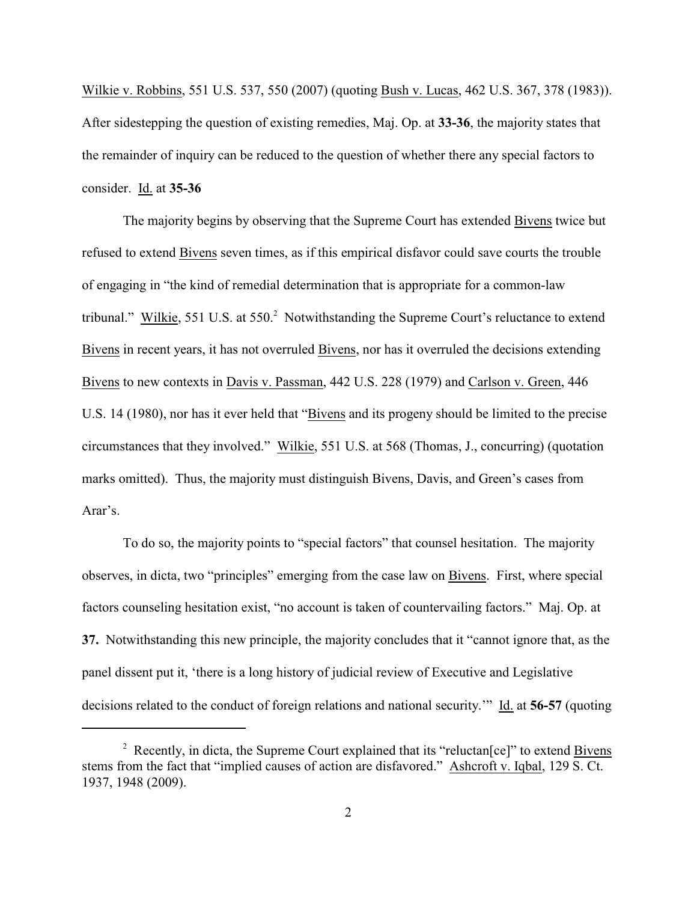Wilkie v. Robbins, 551 U.S. 537, 550 (2007) (quoting Bush v. Lucas, 462 U.S. 367, 378 (1983)). After sidestepping the question of existing remedies, Maj. Op. at **33-36**, the majority states that the remainder of inquiry can be reduced to the question of whether there any special factors to consider. Id. at **35-36**

The majority begins by observing that the Supreme Court has extended Bivens twice but refused to extend Bivens seven times, as if this empirical disfavor could save courts the trouble of engaging in "the kind of remedial determination that is appropriate for a common-law tribunal." Wilkie, 551 U.S. at 550.[2] Notwithstanding the Supreme Court's reluctance to extend Bivens in recent years, it has not overruled Bivens, nor has it overruled the decisions extending Bivens to new contexts in Davis v. Passman, 442 U.S. 228 (1979) and Carlson v. Green, 446 U.S. 14 (1980), nor has it ever held that "Bivens and its progeny should be limited to the precise circumstances that they involved." Wilkie, 551 U.S. at 568 (Thomas, J., concurring) (quotation marks omitted). Thus, the majority must distinguish Bivens, Davis, and Green's cases from Arar's.

To do so, the majority points to "special factors" that counsel hesitation. The majority observes, in dicta, two "principles" emerging from the case law on Bivens. First, where special factors counseling hesitation exist, "no account is taken of countervailing factors." Maj. Op. at **37.** Notwithstanding this new principle, the majority concludes that it "cannot ignore that, as the panel dissent put it, 'there is a long history of judicial review of Executive and Legislative decisions related to the conduct of foreign relations and national security.'" Id. at **56-57** (quoting

[2] Recently, in dicta, the Supreme Court explained that its "reluctan[ce]" to extend Bivens stems from the fact that "implied causes of action are disfavored." Ashcroft v. Iqbal, 129 S. Ct. 1937, 1948 (2009).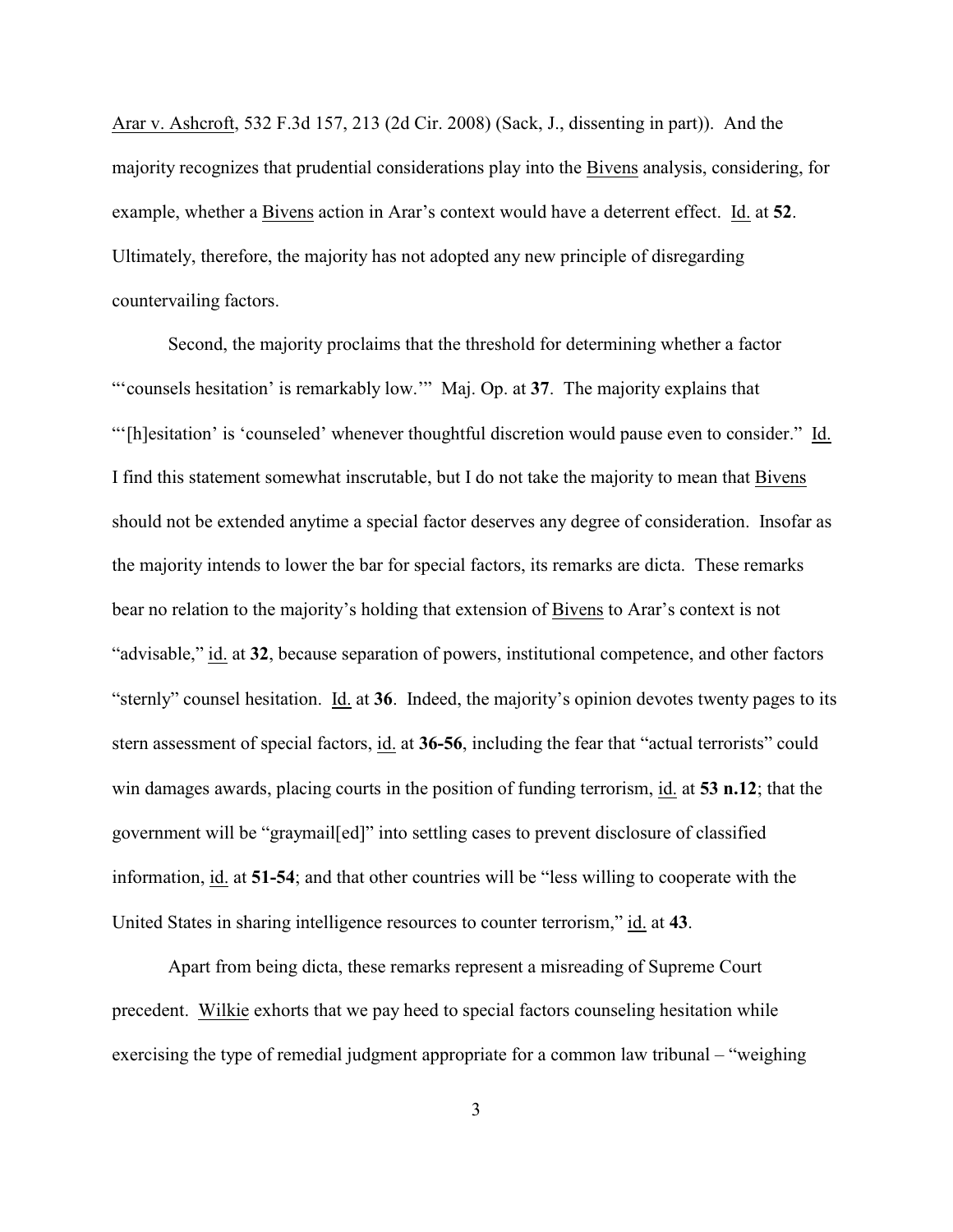Arar v. Ashcroft, 532 F.3d 157, 213 (2d Cir. 2008) (Sack, J., dissenting in part)). And the majority recognizes that prudential considerations play into the Bivens analysis, considering, for example, whether a Bivens action in Arar's context would have a deterrent effect. Id. at **52**. Ultimately, therefore, the majority has not adopted any new principle of disregarding countervailing factors.

Second, the majority proclaims that the threshold for determining whether a factor "'counsels hesitation' is remarkably low.'" Maj. Op. at **37**. The majority explains that "'[h]esitation' is 'counseled' whenever thoughtful discretion would pause even to consider." Id. I find this statement somewhat inscrutable, but I do not take the majority to mean that Bivens should not be extended anytime a special factor deserves any degree of consideration. Insofar as the majority intends to lower the bar for special factors, its remarks are dicta. These remarks bear no relation to the majority's holding that extension of Bivens to Arar's context is not "advisable," id. at **32**, because separation of powers, institutional competence, and other factors "sternly" counsel hesitation. Id. at **36**. Indeed, the majority's opinion devotes twenty pages to its stern assessment of special factors, id. at **36-56**, including the fear that "actual terrorists" could win damages awards, placing courts in the position of funding terrorism, id. at **53 n.12**; that the government will be "graymail[ed]" into settling cases to prevent disclosure of classified information, id. at **51-54**; and that other countries will be "less willing to cooperate with the United States in sharing intelligence resources to counter terrorism," id. at **43**.

Apart from being dicta, these remarks represent a misreading of Supreme Court precedent. Wilkie exhorts that we pay heed to special factors counseling hesitation while exercising the type of remedial judgment appropriate for a common law tribunal – "weighing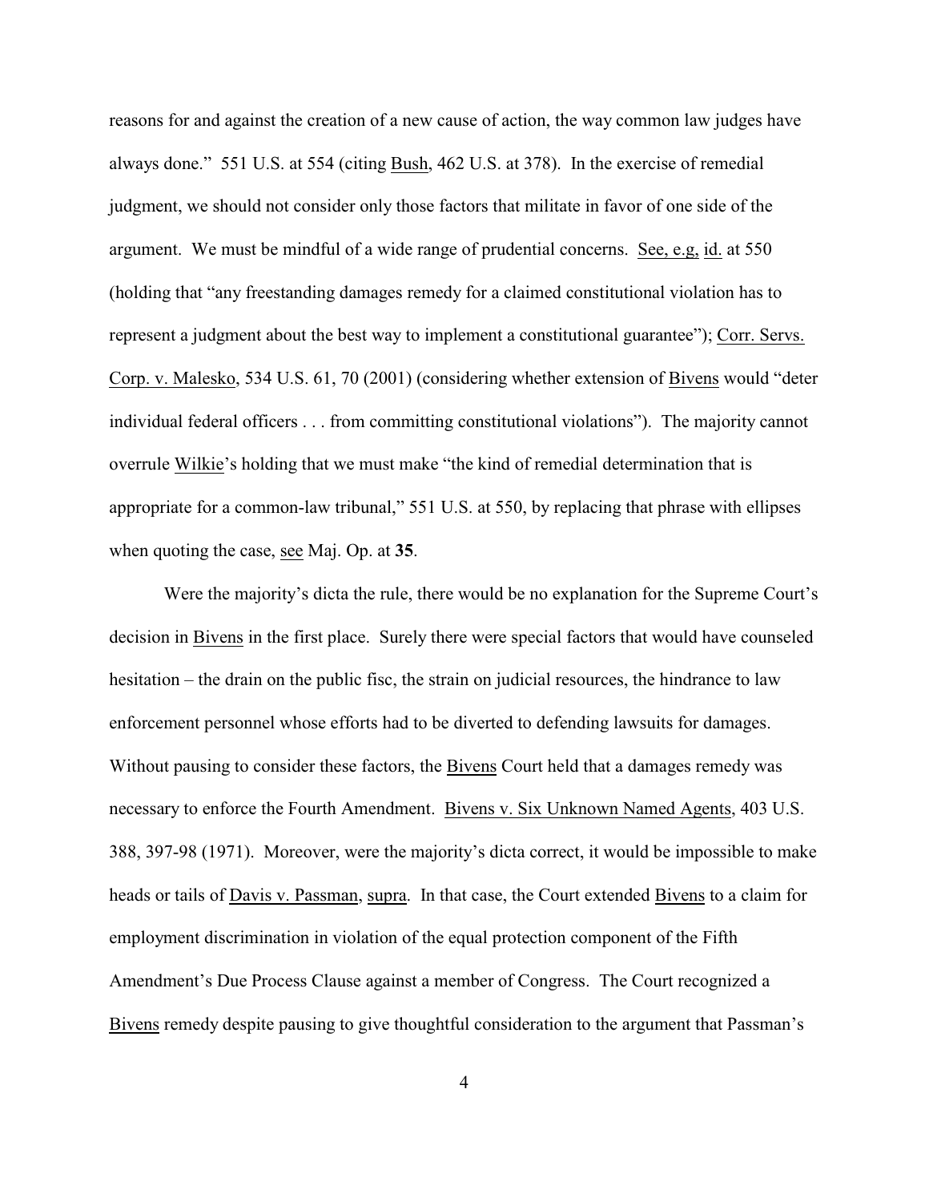reasons for and against the creation of a new cause of action, the way common law judges have always done." 551 U.S. at 554 (citing Bush, 462 U.S. at 378). In the exercise of remedial judgment, we should not consider only those factors that militate in favor of one side of the argument. We must be mindful of a wide range of prudential concerns. See, e.g, id. at 550 (holding that "any freestanding damages remedy for a claimed constitutional violation has to represent a judgment about the best way to implement a constitutional guarantee"); Corr. Servs. Corp. v. Malesko, 534 U.S. 61, 70 (2001) (considering whether extension of Bivens would "deter individual federal officers . . . from committing constitutional violations"). The majority cannot overrule Wilkie's holding that we must make "the kind of remedial determination that is appropriate for a common-law tribunal," 551 U.S. at 550, by replacing that phrase with ellipses when quoting the case, see Maj. Op. at **35**.

Were the majority's dicta the rule, there would be no explanation for the Supreme Court's decision in Bivens in the first place. Surely there were special factors that would have counseled hesitation – the drain on the public fisc, the strain on judicial resources, the hindrance to law enforcement personnel whose efforts had to be diverted to defending lawsuits for damages. Without pausing to consider these factors, the Bivens Court held that a damages remedy was necessary to enforce the Fourth Amendment. Bivens v. Six Unknown Named Agents, 403 U.S. 388, 397-98 (1971). Moreover, were the majority's dicta correct, it would be impossible to make heads or tails of Davis v. Passman, supra. In that case, the Court extended Bivens to a claim for employment discrimination in violation of the equal protection component of the Fifth Amendment's Due Process Clause against a member of Congress. The Court recognized a Bivens remedy despite pausing to give thoughtful consideration to the argument that Passman's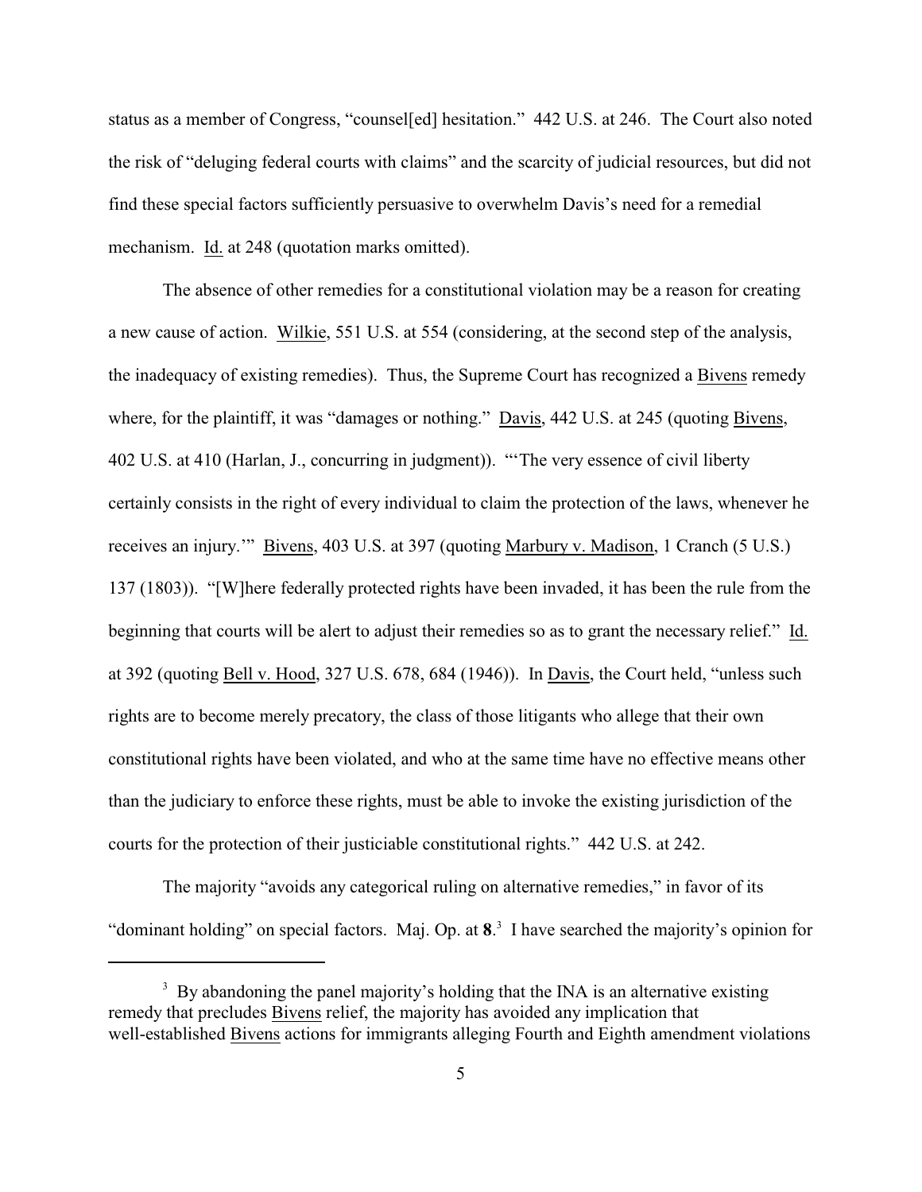status as a member of Congress, "counsel[ed] hesitation." 442 U.S. at 246. The Court also noted the risk of "deluging federal courts with claims" and the scarcity of judicial resources, but did not find these special factors sufficiently persuasive to overwhelm Davis's need for a remedial mechanism. Id. at 248 (quotation marks omitted).

The absence of other remedies for a constitutional violation may be a reason for creating a new cause of action. Wilkie, 551 U.S. at 554 (considering, at the second step of the analysis, the inadequacy of existing remedies). Thus, the Supreme Court has recognized a Bivens remedy where, for the plaintiff, it was "damages or nothing." Davis, 442 U.S. at 245 (quoting Bivens, 402 U.S. at 410 (Harlan, J., concurring in judgment)). "'The very essence of civil liberty certainly consists in the right of every individual to claim the protection of the laws, whenever he receives an injury.'" Bivens, 403 U.S. at 397 (quoting Marbury v. Madison, 1 Cranch (5 U.S.) 137 (1803)). "[W]here federally protected rights have been invaded, it has been the rule from the beginning that courts will be alert to adjust their remedies so as to grant the necessary relief." Id. at 392 (quoting Bell v. Hood, 327 U.S. 678, 684 (1946)). In Davis, the Court held, "unless such rights are to become merely precatory, the class of those litigants who allege that their own constitutional rights have been violated, and who at the same time have no effective means other than the judiciary to enforce these rights, must be able to invoke the existing jurisdiction of the courts for the protection of their justiciable constitutional rights." 442 U.S. at 242.

The majority "avoids any categorical ruling on alternative remedies," in favor of its "dominant holding" on special factors. Maj. Op. at **8**.[3] I have searched the majority's opinion for

[3] By abandoning the panel majority's holding that the INA is an alternative existing remedy that precludes Bivens relief, the majority has avoided any implication that well-established Bivens actions for immigrants alleging Fourth and Eighth amendment violations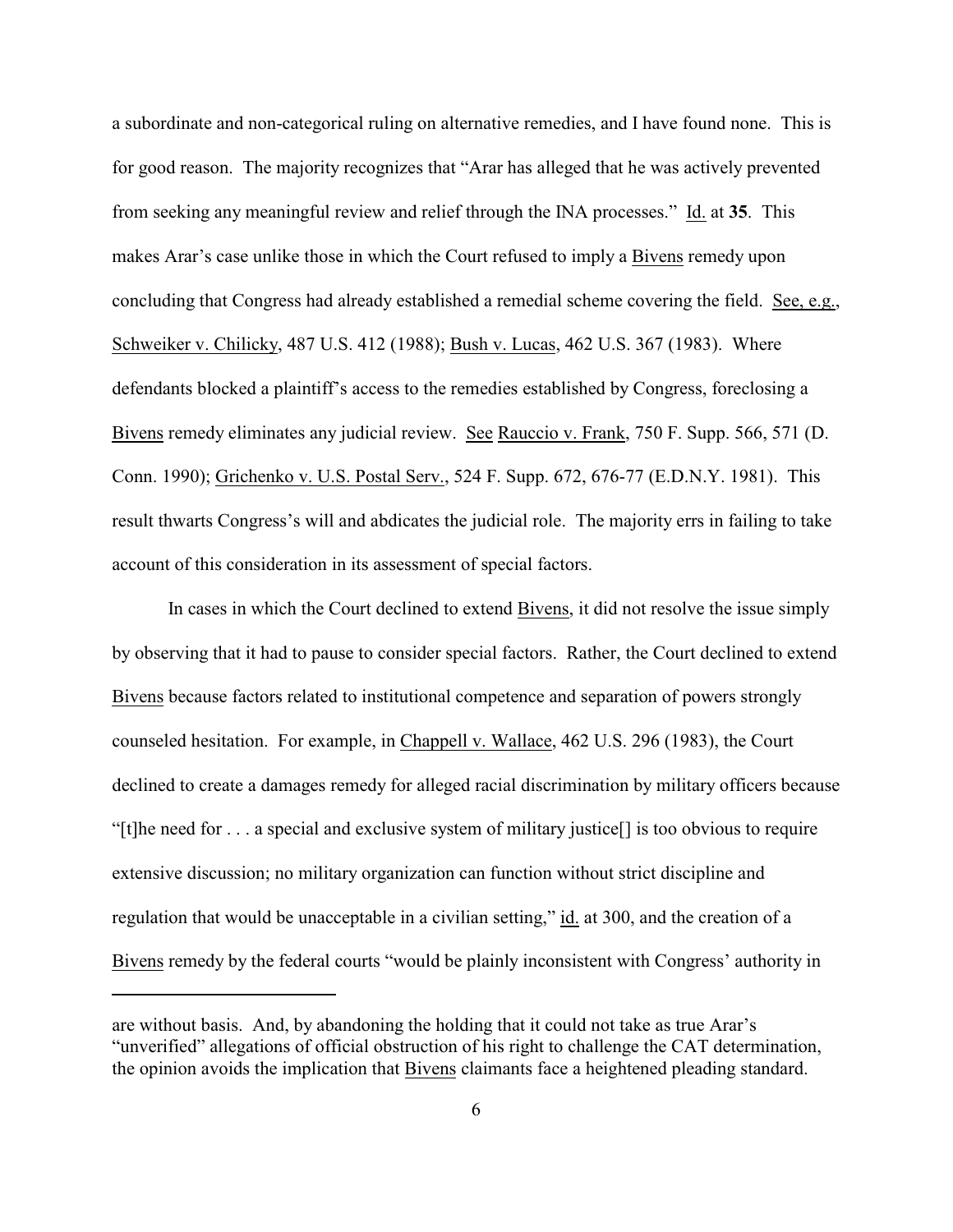a subordinate and non-categorical ruling on alternative remedies, and I have found none. This is for good reason. The majority recognizes that "Arar has alleged that he was actively prevented from seeking any meaningful review and relief through the INA processes." Id. at **35**. This makes Arar's case unlike those in which the Court refused to imply a Bivens remedy upon concluding that Congress had already established a remedial scheme covering the field. See, e.g., Schweiker v. Chilicky, 487 U.S. 412 (1988); Bush v. Lucas, 462 U.S. 367 (1983). Where defendants blocked a plaintiff's access to the remedies established by Congress, foreclosing a Bivens remedy eliminates any judicial review. See Rauccio v. Frank, 750 F. Supp. 566, 571 (D. Conn. 1990); Grichenko v. U.S. Postal Serv., 524 F. Supp. 672, 676-77 (E.D.N.Y. 1981). This result thwarts Congress's will and abdicates the judicial role. The majority errs in failing to take account of this consideration in its assessment of special factors.

In cases in which the Court declined to extend Bivens, it did not resolve the issue simply by observing that it had to pause to consider special factors. Rather, the Court declined to extend Bivens because factors related to institutional competence and separation of powers strongly counseled hesitation. For example, in Chappell v. Wallace, 462 U.S. 296 (1983), the Court declined to create a damages remedy for alleged racial discrimination by military officers because "[t]he need for . . . a special and exclusive system of military justice[] is too obvious to require extensive discussion; no military organization can function without strict discipline and regulation that would be unacceptable in a civilian setting," id. at 300, and the creation of a Bivens remedy by the federal courts "would be plainly inconsistent with Congress' authority in

---

are without basis. And, by abandoning the holding that it could not take as true Arar's "unverified" allegations of official obstruction of his right to challenge the CAT determination, the opinion avoids the implication that Bivens claimants face a heightened pleading standard.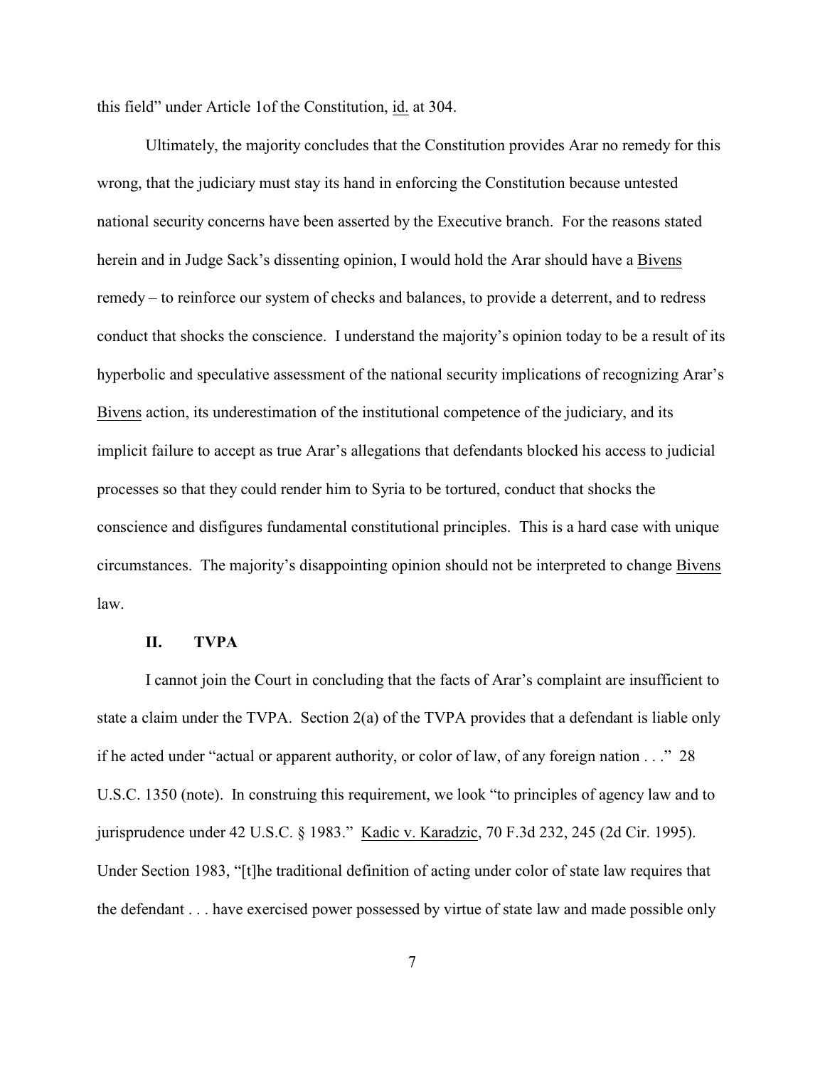this field" under Article 1of the Constitution, id. at 304.

Ultimately, the majority concludes that the Constitution provides Arar no remedy for this wrong, that the judiciary must stay its hand in enforcing the Constitution because untested national security concerns have been asserted by the Executive branch. For the reasons stated herein and in Judge Sack's dissenting opinion, I would hold the Arar should have a Bivens remedy – to reinforce our system of checks and balances, to provide a deterrent, and to redress conduct that shocks the conscience. I understand the majority's opinion today to be a result of its hyperbolic and speculative assessment of the national security implications of recognizing Arar's Bivens action, its underestimation of the institutional competence of the judiciary, and its implicit failure to accept as true Arar's allegations that defendants blocked his access to judicial processes so that they could render him to Syria to be tortured, conduct that shocks the conscience and disfigures fundamental constitutional principles. This is a hard case with unique circumstances. The majority's disappointing opinion should not be interpreted to change Bivens law.

## II. TVPA

I cannot join the Court in concluding that the facts of Arar's complaint are insufficient to state a claim under the TVPA. Section 2(a) of the TVPA provides that a defendant is liable only if he acted under "actual or apparent authority, or color of law, of any foreign nation . . ." 28 U.S.C. 1350 (note). In construing this requirement, we look "to principles of agency law and to jurisprudence under 42 U.S.C. § 1983." Kadic v. Karadzic, 70 F.3d 232, 245 (2d Cir. 1995). Under Section 1983, "[t]he traditional definition of acting under color of state law requires that the defendant . . . have exercised power possessed by virtue of state law and made possible only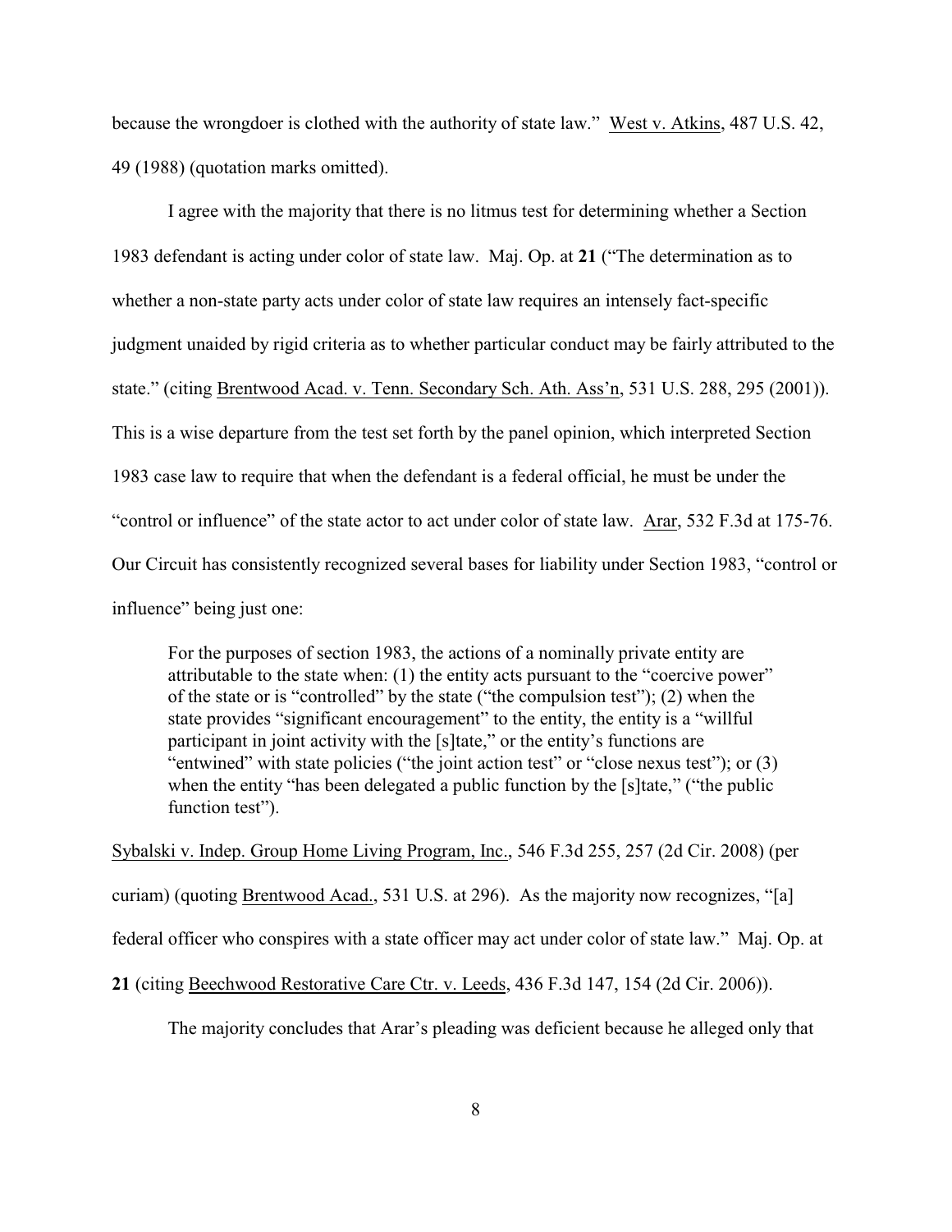because the wrongdoer is clothed with the authority of state law." West v. Atkins, 487 U.S. 42, 49 (1988) (quotation marks omitted).

I agree with the majority that there is no litmus test for determining whether a Section 1983 defendant is acting under color of state law. Maj. Op. at **21** ("The determination as to whether a non-state party acts under color of state law requires an intensely fact-specific judgment unaided by rigid criteria as to whether particular conduct may be fairly attributed to the state." (citing Brentwood Acad. v. Tenn. Secondary Sch. Ath. Ass'n, 531 U.S. 288, 295 (2001)). This is a wise departure from the test set forth by the panel opinion, which interpreted Section 1983 case law to require that when the defendant is a federal official, he must be under the "control or influence" of the state actor to act under color of state law. Arar, 532 F.3d at 175-76. Our Circuit has consistently recognized several bases for liability under Section 1983, "control or influence" being just one:

> For the purposes of section 1983, the actions of a nominally private entity are attributable to the state when: (1) the entity acts pursuant to the "coercive power" of the state or is "controlled" by the state ("the compulsion test"); (2) when the state provides "significant encouragement" to the entity, the entity is a "willful participant in joint activity with the [s]tate," or the entity's functions are "entwined" with state policies ("the joint action test" or "close nexus test"); or (3) when the entity "has been delegated a public function by the [s]tate," ("the public function test").

Sybalski v. Indep. Group Home Living Program, Inc., 546 F.3d 255, 257 (2d Cir. 2008) (per curiam) (quoting Brentwood Acad., 531 U.S. at 296). As the majority now recognizes, "[a] federal officer who conspires with a state officer may act under color of state law." Maj. Op. at **21** (citing Beechwood Restorative Care Ctr. v. Leeds, 436 F.3d 147, 154 (2d Cir. 2006)).

The majority concludes that Arar's pleading was deficient because he alleged only that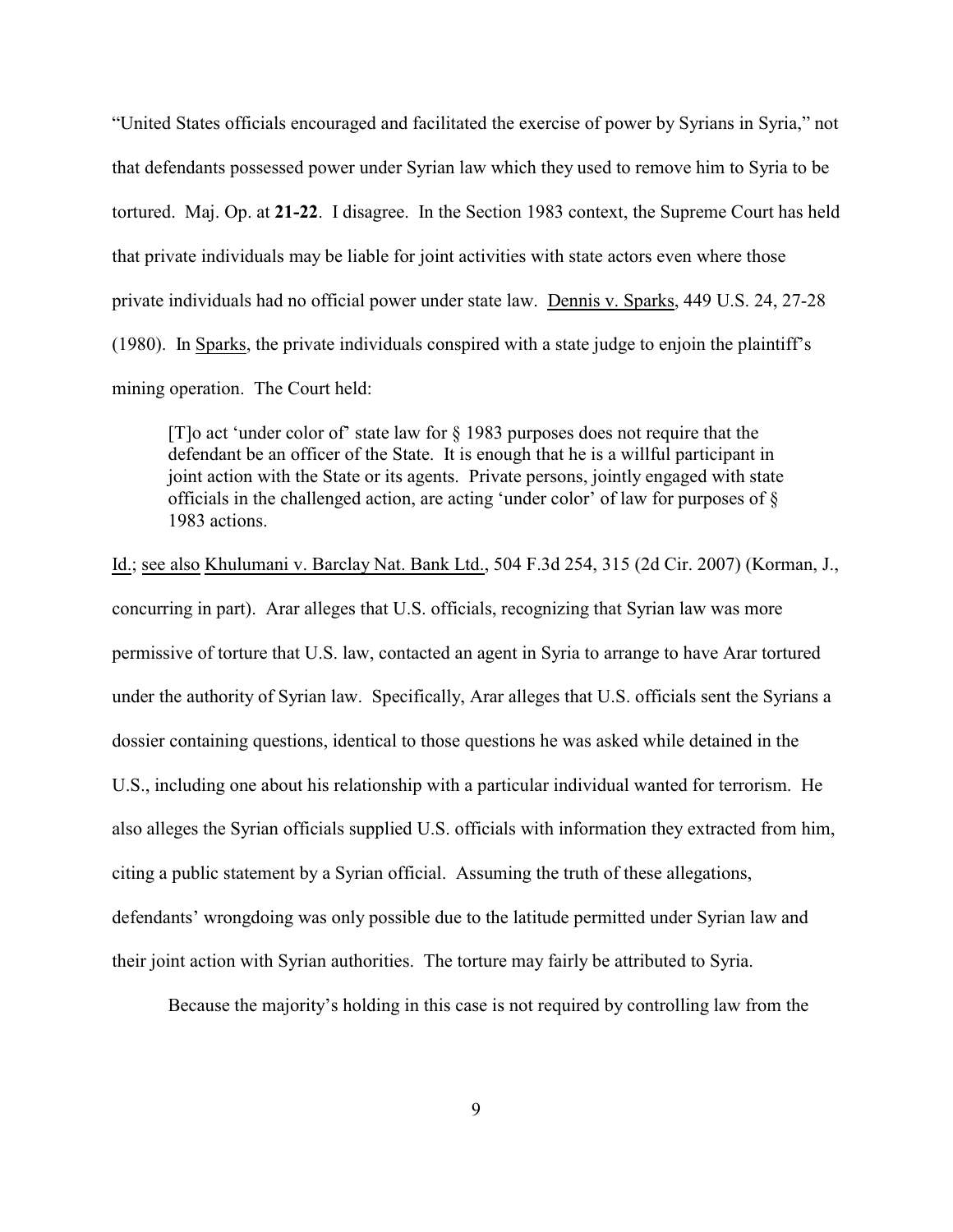"United States officials encouraged and facilitated the exercise of power by Syrians in Syria," not that defendants possessed power under Syrian law which they used to remove him to Syria to be tortured. Maj. Op. at **21-22**. I disagree. In the Section 1983 context, the Supreme Court has held that private individuals may be liable for joint activities with state actors even where those private individuals had no official power under state law. Dennis v. Sparks, 449 U.S. 24, 27-28 (1980). In Sparks, the private individuals conspired with a state judge to enjoin the plaintiff's mining operation. The Court held:

> [T]o act 'under color of' state law for § 1983 purposes does not require that the defendant be an officer of the State. It is enough that he is a willful participant in joint action with the State or its agents. Private persons, jointly engaged with state officials in the challenged action, are acting 'under color' of law for purposes of § 1983 actions.

Id.; see also Khulumani v. Barclay Nat. Bank Ltd., 504 F.3d 254, 315 (2d Cir. 2007) (Korman, J., concurring in part). Arar alleges that U.S. officials, recognizing that Syrian law was more permissive of torture that U.S. law, contacted an agent in Syria to arrange to have Arar tortured under the authority of Syrian law. Specifically, Arar alleges that U.S. officials sent the Syrians a dossier containing questions, identical to those questions he was asked while detained in the U.S., including one about his relationship with a particular individual wanted for terrorism. He also alleges the Syrian officials supplied U.S. officials with information they extracted from him, citing a public statement by a Syrian official. Assuming the truth of these allegations, defendants' wrongdoing was only possible due to the latitude permitted under Syrian law and their joint action with Syrian authorities. The torture may fairly be attributed to Syria.

Because the majority's holding in this case is not required by controlling law from the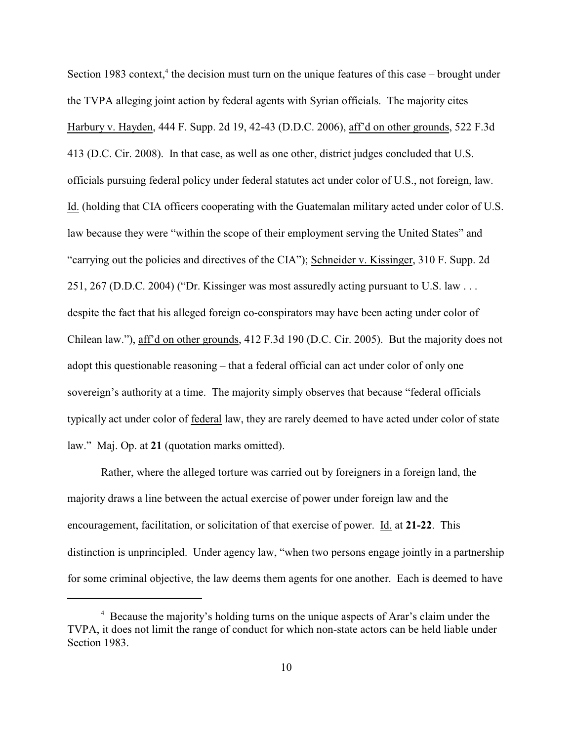Section 1983 context,[4] the decision must turn on the unique features of this case – brought under the TVPA alleging joint action by federal agents with Syrian officials. The majority cites Harbury v. Hayden, 444 F. Supp. 2d 19, 42-43 (D.D.C. 2006), aff'd on other grounds, 522 F.3d 413 (D.C. Cir. 2008). In that case, as well as one other, district judges concluded that U.S. officials pursuing federal policy under federal statutes act under color of U.S., not foreign, law. Id. (holding that CIA officers cooperating with the Guatemalan military acted under color of U.S. law because they were "within the scope of their employment serving the United States" and "carrying out the policies and directives of the CIA"); Schneider v. Kissinger, 310 F. Supp. 2d 251, 267 (D.D.C. 2004) ("Dr. Kissinger was most assuredly acting pursuant to U.S. law . . . despite the fact that his alleged foreign co-conspirators may have been acting under color of Chilean law."), aff'd on other grounds, 412 F.3d 190 (D.C. Cir. 2005). But the majority does not adopt this questionable reasoning – that a federal official can act under color of only one sovereign's authority at a time. The majority simply observes that because "federal officials typically act under color of federal law, they are rarely deemed to have acted under color of state law." Maj. Op. at **21** (quotation marks omitted).

Rather, where the alleged torture was carried out by foreigners in a foreign land, the majority draws a line between the actual exercise of power under foreign law and the encouragement, facilitation, or solicitation of that exercise of power. Id. at **21-22**. This distinction is unprincipled. Under agency law, "when two persons engage jointly in a partnership for some criminal objective, the law deems them agents for one another. Each is deemed to have

---

[4] Because the majority's holding turns on the unique aspects of Arar's claim under the TVPA, it does not limit the range of conduct for which non-state actors can be held liable under Section 1983.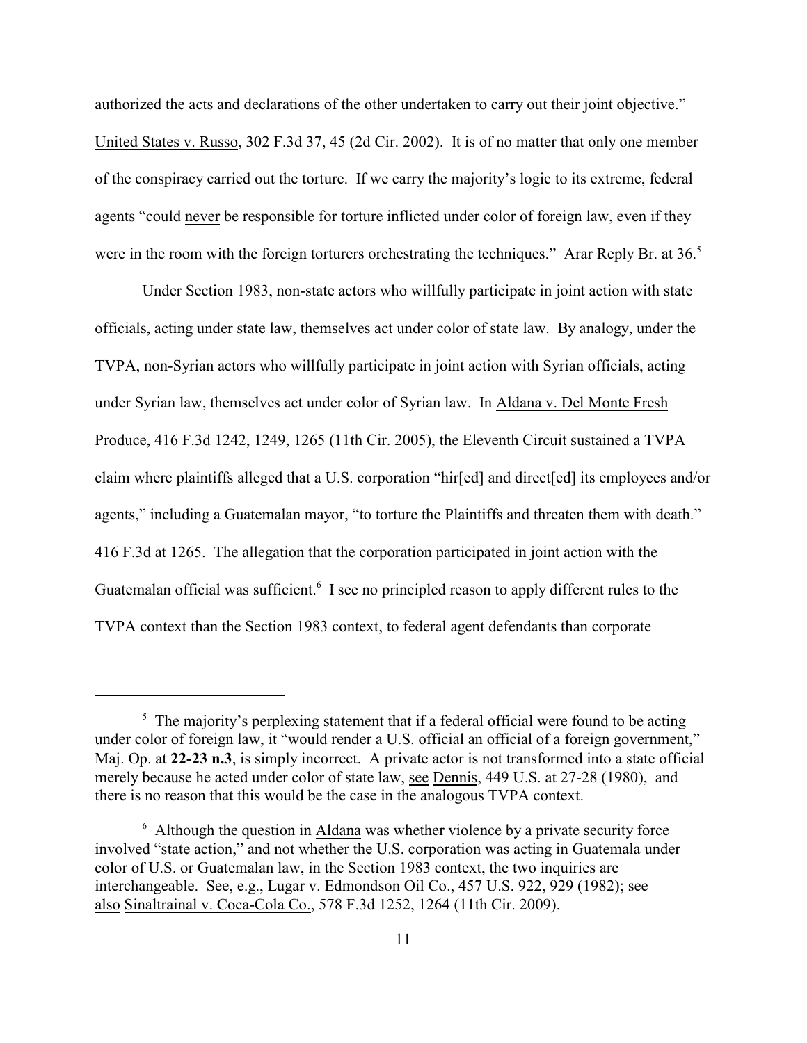authorized the acts and declarations of the other undertaken to carry out their joint objective." United States v. Russo, 302 F.3d 37, 45 (2d Cir. 2002). It is of no matter that only one member of the conspiracy carried out the torture. If we carry the majority's logic to its extreme, federal agents "could never be responsible for torture inflicted under color of foreign law, even if they were in the room with the foreign torturers orchestrating the techniques." Arar Reply Br. at 36.[5]

Under Section 1983, non-state actors who willfully participate in joint action with state officials, acting under state law, themselves act under color of state law. By analogy, under the TVPA, non-Syrian actors who willfully participate in joint action with Syrian officials, acting under Syrian law, themselves act under color of Syrian law. In Aldana v. Del Monte Fresh Produce, 416 F.3d 1242, 1249, 1265 (11th Cir. 2005), the Eleventh Circuit sustained a TVPA claim where plaintiffs alleged that a U.S. corporation "hir[ed] and direct[ed] its employees and/or agents," including a Guatemalan mayor, "to torture the Plaintiffs and threaten them with death." 416 F.3d at 1265. The allegation that the corporation participated in joint action with the Guatemalan official was sufficient.[6] I see no principled reason to apply different rules to the TVPA context than the Section 1983 context, to federal agent defendants than corporate

---

[5] The majority's perplexing statement that if a federal official were found to be acting under color of foreign law, it "would render a U.S. official an official of a foreign government," Maj. Op. at **22-23 n.3**, is simply incorrect. A private actor is not transformed into a state official merely because he acted under color of state law, see Dennis, 449 U.S. at 27-28 (1980), and there is no reason that this would be the case in the analogous TVPA context.

[6] Although the question in Aldana was whether violence by a private security force involved "state action," and not whether the U.S. corporation was acting in Guatemala under color of U.S. or Guatemalan law, in the Section 1983 context, the two inquiries are interchangeable. See, e.g., Lugar v. Edmondson Oil Co., 457 U.S. 922, 929 (1982); see also Sinaltrainal v. Coca-Cola Co., 578 F.3d 1252, 1264 (11th Cir. 2009).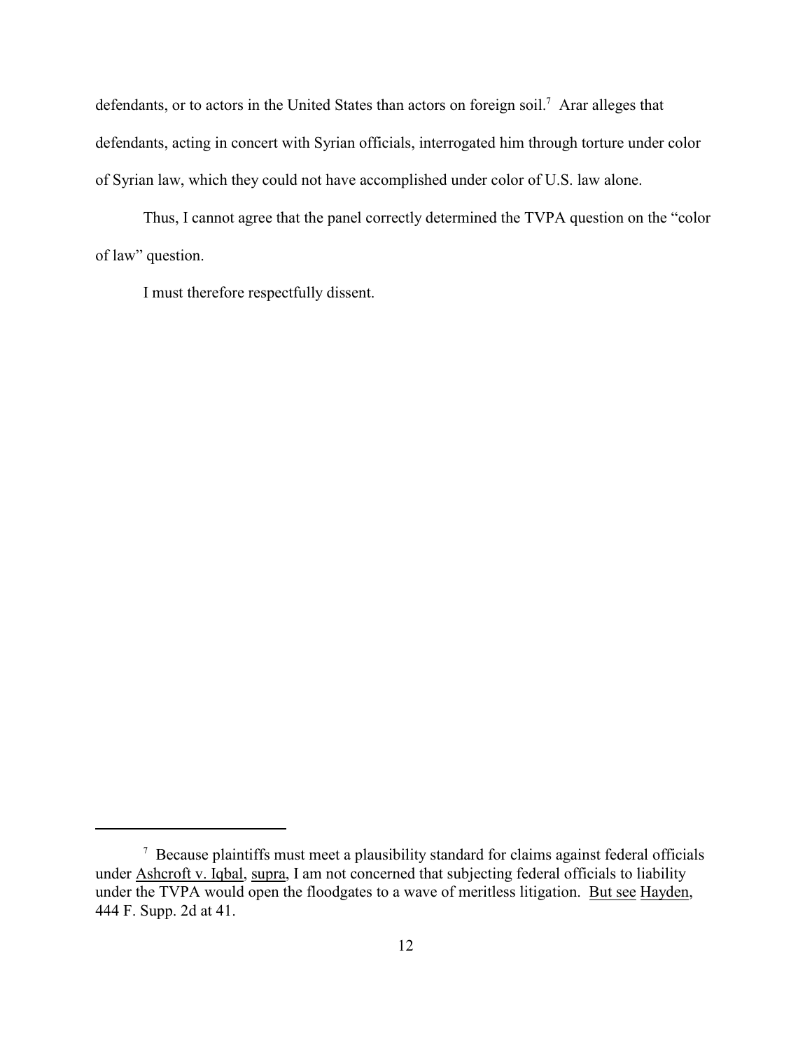defendants, or to actors in the United States than actors on foreign soil.[7] Arar alleges that defendants, acting in concert with Syrian officials, interrogated him through torture under color of Syrian law, which they could not have accomplished under color of U.S. law alone.

Thus, I cannot agree that the panel correctly determined the TVPA question on the "color of law" question.

I must therefore respectfully dissent.

---

[7] Because plaintiffs must meet a plausibility standard for claims against federal officials under Ashcroft v. Iqbal, supra, I am not concerned that subjecting federal officials to liability under the TVPA would open the floodgates to a wave of meritless litigation. But see Hayden, 444 F. Supp. 2d at 41.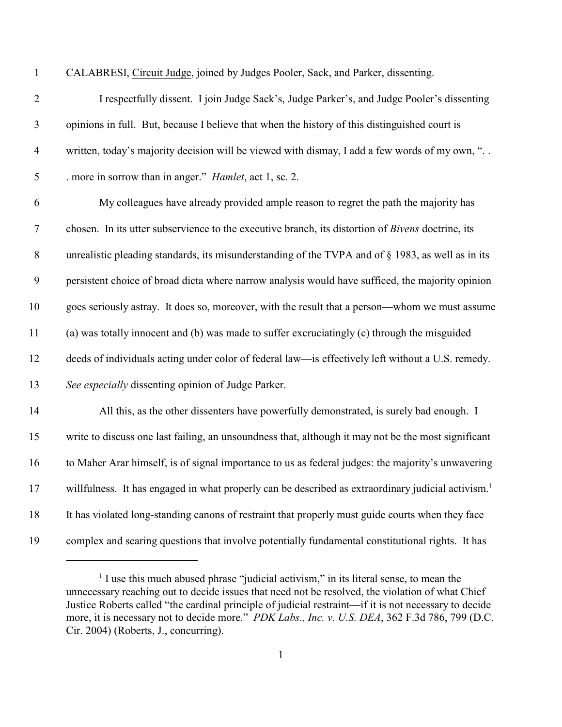CALABRESI, Circuit Judge, joined by Judges Pooler, Sack, and Parker, dissenting.

I respectfully dissent. I join Judge Sack's, Judge Parker's, and Judge Pooler's dissenting opinions in full. But, because I believe that when the history of this distinguished court is written, today's majority decision will be viewed with dismay, I add a few words of my own, ". . . more in sorrow than in anger." *Hamlet*, act 1, sc. 2.

My colleagues have already provided ample reason to regret the path the majority has chosen. In its utter subservience to the executive branch, its distortion of *Bivens* doctrine, its unrealistic pleading standards, its misunderstanding of the TVPA and of § 1983, as well as in its persistent choice of broad dicta where narrow analysis would have sufficed, the majority opinion goes seriously astray. It does so, moreover, with the result that a person—whom we must assume (a) was totally innocent and (b) was made to suffer excruciatingly (c) through the misguided deeds of individuals acting under color of federal law—is effectively left without a U.S. remedy. *See especially* dissenting opinion of Judge Parker.

All this, as the other dissenters have powerfully demonstrated, is surely bad enough. I write to discuss one last failing, an unsoundness that, although it may not be the most significant to Maher Arar himself, is of signal importance to us as federal judges: the majority's unwavering willfulness. It has engaged in what properly can be described as extraordinary judicial activism.[1] It has violated long-standing canons of restraint that properly must guide courts when they face complex and searing questions that involve potentially fundamental constitutional rights. It has

[1] I use this much abused phrase "judicial activism," in its literal sense, to mean the unnecessary reaching out to decide issues that need not be resolved, the violation of what Chief Justice Roberts called "the cardinal principle of judicial restraint—if it is not necessary to decide more, it is necessary not to decide more." *PDK Labs., Inc. v. U.S. DEA*, 362 F.3d 786, 799 (D.C. Cir. 2004) (Roberts, J., concurring).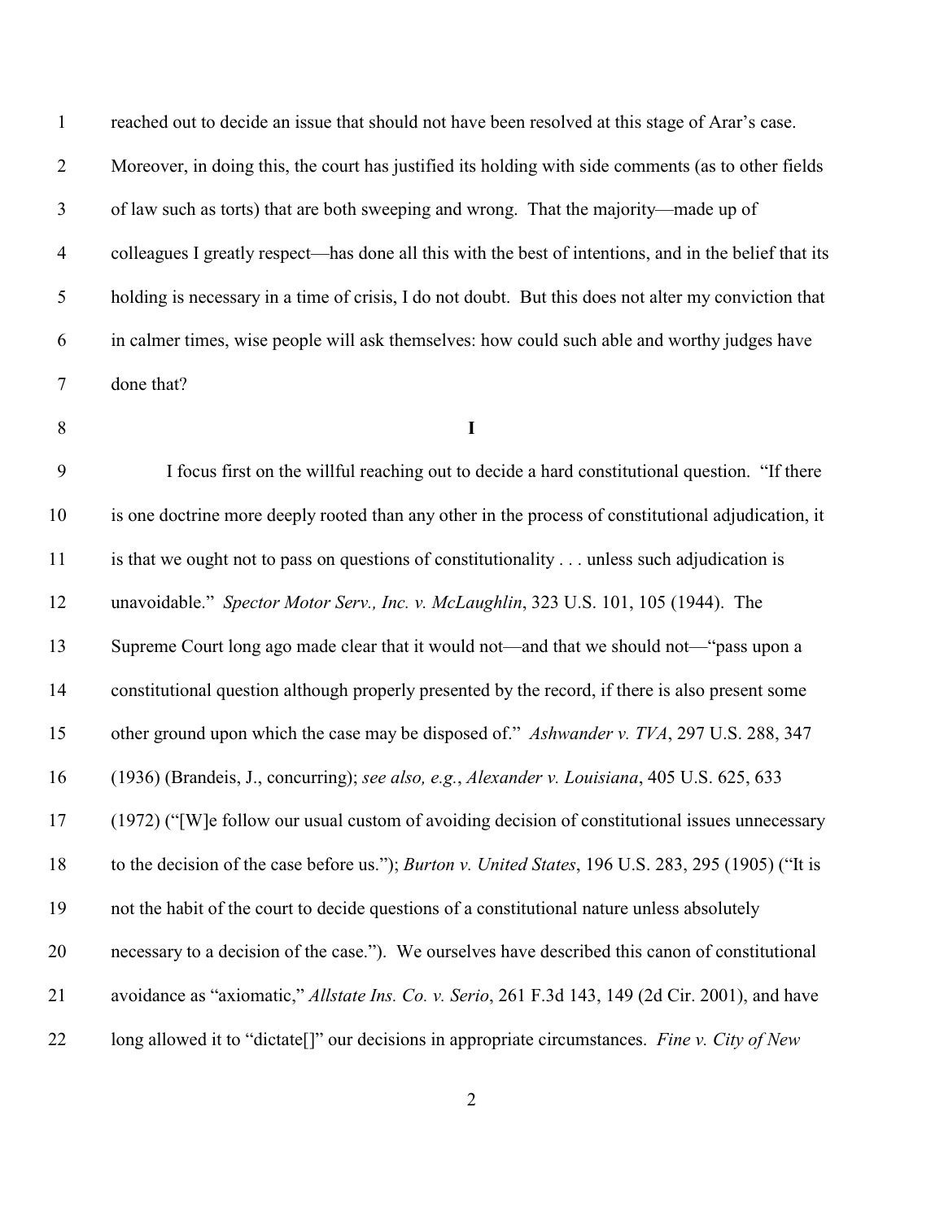reached out to decide an issue that should not have been resolved at this stage of Arar's case. Moreover, in doing this, the court has justified its holding with side comments (as to other fields of law such as torts) that are both sweeping and wrong. That the majority—made up of colleagues I greatly respect—has done all this with the best of intentions, and in the belief that its holding is necessary in a time of crisis, I do not doubt. But this does not alter my conviction that in calmer times, wise people will ask themselves: how could such able and worthy judges have done that?

**I**

I focus first on the willful reaching out to decide a hard constitutional question. "If there is one doctrine more deeply rooted than any other in the process of constitutional adjudication, it is that we ought not to pass on questions of constitutionality . . . unless such adjudication is unavoidable." *Spector Motor Serv., Inc. v. McLaughlin*, 323 U.S. 101, 105 (1944). The Supreme Court long ago made clear that it would not—and that we should not—"pass upon a constitutional question although properly presented by the record, if there is also present some other ground upon which the case may be disposed of." *Ashwander v. TVA*, 297 U.S. 288, 347 (1936) (Brandeis, J., concurring); *see also, e.g.*, *Alexander v. Louisiana*, 405 U.S. 625, 633 (1972) ("[W]e follow our usual custom of avoiding decision of constitutional issues unnecessary to the decision of the case before us."); *Burton v. United States*, 196 U.S. 283, 295 (1905) ("It is not the habit of the court to decide questions of a constitutional nature unless absolutely necessary to a decision of the case."). We ourselves have described this canon of constitutional avoidance as "axiomatic," *Allstate Ins. Co. v. Serio*, 261 F.3d 143, 149 (2d Cir. 2001), and have long allowed it to "dictate[]" our decisions in appropriate circumstances. *Fine v. City of New*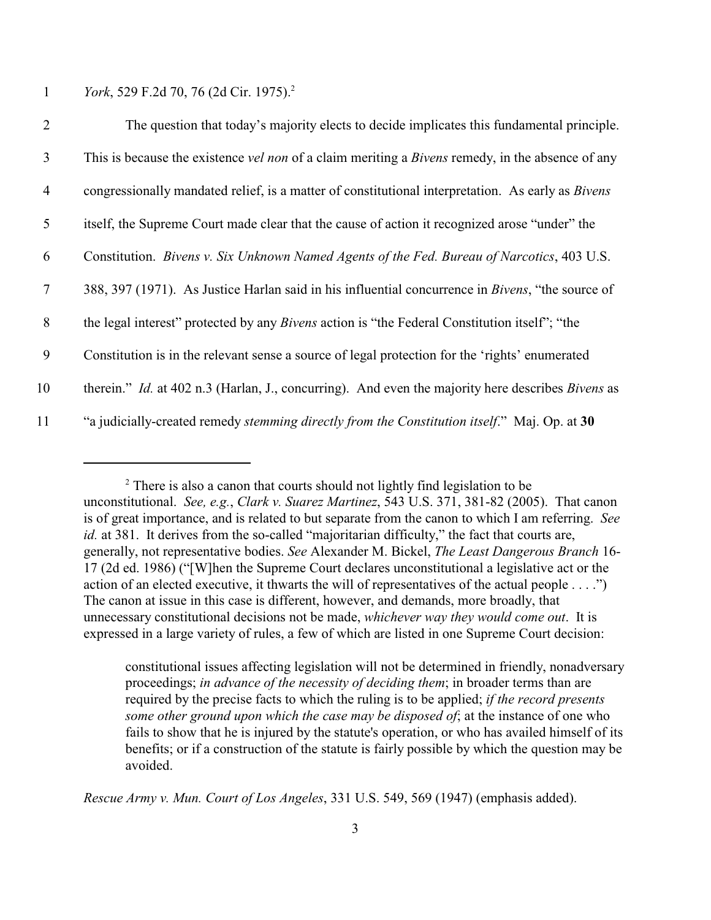*York*, 529 F.2d 70, 76 (2d Cir. 1975).[2]

The question that today's majority elects to decide implicates this fundamental principle. This is because the existence *vel non* of a claim meriting a *Bivens* remedy, in the absence of any congressionally mandated relief, is a matter of constitutional interpretation. As early as *Bivens* itself, the Supreme Court made clear that the cause of action it recognized arose "under" the Constitution. *Bivens v. Six Unknown Named Agents of the Fed. Bureau of Narcotics*, 403 U.S. 388, 397 (1971). As Justice Harlan said in his influential concurrence in *Bivens*, "the source of the legal interest" protected by any *Bivens* action is "the Federal Constitution itself"; "the Constitution is in the relevant sense a source of legal protection for the 'rights' enumerated therein." *Id.* at 402 n.3 (Harlan, J., concurring). And even the majority here describes *Bivens* as "a judicially-created remedy *stemming directly from the Constitution itself*." Maj. Op. at **30**

---

[2] There is also a canon that courts should not lightly find legislation to be unconstitutional. *See, e.g.*, *Clark v. Suarez Martinez*, 543 U.S. 371, 381-82 (2005). That canon is of great importance, and is related to but separate from the canon to which I am referring. *See id.* at 381. It derives from the so-called "majoritarian difficulty," the fact that courts are, generally, not representative bodies. *See* Alexander M. Bickel, *The Least Dangerous Branch* 16-17 (2d ed. 1986) ("[W]hen the Supreme Court declares unconstitutional a legislative act or the action of an elected executive, it thwarts the will of representatives of the actual people . . . .") The canon at issue in this case is different, however, and demands, more broadly, that unnecessary constitutional decisions not be made, *whichever way they would come out*. It is expressed in a large variety of rules, a few of which are listed in one Supreme Court decision:

> constitutional issues affecting legislation will not be determined in friendly, nonadversary proceedings; *in advance of the necessity of deciding them*; in broader terms than are required by the precise facts to which the ruling is to be applied; *if the record presents some other ground upon which the case may be disposed of*; at the instance of one who fails to show that he is injured by the statute's operation, or who has availed himself of its benefits; or if a construction of the statute is fairly possible by which the question may be avoided.

*Rescue Army v. Mun. Court of Los Angeles*, 331 U.S. 549, 569 (1947) (emphasis added).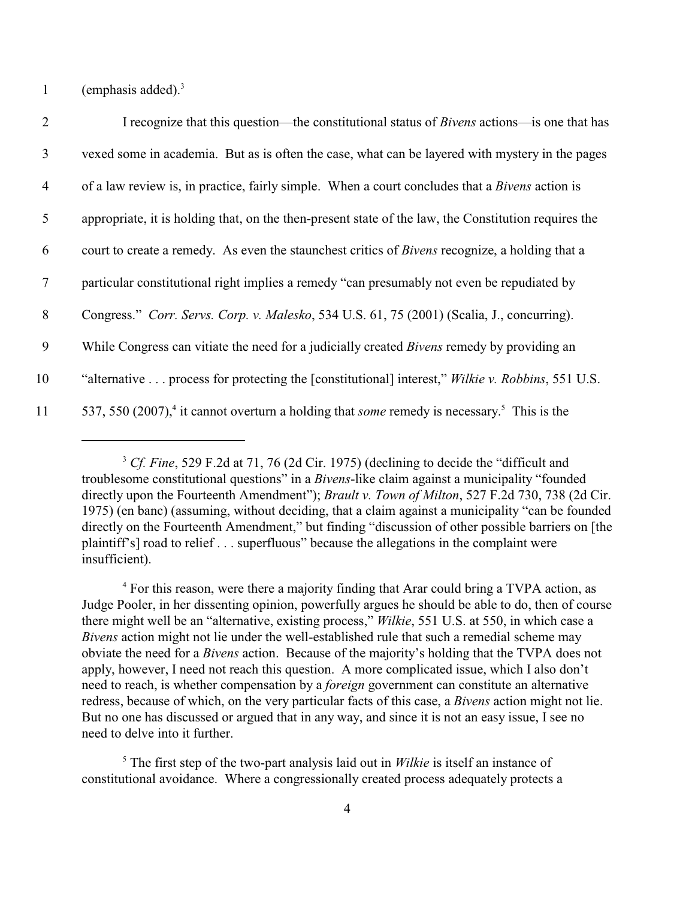(emphasis added).[3]

I recognize that this question—the constitutional status of *Bivens* actions—is one that has vexed some in academia. But as is often the case, what can be layered with mystery in the pages of a law review is, in practice, fairly simple. When a court concludes that a *Bivens* action is appropriate, it is holding that, on the then-present state of the law, the Constitution requires the court to create a remedy. As even the staunchest critics of *Bivens* recognize, a holding that a particular constitutional right implies a remedy "can presumably not even be repudiated by Congress." *Corr. Servs. Corp. v. Malesko*, 534 U.S. 61, 75 (2001) (Scalia, J., concurring). While Congress can vitiate the need for a judicially created *Bivens* remedy by providing an "alternative . . . process for protecting the [constitutional] interest," *Wilkie v. Robbins*, 551 U.S. 537, 550 (2007),[4] it cannot overturn a holding that *some* remedy is necessary.[5] This is the

---

[3] *Cf. Fine*, 529 F.2d at 71, 76 (2d Cir. 1975) (declining to decide the "difficult and troublesome constitutional questions" in a *Bivens*-like claim against a municipality "founded directly upon the Fourteenth Amendment"); *Brault v. Town of Milton*, 527 F.2d 730, 738 (2d Cir. 1975) (en banc) (assuming, without deciding, that a claim against a municipality "can be founded directly on the Fourteenth Amendment," but finding "discussion of other possible barriers on [the plaintiff's] road to relief . . . superfluous" because the allegations in the complaint were insufficient).

[4] For this reason, were there a majority finding that Arar could bring a TVPA action, as Judge Pooler, in her dissenting opinion, powerfully argues he should be able to do, then of course there might well be an "alternative, existing process," *Wilkie*, 551 U.S. at 550, in which case a *Bivens* action might not lie under the well-established rule that such a remedial scheme may obviate the need for a *Bivens* action. Because of the majority's holding that the TVPA does not apply, however, I need not reach this question. A more complicated issue, which I also don't need to reach, is whether compensation by a *foreign* government can constitute an alternative redress, because of which, on the very particular facts of this case, a *Bivens* action might not lie. But no one has discussed or argued that in any way, and since it is not an easy issue, I see no need to delve into it further.

[5] The first step of the two-part analysis laid out in *Wilkie* is itself an instance of constitutional avoidance. Where a congressionally created process adequately protects a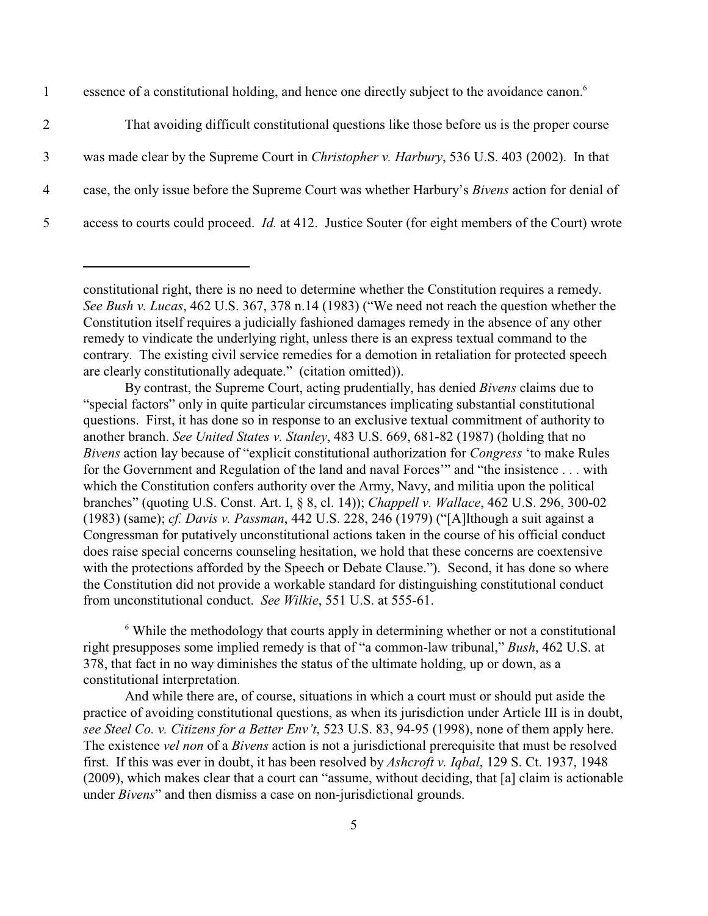essence of a constitutional holding, and hence one directly subject to the avoidance canon.[6]

That avoiding difficult constitutional questions like those before us is the proper course was made clear by the Supreme Court in *Christopher v. Harbury*, 536 U.S. 403 (2002). In that case, the only issue before the Supreme Court was whether Harbury's *Bivens* action for denial of access to courts could proceed. *Id.* at 412. Justice Souter (for eight members of the Court) wrote

---

constitutional right, there is no need to determine whether the Constitution requires a remedy. *See Bush v. Lucas*, 462 U.S. 367, 378 n.14 (1983) ("We need not reach the question whether the Constitution itself requires a judicially fashioned damages remedy in the absence of any other remedy to vindicate the underlying right, unless there is an express textual command to the contrary. The existing civil service remedies for a demotion in retaliation for protected speech are clearly constitutionally adequate." (citation omitted)).

By contrast, the Supreme Court, acting prudentially, has denied *Bivens* claims due to "special factors" only in quite particular circumstances implicating substantial constitutional questions. First, it has done so in response to an exclusive textual commitment of authority to another branch. *See United States v. Stanley*, 483 U.S. 669, 681-82 (1987) (holding that no *Bivens* action lay because of "explicit constitutional authorization for *Congress* 'to make Rules for the Government and Regulation of the land and naval Forces'" and "the insistence . . . with which the Constitution confers authority over the Army, Navy, and militia upon the political branches" (quoting U.S. Const. Art. I, § 8, cl. 14)); *Chappell v. Wallace*, 462 U.S. 296, 300-02 (1983) (same); *cf. Davis v. Passman*, 442 U.S. 228, 246 (1979) ("[A]lthough a suit against a Congressman for putatively unconstitutional actions taken in the course of his official conduct does raise special concerns counseling hesitation, we hold that these concerns are coextensive with the protections afforded by the Speech or Debate Clause."). Second, it has done so where the Constitution did not provide a workable standard for distinguishing constitutional conduct from unconstitutional conduct. *See Wilkie*, 551 U.S. at 555-61.

[6] While the methodology that courts apply in determining whether or not a constitutional right presupposes some implied remedy is that of "a common-law tribunal," *Bush*, 462 U.S. at 378, that fact in no way diminishes the status of the ultimate holding, up or down, as a constitutional interpretation.

And while there are, of course, situations in which a court must or should put aside the practice of avoiding constitutional questions, as when its jurisdiction under Article III is in doubt, *see Steel Co. v. Citizens for a Better Env't*, 523 U.S. 83, 94-95 (1998), none of them apply here. The existence *vel non* of a *Bivens* action is not a jurisdictional prerequisite that must be resolved first. If this was ever in doubt, it has been resolved by *Ashcroft v. Iqbal*, 129 S. Ct. 1937, 1948 (2009), which makes clear that a court can "assume, without deciding, that [a] claim is actionable under *Bivens*" and then dismiss a case on non-jurisdictional grounds.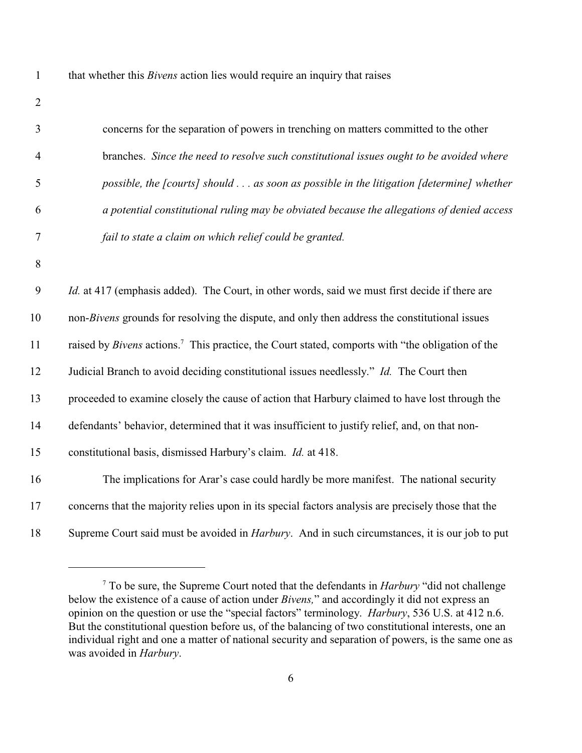that whether this *Bivens* action lies would require an inquiry that raises

> concerns for the separation of powers in trenching on matters committed to the other branches. *Since the need to resolve such constitutional issues ought to be avoided where possible, the [courts] should . . . as soon as possible in the litigation [determine] whether a potential constitutional ruling may be obviated because the allegations of denied access fail to state a claim on which relief could be granted.*

*Id.* at 417 (emphasis added). The Court, in other words, said we must first decide if there are non-*Bivens* grounds for resolving the dispute, and only then address the constitutional issues raised by *Bivens* actions.[7] This practice, the Court stated, comports with "the obligation of the Judicial Branch to avoid deciding constitutional issues needlessly." *Id.* The Court then proceeded to examine closely the cause of action that Harbury claimed to have lost through the defendants' behavior, determined that it was insufficient to justify relief, and, on that non-constitutional basis, dismissed Harbury's claim. *Id.* at 418.

The implications for Arar's case could hardly be more manifest. The national security concerns that the majority relies upon in its special factors analysis are precisely those that the Supreme Court said must be avoided in *Harbury*. And in such circumstances, it is our job to put

---

[7] To be sure, the Supreme Court noted that the defendants in *Harbury* "did not challenge below the existence of a cause of action under *Bivens,*" and accordingly it did not express an opinion on the question or use the "special factors" terminology. *Harbury*, 536 U.S. at 412 n.6. But the constitutional question before us, of the balancing of two constitutional interests, one an individual right and one a matter of national security and separation of powers, is the same one as was avoided in *Harbury*.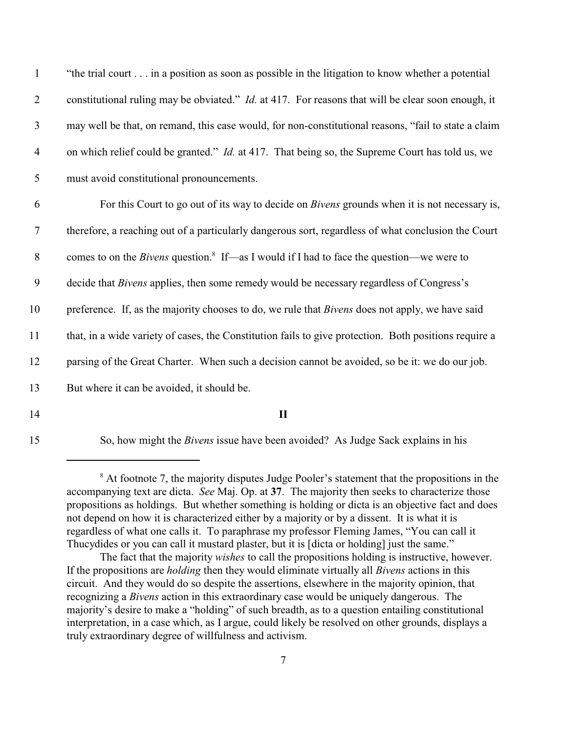"the trial court . . . in a position as soon as possible in the litigation to know whether a potential constitutional ruling may be obviated." *Id.* at 417. For reasons that will be clear soon enough, it may well be that, on remand, this case would, for non-constitutional reasons, "fail to state a claim on which relief could be granted." *Id.* at 417. That being so, the Supreme Court has told us, we must avoid constitutional pronouncements.

For this Court to go out of its way to decide on *Bivens* grounds when it is not necessary is, therefore, a reaching out of a particularly dangerous sort, regardless of what conclusion the Court comes to on the *Bivens* question.[8] If—as I would if I had to face the question—we were to decide that *Bivens* applies, then some remedy would be necessary regardless of Congress's preference. If, as the majority chooses to do, we rule that *Bivens* does not apply, we have said that, in a wide variety of cases, the Constitution fails to give protection. Both positions require a parsing of the Great Charter. When such a decision cannot be avoided, so be it: we do our job. But where it can be avoided, it should be.

## II

So, how might the *Bivens* issue have been avoided? As Judge Sack explains in his

---

[8] At footnote 7, the majority disputes Judge Pooler's statement that the propositions in the accompanying text are dicta. *See* Maj. Op. at **37**. The majority then seeks to characterize those propositions as holdings. But whether something is holding or dicta is an objective fact and does not depend on how it is characterized either by a majority or by a dissent. It is what it is regardless of what one calls it. To paraphrase my professor Fleming James, "You can call it Thucydides or you can call it mustard plaster, but it is [dicta or holding] just the same."

The fact that the majority *wishes* to call the propositions holding is instructive, however. If the propositions are *holding* then they would eliminate virtually all *Bivens* actions in this circuit. And they would do so despite the assertions, elsewhere in the majority opinion, that recognizing a *Bivens* action in this extraordinary case would be uniquely dangerous. The majority's desire to make a "holding" of such breadth, as to a question entailing constitutional interpretation, in a case which, as I argue, could likely be resolved on other grounds, displays a truly extraordinary degree of willfulness and activism.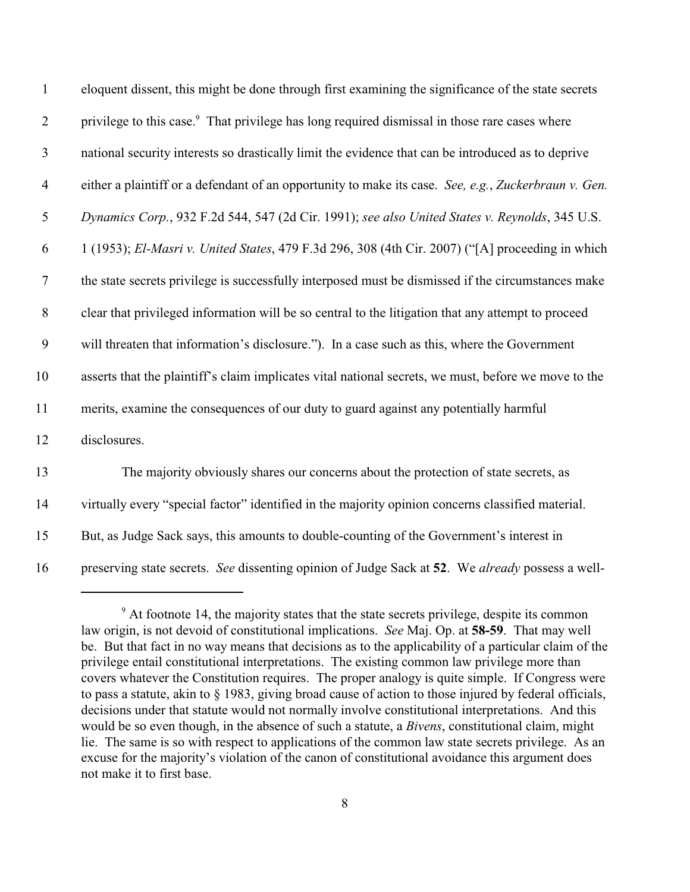eloquent dissent, this might be done through first examining the significance of the state secrets privilege to this case.[9] That privilege has long required dismissal in those rare cases where national security interests so drastically limit the evidence that can be introduced as to deprive either a plaintiff or a defendant of an opportunity to make its case. *See, e.g.*, *Zuckerbraun v. Gen. Dynamics Corp.*, 932 F.2d 544, 547 (2d Cir. 1991); *see also United States v. Reynolds*, 345 U.S. 1 (1953); *El-Masri v. United States*, 479 F.3d 296, 308 (4th Cir. 2007) ("[A] proceeding in which the state secrets privilege is successfully interposed must be dismissed if the circumstances make clear that privileged information will be so central to the litigation that any attempt to proceed will threaten that information's disclosure."). In a case such as this, where the Government asserts that the plaintiff's claim implicates vital national secrets, we must, before we move to the merits, examine the consequences of our duty to guard against any potentially harmful disclosures.

The majority obviously shares our concerns about the protection of state secrets, as virtually every "special factor" identified in the majority opinion concerns classified material. But, as Judge Sack says, this amounts to double-counting of the Government's interest in preserving state secrets. *See* dissenting opinion of Judge Sack at **52**. We *already* possess a well-

[9] At footnote 14, the majority states that the state secrets privilege, despite its common law origin, is not devoid of constitutional implications. *See* Maj. Op. at **58-59**. That may well be. But that fact in no way means that decisions as to the applicability of a particular claim of the privilege entail constitutional interpretations. The existing common law privilege more than covers whatever the Constitution requires. The proper analogy is quite simple. If Congress were to pass a statute, akin to § 1983, giving broad cause of action to those injured by federal officials, decisions under that statute would not normally involve constitutional interpretations. And this would be so even though, in the absence of such a statute, a *Bivens*, constitutional claim, might lie. The same is so with respect to applications of the common law state secrets privilege. As an excuse for the majority's violation of the canon of constitutional avoidance this argument does not make it to first base.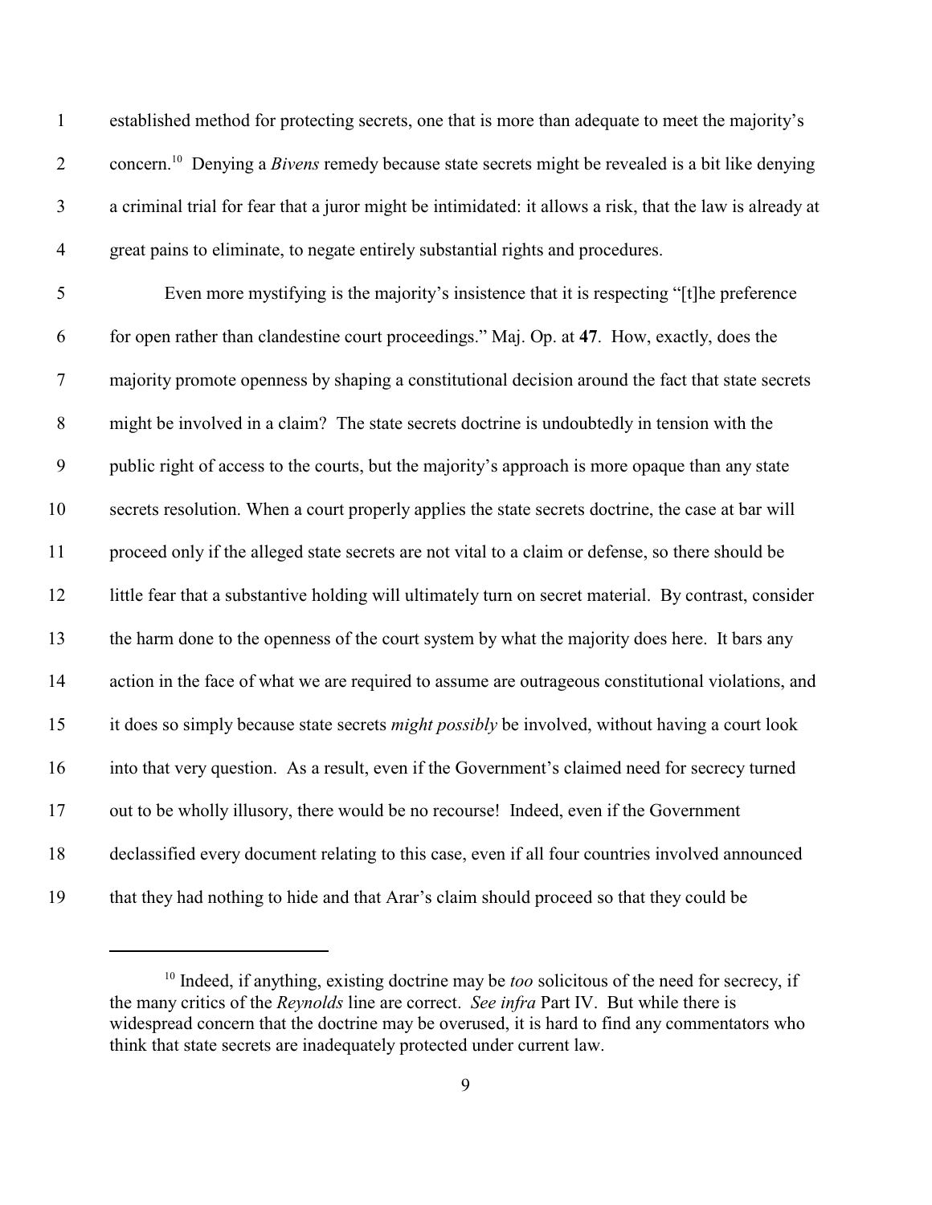established method for protecting secrets, one that is more than adequate to meet the majority's concern.[10] Denying a *Bivens* remedy because state secrets might be revealed is a bit like denying a criminal trial for fear that a juror might be intimidated: it allows a risk, that the law is already at great pains to eliminate, to negate entirely substantial rights and procedures.

Even more mystifying is the majority's insistence that it is respecting "[t]he preference for open rather than clandestine court proceedings." Maj. Op. at **47**. How, exactly, does the majority promote openness by shaping a constitutional decision around the fact that state secrets might be involved in a claim? The state secrets doctrine is undoubtedly in tension with the public right of access to the courts, but the majority's approach is more opaque than any state secrets resolution. When a court properly applies the state secrets doctrine, the case at bar will proceed only if the alleged state secrets are not vital to a claim or defense, so there should be little fear that a substantive holding will ultimately turn on secret material. By contrast, consider the harm done to the openness of the court system by what the majority does here. It bars any action in the face of what we are required to assume are outrageous constitutional violations, and it does so simply because state secrets *might possibly* be involved, without having a court look into that very question. As a result, even if the Government's claimed need for secrecy turned out to be wholly illusory, there would be no recourse! Indeed, even if the Government declassified every document relating to this case, even if all four countries involved announced that they had nothing to hide and that Arar's claim should proceed so that they could be

---

[10] Indeed, if anything, existing doctrine may be *too* solicitous of the need for secrecy, if the many critics of the *Reynolds* line are correct. *See infra* Part IV. But while there is widespread concern that the doctrine may be overused, it is hard to find any commentators who think that state secrets are inadequately protected under current law.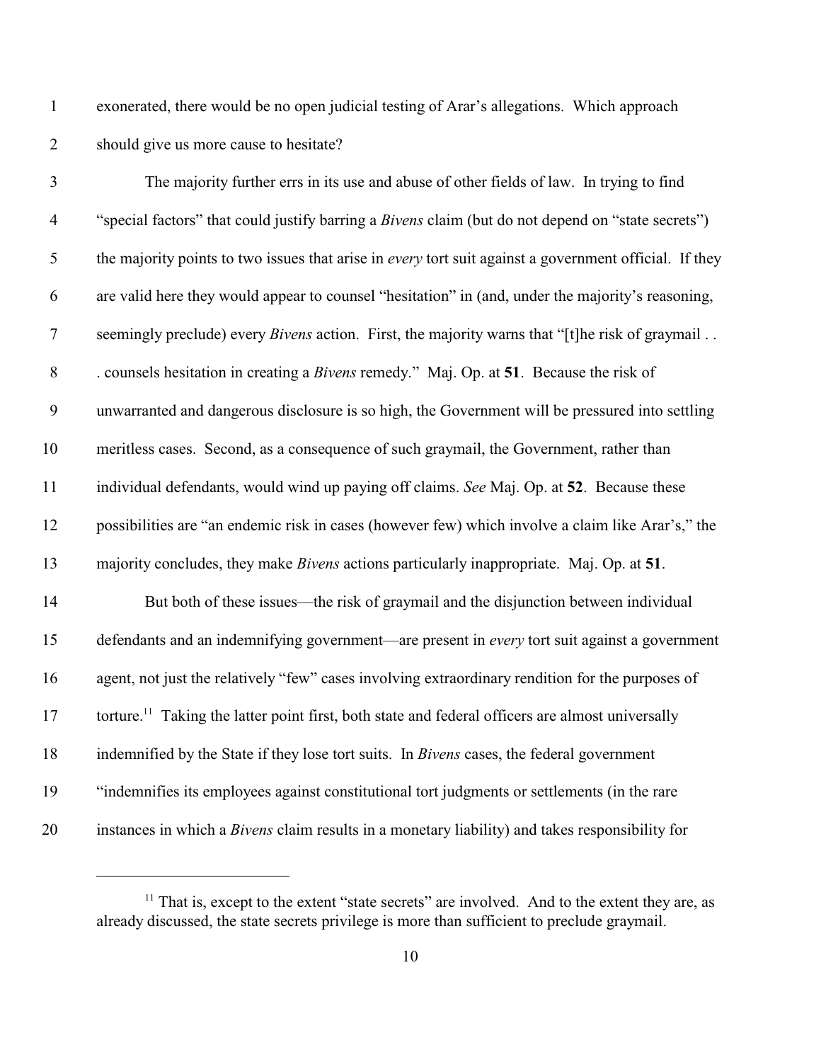exonerated, there would be no open judicial testing of Arar's allegations. Which approach should give us more cause to hesitate?

The majority further errs in its use and abuse of other fields of law. In trying to find "special factors" that could justify barring a *Bivens* claim (but do not depend on "state secrets") the majority points to two issues that arise in *every* tort suit against a government official. If they are valid here they would appear to counsel "hesitation" in (and, under the majority's reasoning, seemingly preclude) every *Bivens* action. First, the majority warns that "[t]he risk of graymail . . . counsels hesitation in creating a *Bivens* remedy." Maj. Op. at **51**. Because the risk of unwarranted and dangerous disclosure is so high, the Government will be pressured into settling meritless cases. Second, as a consequence of such graymail, the Government, rather than individual defendants, would wind up paying off claims. *See* Maj. Op. at **52**. Because these possibilities are "an endemic risk in cases (however few) which involve a claim like Arar's," the majority concludes, they make *Bivens* actions particularly inappropriate. Maj. Op. at **51**.

But both of these issues—the risk of graymail and the disjunction between individual defendants and an indemnifying government—are present in *every* tort suit against a government agent, not just the relatively "few" cases involving extraordinary rendition for the purposes of torture.[11] Taking the latter point first, both state and federal officers are almost universally indemnified by the State if they lose tort suits. In *Bivens* cases, the federal government "indemnifies its employees against constitutional tort judgments or settlements (in the rare instances in which a *Bivens* claim results in a monetary liability) and takes responsibility for

[11] That is, except to the extent "state secrets" are involved. And to the extent they are, as already discussed, the state secrets privilege is more than sufficient to preclude graymail.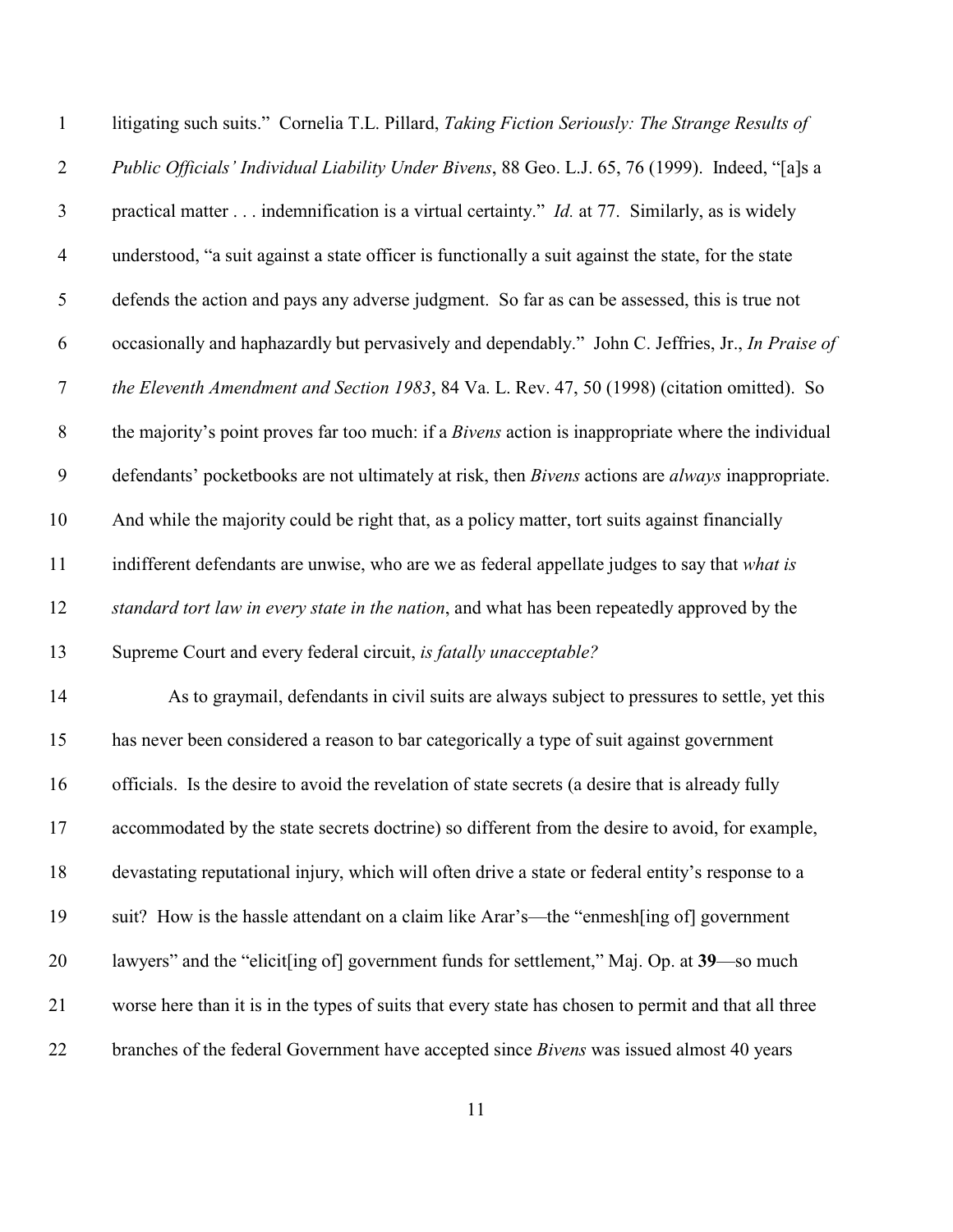litigating such suits." Cornelia T.L. Pillard, *Taking Fiction Seriously: The Strange Results of Public Officials' Individual Liability Under Bivens*, 88 Geo. L.J. 65, 76 (1999). Indeed, "[a]s a practical matter . . . indemnification is a virtual certainty." *Id.* at 77. Similarly, as is widely understood, "a suit against a state officer is functionally a suit against the state, for the state defends the action and pays any adverse judgment. So far as can be assessed, this is true not occasionally and haphazardly but pervasively and dependably." John C. Jeffries, Jr., *In Praise of the Eleventh Amendment and Section 1983*, 84 Va. L. Rev. 47, 50 (1998) (citation omitted). So the majority's point proves far too much: if a *Bivens* action is inappropriate where the individual defendants' pocketbooks are not ultimately at risk, then *Bivens* actions are *always* inappropriate. And while the majority could be right that, as a policy matter, tort suits against financially indifferent defendants are unwise, who are we as federal appellate judges to say that *what is standard tort law in every state in the nation*, and what has been repeatedly approved by the Supreme Court and every federal circuit, *is fatally unacceptable?*

As to graymail, defendants in civil suits are always subject to pressures to settle, yet this has never been considered a reason to bar categorically a type of suit against government officials. Is the desire to avoid the revelation of state secrets (a desire that is already fully accommodated by the state secrets doctrine) so different from the desire to avoid, for example, devastating reputational injury, which will often drive a state or federal entity's response to a suit? How is the hassle attendant on a claim like Arar's—the "enmesh[ing of] government lawyers" and the "elicit[ing of] government funds for settlement," Maj. Op. at **39**—so much worse here than it is in the types of suits that every state has chosen to permit and that all three branches of the federal Government have accepted since *Bivens* was issued almost 40 years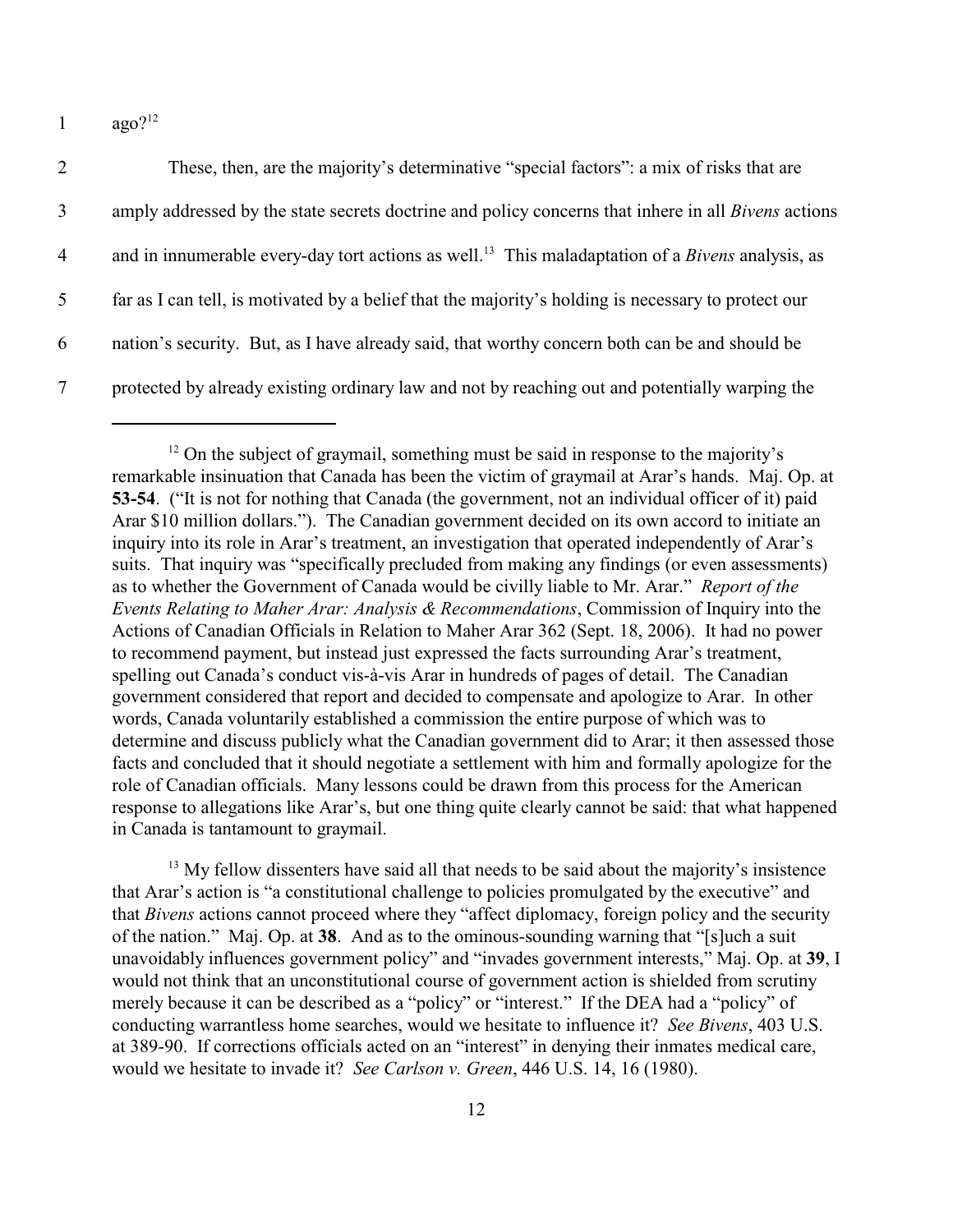ago?[12]

These, then, are the majority's determinative "special factors": a mix of risks that are amply addressed by the state secrets doctrine and policy concerns that inhere in all *Bivens* actions and in innumerable every-day tort actions as well.[13] This maladaptation of a *Bivens* analysis, as far as I can tell, is motivated by a belief that the majority's holding is necessary to protect our nation's security. But, as I have already said, that worthy concern both can be and should be protected by already existing ordinary law and not by reaching out and potentially warping the

---

[12] On the subject of graymail, something must be said in response to the majority's remarkable insinuation that Canada has been the victim of graymail at Arar's hands. Maj. Op. at **53-54**. ("It is not for nothing that Canada (the government, not an individual officer of it) paid Arar $10 million dollars."). The Canadian government decided on its own accord to initiate an inquiry into its role in Arar's treatment, an investigation that operated independently of Arar's suits. That inquiry was "specifically precluded from making any findings (or even assessments) as to whether the Government of Canada would be civilly liable to Mr. Arar." *Report of the Events Relating to Maher Arar: Analysis & Recommendations*, Commission of Inquiry into the Actions of Canadian Officials in Relation to Maher Arar 362 (Sept. 18, 2006). It had no power to recommend payment, but instead just expressed the facts surrounding Arar's treatment, spelling out Canada's conduct vis-à-vis Arar in hundreds of pages of detail. The Canadian government considered that report and decided to compensate and apologize to Arar. In other words, Canada voluntarily established a commission the entire purpose of which was to determine and discuss publicly what the Canadian government did to Arar; it then assessed those facts and concluded that it should negotiate a settlement with him and formally apologize for the role of Canadian officials. Many lessons could be drawn from this process for the American response to allegations like Arar's, but one thing quite clearly cannot be said: that what happened in Canada is tantamount to graymail.

[13] My fellow dissenters have said all that needs to be said about the majority's insistence that Arar's action is "a constitutional challenge to policies promulgated by the executive" and that *Bivens* actions cannot proceed where they "affect diplomacy, foreign policy and the security of the nation." Maj. Op. at **38**. And as to the ominous-sounding warning that "[s]uch a suit unavoidably influences government policy" and "invades government interests," Maj. Op. at **39**, I would not think that an unconstitutional course of government action is shielded from scrutiny merely because it can be described as a "policy" or "interest." If the DEA had a "policy" of conducting warrantless home searches, would we hesitate to influence it? *See Bivens*, 403 U.S. at 389-90. If corrections officials acted on an "interest" in denying their inmates medical care, would we hesitate to invade it? *See Carlson v. Green*, 446 U.S. 14, 16 (1980).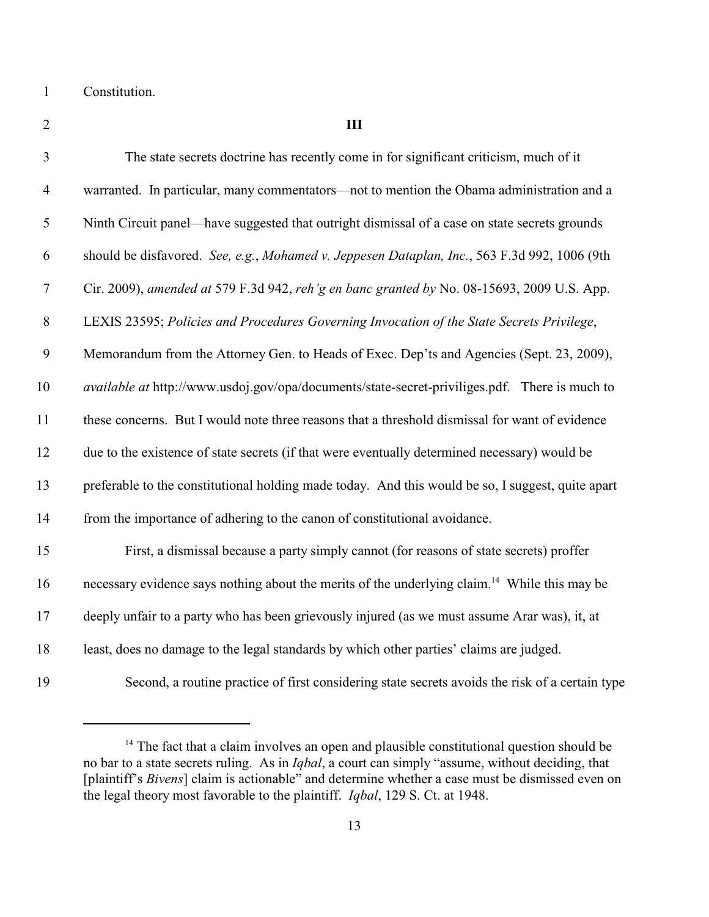Constitution.

### III

The state secrets doctrine has recently come in for significant criticism, much of it warranted. In particular, many commentators—not to mention the Obama administration and a Ninth Circuit panel—have suggested that outright dismissal of a case on state secrets grounds should be disfavored. *See, e.g.*, *Mohamed v. Jeppesen Dataplan, Inc.*, 563 F.3d 992, 1006 (9th Cir. 2009), *amended at* 579 F.3d 942, *reh'g en banc granted by* No. 08-15693, 2009 U.S. App. LEXIS 23595; *Policies and Procedures Governing Invocation of the State Secrets Privilege*, Memorandum from the Attorney Gen. to Heads of Exec. Dep'ts and Agencies (Sept. 23, 2009), *available at* http://www.usdoj.gov/opa/documents/state-secret-priviliges.pdf. There is much to these concerns. But I would note three reasons that a threshold dismissal for want of evidence due to the existence of state secrets (if that were eventually determined necessary) would be preferable to the constitutional holding made today. And this would be so, I suggest, quite apart from the importance of adhering to the canon of constitutional avoidance.

First, a dismissal because a party simply cannot (for reasons of state secrets) proffer necessary evidence says nothing about the merits of the underlying claim.[14] While this may be deeply unfair to a party who has been grievously injured (as we must assume Arar was), it, at least, does no damage to the legal standards by which other parties' claims are judged.

Second, a routine practice of first considering state secrets avoids the risk of a certain type

---

[14] The fact that a claim involves an open and plausible constitutional question should be no bar to a state secrets ruling. As in *Iqbal*, a court can simply "assume, without deciding, that [plaintiff's *Bivens*] claim is actionable" and determine whether a case must be dismissed even on the legal theory most favorable to the plaintiff. *Iqbal*, 129 S. Ct. at 1948.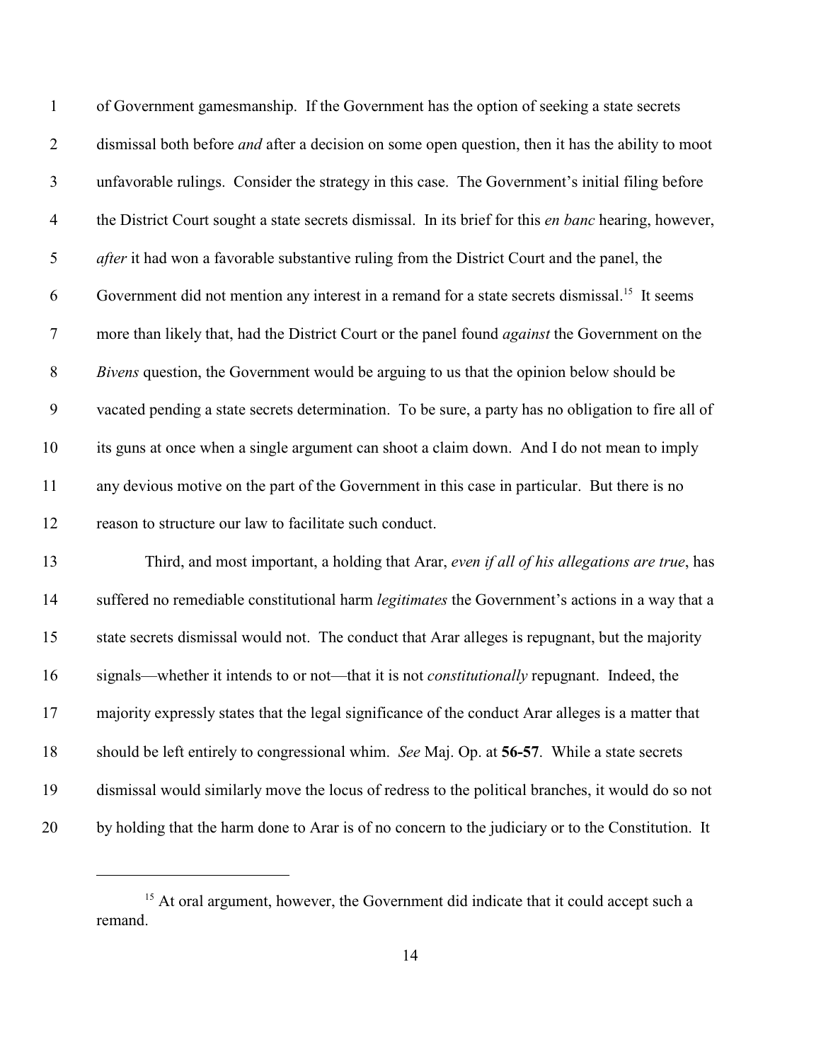of Government gamesmanship. If the Government has the option of seeking a state secrets dismissal both before *and* after a decision on some open question, then it has the ability to moot unfavorable rulings. Consider the strategy in this case. The Government's initial filing before the District Court sought a state secrets dismissal. In its brief for this *en banc* hearing, however, *after* it had won a favorable substantive ruling from the District Court and the panel, the Government did not mention any interest in a remand for a state secrets dismissal.[15] It seems more than likely that, had the District Court or the panel found *against* the Government on the *Bivens* question, the Government would be arguing to us that the opinion below should be vacated pending a state secrets determination. To be sure, a party has no obligation to fire all of its guns at once when a single argument can shoot a claim down. And I do not mean to imply any devious motive on the part of the Government in this case in particular. But there is no reason to structure our law to facilitate such conduct.

Third, and most important, a holding that Arar, *even if all of his allegations are true*, has suffered no remediable constitutional harm *legitimates* the Government's actions in a way that a state secrets dismissal would not. The conduct that Arar alleges is repugnant, but the majority signals—whether it intends to or not—that it is not *constitutionally* repugnant. Indeed, the majority expressly states that the legal significance of the conduct Arar alleges is a matter that should be left entirely to congressional whim. *See* Maj. Op. at **56-57**. While a state secrets dismissal would similarly move the locus of redress to the political branches, it would do so not by holding that the harm done to Arar is of no concern to the judiciary or to the Constitution. It

[15] At oral argument, however, the Government did indicate that it could accept such a remand.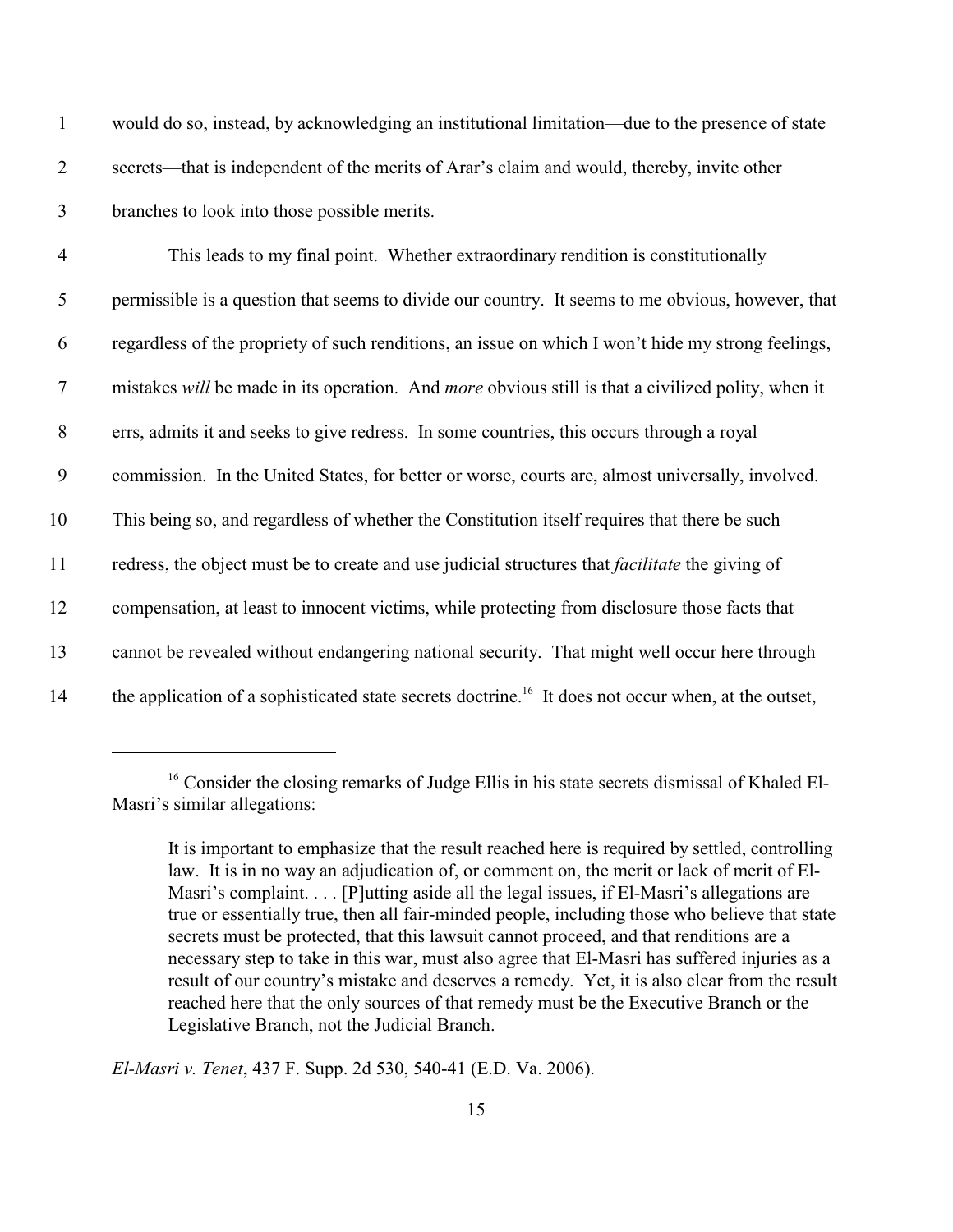would do so, instead, by acknowledging an institutional limitation—due to the presence of state secrets—that is independent of the merits of Arar's claim and would, thereby, invite other branches to look into those possible merits.

This leads to my final point. Whether extraordinary rendition is constitutionally permissible is a question that seems to divide our country. It seems to me obvious, however, that regardless of the propriety of such renditions, an issue on which I won't hide my strong feelings, mistakes *will* be made in its operation. And *more* obvious still is that a civilized polity, when it errs, admits it and seeks to give redress. In some countries, this occurs through a royal commission. In the United States, for better or worse, courts are, almost universally, involved. This being so, and regardless of whether the Constitution itself requires that there be such redress, the object must be to create and use judicial structures that *facilitate* the giving of compensation, at least to innocent victims, while protecting from disclosure those facts that cannot be revealed without endangering national security. That might well occur here through the application of a sophisticated state secrets doctrine.[16] It does not occur when, at the outset,

---

[16] Consider the closing remarks of Judge Ellis in his state secrets dismissal of Khaled El-Masri's similar allegations:

> It is important to emphasize that the result reached here is required by settled, controlling law. It is in no way an adjudication of, or comment on, the merit or lack of merit of El-Masri's complaint. . . . [P]utting aside all the legal issues, if El-Masri's allegations are true or essentially true, then all fair-minded people, including those who believe that state secrets must be protected, that this lawsuit cannot proceed, and that renditions are a necessary step to take in this war, must also agree that El-Masri has suffered injuries as a result of our country's mistake and deserves a remedy. Yet, it is also clear from the result reached here that the only sources of that remedy must be the Executive Branch or the Legislative Branch, not the Judicial Branch.

*El-Masri v. Tenet*, 437 F. Supp. 2d 530, 540-41 (E.D. Va. 2006).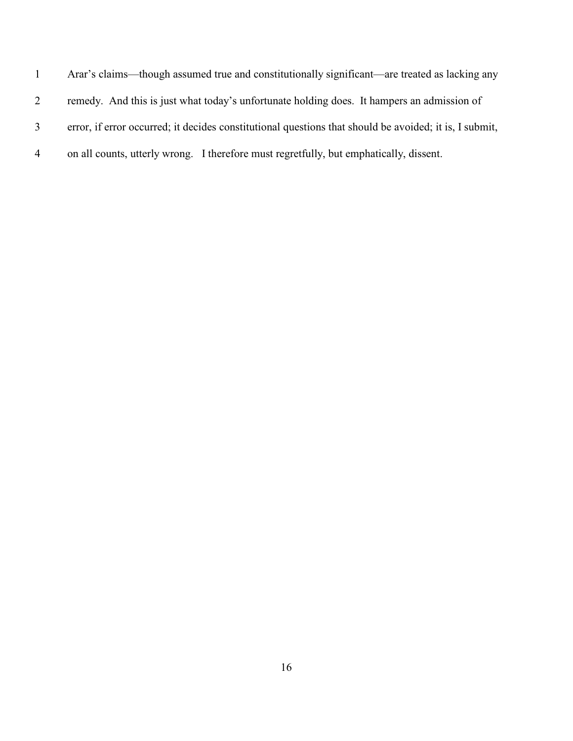Arar's claims—though assumed true and constitutionally significant—are treated as lacking any remedy. And this is just what today's unfortunate holding does. It hampers an admission of error, if error occurred; it decides constitutional questions that should be avoided; it is, I submit, on all counts, utterly wrong. I therefore must regretfully, but emphatically, dissent.